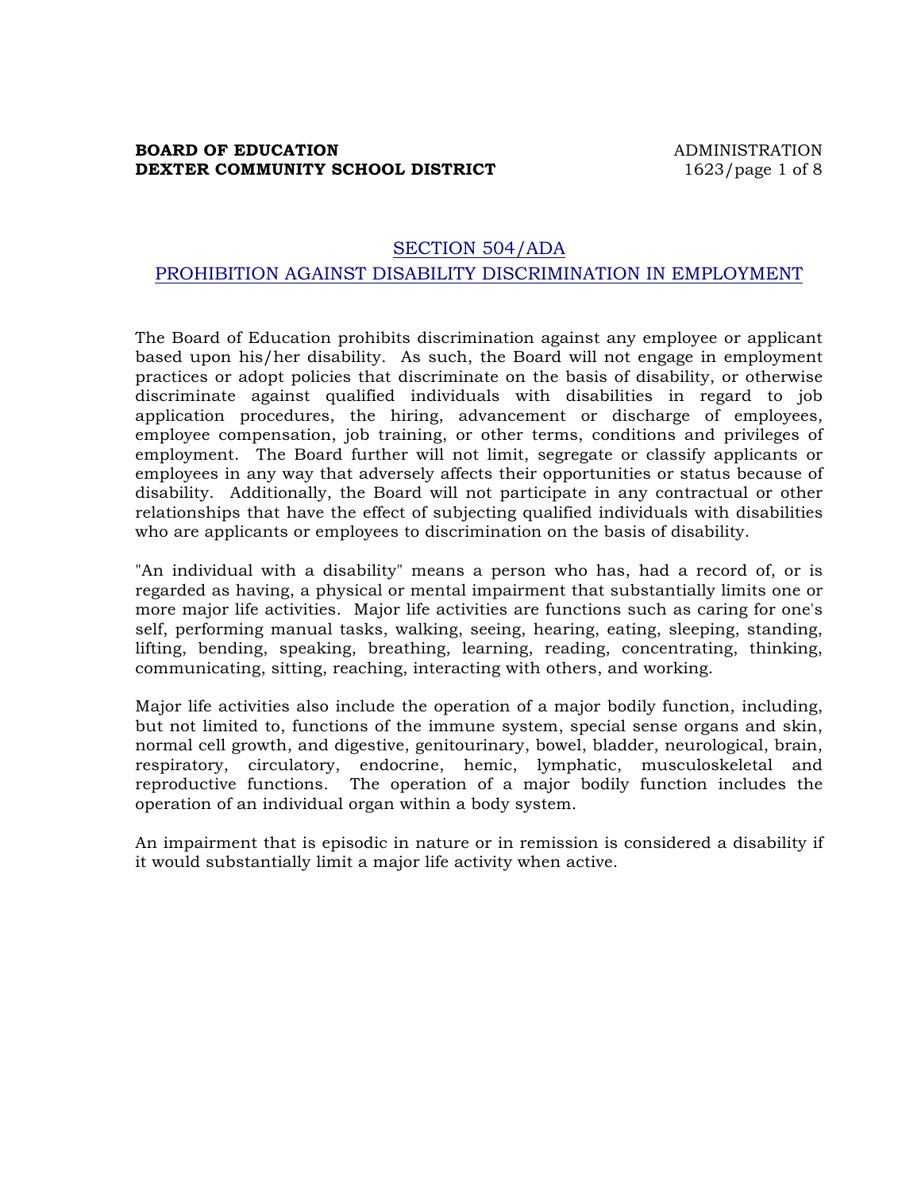## SECTION 504/ADA

## PROHIBITION AGAINST DISABILITY DISCRIMINATION IN EMPLOYMENT

The Board of Education prohibits discrimination against any employee or applicant based upon his/her disability. As such, the Board will not engage in employment practices or adopt policies that discriminate on the basis of disability, or otherwise discriminate against qualified individuals with disabilities in regard to job application procedures, the hiring, advancement or discharge of employees, employee compensation, job training, or other terms, conditions and privileges of employment. The Board further will not limit, segregate or classify applicants or employees in any way that adversely affects their opportunities or status because of disability. Additionally, the Board will not participate in any contractual or other relationships that have the effect of subjecting qualified individuals with disabilities who are applicants or employees to discrimination on the basis of disability.

"An individual with a disability" means a person who has, had a record of, or is regarded as having, a physical or mental impairment that substantially limits one or more major life activities. Major life activities are functions such as caring for one's self, performing manual tasks, walking, seeing, hearing, eating, sleeping, standing, lifting, bending, speaking, breathing, learning, reading, concentrating, thinking, communicating, sitting, reaching, interacting with others, and working.

Major life activities also include the operation of a major bodily function, including, but not limited to, functions of the immune system, special sense organs and skin, normal cell growth, and digestive, genitourinary, bowel, bladder, neurological, brain, respiratory, circulatory, endocrine, hemic, lymphatic, musculoskeletal and reproductive functions. The operation of a major bodily function includes the operation of an individual organ within a body system.

An impairment that is episodic in nature or in remission is considered a disability if it would substantially limit a major life activity when active.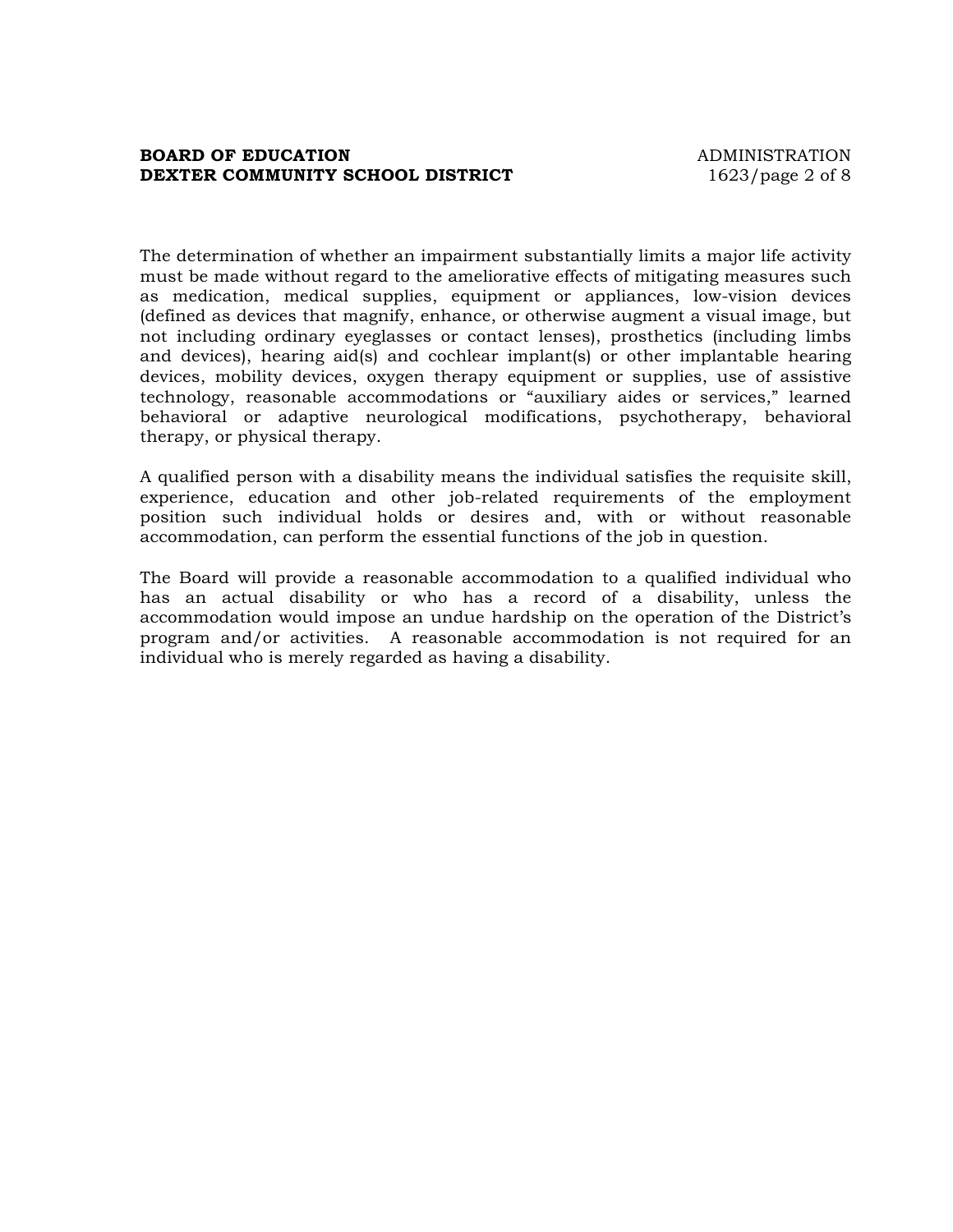The determination of whether an impairment substantially limits a major life activity must be made without regard to the ameliorative effects of mitigating measures such as medication, medical supplies, equipment or appliances, low-vision devices (defined as devices that magnify, enhance, or otherwise augment a visual image, but not including ordinary eyeglasses or contact lenses), prosthetics (including limbs and devices), hearing aid(s) and cochlear implant(s) or other implantable hearing devices, mobility devices, oxygen therapy equipment or supplies, use of assistive technology, reasonable accommodations or "auxiliary aides or services," learned behavioral or adaptive neurological modifications, psychotherapy, behavioral therapy, or physical therapy.

A qualified person with a disability means the individual satisfies the requisite skill, experience, education and other job-related requirements of the employment position such individual holds or desires and, with or without reasonable accommodation, can perform the essential functions of the job in question.

The Board will provide a reasonable accommodation to a qualified individual who has an actual disability or who has a record of a disability, unless the accommodation would impose an undue hardship on the operation of the District's program and/or activities. A reasonable accommodation is not required for an individual who is merely regarded as having a disability.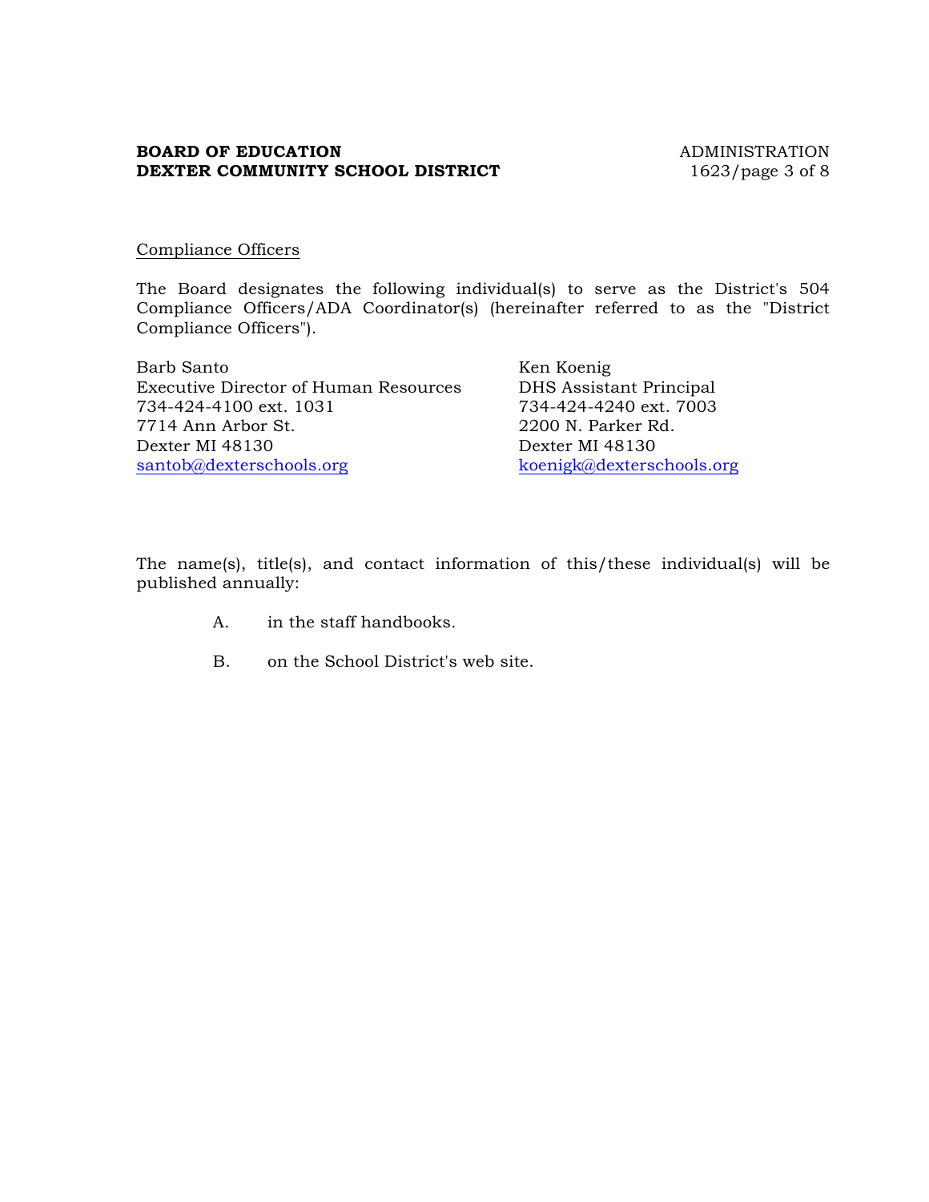Compliance Officers

The Board designates the following individual(s) to serve as the District's 504 Compliance Officers/ADA Coordinator(s) (hereinafter referred to as the "District Compliance Officers").

Barb Santo
Executive Director of Human Resources
734-424-4100 ext. 1031
7714 Ann Arbor St.
Dexter MI 48130
santob@dexterschools.org

Ken Koenig
DHS Assistant Principal
734-424-4240 ext. 7003
2200 N. Parker Rd.
Dexter MI 48130
koenigk@dexterschools.org

The name(s), title(s), and contact information of this/these individual(s) will be published annually:

A. in the staff handbooks.

B. on the School District's web site.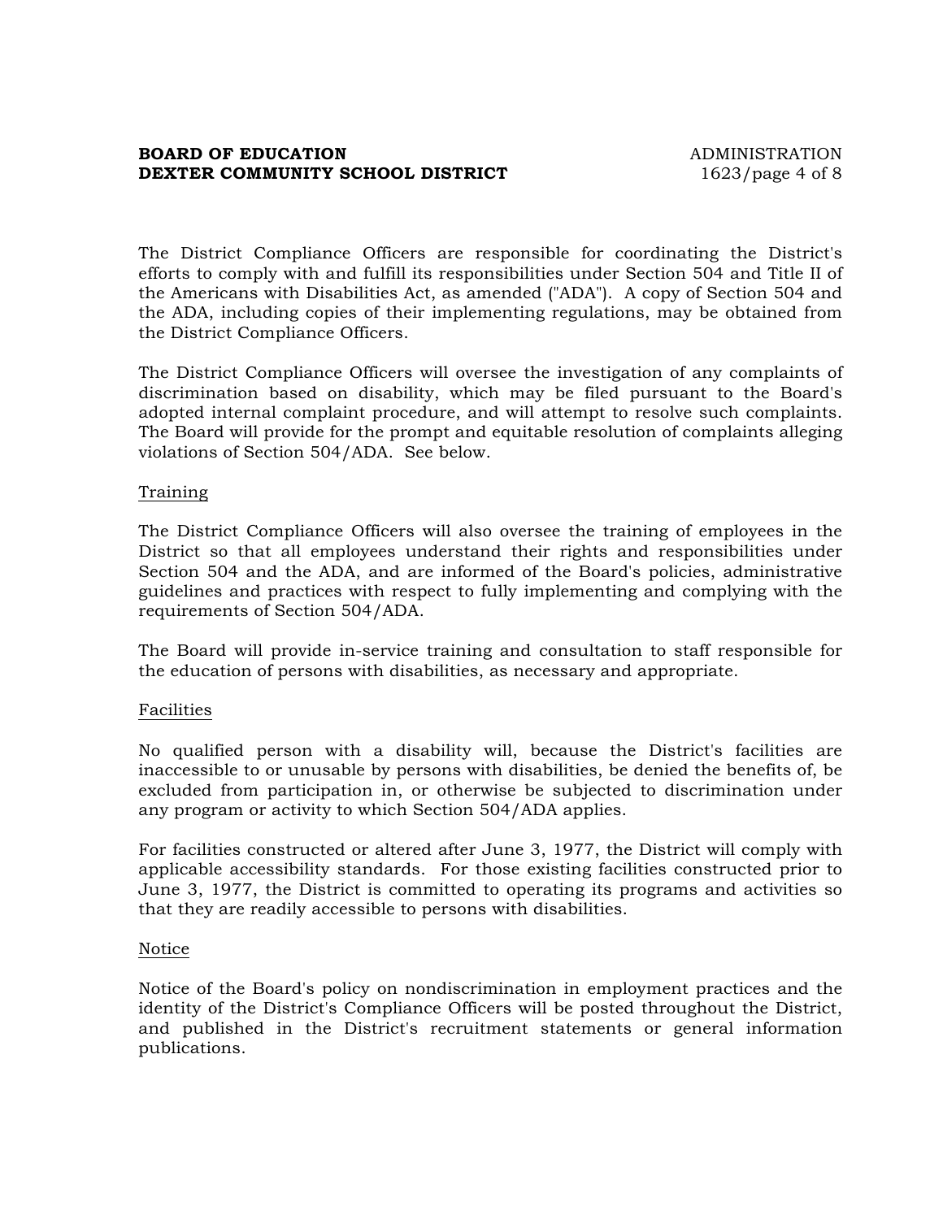The District Compliance Officers are responsible for coordinating the District's efforts to comply with and fulfill its responsibilities under Section 504 and Title II of the Americans with Disabilities Act, as amended ("ADA"). A copy of Section 504 and the ADA, including copies of their implementing regulations, may be obtained from the District Compliance Officers.

The District Compliance Officers will oversee the investigation of any complaints of discrimination based on disability, which may be filed pursuant to the Board's adopted internal complaint procedure, and will attempt to resolve such complaints. The Board will provide for the prompt and equitable resolution of complaints alleging violations of Section 504/ADA. See below.

Training

The District Compliance Officers will also oversee the training of employees in the District so that all employees understand their rights and responsibilities under Section 504 and the ADA, and are informed of the Board's policies, administrative guidelines and practices with respect to fully implementing and complying with the requirements of Section 504/ADA.

The Board will provide in-service training and consultation to staff responsible for the education of persons with disabilities, as necessary and appropriate.

Facilities

No qualified person with a disability will, because the District's facilities are inaccessible to or unusable by persons with disabilities, be denied the benefits of, be excluded from participation in, or otherwise be subjected to discrimination under any program or activity to which Section 504/ADA applies.

For facilities constructed or altered after June 3, 1977, the District will comply with applicable accessibility standards. For those existing facilities constructed prior to June 3, 1977, the District is committed to operating its programs and activities so that they are readily accessible to persons with disabilities.

Notice

Notice of the Board's policy on nondiscrimination in employment practices and the identity of the District's Compliance Officers will be posted throughout the District, and published in the District's recruitment statements or general information publications.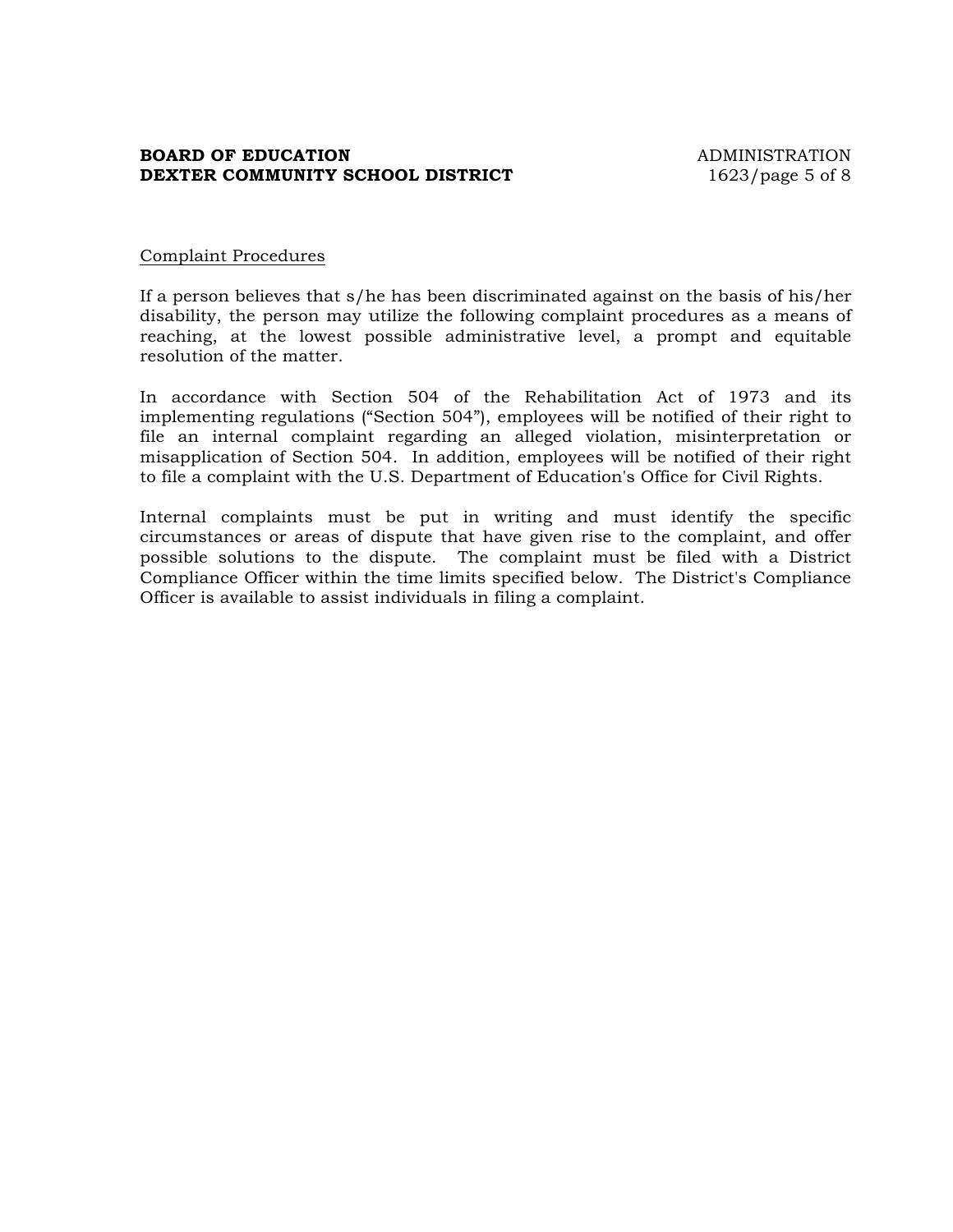Complaint Procedures

If a person believes that s/he has been discriminated against on the basis of his/her disability, the person may utilize the following complaint procedures as a means of reaching, at the lowest possible administrative level, a prompt and equitable resolution of the matter.

In accordance with Section 504 of the Rehabilitation Act of 1973 and its implementing regulations ("Section 504"), employees will be notified of their right to file an internal complaint regarding an alleged violation, misinterpretation or misapplication of Section 504. In addition, employees will be notified of their right to file a complaint with the U.S. Department of Education's Office for Civil Rights.

Internal complaints must be put in writing and must identify the specific circumstances or areas of dispute that have given rise to the complaint, and offer possible solutions to the dispute. The complaint must be filed with a District Compliance Officer within the time limits specified below. The District's Compliance Officer is available to assist individuals in filing a complaint.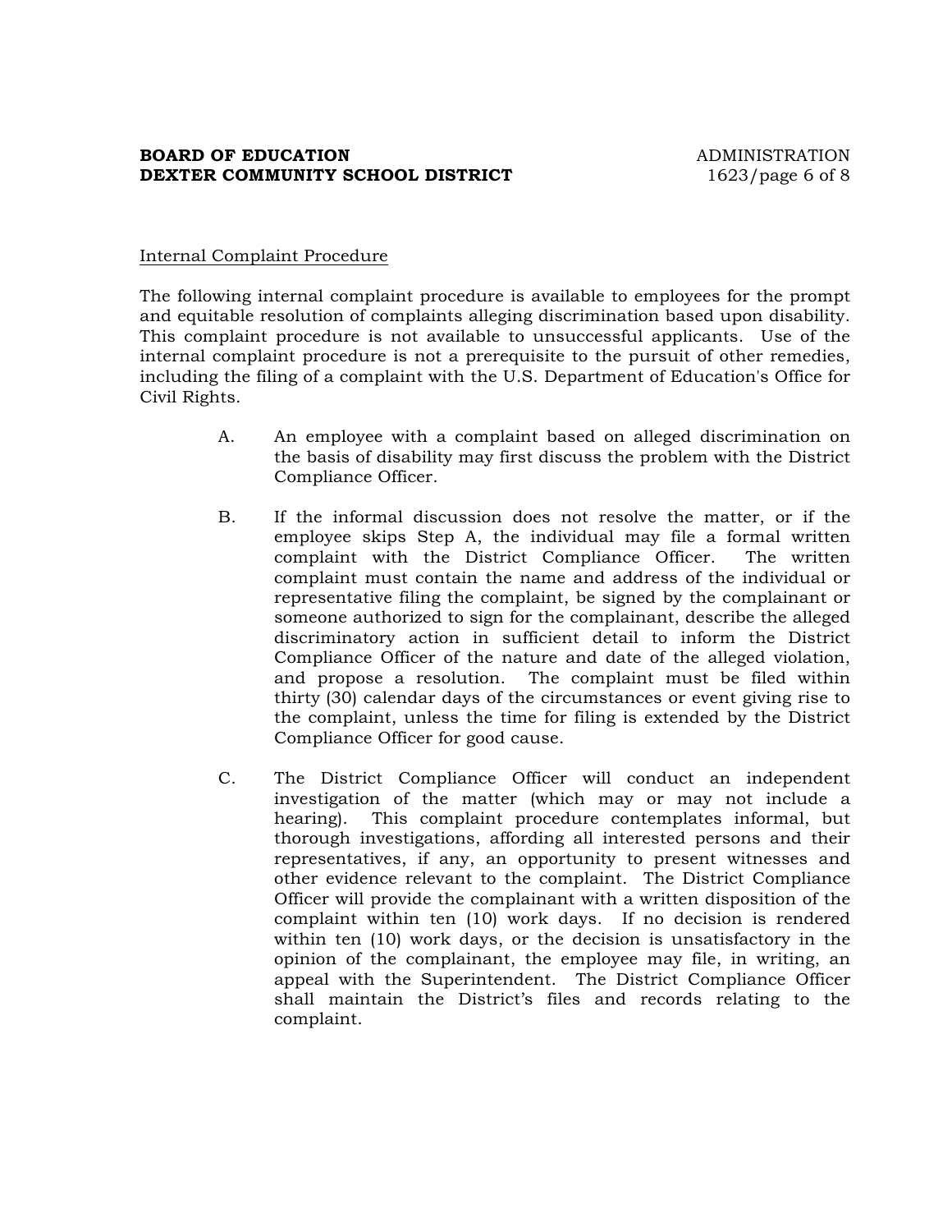Internal Complaint Procedure

The following internal complaint procedure is available to employees for the prompt and equitable resolution of complaints alleging discrimination based upon disability. This complaint procedure is not available to unsuccessful applicants. Use of the internal complaint procedure is not a prerequisite to the pursuit of other remedies, including the filing of a complaint with the U.S. Department of Education's Office for Civil Rights.

A. An employee with a complaint based on alleged discrimination on the basis of disability may first discuss the problem with the District Compliance Officer.

B. If the informal discussion does not resolve the matter, or if the employee skips Step A, the individual may file a formal written complaint with the District Compliance Officer. The written complaint must contain the name and address of the individual or representative filing the complaint, be signed by the complainant or someone authorized to sign for the complainant, describe the alleged discriminatory action in sufficient detail to inform the District Compliance Officer of the nature and date of the alleged violation, and propose a resolution. The complaint must be filed within thirty (30) calendar days of the circumstances or event giving rise to the complaint, unless the time for filing is extended by the District Compliance Officer for good cause.

C. The District Compliance Officer will conduct an independent investigation of the matter (which may or may not include a hearing). This complaint procedure contemplates informal, but thorough investigations, affording all interested persons and their representatives, if any, an opportunity to present witnesses and other evidence relevant to the complaint. The District Compliance Officer will provide the complainant with a written disposition of the complaint within ten (10) work days. If no decision is rendered within ten (10) work days, or the decision is unsatisfactory in the opinion of the complainant, the employee may file, in writing, an appeal with the Superintendent. The District Compliance Officer shall maintain the District's files and records relating to the complaint.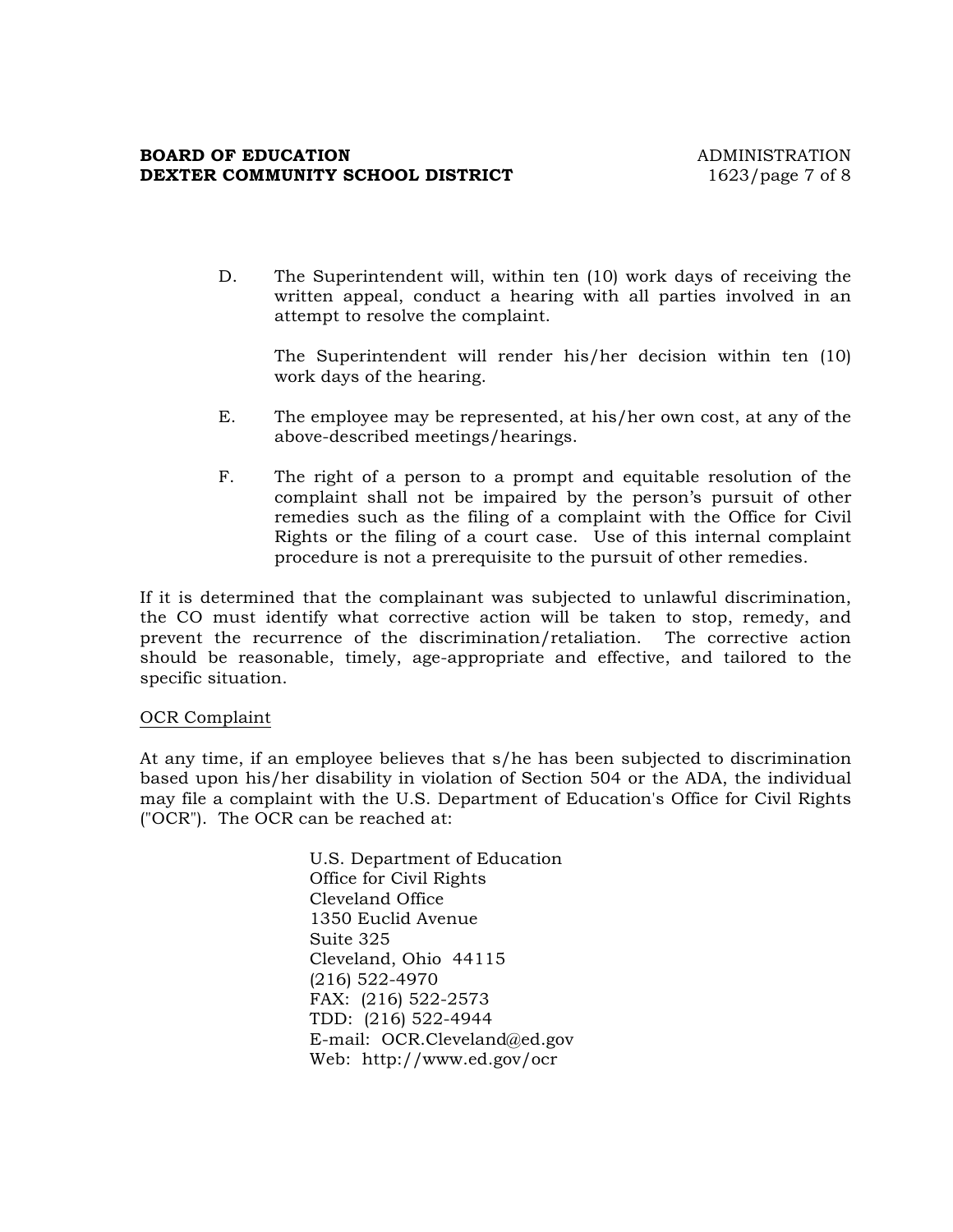D. The Superintendent will, within ten (10) work days of receiving the written appeal, conduct a hearing with all parties involved in an attempt to resolve the complaint.

   The Superintendent will render his/her decision within ten (10) work days of the hearing.

E. The employee may be represented, at his/her own cost, at any of the above-described meetings/hearings.

F. The right of a person to a prompt and equitable resolution of the complaint shall not be impaired by the person's pursuit of other remedies such as the filing of a complaint with the Office for Civil Rights or the filing of a court case. Use of this internal complaint procedure is not a prerequisite to the pursuit of other remedies.

If it is determined that the complainant was subjected to unlawful discrimination, the CO must identify what corrective action will be taken to stop, remedy, and prevent the recurrence of the discrimination/retaliation. The corrective action should be reasonable, timely, age-appropriate and effective, and tailored to the specific situation.

<u>OCR Complaint</u>

At any time, if an employee believes that s/he has been subjected to discrimination based upon his/her disability in violation of Section 504 or the ADA, the individual may file a complaint with the U.S. Department of Education's Office for Civil Rights ("OCR"). The OCR can be reached at:

U.S. Department of Education  
Office for Civil Rights  
Cleveland Office  
1350 Euclid Avenue  
Suite 325  
Cleveland, Ohio 44115  
(216) 522-4970  
FAX: (216) 522-2573  
TDD: (216) 522-4944  
E-mail: OCR.Cleveland@ed.gov  
Web: http://www.ed.gov/ocr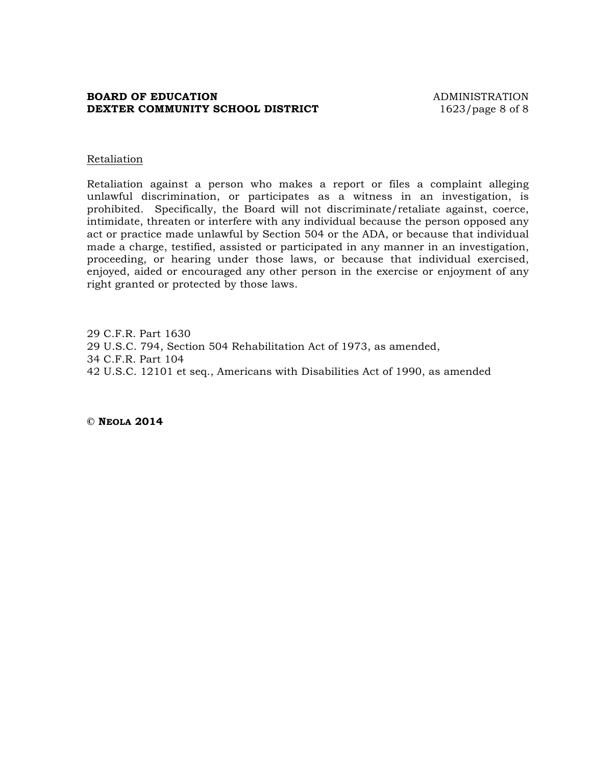Retaliation

Retaliation against a person who makes a report or files a complaint alleging unlawful discrimination, or participates as a witness in an investigation, is prohibited. Specifically, the Board will not discriminate/retaliate against, coerce, intimidate, threaten or interfere with any individual because the person opposed any act or practice made unlawful by Section 504 or the ADA, or because that individual made a charge, testified, assisted or participated in any manner in an investigation, proceeding, or hearing under those laws, or because that individual exercised, enjoyed, aided or encouraged any other person in the exercise or enjoyment of any right granted or protected by those laws.

29 C.F.R. Part 1630
29 U.S.C. 794, Section 504 Rehabilitation Act of 1973, as amended,
34 C.F.R. Part 104
42 U.S.C. 12101 et seq., Americans with Disabilities Act of 1990, as amended

**© NEOLA 2014**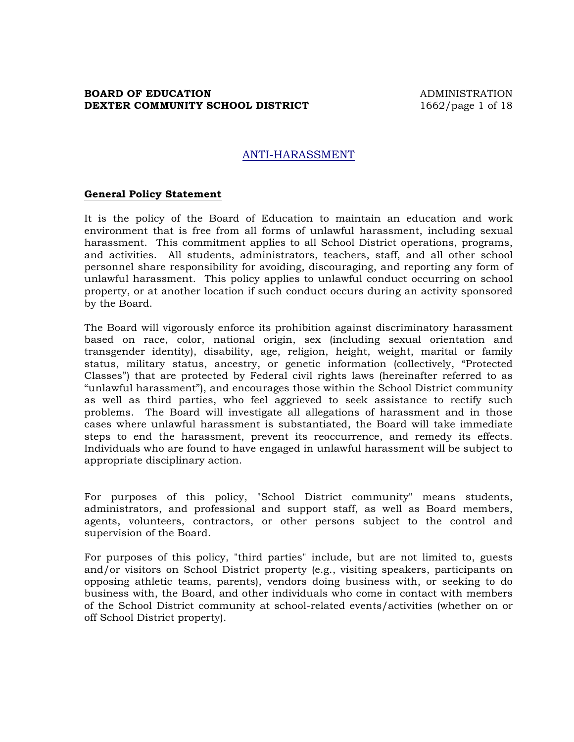## ANTI-HARASSMENT

**General Policy Statement**

It is the policy of the Board of Education to maintain an education and work environment that is free from all forms of unlawful harassment, including sexual harassment. This commitment applies to all School District operations, programs, and activities. All students, administrators, teachers, staff, and all other school personnel share responsibility for avoiding, discouraging, and reporting any form of unlawful harassment. This policy applies to unlawful conduct occurring on school property, or at another location if such conduct occurs during an activity sponsored by the Board.

The Board will vigorously enforce its prohibition against discriminatory harassment based on race, color, national origin, sex (including sexual orientation and transgender identity), disability, age, religion, height, weight, marital or family status, military status, ancestry, or genetic information (collectively, "Protected Classes") that are protected by Federal civil rights laws (hereinafter referred to as "unlawful harassment"), and encourages those within the School District community as well as third parties, who feel aggrieved to seek assistance to rectify such problems. The Board will investigate all allegations of harassment and in those cases where unlawful harassment is substantiated, the Board will take immediate steps to end the harassment, prevent its reoccurrence, and remedy its effects. Individuals who are found to have engaged in unlawful harassment will be subject to appropriate disciplinary action.

For purposes of this policy, "School District community" means students, administrators, and professional and support staff, as well as Board members, agents, volunteers, contractors, or other persons subject to the control and supervision of the Board.

For purposes of this policy, "third parties" include, but are not limited to, guests and/or visitors on School District property (e.g., visiting speakers, participants on opposing athletic teams, parents), vendors doing business with, or seeking to do business with, the Board, and other individuals who come in contact with members of the School District community at school-related events/activities (whether on or off School District property).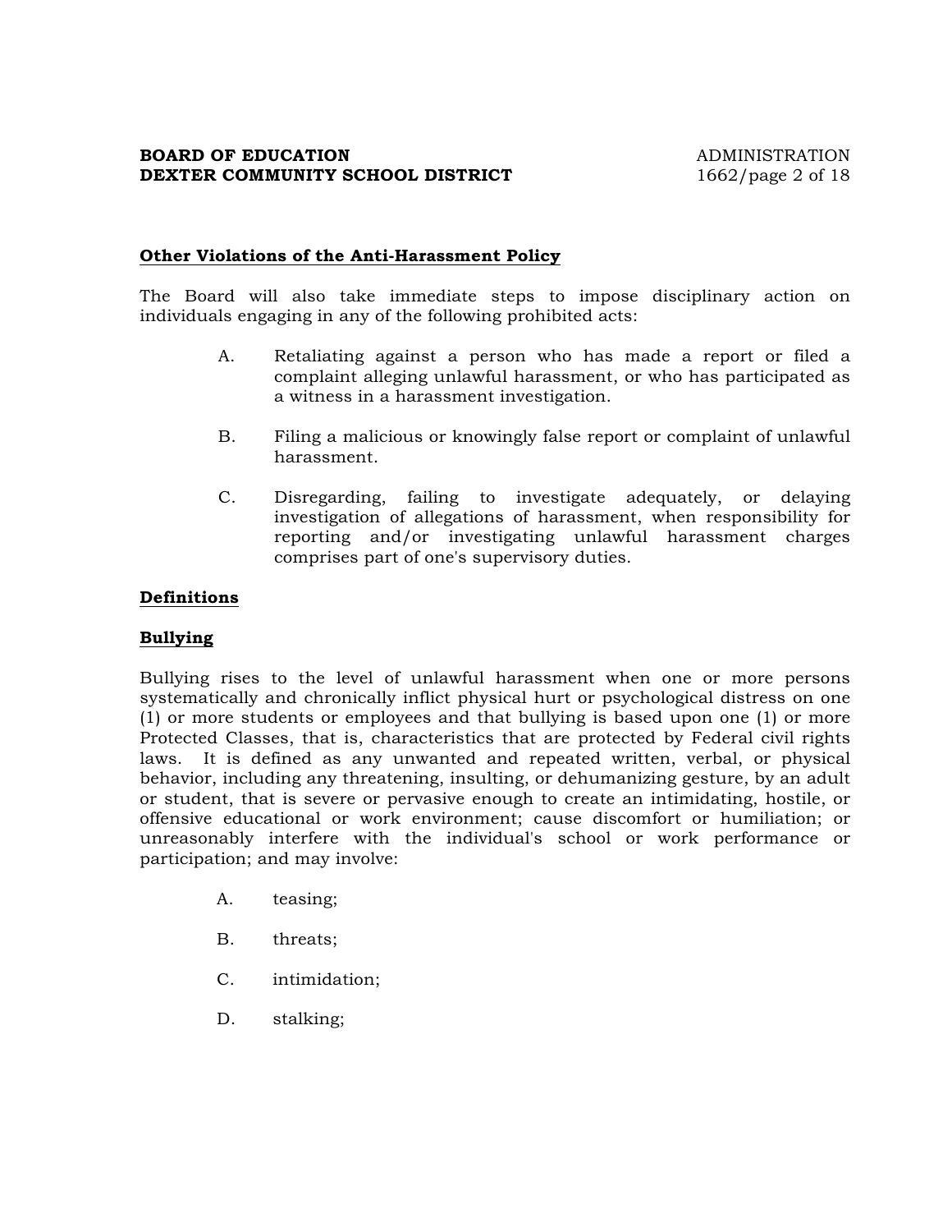**Other Violations of the Anti-Harassment Policy**

The Board will also take immediate steps to impose disciplinary action on individuals engaging in any of the following prohibited acts:

A. Retaliating against a person who has made a report or filed a complaint alleging unlawful harassment, or who has participated as a witness in a harassment investigation.

B. Filing a malicious or knowingly false report or complaint of unlawful harassment.

C. Disregarding, failing to investigate adequately, or delaying investigation of allegations of harassment, when responsibility for reporting and/or investigating unlawful harassment charges comprises part of one's supervisory duties.

**Definitions**

**Bullying**

Bullying rises to the level of unlawful harassment when one or more persons systematically and chronically inflict physical hurt or psychological distress on one (1) or more students or employees and that bullying is based upon one (1) or more Protected Classes, that is, characteristics that are protected by Federal civil rights laws. It is defined as any unwanted and repeated written, verbal, or physical behavior, including any threatening, insulting, or dehumanizing gesture, by an adult or student, that is severe or pervasive enough to create an intimidating, hostile, or offensive educational or work environment; cause discomfort or humiliation; or unreasonably interfere with the individual's school or work performance or participation; and may involve:

A. teasing;

B. threats;

C. intimidation;

D. stalking;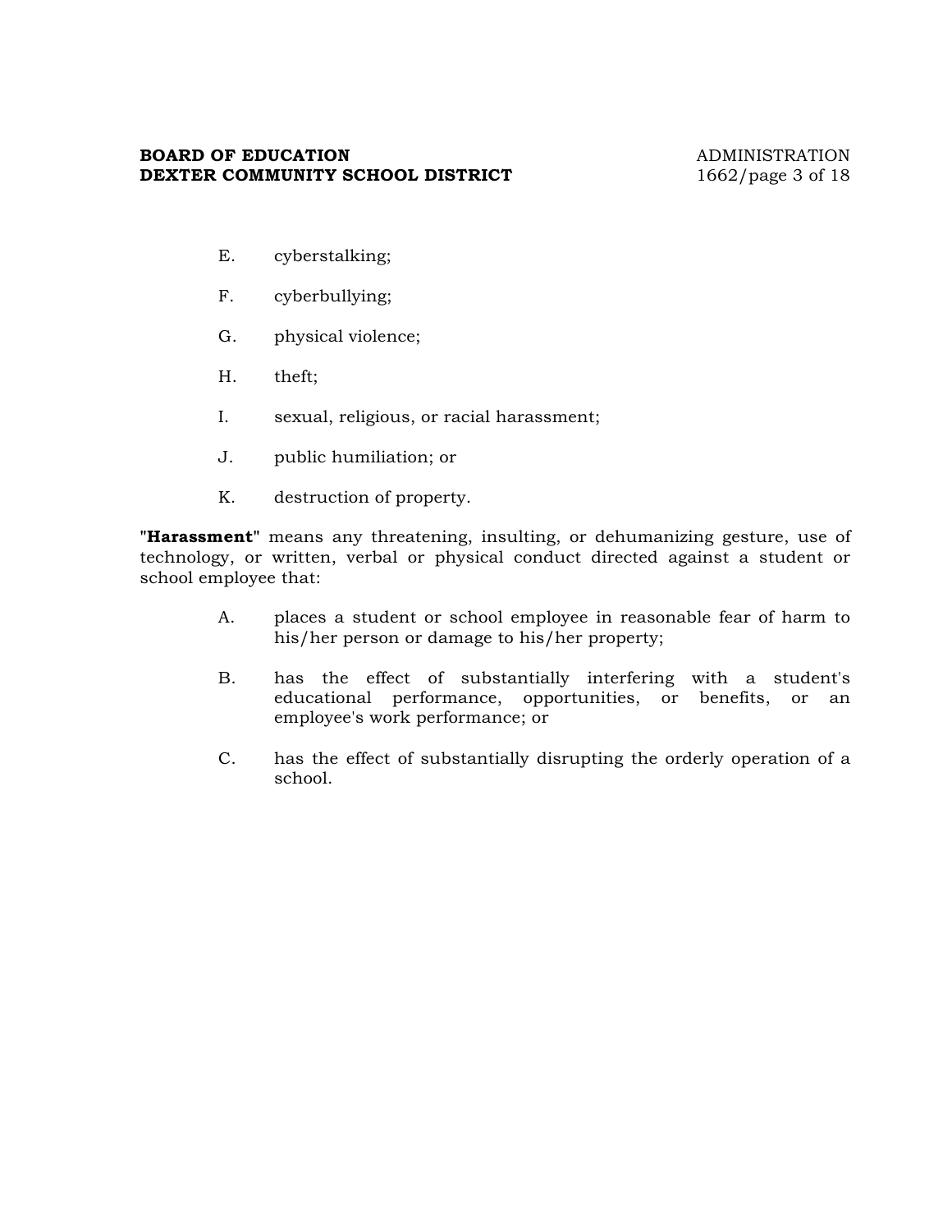E. cyberstalking;

F. cyberbullying;

G. physical violence;

H. theft;

I. sexual, religious, or racial harassment;

J. public humiliation; or

K. destruction of property.

"**Harassment**" means any threatening, insulting, or dehumanizing gesture, use of technology, or written, verbal or physical conduct directed against a student or school employee that:

A. places a student or school employee in reasonable fear of harm to his/her person or damage to his/her property;

B. has the effect of substantially interfering with a student's educational performance, opportunities, or benefits, or an employee's work performance; or

C. has the effect of substantially disrupting the orderly operation of a school.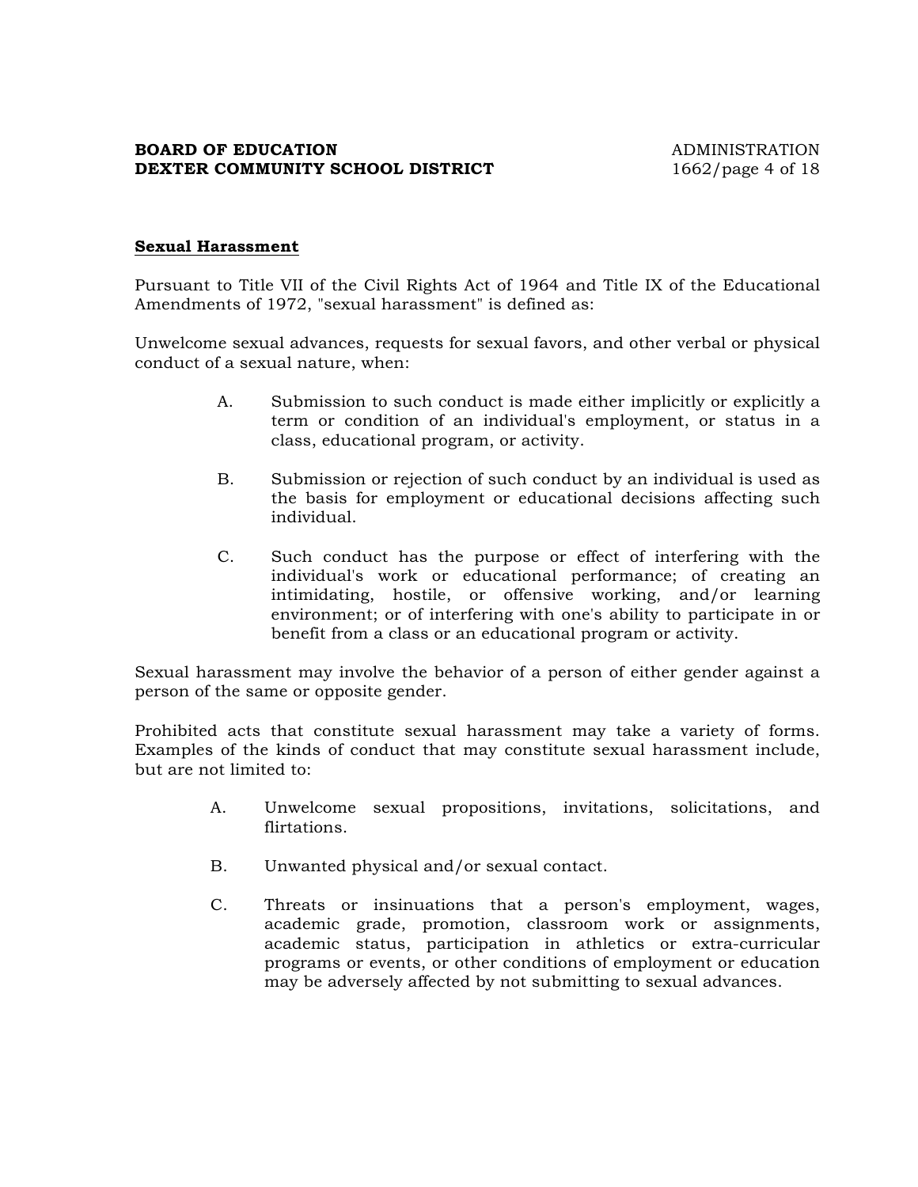**Sexual Harassment**

Pursuant to Title VII of the Civil Rights Act of 1964 and Title IX of the Educational Amendments of 1972, "sexual harassment" is defined as:

Unwelcome sexual advances, requests for sexual favors, and other verbal or physical conduct of a sexual nature, when:

A. Submission to such conduct is made either implicitly or explicitly a term or condition of an individual's employment, or status in a class, educational program, or activity.

B. Submission or rejection of such conduct by an individual is used as the basis for employment or educational decisions affecting such individual.

C. Such conduct has the purpose or effect of interfering with the individual's work or educational performance; of creating an intimidating, hostile, or offensive working, and/or learning environment; or of interfering with one's ability to participate in or benefit from a class or an educational program or activity.

Sexual harassment may involve the behavior of a person of either gender against a person of the same or opposite gender.

Prohibited acts that constitute sexual harassment may take a variety of forms. Examples of the kinds of conduct that may constitute sexual harassment include, but are not limited to:

A. Unwelcome sexual propositions, invitations, solicitations, and flirtations.

B. Unwanted physical and/or sexual contact.

C. Threats or insinuations that a person's employment, wages, academic grade, promotion, classroom work or assignments, academic status, participation in athletics or extra-curricular programs or events, or other conditions of employment or education may be adversely affected by not submitting to sexual advances.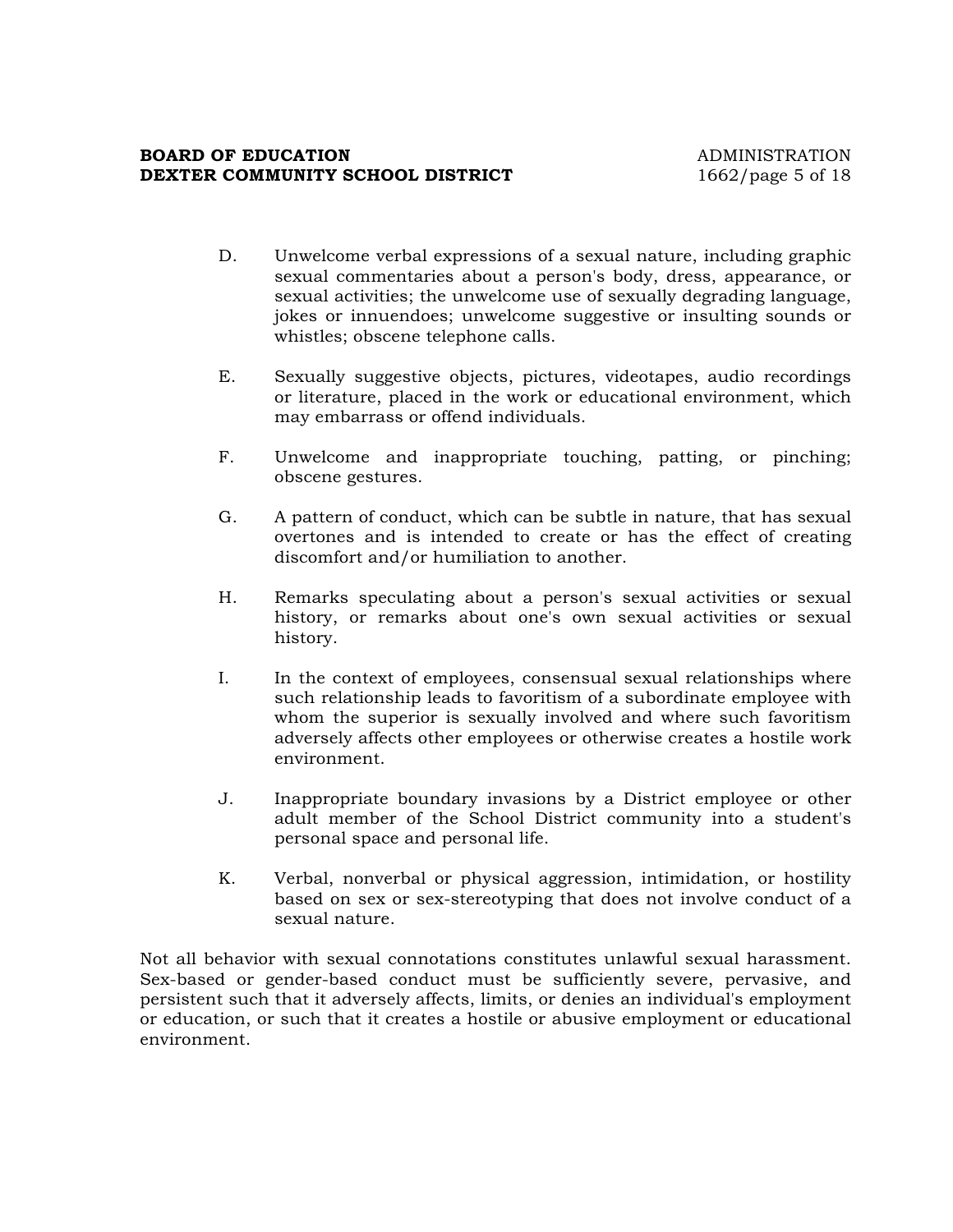D. Unwelcome verbal expressions of a sexual nature, including graphic sexual commentaries about a person's body, dress, appearance, or sexual activities; the unwelcome use of sexually degrading language, jokes or innuendoes; unwelcome suggestive or insulting sounds or whistles; obscene telephone calls.

E. Sexually suggestive objects, pictures, videotapes, audio recordings or literature, placed in the work or educational environment, which may embarrass or offend individuals.

F. Unwelcome and inappropriate touching, patting, or pinching; obscene gestures.

G. A pattern of conduct, which can be subtle in nature, that has sexual overtones and is intended to create or has the effect of creating discomfort and/or humiliation to another.

H. Remarks speculating about a person's sexual activities or sexual history, or remarks about one's own sexual activities or sexual history.

I. In the context of employees, consensual sexual relationships where such relationship leads to favoritism of a subordinate employee with whom the superior is sexually involved and where such favoritism adversely affects other employees or otherwise creates a hostile work environment.

J. Inappropriate boundary invasions by a District employee or other adult member of the School District community into a student's personal space and personal life.

K. Verbal, nonverbal or physical aggression, intimidation, or hostility based on sex or sex-stereotyping that does not involve conduct of a sexual nature.

Not all behavior with sexual connotations constitutes unlawful sexual harassment. Sex-based or gender-based conduct must be sufficiently severe, pervasive, and persistent such that it adversely affects, limits, or denies an individual's employment or education, or such that it creates a hostile or abusive employment or educational environment.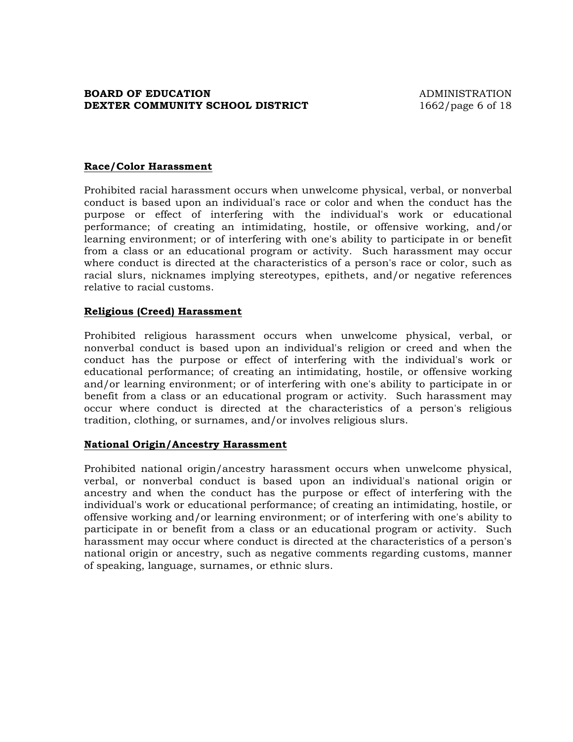**Race/Color Harassment**

Prohibited racial harassment occurs when unwelcome physical, verbal, or nonverbal conduct is based upon an individual's race or color and when the conduct has the purpose or effect of interfering with the individual's work or educational performance; of creating an intimidating, hostile, or offensive working, and/or learning environment; or of interfering with one's ability to participate in or benefit from a class or an educational program or activity. Such harassment may occur where conduct is directed at the characteristics of a person's race or color, such as racial slurs, nicknames implying stereotypes, epithets, and/or negative references relative to racial customs.

**Religious (Creed) Harassment**

Prohibited religious harassment occurs when unwelcome physical, verbal, or nonverbal conduct is based upon an individual's religion or creed and when the conduct has the purpose or effect of interfering with the individual's work or educational performance; of creating an intimidating, hostile, or offensive working and/or learning environment; or of interfering with one's ability to participate in or benefit from a class or an educational program or activity. Such harassment may occur where conduct is directed at the characteristics of a person's religious tradition, clothing, or surnames, and/or involves religious slurs.

**National Origin/Ancestry Harassment**

Prohibited national origin/ancestry harassment occurs when unwelcome physical, verbal, or nonverbal conduct is based upon an individual's national origin or ancestry and when the conduct has the purpose or effect of interfering with the individual's work or educational performance; of creating an intimidating, hostile, or offensive working and/or learning environment; or of interfering with one's ability to participate in or benefit from a class or an educational program or activity. Such harassment may occur where conduct is directed at the characteristics of a person's national origin or ancestry, such as negative comments regarding customs, manner of speaking, language, surnames, or ethnic slurs.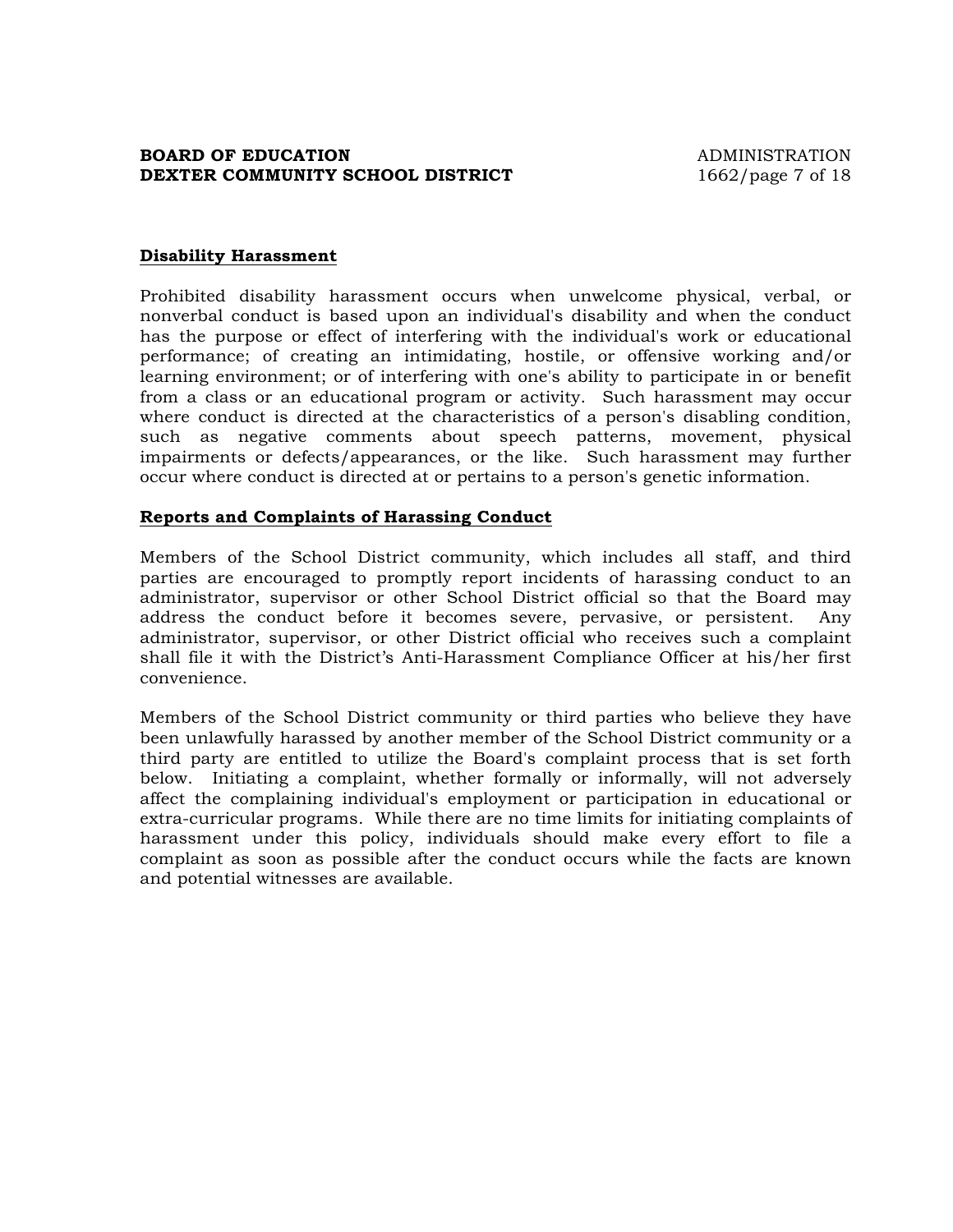### Disability Harassment

Prohibited disability harassment occurs when unwelcome physical, verbal, or nonverbal conduct is based upon an individual's disability and when the conduct has the purpose or effect of interfering with the individual's work or educational performance; of creating an intimidating, hostile, or offensive working and/or learning environment; or of interfering with one's ability to participate in or benefit from a class or an educational program or activity. Such harassment may occur where conduct is directed at the characteristics of a person's disabling condition, such as negative comments about speech patterns, movement, physical impairments or defects/appearances, or the like. Such harassment may further occur where conduct is directed at or pertains to a person's genetic information.

### Reports and Complaints of Harassing Conduct

Members of the School District community, which includes all staff, and third parties are encouraged to promptly report incidents of harassing conduct to an administrator, supervisor or other School District official so that the Board may address the conduct before it becomes severe, pervasive, or persistent. Any administrator, supervisor, or other District official who receives such a complaint shall file it with the District's Anti-Harassment Compliance Officer at his/her first convenience.

Members of the School District community or third parties who believe they have been unlawfully harassed by another member of the School District community or a third party are entitled to utilize the Board's complaint process that is set forth below. Initiating a complaint, whether formally or informally, will not adversely affect the complaining individual's employment or participation in educational or extra-curricular programs. While there are no time limits for initiating complaints of harassment under this policy, individuals should make every effort to file a complaint as soon as possible after the conduct occurs while the facts are known and potential witnesses are available.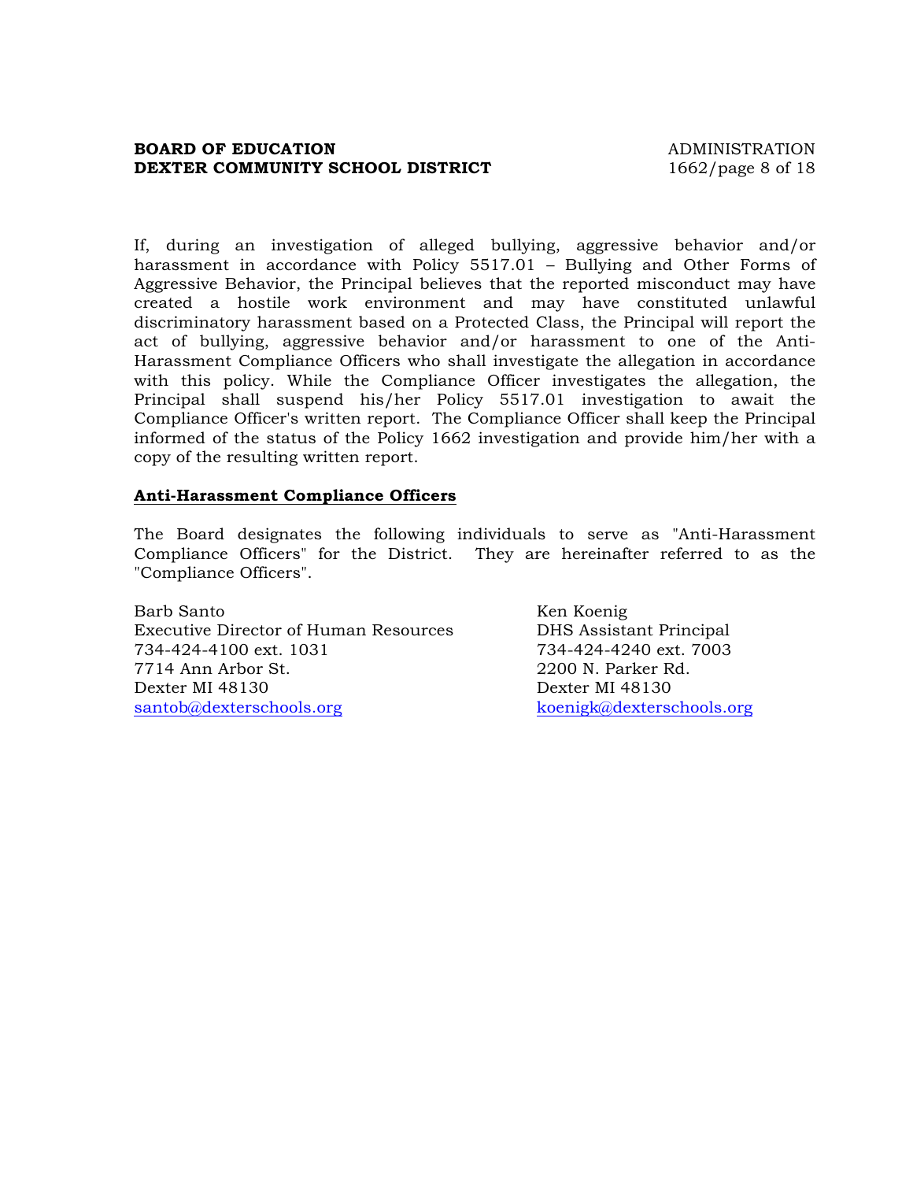If, during an investigation of alleged bullying, aggressive behavior and/or harassment in accordance with Policy 5517.01 – Bullying and Other Forms of Aggressive Behavior, the Principal believes that the reported misconduct may have created a hostile work environment and may have constituted unlawful discriminatory harassment based on a Protected Class, the Principal will report the act of bullying, aggressive behavior and/or harassment to one of the Anti-Harassment Compliance Officers who shall investigate the allegation in accordance with this policy. While the Compliance Officer investigates the allegation, the Principal shall suspend his/her Policy 5517.01 investigation to await the Compliance Officer's written report. The Compliance Officer shall keep the Principal informed of the status of the Policy 1662 investigation and provide him/her with a copy of the resulting written report.

**Anti-Harassment Compliance Officers**

The Board designates the following individuals to serve as "Anti-Harassment Compliance Officers" for the District. They are hereinafter referred to as the "Compliance Officers".

Barb Santo
Executive Director of Human Resources
734-424-4100 ext. 1031
7714 Ann Arbor St.
Dexter MI 48130
santob@dexterschools.org

Ken Koenig
DHS Assistant Principal
734-424-4240 ext. 7003
2200 N. Parker Rd.
Dexter MI 48130
koenigk@dexterschools.org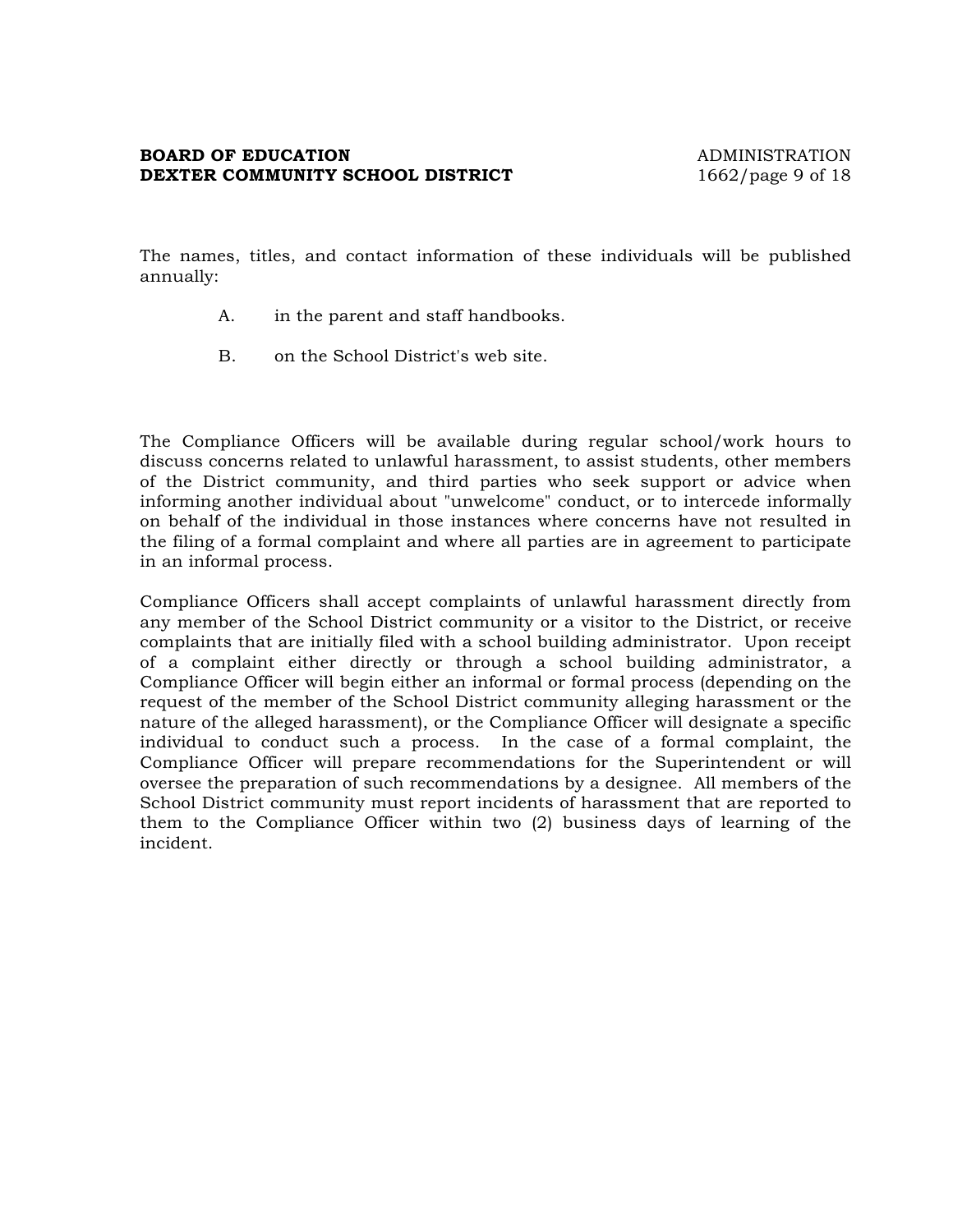The names, titles, and contact information of these individuals will be published annually:

A. in the parent and staff handbooks.

B. on the School District's web site.

The Compliance Officers will be available during regular school/work hours to discuss concerns related to unlawful harassment, to assist students, other members of the District community, and third parties who seek support or advice when informing another individual about "unwelcome" conduct, or to intercede informally on behalf of the individual in those instances where concerns have not resulted in the filing of a formal complaint and where all parties are in agreement to participate in an informal process.

Compliance Officers shall accept complaints of unlawful harassment directly from any member of the School District community or a visitor to the District, or receive complaints that are initially filed with a school building administrator. Upon receipt of a complaint either directly or through a school building administrator, a Compliance Officer will begin either an informal or formal process (depending on the request of the member of the School District community alleging harassment or the nature of the alleged harassment), or the Compliance Officer will designate a specific individual to conduct such a process. In the case of a formal complaint, the Compliance Officer will prepare recommendations for the Superintendent or will oversee the preparation of such recommendations by a designee. All members of the School District community must report incidents of harassment that are reported to them to the Compliance Officer within two (2) business days of learning of the incident.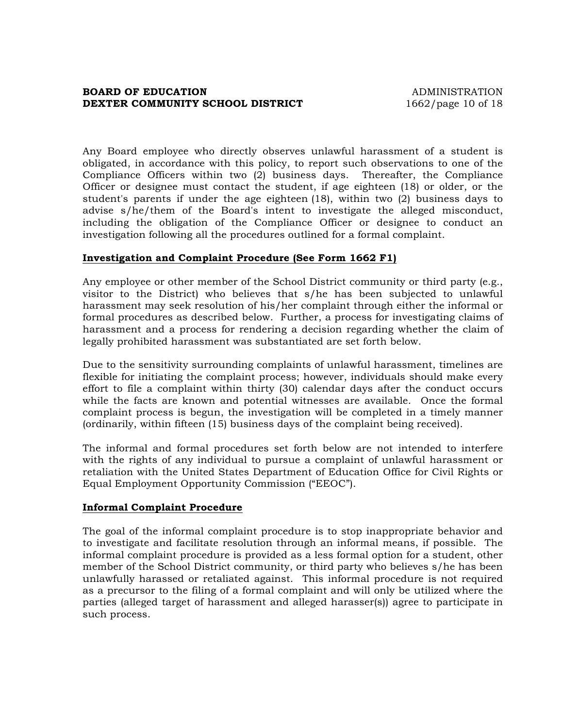Any Board employee who directly observes unlawful harassment of a student is obligated, in accordance with this policy, to report such observations to one of the Compliance Officers within two (2) business days. Thereafter, the Compliance Officer or designee must contact the student, if age eighteen (18) or older, or the student's parents if under the age eighteen (18), within two (2) business days to advise s/he/them of the Board's intent to investigate the alleged misconduct, including the obligation of the Compliance Officer or designee to conduct an investigation following all the procedures outlined for a formal complaint.

**Investigation and Complaint Procedure (See Form 1662 F1)**

Any employee or other member of the School District community or third party (e.g., visitor to the District) who believes that s/he has been subjected to unlawful harassment may seek resolution of his/her complaint through either the informal or formal procedures as described below. Further, a process for investigating claims of harassment and a process for rendering a decision regarding whether the claim of legally prohibited harassment was substantiated are set forth below.

Due to the sensitivity surrounding complaints of unlawful harassment, timelines are flexible for initiating the complaint process; however, individuals should make every effort to file a complaint within thirty (30) calendar days after the conduct occurs while the facts are known and potential witnesses are available. Once the formal complaint process is begun, the investigation will be completed in a timely manner (ordinarily, within fifteen (15) business days of the complaint being received).

The informal and formal procedures set forth below are not intended to interfere with the rights of any individual to pursue a complaint of unlawful harassment or retaliation with the United States Department of Education Office for Civil Rights or Equal Employment Opportunity Commission ("EEOC").

**Informal Complaint Procedure**

The goal of the informal complaint procedure is to stop inappropriate behavior and to investigate and facilitate resolution through an informal means, if possible. The informal complaint procedure is provided as a less formal option for a student, other member of the School District community, or third party who believes s/he has been unlawfully harassed or retaliated against. This informal procedure is not required as a precursor to the filing of a formal complaint and will only be utilized where the parties (alleged target of harassment and alleged harasser(s)) agree to participate in such process.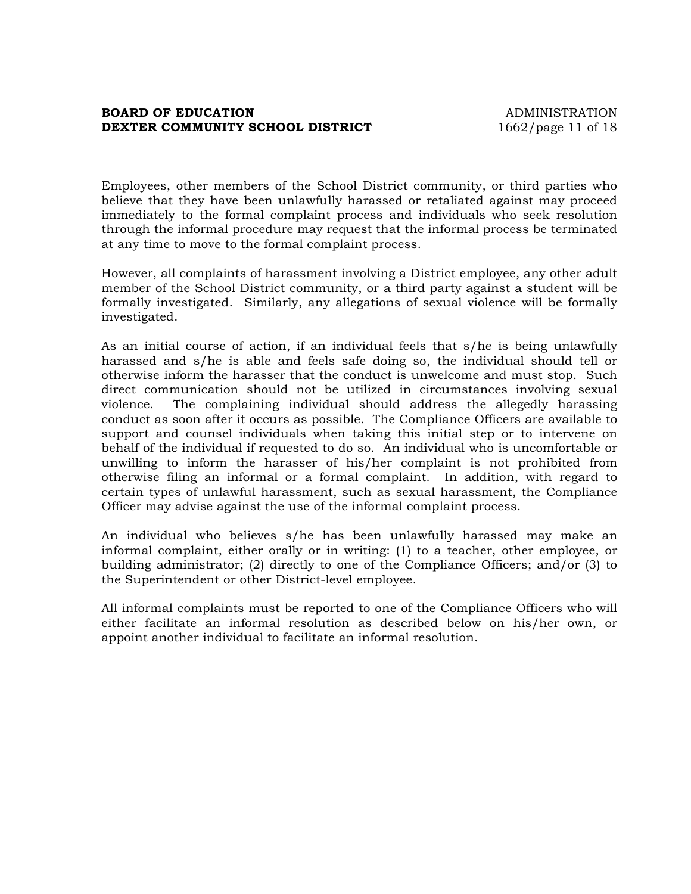Employees, other members of the School District community, or third parties who believe that they have been unlawfully harassed or retaliated against may proceed immediately to the formal complaint process and individuals who seek resolution through the informal procedure may request that the informal process be terminated at any time to move to the formal complaint process.

However, all complaints of harassment involving a District employee, any other adult member of the School District community, or a third party against a student will be formally investigated. Similarly, any allegations of sexual violence will be formally investigated.

As an initial course of action, if an individual feels that s/he is being unlawfully harassed and s/he is able and feels safe doing so, the individual should tell or otherwise inform the harasser that the conduct is unwelcome and must stop. Such direct communication should not be utilized in circumstances involving sexual violence. The complaining individual should address the allegedly harassing conduct as soon after it occurs as possible. The Compliance Officers are available to support and counsel individuals when taking this initial step or to intervene on behalf of the individual if requested to do so. An individual who is uncomfortable or unwilling to inform the harasser of his/her complaint is not prohibited from otherwise filing an informal or a formal complaint. In addition, with regard to certain types of unlawful harassment, such as sexual harassment, the Compliance Officer may advise against the use of the informal complaint process.

An individual who believes s/he has been unlawfully harassed may make an informal complaint, either orally or in writing: (1) to a teacher, other employee, or building administrator; (2) directly to one of the Compliance Officers; and/or (3) to the Superintendent or other District-level employee.

All informal complaints must be reported to one of the Compliance Officers who will either facilitate an informal resolution as described below on his/her own, or appoint another individual to facilitate an informal resolution.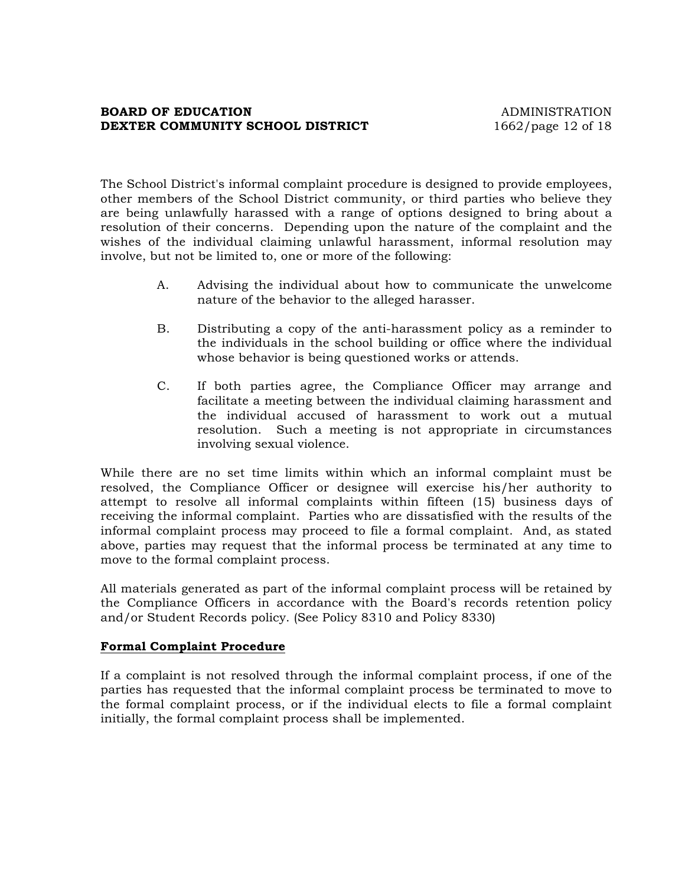The School District's informal complaint procedure is designed to provide employees, other members of the School District community, or third parties who believe they are being unlawfully harassed with a range of options designed to bring about a resolution of their concerns. Depending upon the nature of the complaint and the wishes of the individual claiming unlawful harassment, informal resolution may involve, but not be limited to, one or more of the following:

A. Advising the individual about how to communicate the unwelcome nature of the behavior to the alleged harasser.

B. Distributing a copy of the anti-harassment policy as a reminder to the individuals in the school building or office where the individual whose behavior is being questioned works or attends.

C. If both parties agree, the Compliance Officer may arrange and facilitate a meeting between the individual claiming harassment and the individual accused of harassment to work out a mutual resolution. Such a meeting is not appropriate in circumstances involving sexual violence.

While there are no set time limits within which an informal complaint must be resolved, the Compliance Officer or designee will exercise his/her authority to attempt to resolve all informal complaints within fifteen (15) business days of receiving the informal complaint. Parties who are dissatisfied with the results of the informal complaint process may proceed to file a formal complaint. And, as stated above, parties may request that the informal process be terminated at any time to move to the formal complaint process.

All materials generated as part of the informal complaint process will be retained by the Compliance Officers in accordance with the Board's records retention policy and/or Student Records policy. (See Policy 8310 and Policy 8330)

## Formal Complaint Procedure

If a complaint is not resolved through the informal complaint process, if one of the parties has requested that the informal complaint process be terminated to move to the formal complaint process, or if the individual elects to file a formal complaint initially, the formal complaint process shall be implemented.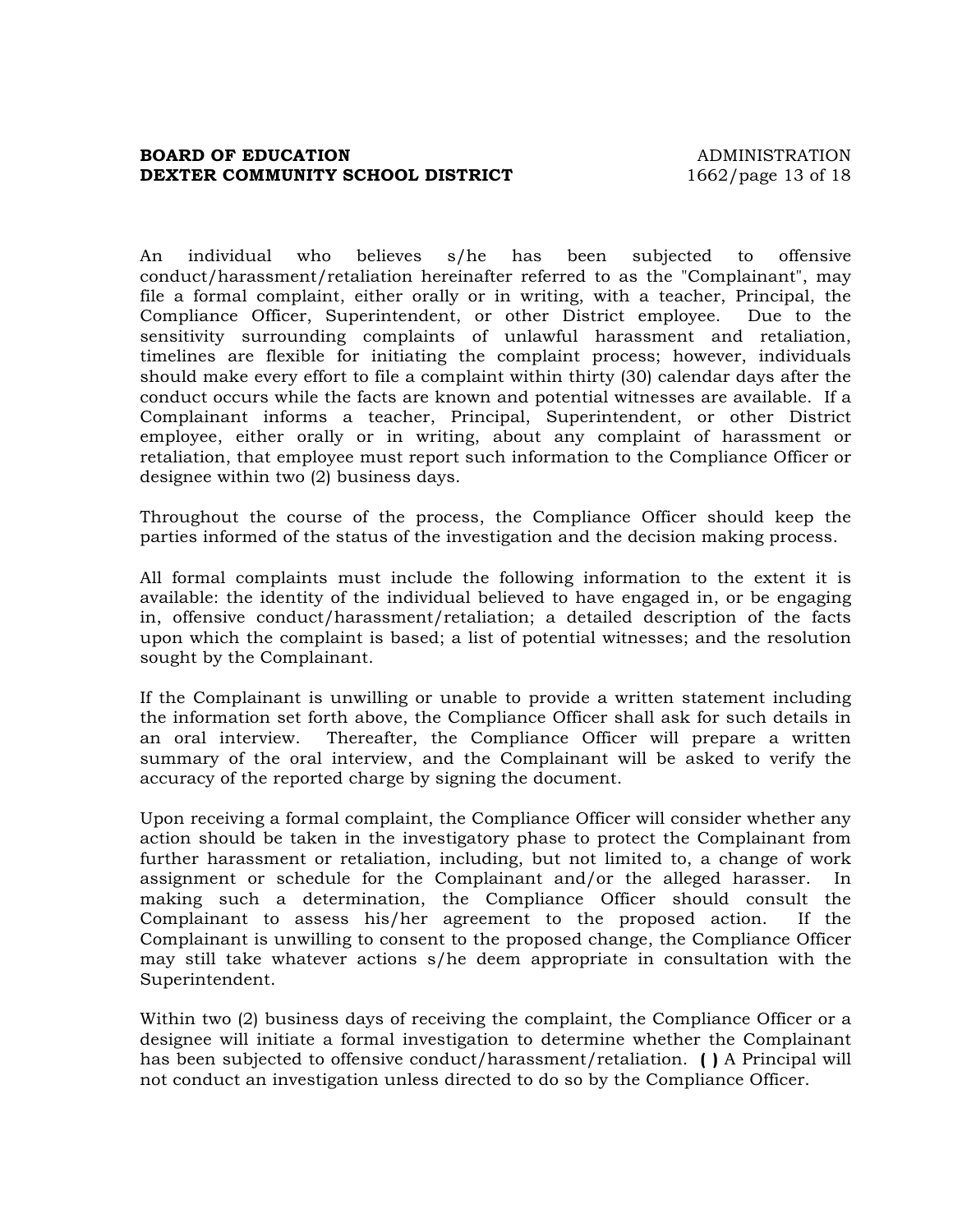An individual who believes s/he has been subjected to offensive conduct/harassment/retaliation hereinafter referred to as the "Complainant", may file a formal complaint, either orally or in writing, with a teacher, Principal, the Compliance Officer, Superintendent, or other District employee. Due to the sensitivity surrounding complaints of unlawful harassment and retaliation, timelines are flexible for initiating the complaint process; however, individuals should make every effort to file a complaint within thirty (30) calendar days after the conduct occurs while the facts are known and potential witnesses are available. If a Complainant informs a teacher, Principal, Superintendent, or other District employee, either orally or in writing, about any complaint of harassment or retaliation, that employee must report such information to the Compliance Officer or designee within two (2) business days.

Throughout the course of the process, the Compliance Officer should keep the parties informed of the status of the investigation and the decision making process.

All formal complaints must include the following information to the extent it is available: the identity of the individual believed to have engaged in, or be engaging in, offensive conduct/harassment/retaliation; a detailed description of the facts upon which the complaint is based; a list of potential witnesses; and the resolution sought by the Complainant.

If the Complainant is unwilling or unable to provide a written statement including the information set forth above, the Compliance Officer shall ask for such details in an oral interview. Thereafter, the Compliance Officer will prepare a written summary of the oral interview, and the Complainant will be asked to verify the accuracy of the reported charge by signing the document.

Upon receiving a formal complaint, the Compliance Officer will consider whether any action should be taken in the investigatory phase to protect the Complainant from further harassment or retaliation, including, but not limited to, a change of work assignment or schedule for the Complainant and/or the alleged harasser. In making such a determination, the Compliance Officer should consult the Complainant to assess his/her agreement to the proposed action. If the Complainant is unwilling to consent to the proposed change, the Compliance Officer may still take whatever actions s/he deem appropriate in consultation with the Superintendent.

Within two (2) business days of receiving the complaint, the Compliance Officer or a designee will initiate a formal investigation to determine whether the Complainant has been subjected to offensive conduct/harassment/retaliation. **( )** A Principal will not conduct an investigation unless directed to do so by the Compliance Officer.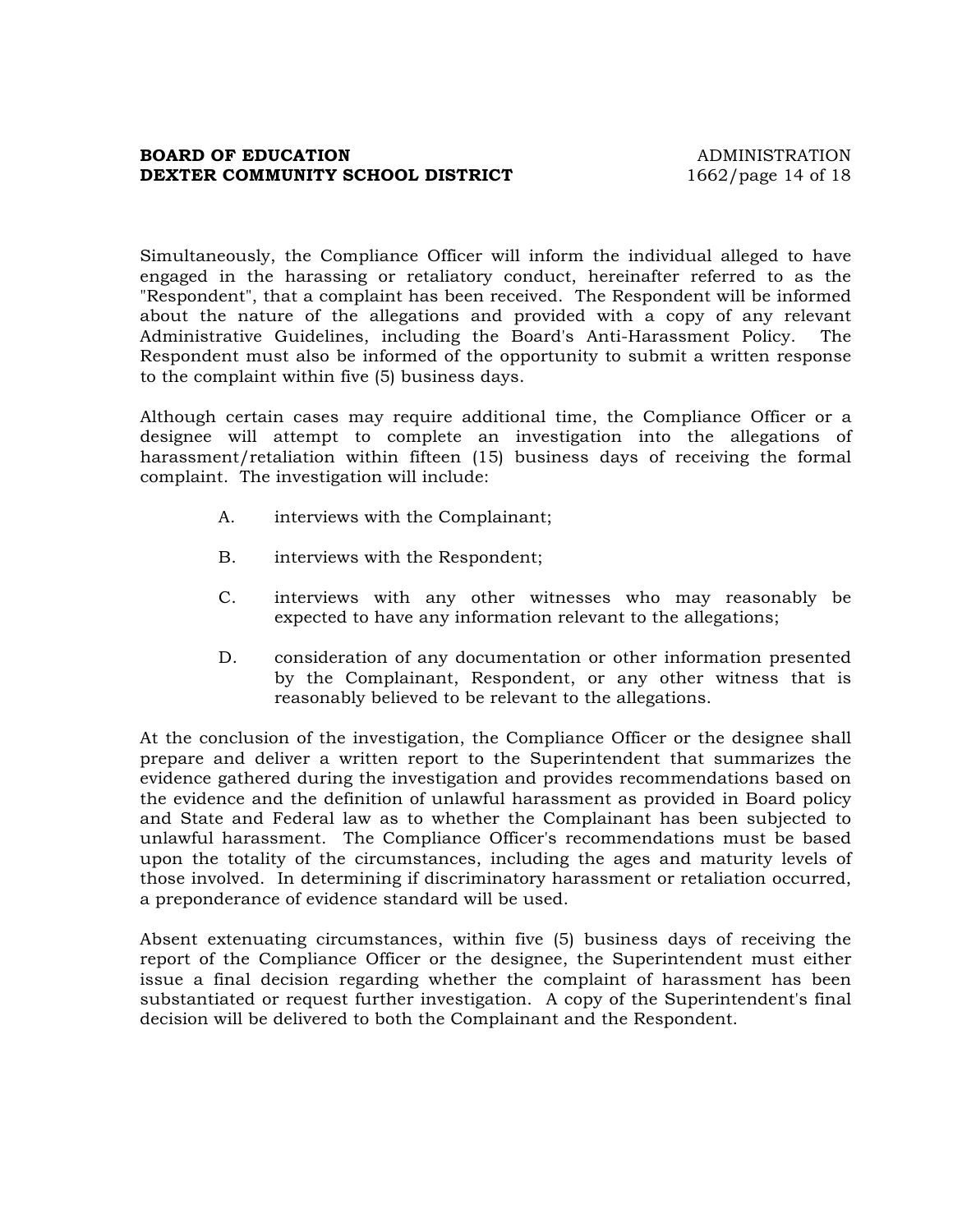Simultaneously, the Compliance Officer will inform the individual alleged to have engaged in the harassing or retaliatory conduct, hereinafter referred to as the "Respondent", that a complaint has been received. The Respondent will be informed about the nature of the allegations and provided with a copy of any relevant Administrative Guidelines, including the Board's Anti-Harassment Policy. The Respondent must also be informed of the opportunity to submit a written response to the complaint within five (5) business days.

Although certain cases may require additional time, the Compliance Officer or a designee will attempt to complete an investigation into the allegations of harassment/retaliation within fifteen (15) business days of receiving the formal complaint. The investigation will include:

A. interviews with the Complainant;

B. interviews with the Respondent;

C. interviews with any other witnesses who may reasonably be expected to have any information relevant to the allegations;

D. consideration of any documentation or other information presented by the Complainant, Respondent, or any other witness that is reasonably believed to be relevant to the allegations.

At the conclusion of the investigation, the Compliance Officer or the designee shall prepare and deliver a written report to the Superintendent that summarizes the evidence gathered during the investigation and provides recommendations based on the evidence and the definition of unlawful harassment as provided in Board policy and State and Federal law as to whether the Complainant has been subjected to unlawful harassment. The Compliance Officer's recommendations must be based upon the totality of the circumstances, including the ages and maturity levels of those involved. In determining if discriminatory harassment or retaliation occurred, a preponderance of evidence standard will be used.

Absent extenuating circumstances, within five (5) business days of receiving the report of the Compliance Officer or the designee, the Superintendent must either issue a final decision regarding whether the complaint of harassment has been substantiated or request further investigation. A copy of the Superintendent's final decision will be delivered to both the Complainant and the Respondent.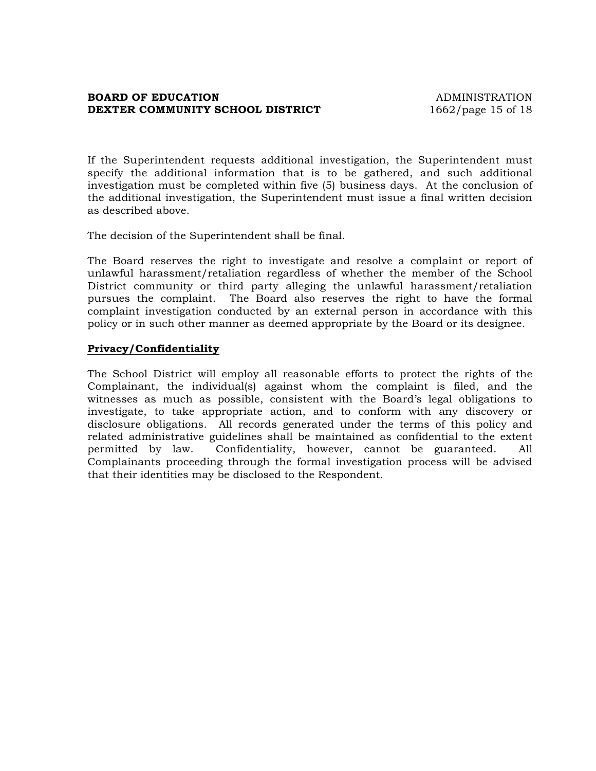If the Superintendent requests additional investigation, the Superintendent must specify the additional information that is to be gathered, and such additional investigation must be completed within five (5) business days. At the conclusion of the additional investigation, the Superintendent must issue a final written decision as described above.

The decision of the Superintendent shall be final.

The Board reserves the right to investigate and resolve a complaint or report of unlawful harassment/retaliation regardless of whether the member of the School District community or third party alleging the unlawful harassment/retaliation pursues the complaint. The Board also reserves the right to have the formal complaint investigation conducted by an external person in accordance with this policy or in such other manner as deemed appropriate by the Board or its designee.

**Privacy/Confidentiality**

The School District will employ all reasonable efforts to protect the rights of the Complainant, the individual(s) against whom the complaint is filed, and the witnesses as much as possible, consistent with the Board's legal obligations to investigate, to take appropriate action, and to conform with any discovery or disclosure obligations. All records generated under the terms of this policy and related administrative guidelines shall be maintained as confidential to the extent permitted by law. Confidentiality, however, cannot be guaranteed. All Complainants proceeding through the formal investigation process will be advised that their identities may be disclosed to the Respondent.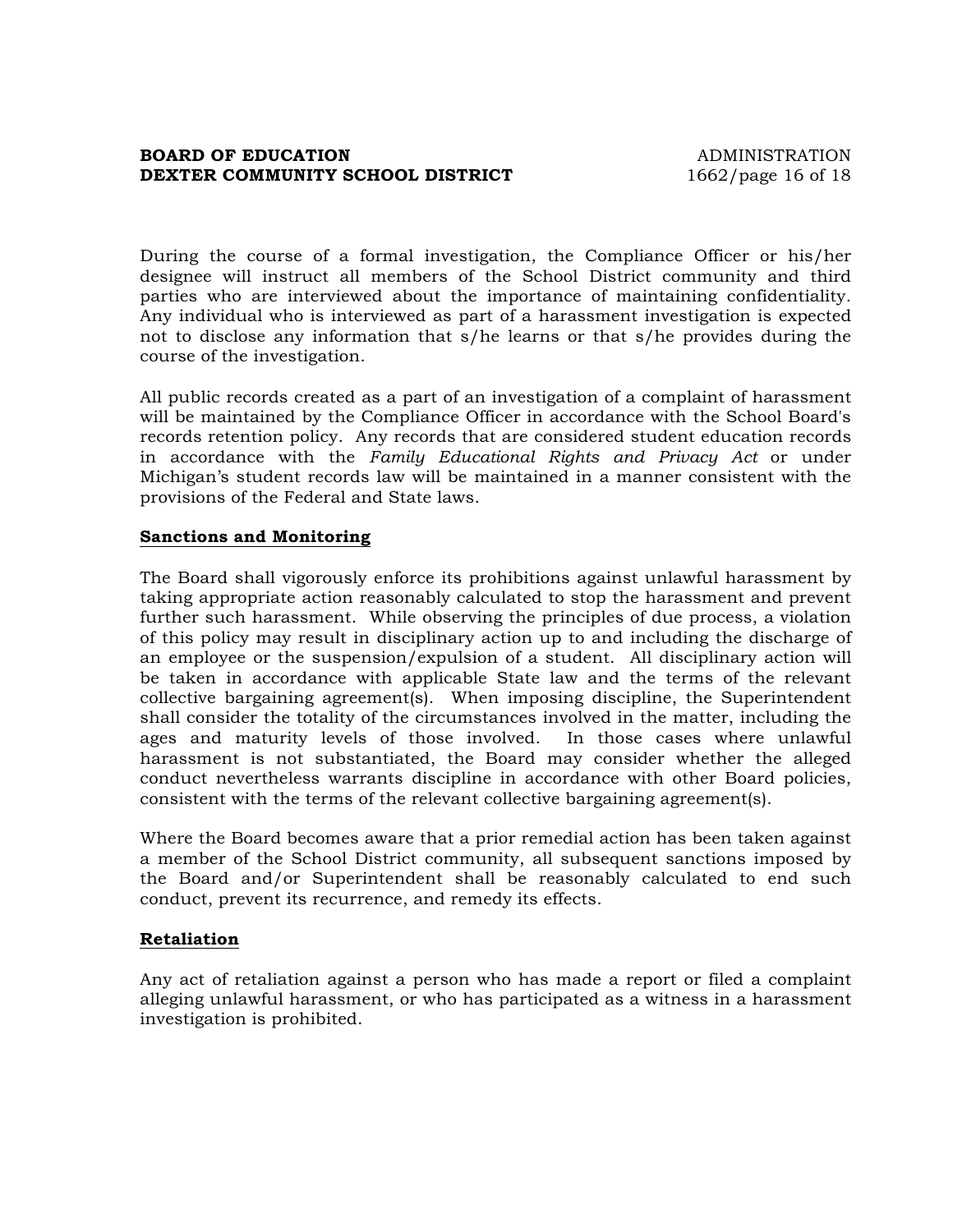During the course of a formal investigation, the Compliance Officer or his/her designee will instruct all members of the School District community and third parties who are interviewed about the importance of maintaining confidentiality. Any individual who is interviewed as part of a harassment investigation is expected not to disclose any information that s/he learns or that s/he provides during the course of the investigation.

All public records created as a part of an investigation of a complaint of harassment will be maintained by the Compliance Officer in accordance with the School Board's records retention policy. Any records that are considered student education records in accordance with the *Family Educational Rights and Privacy Act* or under Michigan's student records law will be maintained in a manner consistent with the provisions of the Federal and State laws.

**Sanctions and Monitoring**

The Board shall vigorously enforce its prohibitions against unlawful harassment by taking appropriate action reasonably calculated to stop the harassment and prevent further such harassment. While observing the principles of due process, a violation of this policy may result in disciplinary action up to and including the discharge of an employee or the suspension/expulsion of a student. All disciplinary action will be taken in accordance with applicable State law and the terms of the relevant collective bargaining agreement(s). When imposing discipline, the Superintendent shall consider the totality of the circumstances involved in the matter, including the ages and maturity levels of those involved. In those cases where unlawful harassment is not substantiated, the Board may consider whether the alleged conduct nevertheless warrants discipline in accordance with other Board policies, consistent with the terms of the relevant collective bargaining agreement(s).

Where the Board becomes aware that a prior remedial action has been taken against a member of the School District community, all subsequent sanctions imposed by the Board and/or Superintendent shall be reasonably calculated to end such conduct, prevent its recurrence, and remedy its effects.

**Retaliation**

Any act of retaliation against a person who has made a report or filed a complaint alleging unlawful harassment, or who has participated as a witness in a harassment investigation is prohibited.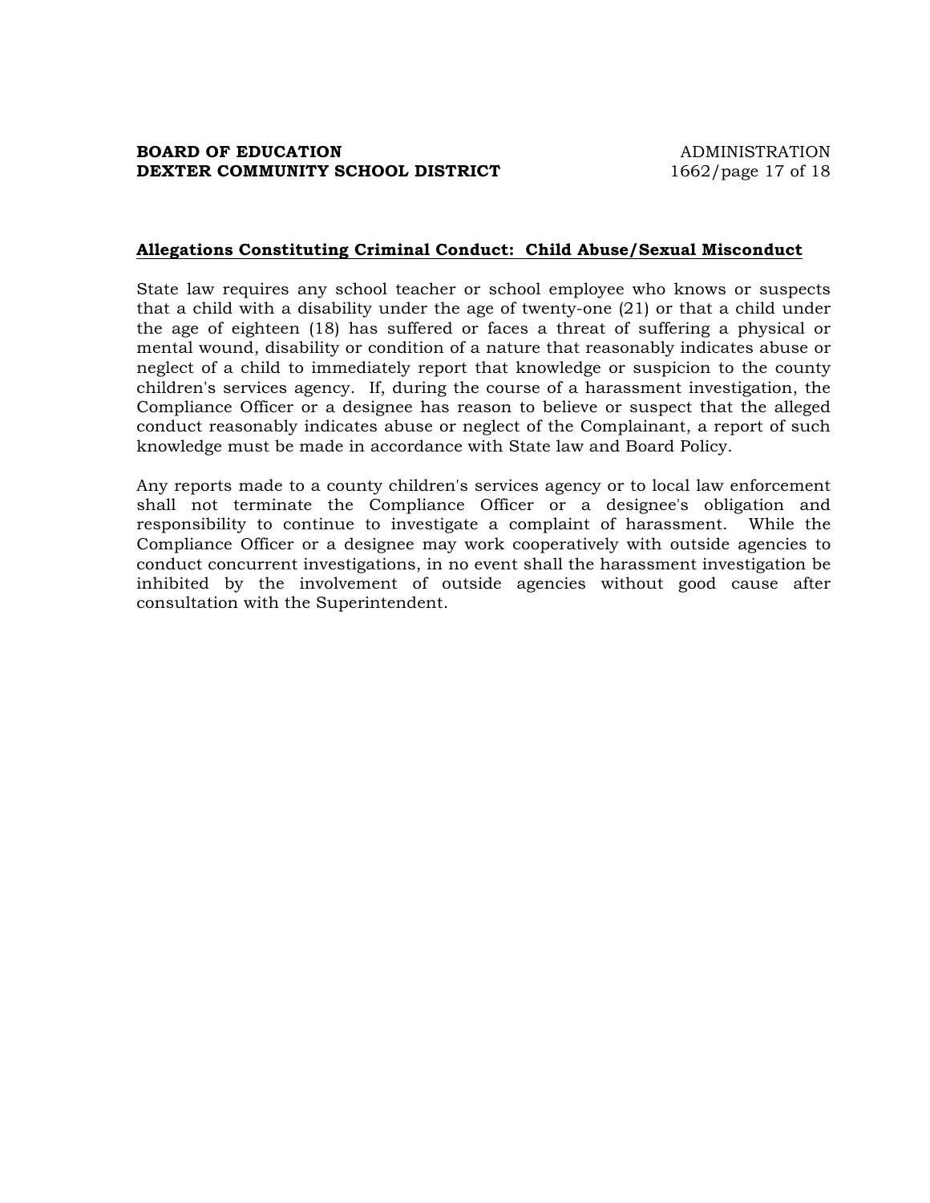**Allegations Constituting Criminal Conduct: Child Abuse/Sexual Misconduct**

State law requires any school teacher or school employee who knows or suspects that a child with a disability under the age of twenty-one (21) or that a child under the age of eighteen (18) has suffered or faces a threat of suffering a physical or mental wound, disability or condition of a nature that reasonably indicates abuse or neglect of a child to immediately report that knowledge or suspicion to the county children's services agency. If, during the course of a harassment investigation, the Compliance Officer or a designee has reason to believe or suspect that the alleged conduct reasonably indicates abuse or neglect of the Complainant, a report of such knowledge must be made in accordance with State law and Board Policy.

Any reports made to a county children's services agency or to local law enforcement shall not terminate the Compliance Officer or a designee's obligation and responsibility to continue to investigate a complaint of harassment. While the Compliance Officer or a designee may work cooperatively with outside agencies to conduct concurrent investigations, in no event shall the harassment investigation be inhibited by the involvement of outside agencies without good cause after consultation with the Superintendent.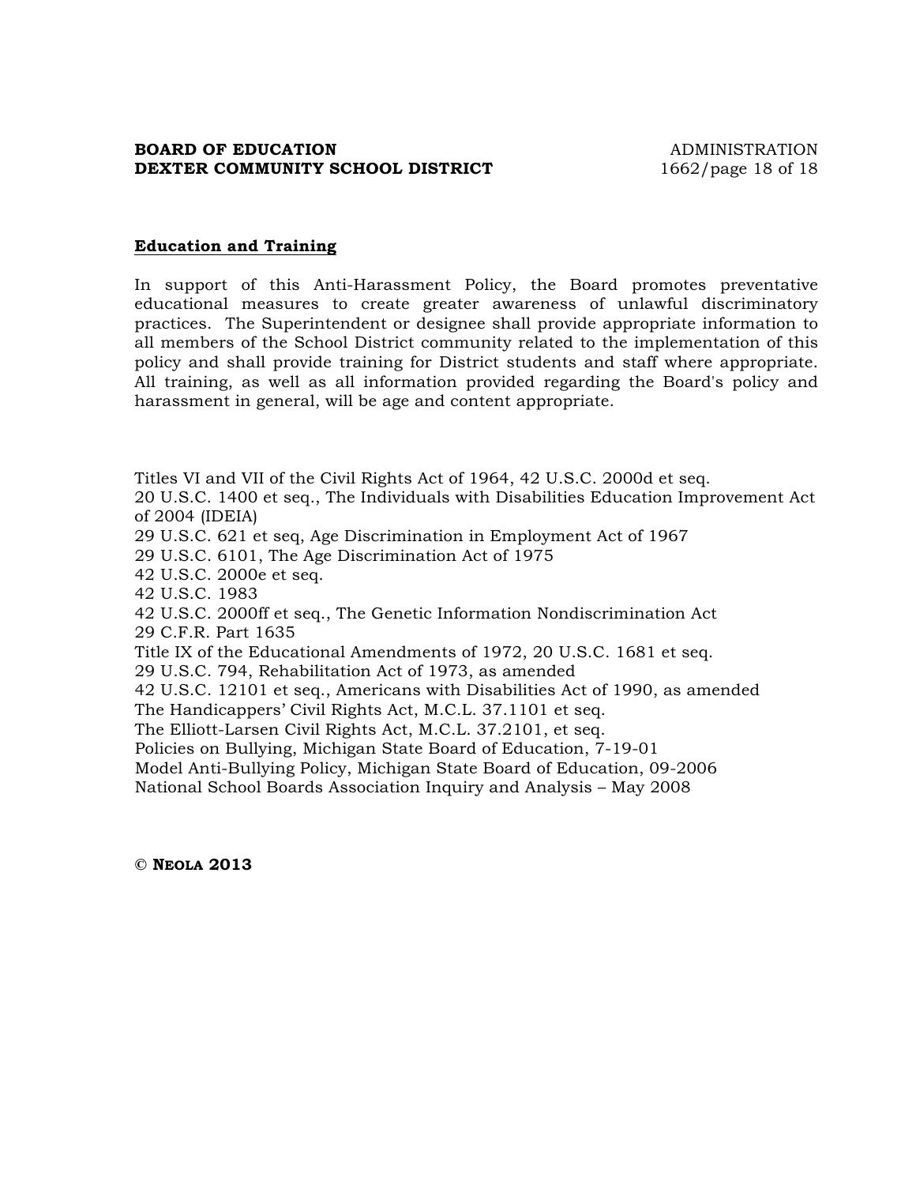## Education and Training

In support of this Anti-Harassment Policy, the Board promotes preventative educational measures to create greater awareness of unlawful discriminatory practices. The Superintendent or designee shall provide appropriate information to all members of the School District community related to the implementation of this policy and shall provide training for District students and staff where appropriate. All training, as well as all information provided regarding the Board's policy and harassment in general, will be age and content appropriate.

Titles VI and VII of the Civil Rights Act of 1964, 42 U.S.C. 2000d et seq.
20 U.S.C. 1400 et seq., The Individuals with Disabilities Education Improvement Act of 2004 (IDEIA)
29 U.S.C. 621 et seq, Age Discrimination in Employment Act of 1967
29 U.S.C. 6101, The Age Discrimination Act of 1975
42 U.S.C. 2000e et seq.
42 U.S.C. 1983
42 U.S.C. 2000ff et seq., The Genetic Information Nondiscrimination Act
29 C.F.R. Part 1635
Title IX of the Educational Amendments of 1972, 20 U.S.C. 1681 et seq.
29 U.S.C. 794, Rehabilitation Act of 1973, as amended
42 U.S.C. 12101 et seq., Americans with Disabilities Act of 1990, as amended
The Handicappers' Civil Rights Act, M.C.L. 37.1101 et seq.
The Elliott-Larsen Civil Rights Act, M.C.L. 37.2101, et seq.
Policies on Bullying, Michigan State Board of Education, 7-19-01
Model Anti-Bullying Policy, Michigan State Board of Education, 09-2006
National School Boards Association Inquiry and Analysis – May 2008

**© NEOLA 2013**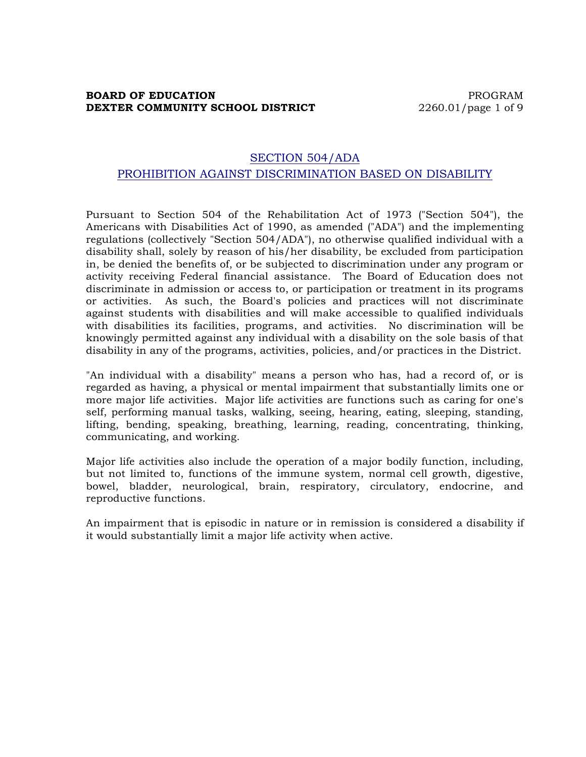## SECTION 504/ADA
## PROHIBITION AGAINST DISCRIMINATION BASED ON DISABILITY

Pursuant to Section 504 of the Rehabilitation Act of 1973 ("Section 504"), the Americans with Disabilities Act of 1990, as amended ("ADA") and the implementing regulations (collectively "Section 504/ADA"), no otherwise qualified individual with a disability shall, solely by reason of his/her disability, be excluded from participation in, be denied the benefits of, or be subjected to discrimination under any program or activity receiving Federal financial assistance. The Board of Education does not discriminate in admission or access to, or participation or treatment in its programs or activities. As such, the Board's policies and practices will not discriminate against students with disabilities and will make accessible to qualified individuals with disabilities its facilities, programs, and activities. No discrimination will be knowingly permitted against any individual with a disability on the sole basis of that disability in any of the programs, activities, policies, and/or practices in the District.

"An individual with a disability" means a person who has, had a record of, or is regarded as having, a physical or mental impairment that substantially limits one or more major life activities. Major life activities are functions such as caring for one's self, performing manual tasks, walking, seeing, hearing, eating, sleeping, standing, lifting, bending, speaking, breathing, learning, reading, concentrating, thinking, communicating, and working.

Major life activities also include the operation of a major bodily function, including, but not limited to, functions of the immune system, normal cell growth, digestive, bowel, bladder, neurological, brain, respiratory, circulatory, endocrine, and reproductive functions.

An impairment that is episodic in nature or in remission is considered a disability if it would substantially limit a major life activity when active.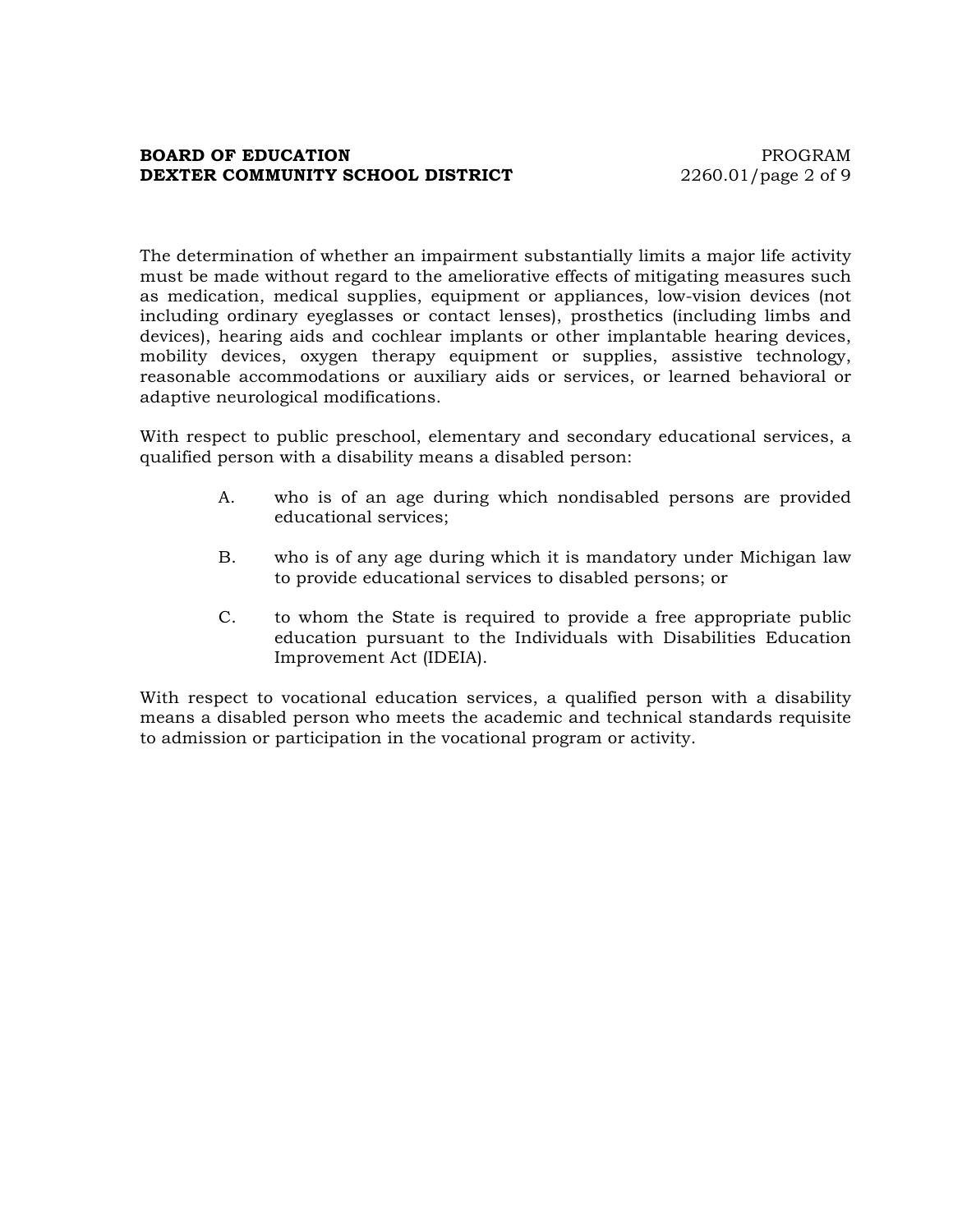The determination of whether an impairment substantially limits a major life activity must be made without regard to the ameliorative effects of mitigating measures such as medication, medical supplies, equipment or appliances, low-vision devices (not including ordinary eyeglasses or contact lenses), prosthetics (including limbs and devices), hearing aids and cochlear implants or other implantable hearing devices, mobility devices, oxygen therapy equipment or supplies, assistive technology, reasonable accommodations or auxiliary aids or services, or learned behavioral or adaptive neurological modifications.

With respect to public preschool, elementary and secondary educational services, a qualified person with a disability means a disabled person:

A. who is of an age during which nondisabled persons are provided educational services;

B. who is of any age during which it is mandatory under Michigan law to provide educational services to disabled persons; or

C. to whom the State is required to provide a free appropriate public education pursuant to the Individuals with Disabilities Education Improvement Act (IDEIA).

With respect to vocational education services, a qualified person with a disability means a disabled person who meets the academic and technical standards requisite to admission or participation in the vocational program or activity.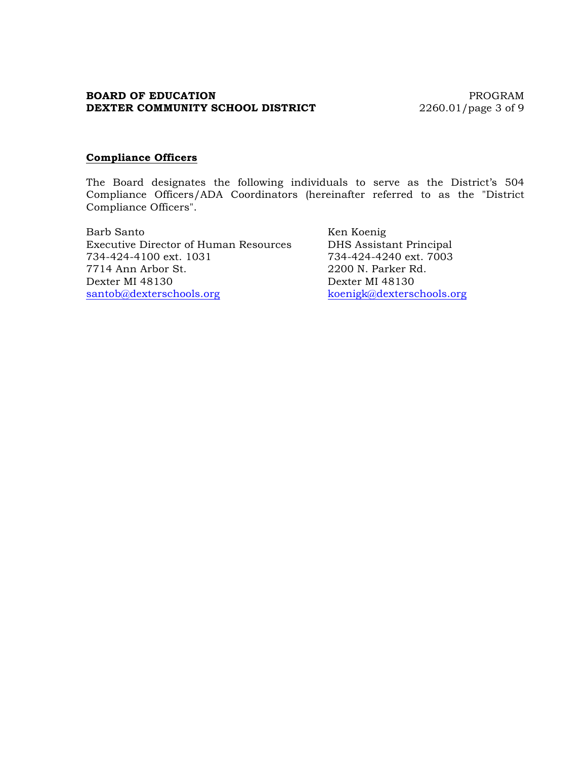**Compliance Officers**

The Board designates the following individuals to serve as the District's 504 Compliance Officers/ADA Coordinators (hereinafter referred to as the "District Compliance Officers".

Barb Santo
Executive Director of Human Resources
734-424-4100 ext. 1031
7714 Ann Arbor St.
Dexter MI 48130
santob@dexterschools.org

Ken Koenig
DHS Assistant Principal
734-424-4240 ext. 7003
2200 N. Parker Rd.
Dexter MI 48130
koenigk@dexterschools.org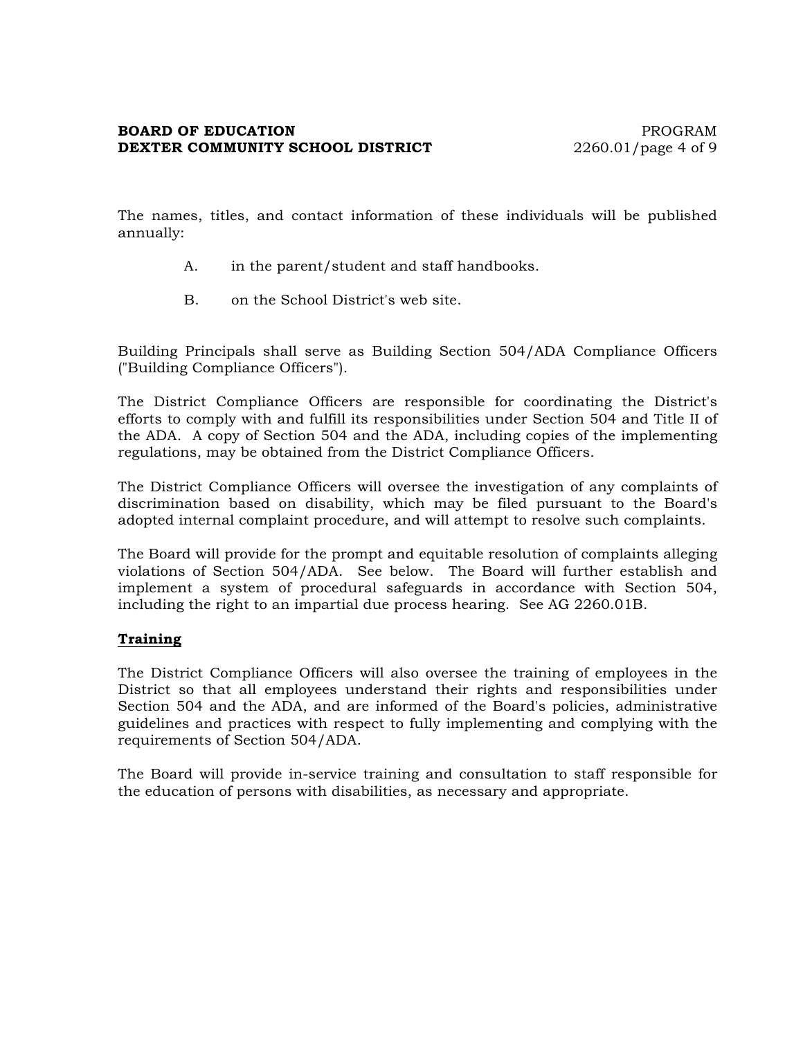The names, titles, and contact information of these individuals will be published annually:

A. in the parent/student and staff handbooks.

B. on the School District's web site.

Building Principals shall serve as Building Section 504/ADA Compliance Officers ("Building Compliance Officers").

The District Compliance Officers are responsible for coordinating the District's efforts to comply with and fulfill its responsibilities under Section 504 and Title II of the ADA. A copy of Section 504 and the ADA, including copies of the implementing regulations, may be obtained from the District Compliance Officers.

The District Compliance Officers will oversee the investigation of any complaints of discrimination based on disability, which may be filed pursuant to the Board's adopted internal complaint procedure, and will attempt to resolve such complaints.

The Board will provide for the prompt and equitable resolution of complaints alleging violations of Section 504/ADA. See below. The Board will further establish and implement a system of procedural safeguards in accordance with Section 504, including the right to an impartial due process hearing. See AG 2260.01B.

**Training**

The District Compliance Officers will also oversee the training of employees in the District so that all employees understand their rights and responsibilities under Section 504 and the ADA, and are informed of the Board's policies, administrative guidelines and practices with respect to fully implementing and complying with the requirements of Section 504/ADA.

The Board will provide in-service training and consultation to staff responsible for the education of persons with disabilities, as necessary and appropriate.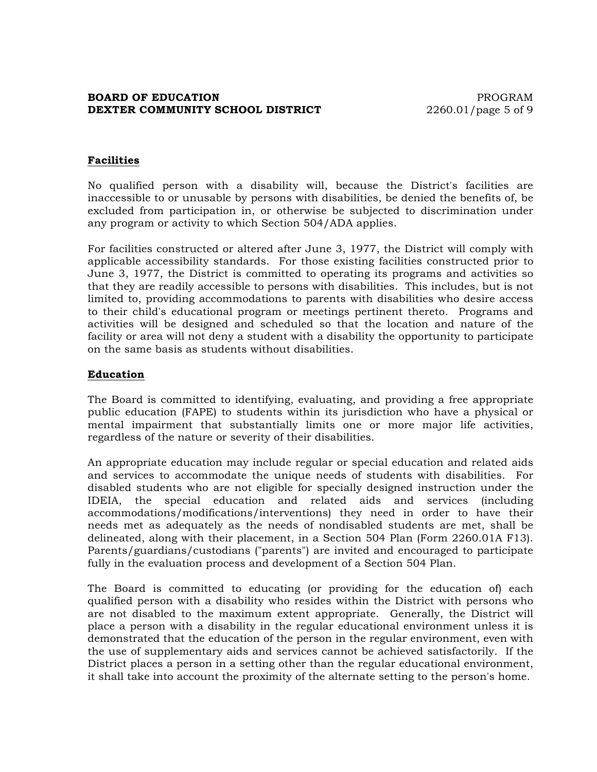**Facilities**

No qualified person with a disability will, because the District's facilities are inaccessible to or unusable by persons with disabilities, be denied the benefits of, be excluded from participation in, or otherwise be subjected to discrimination under any program or activity to which Section 504/ADA applies.

For facilities constructed or altered after June 3, 1977, the District will comply with applicable accessibility standards. For those existing facilities constructed prior to June 3, 1977, the District is committed to operating its programs and activities so that they are readily accessible to persons with disabilities. This includes, but is not limited to, providing accommodations to parents with disabilities who desire access to their child's educational program or meetings pertinent thereto. Programs and activities will be designed and scheduled so that the location and nature of the facility or area will not deny a student with a disability the opportunity to participate on the same basis as students without disabilities.

**Education**

The Board is committed to identifying, evaluating, and providing a free appropriate public education (FAPE) to students within its jurisdiction who have a physical or mental impairment that substantially limits one or more major life activities, regardless of the nature or severity of their disabilities.

An appropriate education may include regular or special education and related aids and services to accommodate the unique needs of students with disabilities. For disabled students who are not eligible for specially designed instruction under the IDEIA, the special education and related aids and services (including accommodations/modifications/interventions) they need in order to have their needs met as adequately as the needs of nondisabled students are met, shall be delineated, along with their placement, in a Section 504 Plan (Form 2260.01A F13). Parents/guardians/custodians ("parents") are invited and encouraged to participate fully in the evaluation process and development of a Section 504 Plan.

The Board is committed to educating (or providing for the education of) each qualified person with a disability who resides within the District with persons who are not disabled to the maximum extent appropriate. Generally, the District will place a person with a disability in the regular educational environment unless it is demonstrated that the education of the person in the regular environment, even with the use of supplementary aids and services cannot be achieved satisfactorily. If the District places a person in a setting other than the regular educational environment, it shall take into account the proximity of the alternate setting to the person's home.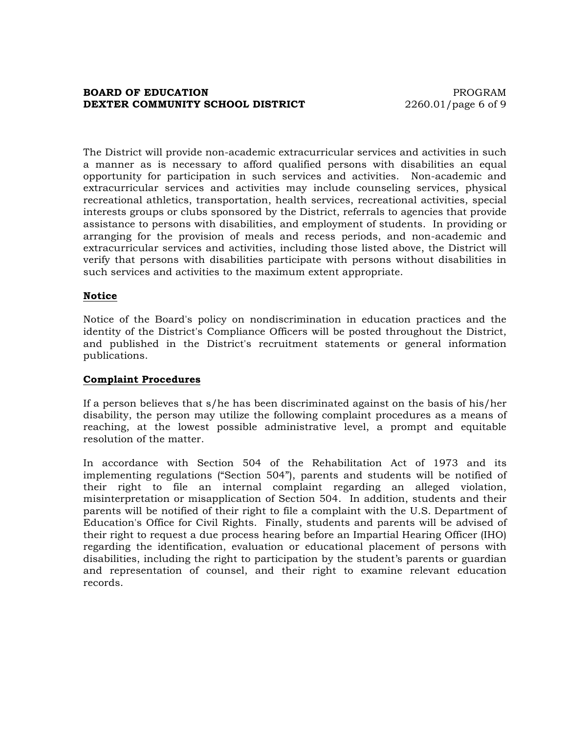The District will provide non-academic extracurricular services and activities in such a manner as is necessary to afford qualified persons with disabilities an equal opportunity for participation in such services and activities. Non-academic and extracurricular services and activities may include counseling services, physical recreational athletics, transportation, health services, recreational activities, special interests groups or clubs sponsored by the District, referrals to agencies that provide assistance to persons with disabilities, and employment of students. In providing or arranging for the provision of meals and recess periods, and non-academic and extracurricular services and activities, including those listed above, the District will verify that persons with disabilities participate with persons without disabilities in such services and activities to the maximum extent appropriate.

**Notice**

Notice of the Board's policy on nondiscrimination in education practices and the identity of the District's Compliance Officers will be posted throughout the District, and published in the District's recruitment statements or general information publications.

**Complaint Procedures**

If a person believes that s/he has been discriminated against on the basis of his/her disability, the person may utilize the following complaint procedures as a means of reaching, at the lowest possible administrative level, a prompt and equitable resolution of the matter.

In accordance with Section 504 of the Rehabilitation Act of 1973 and its implementing regulations ("Section 504"), parents and students will be notified of their right to file an internal complaint regarding an alleged violation, misinterpretation or misapplication of Section 504. In addition, students and their parents will be notified of their right to file a complaint with the U.S. Department of Education's Office for Civil Rights. Finally, students and parents will be advised of their right to request a due process hearing before an Impartial Hearing Officer (IHO) regarding the identification, evaluation or educational placement of persons with disabilities, including the right to participation by the student's parents or guardian and representation of counsel, and their right to examine relevant education records.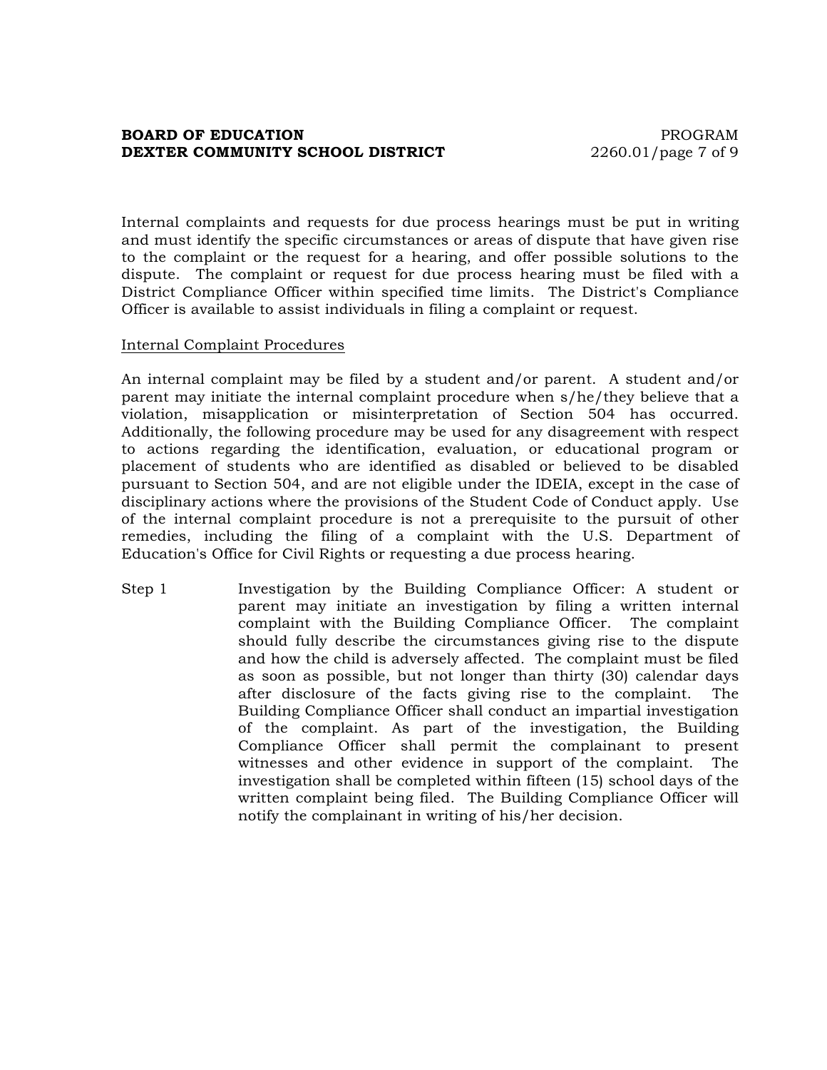Internal complaints and requests for due process hearings must be put in writing and must identify the specific circumstances or areas of dispute that have given rise to the complaint or the request for a hearing, and offer possible solutions to the dispute. The complaint or request for due process hearing must be filed with a District Compliance Officer within specified time limits. The District's Compliance Officer is available to assist individuals in filing a complaint or request.

Internal Complaint Procedures

An internal complaint may be filed by a student and/or parent. A student and/or parent may initiate the internal complaint procedure when s/he/they believe that a violation, misapplication or misinterpretation of Section 504 has occurred. Additionally, the following procedure may be used for any disagreement with respect to actions regarding the identification, evaluation, or educational program or placement of students who are identified as disabled or believed to be disabled pursuant to Section 504, and are not eligible under the IDEIA, except in the case of disciplinary actions where the provisions of the Student Code of Conduct apply. Use of the internal complaint procedure is not a prerequisite to the pursuit of other remedies, including the filing of a complaint with the U.S. Department of Education's Office for Civil Rights or requesting a due process hearing.

Step 1 — Investigation by the Building Compliance Officer: A student or parent may initiate an investigation by filing a written internal complaint with the Building Compliance Officer. The complaint should fully describe the circumstances giving rise to the dispute and how the child is adversely affected. The complaint must be filed as soon as possible, but not longer than thirty (30) calendar days after disclosure of the facts giving rise to the complaint. The Building Compliance Officer shall conduct an impartial investigation of the complaint. As part of the investigation, the Building Compliance Officer shall permit the complainant to present witnesses and other evidence in support of the complaint. The investigation shall be completed within fifteen (15) school days of the written complaint being filed. The Building Compliance Officer will notify the complainant in writing of his/her decision.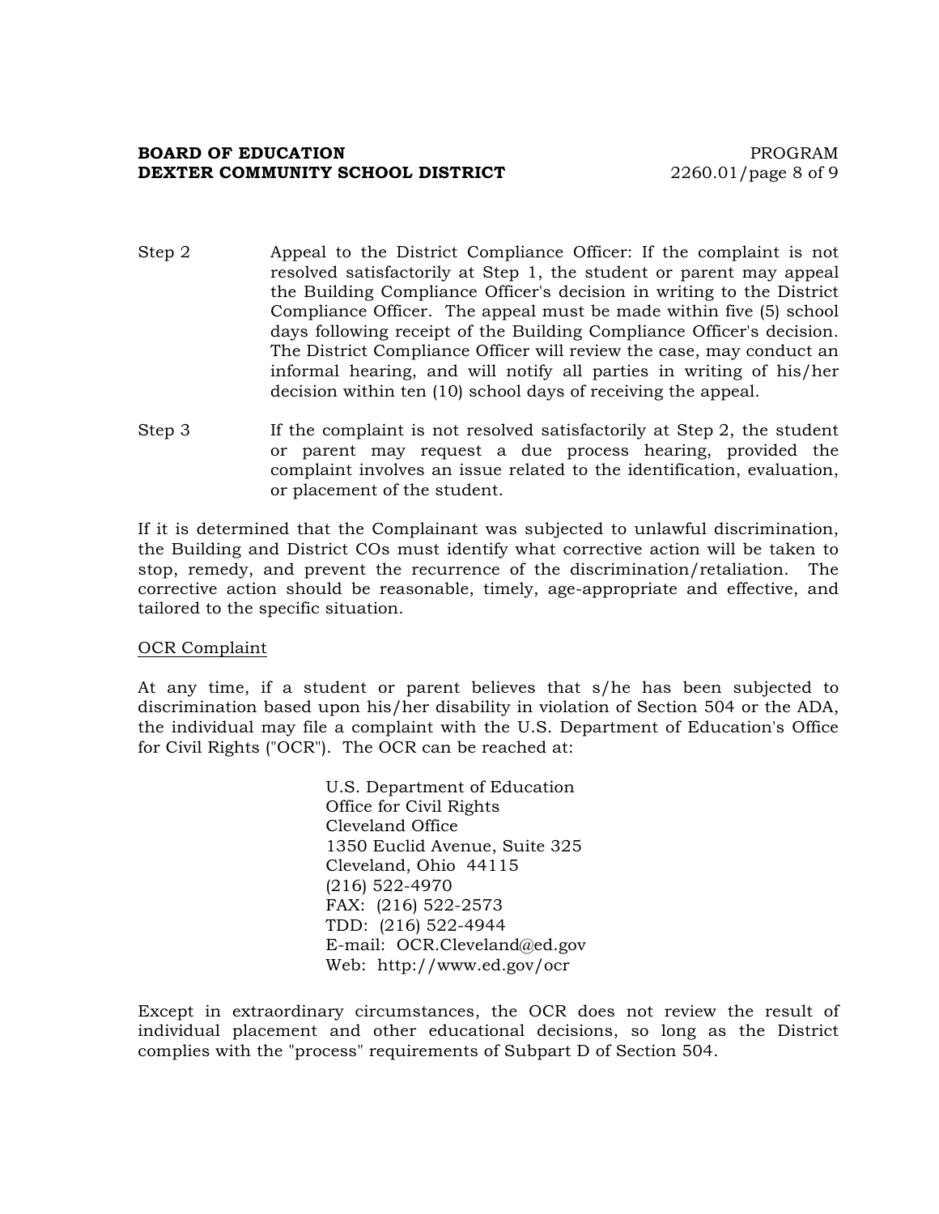Step 2 Appeal to the District Compliance Officer: If the complaint is not resolved satisfactorily at Step 1, the student or parent may appeal the Building Compliance Officer's decision in writing to the District Compliance Officer. The appeal must be made within five (5) school days following receipt of the Building Compliance Officer's decision. The District Compliance Officer will review the case, may conduct an informal hearing, and will notify all parties in writing of his/her decision within ten (10) school days of receiving the appeal.

Step 3 If the complaint is not resolved satisfactorily at Step 2, the student or parent may request a due process hearing, provided the complaint involves an issue related to the identification, evaluation, or placement of the student.

If it is determined that the Complainant was subjected to unlawful discrimination, the Building and District COs must identify what corrective action will be taken to stop, remedy, and prevent the recurrence of the discrimination/retaliation. The corrective action should be reasonable, timely, age-appropriate and effective, and tailored to the specific situation.

<u>OCR Complaint</u>

At any time, if a student or parent believes that s/he has been subjected to discrimination based upon his/her disability in violation of Section 504 or the ADA, the individual may file a complaint with the U.S. Department of Education's Office for Civil Rights ("OCR"). The OCR can be reached at:

U.S. Department of Education
Office for Civil Rights
Cleveland Office
1350 Euclid Avenue, Suite 325
Cleveland, Ohio 44115
(216) 522-4970
FAX: (216) 522-2573
TDD: (216) 522-4944
E-mail: OCR.Cleveland@ed.gov
Web: http://www.ed.gov/ocr

Except in extraordinary circumstances, the OCR does not review the result of individual placement and other educational decisions, so long as the District complies with the "process" requirements of Subpart D of Section 504.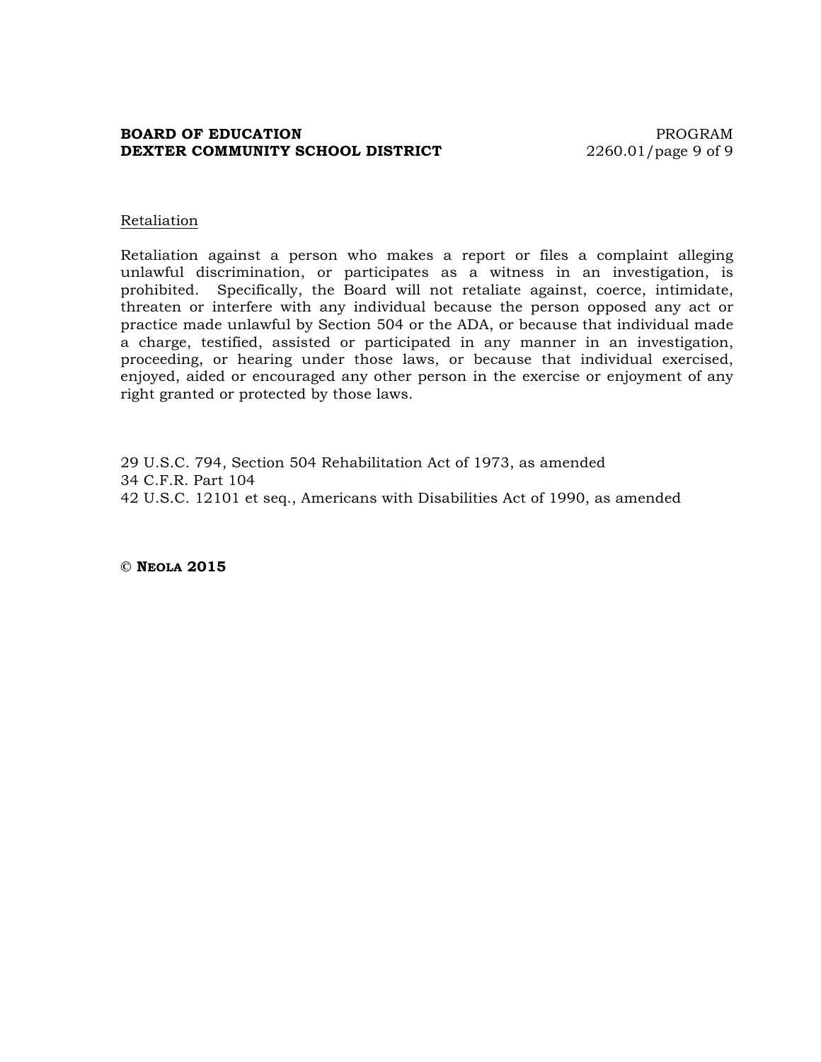Retaliation

Retaliation against a person who makes a report or files a complaint alleging unlawful discrimination, or participates as a witness in an investigation, is prohibited. Specifically, the Board will not retaliate against, coerce, intimidate, threaten or interfere with any individual because the person opposed any act or practice made unlawful by Section 504 or the ADA, or because that individual made a charge, testified, assisted or participated in any manner in an investigation, proceeding, or hearing under those laws, or because that individual exercised, enjoyed, aided or encouraged any other person in the exercise or enjoyment of any right granted or protected by those laws.

29 U.S.C. 794, Section 504 Rehabilitation Act of 1973, as amended
34 C.F.R. Part 104
42 U.S.C. 12101 et seq., Americans with Disabilities Act of 1990, as amended

**© NEOLA 2015**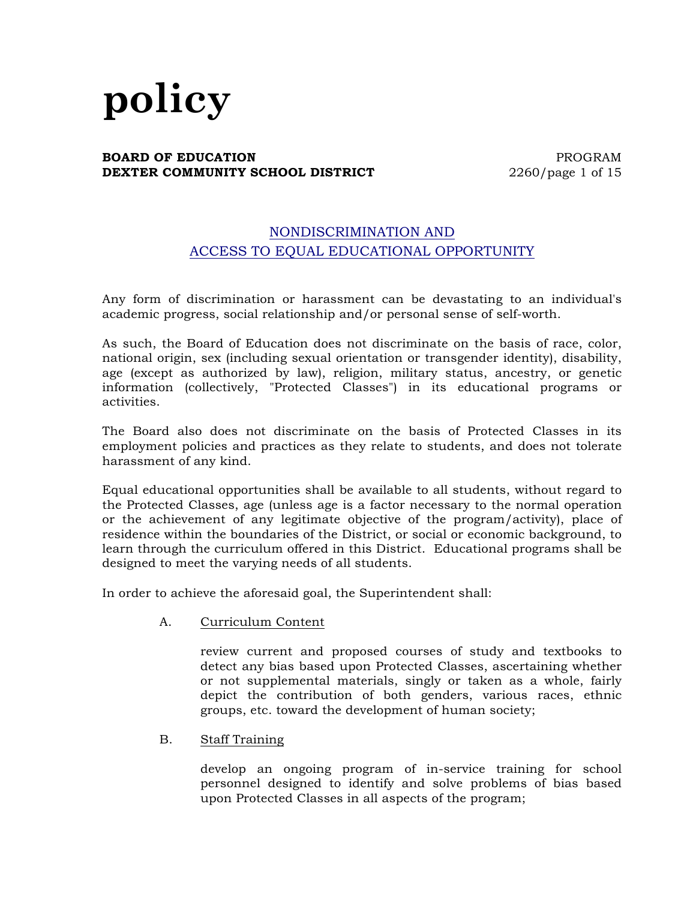# policy

**BOARD OF EDUCATION**
**DEXTER COMMUNITY SCHOOL DISTRICT**

PROGRAM
2260

## NONDISCRIMINATION AND ACCESS TO EQUAL EDUCATIONAL OPPORTUNITY

Any form of discrimination or harassment can be devastating to an individual's academic progress, social relationship and/or personal sense of self-worth.

As such, the Board of Education does not discriminate on the basis of race, color, national origin, sex (including sexual orientation or transgender identity), disability, age (except as authorized by law), religion, military status, ancestry, or genetic information (collectively, "Protected Classes") in its educational programs or activities.

The Board also does not discriminate on the basis of Protected Classes in its employment policies and practices as they relate to students, and does not tolerate harassment of any kind.

Equal educational opportunities shall be available to all students, without regard to the Protected Classes, age (unless age is a factor necessary to the normal operation or the achievement of any legitimate objective of the program/activity), place of residence within the boundaries of the District, or social or economic background, to learn through the curriculum offered in this District. Educational programs shall be designed to meet the varying needs of all students.

In order to achieve the aforesaid goal, the Superintendent shall:

A. Curriculum Content

   review current and proposed courses of study and textbooks to detect any bias based upon Protected Classes, ascertaining whether or not supplemental materials, singly or taken as a whole, fairly depict the contribution of both genders, various races, ethnic groups, etc. toward the development of human society;

B. Staff Training

   develop an ongoing program of in-service training for school personnel designed to identify and solve problems of bias based upon Protected Classes in all aspects of the program;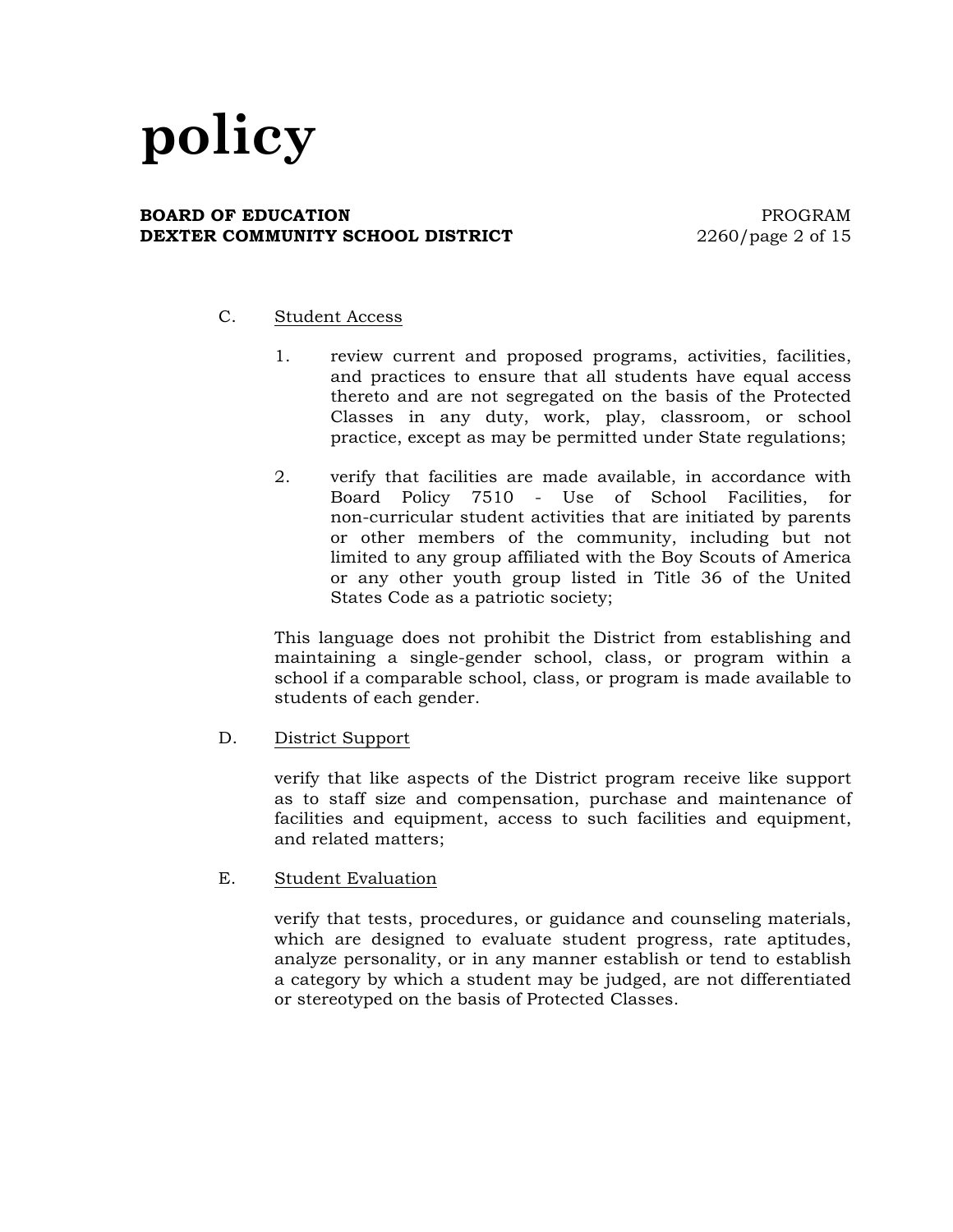C. Student Access

1. review current and proposed programs, activities, facilities, and practices to ensure that all students have equal access thereto and are not segregated on the basis of the Protected Classes in any duty, work, play, classroom, or school practice, except as may be permitted under State regulations;

2. verify that facilities are made available, in accordance with Board Policy 7510 - Use of School Facilities, for non-curricular student activities that are initiated by parents or other members of the community, including but not limited to any group affiliated with the Boy Scouts of America or any other youth group listed in Title 36 of the United States Code as a patriotic society;

This language does not prohibit the District from establishing and maintaining a single-gender school, class, or program within a school if a comparable school, class, or program is made available to students of each gender.

D. District Support

verify that like aspects of the District program receive like support as to staff size and compensation, purchase and maintenance of facilities and equipment, access to such facilities and equipment, and related matters;

E. Student Evaluation

verify that tests, procedures, or guidance and counseling materials, which are designed to evaluate student progress, rate aptitudes, analyze personality, or in any manner establish or tend to establish a category by which a student may be judged, are not differentiated or stereotyped on the basis of Protected Classes.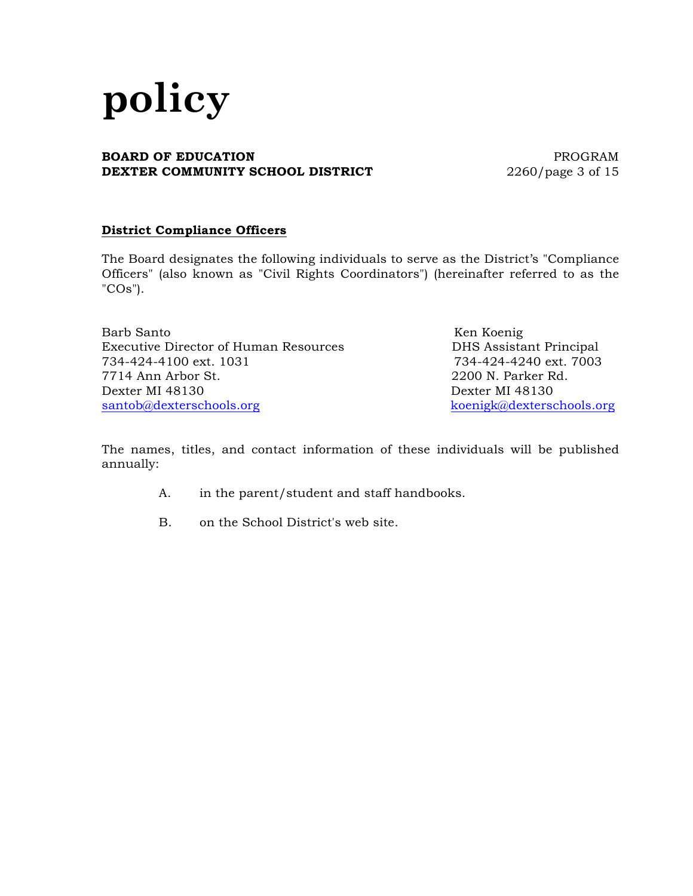**District Compliance Officers**

The Board designates the following individuals to serve as the District's "Compliance Officers" (also known as "Civil Rights Coordinators") (hereinafter referred to as the "COs").

Barb Santo
Executive Director of Human Resources
734-424-4100 ext. 1031
7714 Ann Arbor St.
Dexter MI 48130
santob@dexterschools.org

Ken Koenig
DHS Assistant Principal
734-424-4240 ext. 7003
2200 N. Parker Rd.
Dexter MI 48130
koenigk@dexterschools.org

The names, titles, and contact information of these individuals will be published annually:

A. in the parent/student and staff handbooks.

B. on the School District's web site.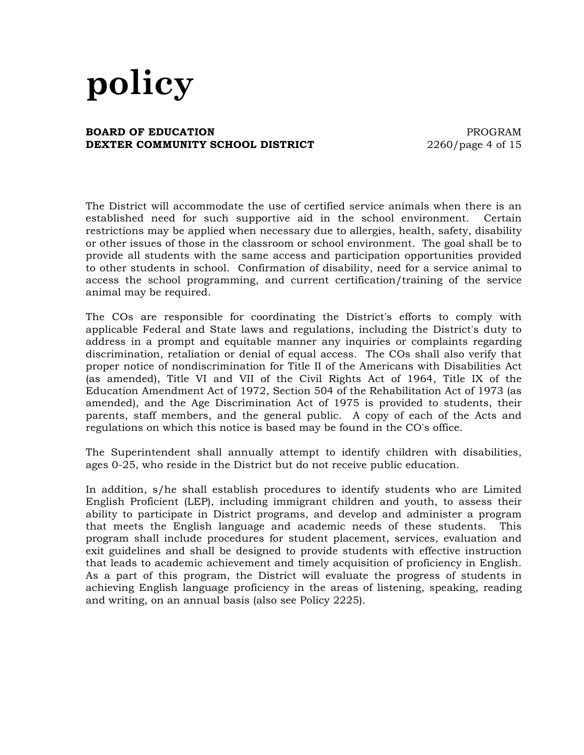The District will accommodate the use of certified service animals when there is an established need for such supportive aid in the school environment. Certain restrictions may be applied when necessary due to allergies, health, safety, disability or other issues of those in the classroom or school environment. The goal shall be to provide all students with the same access and participation opportunities provided to other students in school. Confirmation of disability, need for a service animal to access the school programming, and current certification/training of the service animal may be required.

The COs are responsible for coordinating the District's efforts to comply with applicable Federal and State laws and regulations, including the District's duty to address in a prompt and equitable manner any inquiries or complaints regarding discrimination, retaliation or denial of equal access. The COs shall also verify that proper notice of nondiscrimination for Title II of the Americans with Disabilities Act (as amended), Title VI and VII of the Civil Rights Act of 1964, Title IX of the Education Amendment Act of 1972, Section 504 of the Rehabilitation Act of 1973 (as amended), and the Age Discrimination Act of 1975 is provided to students, their parents, staff members, and the general public. A copy of each of the Acts and regulations on which this notice is based may be found in the CO's office.

The Superintendent shall annually attempt to identify children with disabilities, ages 0-25, who reside in the District but do not receive public education.

In addition, s/he shall establish procedures to identify students who are Limited English Proficient (LEP), including immigrant children and youth, to assess their ability to participate in District programs, and develop and administer a program that meets the English language and academic needs of these students. This program shall include procedures for student placement, services, evaluation and exit guidelines and shall be designed to provide students with effective instruction that leads to academic achievement and timely acquisition of proficiency in English. As a part of this program, the District will evaluate the progress of students in achieving English language proficiency in the areas of listening, speaking, reading and writing, on an annual basis (also see Policy 2225).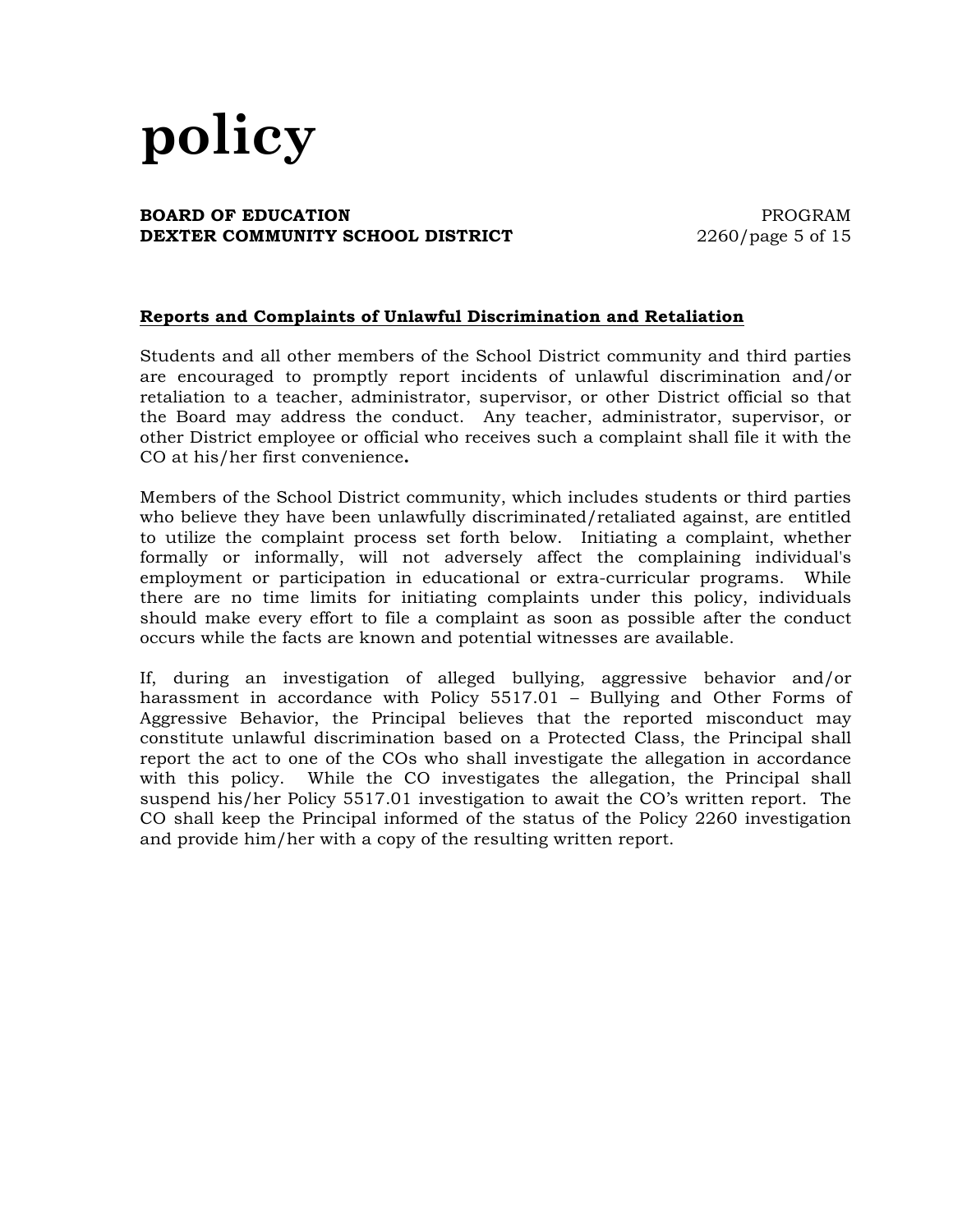**Reports and Complaints of Unlawful Discrimination and Retaliation**

Students and all other members of the School District community and third parties are encouraged to promptly report incidents of unlawful discrimination and/or retaliation to a teacher, administrator, supervisor, or other District official so that the Board may address the conduct. Any teacher, administrator, supervisor, or other District employee or official who receives such a complaint shall file it with the CO at his/her first convenience**.**

Members of the School District community, which includes students or third parties who believe they have been unlawfully discriminated/retaliated against, are entitled to utilize the complaint process set forth below. Initiating a complaint, whether formally or informally, will not adversely affect the complaining individual's employment or participation in educational or extra-curricular programs. While there are no time limits for initiating complaints under this policy, individuals should make every effort to file a complaint as soon as possible after the conduct occurs while the facts are known and potential witnesses are available.

If, during an investigation of alleged bullying, aggressive behavior and/or harassment in accordance with Policy 5517.01 – Bullying and Other Forms of Aggressive Behavior, the Principal believes that the reported misconduct may constitute unlawful discrimination based on a Protected Class, the Principal shall report the act to one of the COs who shall investigate the allegation in accordance with this policy. While the CO investigates the allegation, the Principal shall suspend his/her Policy 5517.01 investigation to await the CO's written report. The CO shall keep the Principal informed of the status of the Policy 2260 investigation and provide him/her with a copy of the resulting written report.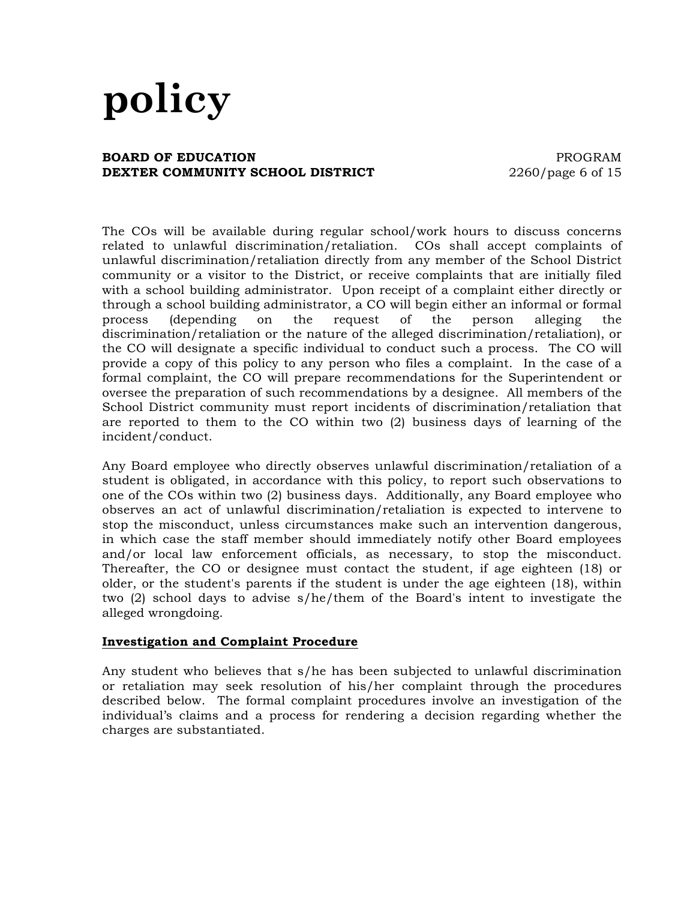The COs will be available during regular school/work hours to discuss concerns related to unlawful discrimination/retaliation. COs shall accept complaints of unlawful discrimination/retaliation directly from any member of the School District community or a visitor to the District, or receive complaints that are initially filed with a school building administrator. Upon receipt of a complaint either directly or through a school building administrator, a CO will begin either an informal or formal process (depending on the request of the person alleging the discrimination/retaliation or the nature of the alleged discrimination/retaliation), or the CO will designate a specific individual to conduct such a process. The CO will provide a copy of this policy to any person who files a complaint. In the case of a formal complaint, the CO will prepare recommendations for the Superintendent or oversee the preparation of such recommendations by a designee. All members of the School District community must report incidents of discrimination/retaliation that are reported to them to the CO within two (2) business days of learning of the incident/conduct.

Any Board employee who directly observes unlawful discrimination/retaliation of a student is obligated, in accordance with this policy, to report such observations to one of the COs within two (2) business days. Additionally, any Board employee who observes an act of unlawful discrimination/retaliation is expected to intervene to stop the misconduct, unless circumstances make such an intervention dangerous, in which case the staff member should immediately notify other Board employees and/or local law enforcement officials, as necessary, to stop the misconduct. Thereafter, the CO or designee must contact the student, if age eighteen (18) or older, or the student's parents if the student is under the age eighteen (18), within two (2) school days to advise s/he/them of the Board's intent to investigate the alleged wrongdoing.

**Investigation and Complaint Procedure**

Any student who believes that s/he has been subjected to unlawful discrimination or retaliation may seek resolution of his/her complaint through the procedures described below. The formal complaint procedures involve an investigation of the individual's claims and a process for rendering a decision regarding whether the charges are substantiated.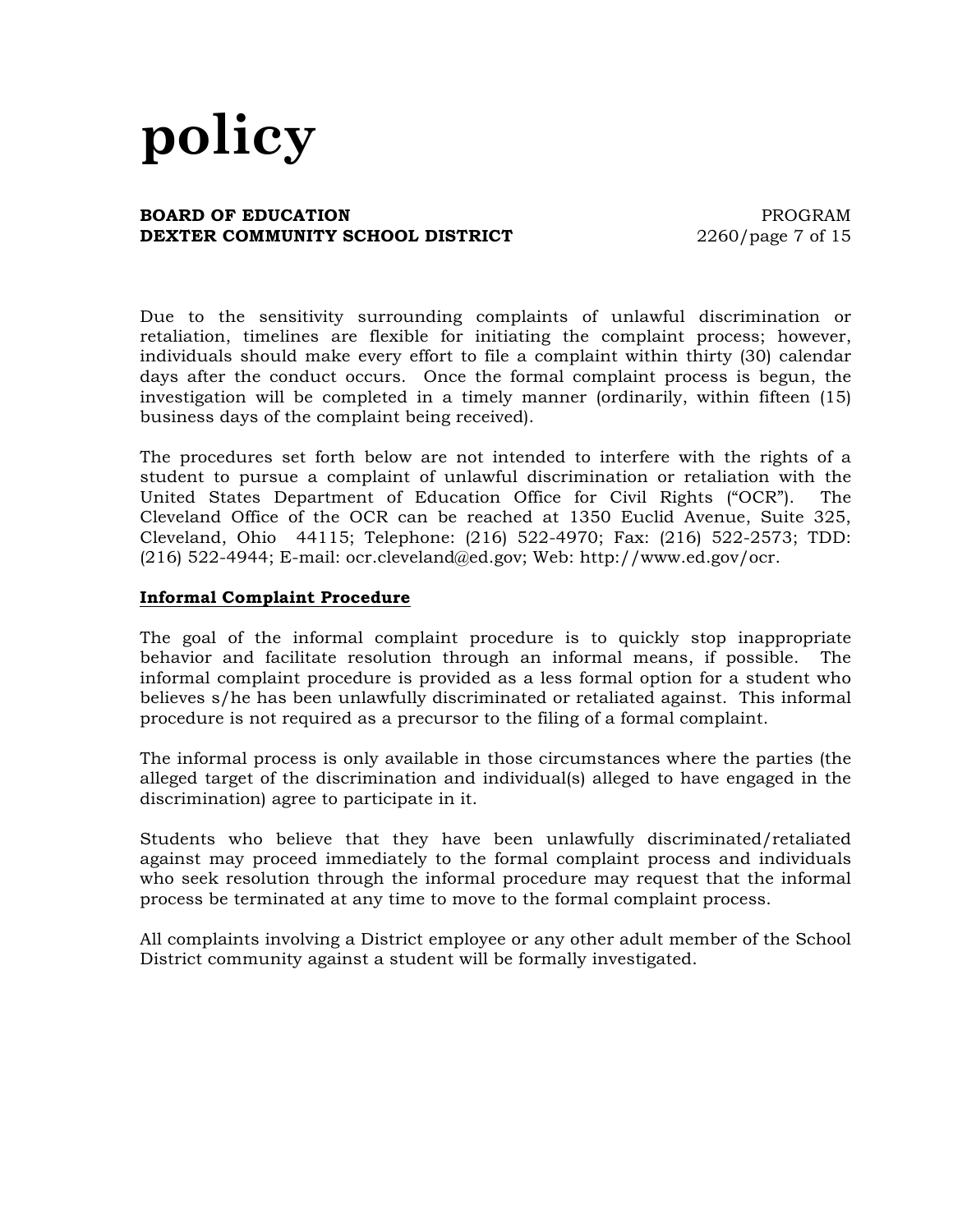Due to the sensitivity surrounding complaints of unlawful discrimination or retaliation, timelines are flexible for initiating the complaint process; however, individuals should make every effort to file a complaint within thirty (30) calendar days after the conduct occurs. Once the formal complaint process is begun, the investigation will be completed in a timely manner (ordinarily, within fifteen (15) business days of the complaint being received).

The procedures set forth below are not intended to interfere with the rights of a student to pursue a complaint of unlawful discrimination or retaliation with the United States Department of Education Office for Civil Rights ("OCR"). The Cleveland Office of the OCR can be reached at 1350 Euclid Avenue, Suite 325, Cleveland, Ohio 44115; Telephone: (216) 522-4970; Fax: (216) 522-2573; TDD: (216) 522-4944; E-mail: ocr.cleveland@ed.gov; Web: http://www.ed.gov/ocr.

**Informal Complaint Procedure**

The goal of the informal complaint procedure is to quickly stop inappropriate behavior and facilitate resolution through an informal means, if possible. The informal complaint procedure is provided as a less formal option for a student who believes s/he has been unlawfully discriminated or retaliated against. This informal procedure is not required as a precursor to the filing of a formal complaint.

The informal process is only available in those circumstances where the parties (the alleged target of the discrimination and individual(s) alleged to have engaged in the discrimination) agree to participate in it.

Students who believe that they have been unlawfully discriminated/retaliated against may proceed immediately to the formal complaint process and individuals who seek resolution through the informal procedure may request that the informal process be terminated at any time to move to the formal complaint process.

All complaints involving a District employee or any other adult member of the School District community against a student will be formally investigated.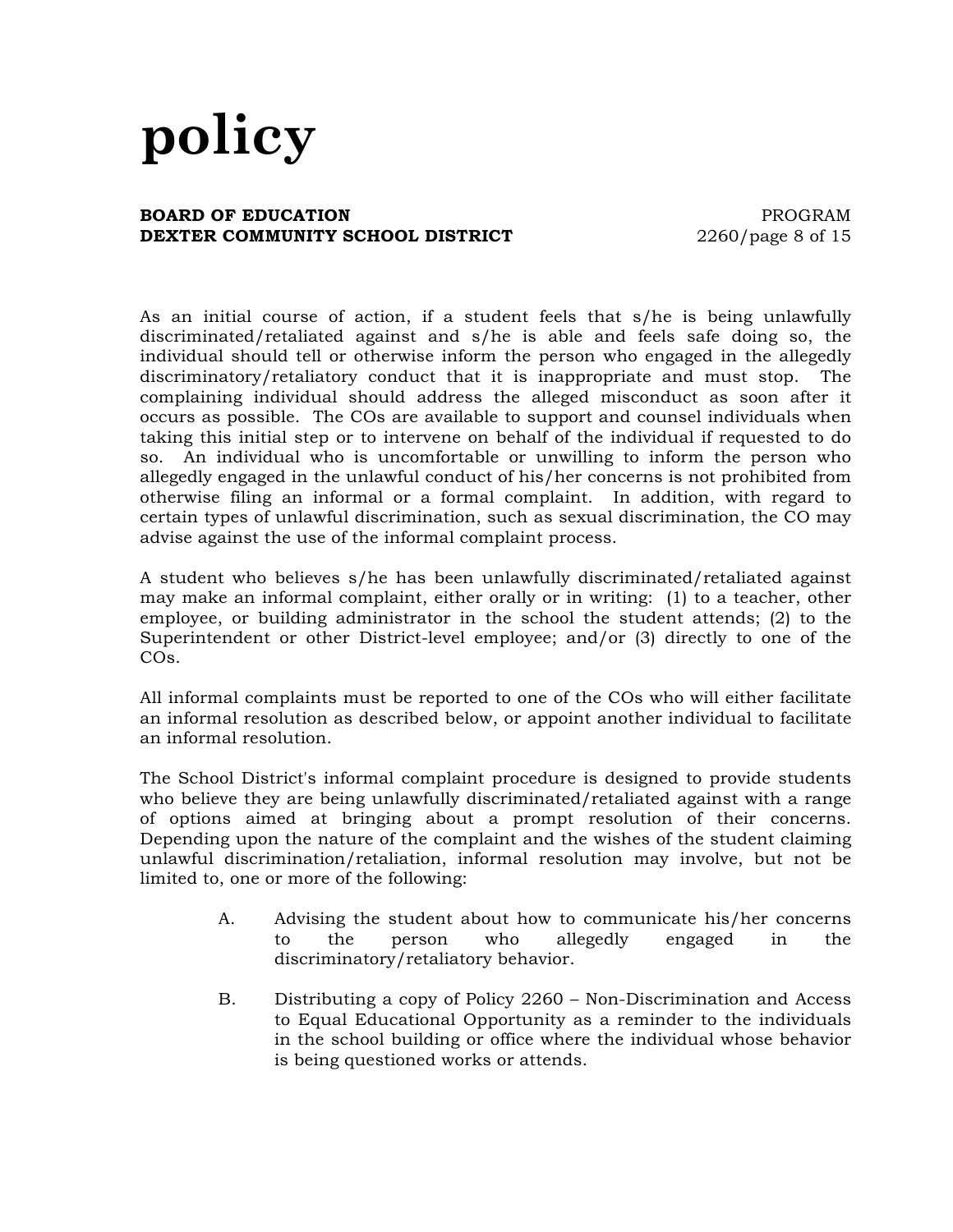As an initial course of action, if a student feels that s/he is being unlawfully discriminated/retaliated against and s/he is able and feels safe doing so, the individual should tell or otherwise inform the person who engaged in the allegedly discriminatory/retaliatory conduct that it is inappropriate and must stop. The complaining individual should address the alleged misconduct as soon after it occurs as possible. The COs are available to support and counsel individuals when taking this initial step or to intervene on behalf of the individual if requested to do so. An individual who is uncomfortable or unwilling to inform the person who allegedly engaged in the unlawful conduct of his/her concerns is not prohibited from otherwise filing an informal or a formal complaint. In addition, with regard to certain types of unlawful discrimination, such as sexual discrimination, the CO may advise against the use of the informal complaint process.

A student who believes s/he has been unlawfully discriminated/retaliated against may make an informal complaint, either orally or in writing: (1) to a teacher, other employee, or building administrator in the school the student attends; (2) to the Superintendent or other District-level employee; and/or (3) directly to one of the COs.

All informal complaints must be reported to one of the COs who will either facilitate an informal resolution as described below, or appoint another individual to facilitate an informal resolution.

The School District's informal complaint procedure is designed to provide students who believe they are being unlawfully discriminated/retaliated against with a range of options aimed at bringing about a prompt resolution of their concerns. Depending upon the nature of the complaint and the wishes of the student claiming unlawful discrimination/retaliation, informal resolution may involve, but not be limited to, one or more of the following:

A. Advising the student about how to communicate his/her concerns to the person who allegedly engaged in the discriminatory/retaliatory behavior.

B. Distributing a copy of Policy 2260 – Non-Discrimination and Access to Equal Educational Opportunity as a reminder to the individuals in the school building or office where the individual whose behavior is being questioned works or attends.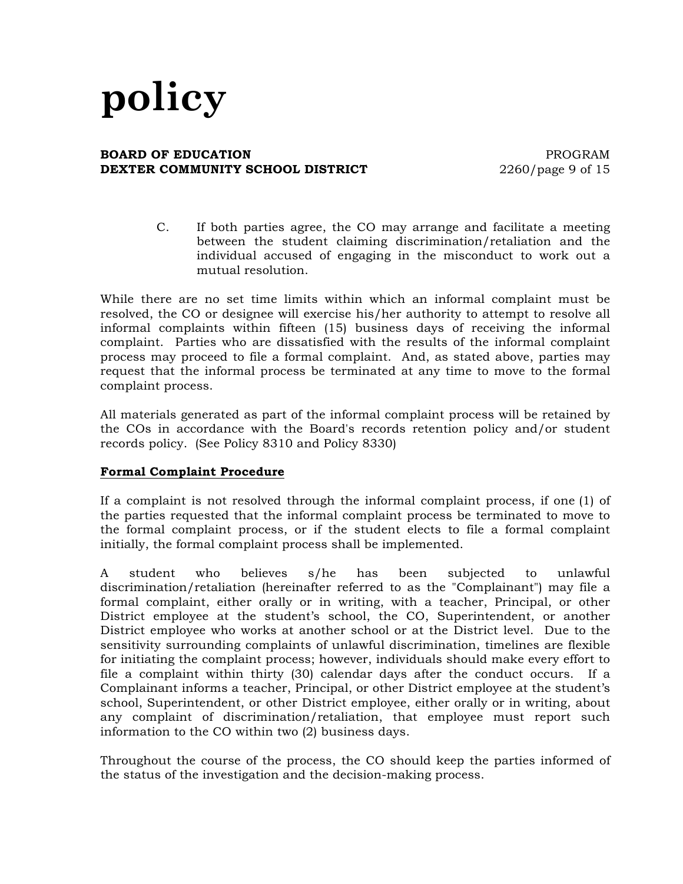C. If both parties agree, the CO may arrange and facilitate a meeting between the student claiming discrimination/retaliation and the individual accused of engaging in the misconduct to work out a mutual resolution.

While there are no set time limits within which an informal complaint must be resolved, the CO or designee will exercise his/her authority to attempt to resolve all informal complaints within fifteen (15) business days of receiving the informal complaint. Parties who are dissatisfied with the results of the informal complaint process may proceed to file a formal complaint. And, as stated above, parties may request that the informal process be terminated at any time to move to the formal complaint process.

All materials generated as part of the informal complaint process will be retained by the COs in accordance with the Board's records retention policy and/or student records policy. (See Policy 8310 and Policy 8330)

**Formal Complaint Procedure**

If a complaint is not resolved through the informal complaint process, if one (1) of the parties requested that the informal complaint process be terminated to move to the formal complaint process, or if the student elects to file a formal complaint initially, the formal complaint process shall be implemented.

A student who believes s/he has been subjected to unlawful discrimination/retaliation (hereinafter referred to as the "Complainant") may file a formal complaint, either orally or in writing, with a teacher, Principal, or other District employee at the student's school, the CO, Superintendent, or another District employee who works at another school or at the District level. Due to the sensitivity surrounding complaints of unlawful discrimination, timelines are flexible for initiating the complaint process; however, individuals should make every effort to file a complaint within thirty (30) calendar days after the conduct occurs. If a Complainant informs a teacher, Principal, or other District employee at the student's school, Superintendent, or other District employee, either orally or in writing, about any complaint of discrimination/retaliation, that employee must report such information to the CO within two (2) business days.

Throughout the course of the process, the CO should keep the parties informed of the status of the investigation and the decision-making process.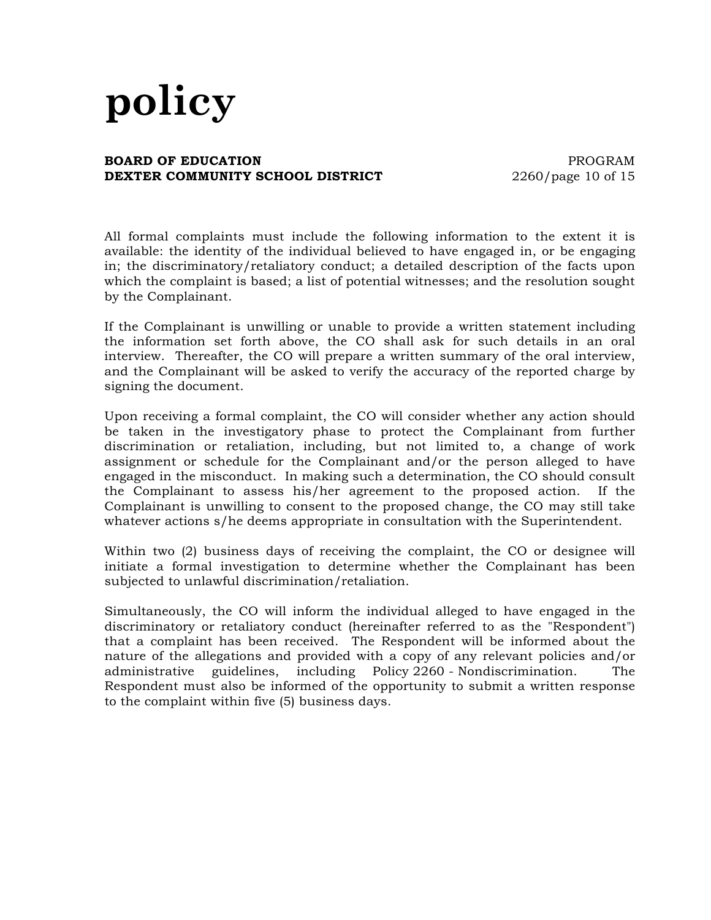All formal complaints must include the following information to the extent it is available: the identity of the individual believed to have engaged in, or be engaging in; the discriminatory/retaliatory conduct; a detailed description of the facts upon which the complaint is based; a list of potential witnesses; and the resolution sought by the Complainant.

If the Complainant is unwilling or unable to provide a written statement including the information set forth above, the CO shall ask for such details in an oral interview. Thereafter, the CO will prepare a written summary of the oral interview, and the Complainant will be asked to verify the accuracy of the reported charge by signing the document.

Upon receiving a formal complaint, the CO will consider whether any action should be taken in the investigatory phase to protect the Complainant from further discrimination or retaliation, including, but not limited to, a change of work assignment or schedule for the Complainant and/or the person alleged to have engaged in the misconduct. In making such a determination, the CO should consult the Complainant to assess his/her agreement to the proposed action. If the Complainant is unwilling to consent to the proposed change, the CO may still take whatever actions s/he deems appropriate in consultation with the Superintendent.

Within two (2) business days of receiving the complaint, the CO or designee will initiate a formal investigation to determine whether the Complainant has been subjected to unlawful discrimination/retaliation.

Simultaneously, the CO will inform the individual alleged to have engaged in the discriminatory or retaliatory conduct (hereinafter referred to as the "Respondent") that a complaint has been received. The Respondent will be informed about the nature of the allegations and provided with a copy of any relevant policies and/or administrative guidelines, including Policy 2260 - Nondiscrimination. The Respondent must also be informed of the opportunity to submit a written response to the complaint within five (5) business days.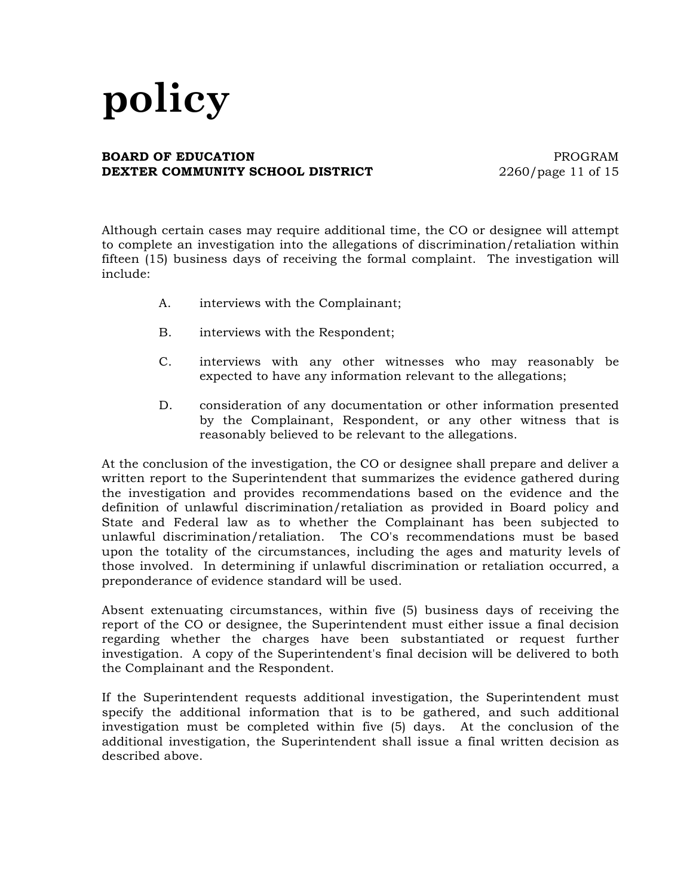Although certain cases may require additional time, the CO or designee will attempt to complete an investigation into the allegations of discrimination/retaliation within fifteen (15) business days of receiving the formal complaint. The investigation will include:

A. interviews with the Complainant;

B. interviews with the Respondent;

C. interviews with any other witnesses who may reasonably be expected to have any information relevant to the allegations;

D. consideration of any documentation or other information presented by the Complainant, Respondent, or any other witness that is reasonably believed to be relevant to the allegations.

At the conclusion of the investigation, the CO or designee shall prepare and deliver a written report to the Superintendent that summarizes the evidence gathered during the investigation and provides recommendations based on the evidence and the definition of unlawful discrimination/retaliation as provided in Board policy and State and Federal law as to whether the Complainant has been subjected to unlawful discrimination/retaliation. The CO's recommendations must be based upon the totality of the circumstances, including the ages and maturity levels of those involved. In determining if unlawful discrimination or retaliation occurred, a preponderance of evidence standard will be used.

Absent extenuating circumstances, within five (5) business days of receiving the report of the CO or designee, the Superintendent must either issue a final decision regarding whether the charges have been substantiated or request further investigation. A copy of the Superintendent's final decision will be delivered to both the Complainant and the Respondent.

If the Superintendent requests additional investigation, the Superintendent must specify the additional information that is to be gathered, and such additional investigation must be completed within five (5) days. At the conclusion of the additional investigation, the Superintendent shall issue a final written decision as described above.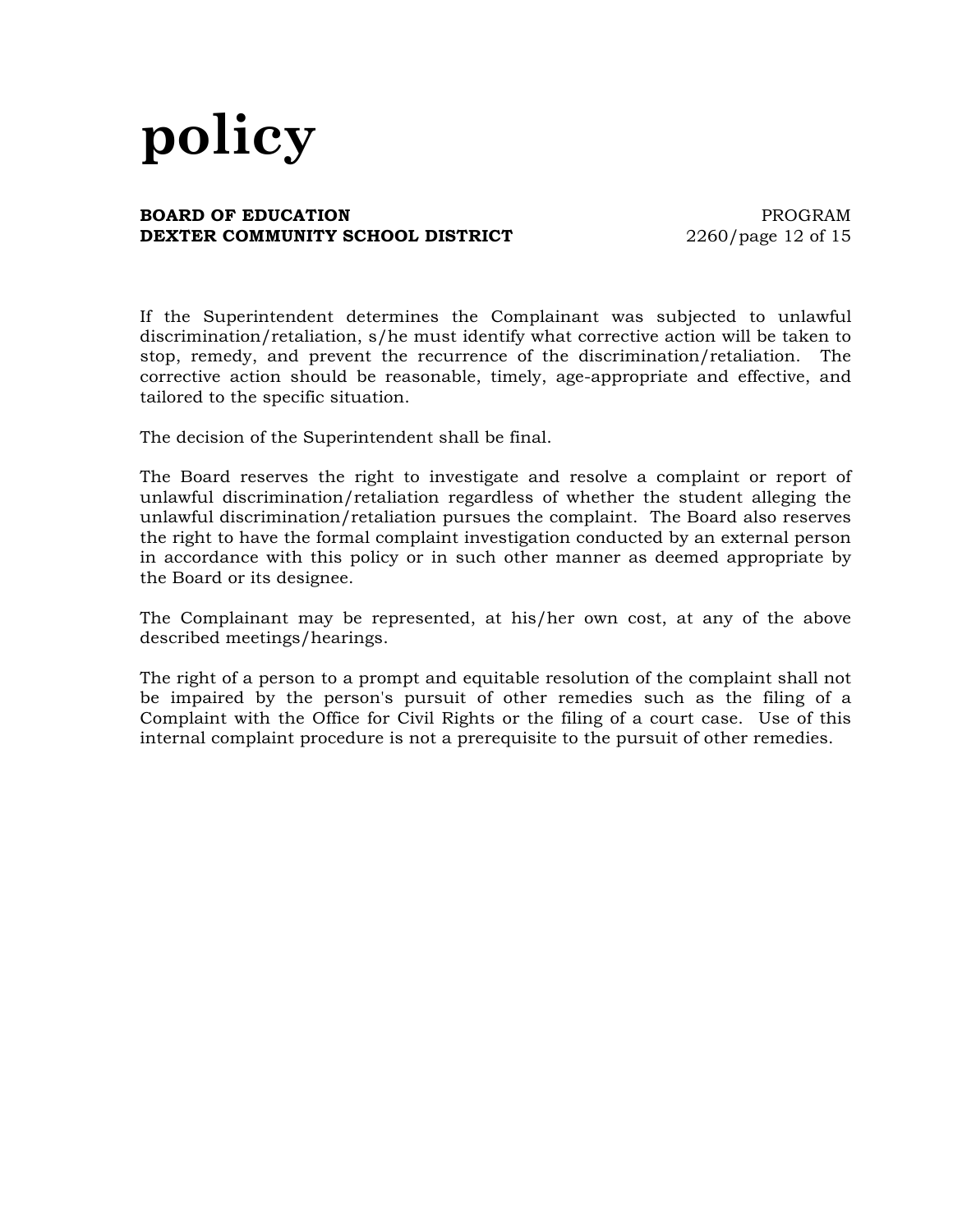If the Superintendent determines the Complainant was subjected to unlawful discrimination/retaliation, s/he must identify what corrective action will be taken to stop, remedy, and prevent the recurrence of the discrimination/retaliation. The corrective action should be reasonable, timely, age-appropriate and effective, and tailored to the specific situation.

The decision of the Superintendent shall be final.

The Board reserves the right to investigate and resolve a complaint or report of unlawful discrimination/retaliation regardless of whether the student alleging the unlawful discrimination/retaliation pursues the complaint. The Board also reserves the right to have the formal complaint investigation conducted by an external person in accordance with this policy or in such other manner as deemed appropriate by the Board or its designee.

The Complainant may be represented, at his/her own cost, at any of the above described meetings/hearings.

The right of a person to a prompt and equitable resolution of the complaint shall not be impaired by the person's pursuit of other remedies such as the filing of a Complaint with the Office for Civil Rights or the filing of a court case. Use of this internal complaint procedure is not a prerequisite to the pursuit of other remedies.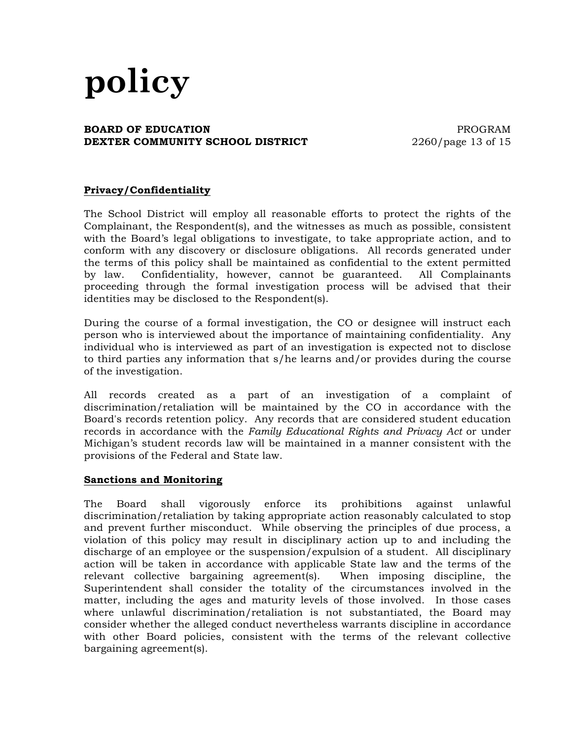**Privacy/Confidentiality**

The School District will employ all reasonable efforts to protect the rights of the Complainant, the Respondent(s), and the witnesses as much as possible, consistent with the Board's legal obligations to investigate, to take appropriate action, and to conform with any discovery or disclosure obligations. All records generated under the terms of this policy shall be maintained as confidential to the extent permitted by law. Confidentiality, however, cannot be guaranteed. All Complainants proceeding through the formal investigation process will be advised that their identities may be disclosed to the Respondent(s).

During the course of a formal investigation, the CO or designee will instruct each person who is interviewed about the importance of maintaining confidentiality. Any individual who is interviewed as part of an investigation is expected not to disclose to third parties any information that s/he learns and/or provides during the course of the investigation.

All records created as a part of an investigation of a complaint of discrimination/retaliation will be maintained by the CO in accordance with the Board's records retention policy. Any records that are considered student education records in accordance with the *Family Educational Rights and Privacy Act* or under Michigan's student records law will be maintained in a manner consistent with the provisions of the Federal and State law.

**Sanctions and Monitoring**

The Board shall vigorously enforce its prohibitions against unlawful discrimination/retaliation by taking appropriate action reasonably calculated to stop and prevent further misconduct. While observing the principles of due process, a violation of this policy may result in disciplinary action up to and including the discharge of an employee or the suspension/expulsion of a student. All disciplinary action will be taken in accordance with applicable State law and the terms of the relevant collective bargaining agreement(s). When imposing discipline, the Superintendent shall consider the totality of the circumstances involved in the matter, including the ages and maturity levels of those involved. In those cases where unlawful discrimination/retaliation is not substantiated, the Board may consider whether the alleged conduct nevertheless warrants discipline in accordance with other Board policies, consistent with the terms of the relevant collective bargaining agreement(s).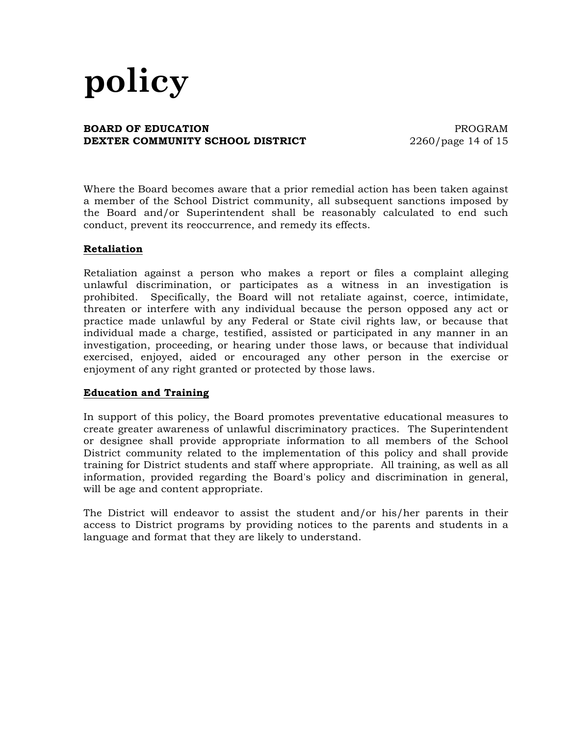Where the Board becomes aware that a prior remedial action has been taken against a member of the School District community, all subsequent sanctions imposed by the Board and/or Superintendent shall be reasonably calculated to end such conduct, prevent its reoccurrence, and remedy its effects.

**Retaliation**

Retaliation against a person who makes a report or files a complaint alleging unlawful discrimination, or participates as a witness in an investigation is prohibited. Specifically, the Board will not retaliate against, coerce, intimidate, threaten or interfere with any individual because the person opposed any act or practice made unlawful by any Federal or State civil rights law, or because that individual made a charge, testified, assisted or participated in any manner in an investigation, proceeding, or hearing under those laws, or because that individual exercised, enjoyed, aided or encouraged any other person in the exercise or enjoyment of any right granted or protected by those laws.

**Education and Training**

In support of this policy, the Board promotes preventative educational measures to create greater awareness of unlawful discriminatory practices. The Superintendent or designee shall provide appropriate information to all members of the School District community related to the implementation of this policy and shall provide training for District students and staff where appropriate. All training, as well as all information, provided regarding the Board's policy and discrimination in general, will be age and content appropriate.

The District will endeavor to assist the student and/or his/her parents in their access to District programs by providing notices to the parents and students in a language and format that they are likely to understand.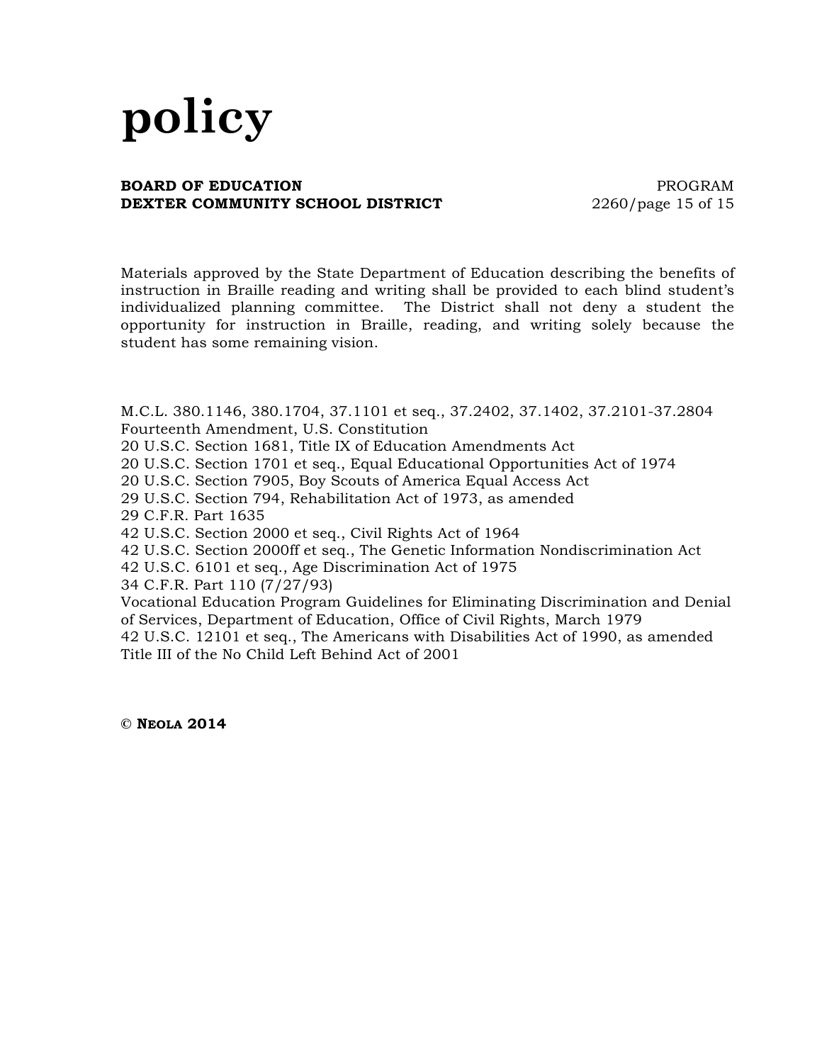Materials approved by the State Department of Education describing the benefits of instruction in Braille reading and writing shall be provided to each blind student's individualized planning committee. The District shall not deny a student the opportunity for instruction in Braille, reading, and writing solely because the student has some remaining vision.

M.C.L. 380.1146, 380.1704, 37.1101 et seq., 37.2402, 37.1402, 37.2101-37.2804
Fourteenth Amendment, U.S. Constitution
20 U.S.C. Section 1681, Title IX of Education Amendments Act
20 U.S.C. Section 1701 et seq., Equal Educational Opportunities Act of 1974
20 U.S.C. Section 7905, Boy Scouts of America Equal Access Act
29 U.S.C. Section 794, Rehabilitation Act of 1973, as amended
29 C.F.R. Part 1635
42 U.S.C. Section 2000 et seq., Civil Rights Act of 1964
42 U.S.C. Section 2000ff et seq., The Genetic Information Nondiscrimination Act
42 U.S.C. 6101 et seq., Age Discrimination Act of 1975
34 C.F.R. Part 110 (7/27/93)
Vocational Education Program Guidelines for Eliminating Discrimination and Denial of Services, Department of Education, Office of Civil Rights, March 1979
42 U.S.C. 12101 et seq., The Americans with Disabilities Act of 1990, as amended
Title III of the No Child Left Behind Act of 2001

**© NEOLA 2014**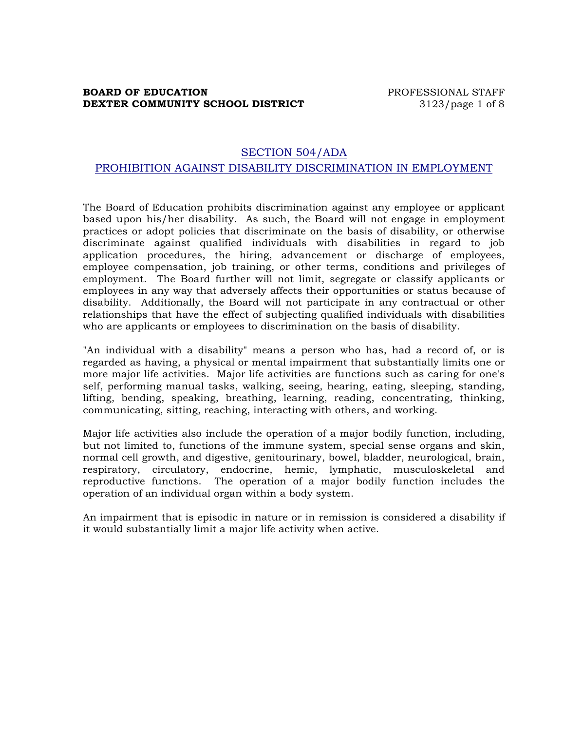## SECTION 504/ADA

## PROHIBITION AGAINST DISABILITY DISCRIMINATION IN EMPLOYMENT

The Board of Education prohibits discrimination against any employee or applicant based upon his/her disability. As such, the Board will not engage in employment practices or adopt policies that discriminate on the basis of disability, or otherwise discriminate against qualified individuals with disabilities in regard to job application procedures, the hiring, advancement or discharge of employees, employee compensation, job training, or other terms, conditions and privileges of employment. The Board further will not limit, segregate or classify applicants or employees in any way that adversely affects their opportunities or status because of disability. Additionally, the Board will not participate in any contractual or other relationships that have the effect of subjecting qualified individuals with disabilities who are applicants or employees to discrimination on the basis of disability.

"An individual with a disability" means a person who has, had a record of, or is regarded as having, a physical or mental impairment that substantially limits one or more major life activities. Major life activities are functions such as caring for one's self, performing manual tasks, walking, seeing, hearing, eating, sleeping, standing, lifting, bending, speaking, breathing, learning, reading, concentrating, thinking, communicating, sitting, reaching, interacting with others, and working.

Major life activities also include the operation of a major bodily function, including, but not limited to, functions of the immune system, special sense organs and skin, normal cell growth, and digestive, genitourinary, bowel, bladder, neurological, brain, respiratory, circulatory, endocrine, hemic, lymphatic, musculoskeletal and reproductive functions. The operation of a major bodily function includes the operation of an individual organ within a body system.

An impairment that is episodic in nature or in remission is considered a disability if it would substantially limit a major life activity when active.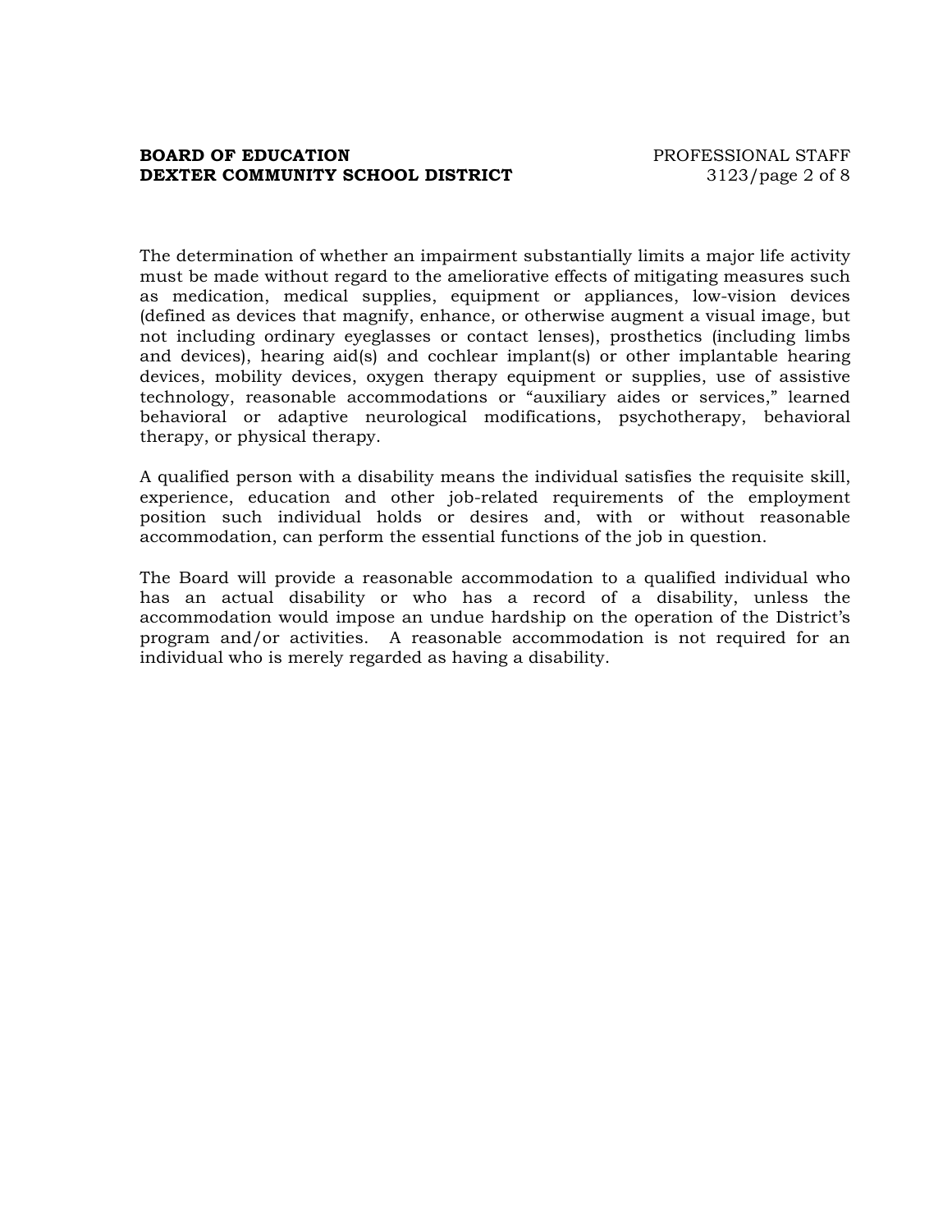The determination of whether an impairment substantially limits a major life activity must be made without regard to the ameliorative effects of mitigating measures such as medication, medical supplies, equipment or appliances, low-vision devices (defined as devices that magnify, enhance, or otherwise augment a visual image, but not including ordinary eyeglasses or contact lenses), prosthetics (including limbs and devices), hearing aid(s) and cochlear implant(s) or other implantable hearing devices, mobility devices, oxygen therapy equipment or supplies, use of assistive technology, reasonable accommodations or "auxiliary aides or services," learned behavioral or adaptive neurological modifications, psychotherapy, behavioral therapy, or physical therapy.

A qualified person with a disability means the individual satisfies the requisite skill, experience, education and other job-related requirements of the employment position such individual holds or desires and, with or without reasonable accommodation, can perform the essential functions of the job in question.

The Board will provide a reasonable accommodation to a qualified individual who has an actual disability or who has a record of a disability, unless the accommodation would impose an undue hardship on the operation of the District's program and/or activities. A reasonable accommodation is not required for an individual who is merely regarded as having a disability.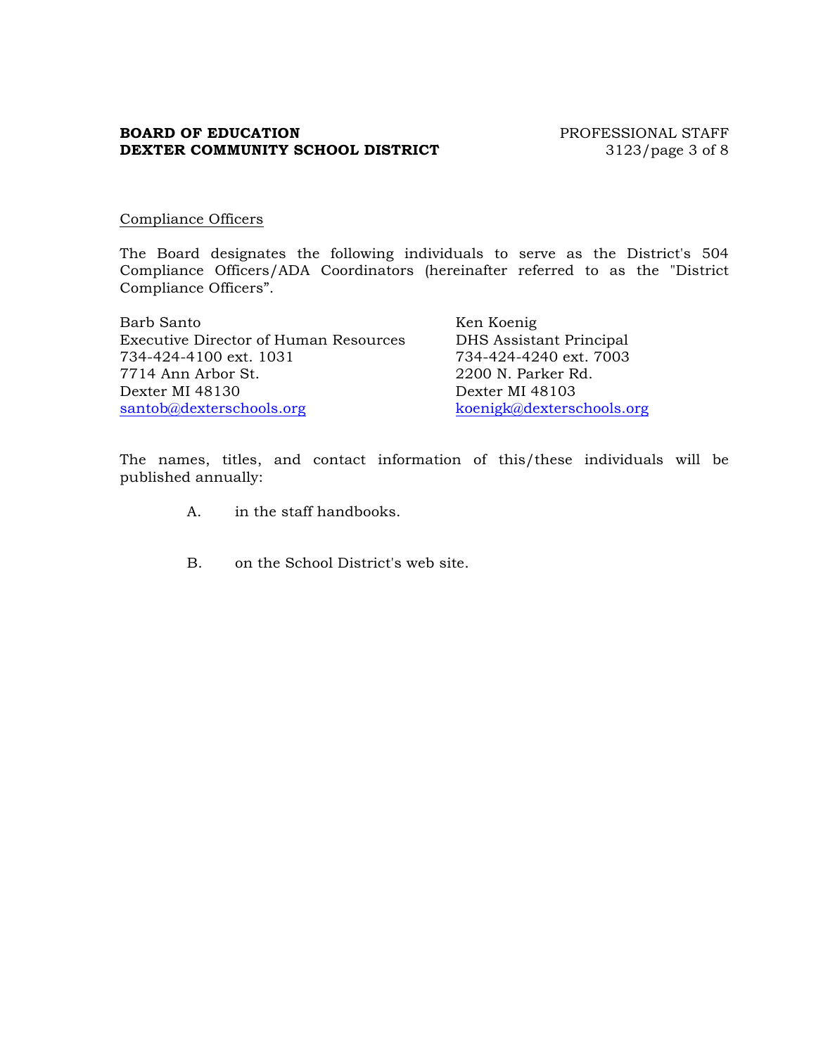<u>Compliance Officers</u>

The Board designates the following individuals to serve as the District's 504 Compliance Officers/ADA Coordinators (hereinafter referred to as the "District Compliance Officers".

Barb Santo
Executive Director of Human Resources
734-424-4100 ext. 1031
7714 Ann Arbor St.
Dexter MI 48130
santob@dexterschools.org

Ken Koenig
DHS Assistant Principal
734-424-4240 ext. 7003
2200 N. Parker Rd.
Dexter MI 48103
koenigk@dexterschools.org

The names, titles, and contact information of this/these individuals will be published annually:

A. in the staff handbooks.

B. on the School District's web site.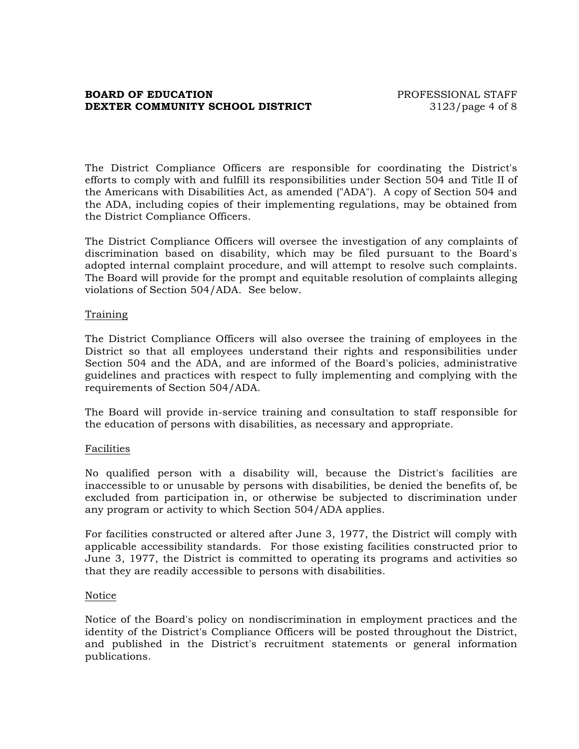The District Compliance Officers are responsible for coordinating the District's efforts to comply with and fulfill its responsibilities under Section 504 and Title II of the Americans with Disabilities Act, as amended ("ADA"). A copy of Section 504 and the ADA, including copies of their implementing regulations, may be obtained from the District Compliance Officers.

The District Compliance Officers will oversee the investigation of any complaints of discrimination based on disability, which may be filed pursuant to the Board's adopted internal complaint procedure, and will attempt to resolve such complaints. The Board will provide for the prompt and equitable resolution of complaints alleging violations of Section 504/ADA. See below.

Training

The District Compliance Officers will also oversee the training of employees in the District so that all employees understand their rights and responsibilities under Section 504 and the ADA, and are informed of the Board's policies, administrative guidelines and practices with respect to fully implementing and complying with the requirements of Section 504/ADA.

The Board will provide in-service training and consultation to staff responsible for the education of persons with disabilities, as necessary and appropriate.

Facilities

No qualified person with a disability will, because the District's facilities are inaccessible to or unusable by persons with disabilities, be denied the benefits of, be excluded from participation in, or otherwise be subjected to discrimination under any program or activity to which Section 504/ADA applies.

For facilities constructed or altered after June 3, 1977, the District will comply with applicable accessibility standards. For those existing facilities constructed prior to June 3, 1977, the District is committed to operating its programs and activities so that they are readily accessible to persons with disabilities.

Notice

Notice of the Board's policy on nondiscrimination in employment practices and the identity of the District's Compliance Officers will be posted throughout the District, and published in the District's recruitment statements or general information publications.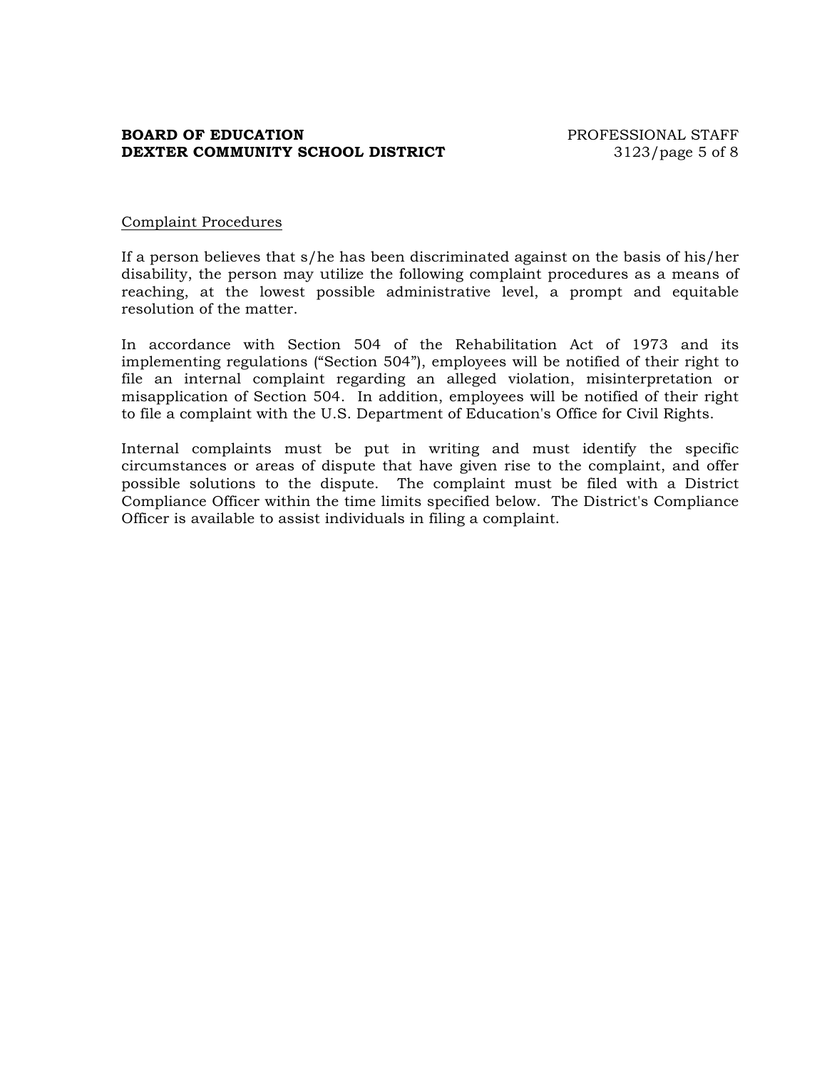Complaint Procedures

If a person believes that s/he has been discriminated against on the basis of his/her disability, the person may utilize the following complaint procedures as a means of reaching, at the lowest possible administrative level, a prompt and equitable resolution of the matter.

In accordance with Section 504 of the Rehabilitation Act of 1973 and its implementing regulations ("Section 504"), employees will be notified of their right to file an internal complaint regarding an alleged violation, misinterpretation or misapplication of Section 504. In addition, employees will be notified of their right to file a complaint with the U.S. Department of Education's Office for Civil Rights.

Internal complaints must be put in writing and must identify the specific circumstances or areas of dispute that have given rise to the complaint, and offer possible solutions to the dispute. The complaint must be filed with a District Compliance Officer within the time limits specified below. The District's Compliance Officer is available to assist individuals in filing a complaint.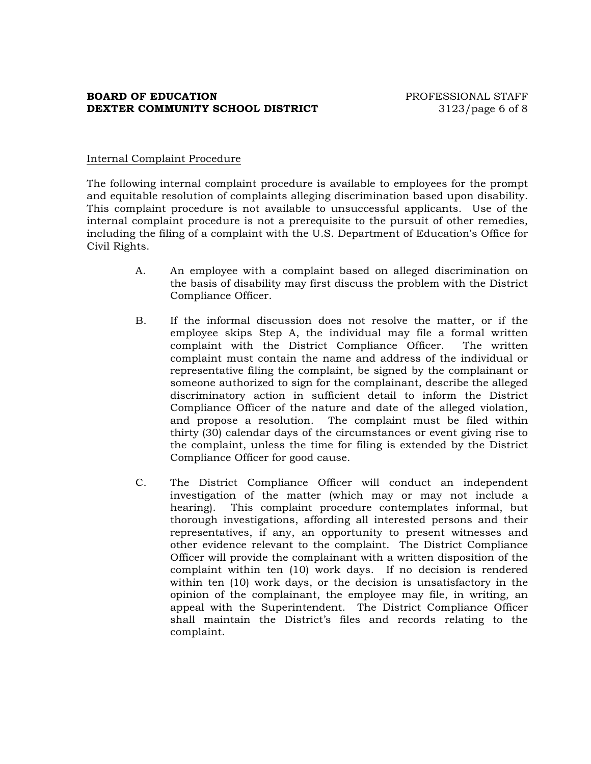Internal Complaint Procedure

The following internal complaint procedure is available to employees for the prompt and equitable resolution of complaints alleging discrimination based upon disability. This complaint procedure is not available to unsuccessful applicants. Use of the internal complaint procedure is not a prerequisite to the pursuit of other remedies, including the filing of a complaint with the U.S. Department of Education's Office for Civil Rights.

A. An employee with a complaint based on alleged discrimination on the basis of disability may first discuss the problem with the District Compliance Officer.

B. If the informal discussion does not resolve the matter, or if the employee skips Step A, the individual may file a formal written complaint with the District Compliance Officer. The written complaint must contain the name and address of the individual or representative filing the complaint, be signed by the complainant or someone authorized to sign for the complainant, describe the alleged discriminatory action in sufficient detail to inform the District Compliance Officer of the nature and date of the alleged violation, and propose a resolution. The complaint must be filed within thirty (30) calendar days of the circumstances or event giving rise to the complaint, unless the time for filing is extended by the District Compliance Officer for good cause.

C. The District Compliance Officer will conduct an independent investigation of the matter (which may or may not include a hearing). This complaint procedure contemplates informal, but thorough investigations, affording all interested persons and their representatives, if any, an opportunity to present witnesses and other evidence relevant to the complaint. The District Compliance Officer will provide the complainant with a written disposition of the complaint within ten (10) work days. If no decision is rendered within ten (10) work days, or the decision is unsatisfactory in the opinion of the complainant, the employee may file, in writing, an appeal with the Superintendent. The District Compliance Officer shall maintain the District's files and records relating to the complaint.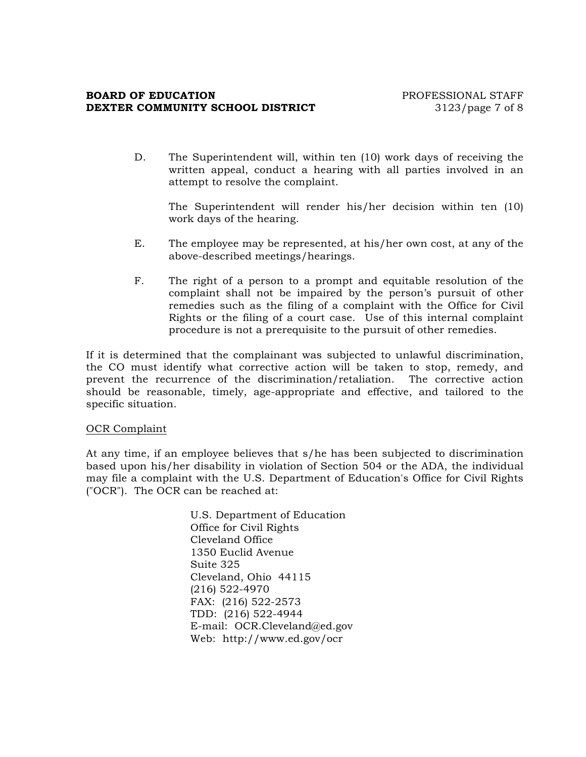D. The Superintendent will, within ten (10) work days of receiving the written appeal, conduct a hearing with all parties involved in an attempt to resolve the complaint.

   The Superintendent will render his/her decision within ten (10) work days of the hearing.

E. The employee may be represented, at his/her own cost, at any of the above-described meetings/hearings.

F. The right of a person to a prompt and equitable resolution of the complaint shall not be impaired by the person's pursuit of other remedies such as the filing of a complaint with the Office for Civil Rights or the filing of a court case. Use of this internal complaint procedure is not a prerequisite to the pursuit of other remedies.

If it is determined that the complainant was subjected to unlawful discrimination, the CO must identify what corrective action will be taken to stop, remedy, and prevent the recurrence of the discrimination/retaliation. The corrective action should be reasonable, timely, age-appropriate and effective, and tailored to the specific situation.

<u>OCR Complaint</u>

At any time, if an employee believes that s/he has been subjected to discrimination based upon his/her disability in violation of Section 504 or the ADA, the individual may file a complaint with the U.S. Department of Education's Office for Civil Rights ("OCR"). The OCR can be reached at:

U.S. Department of Education  
Office for Civil Rights  
Cleveland Office  
1350 Euclid Avenue  
Suite 325  
Cleveland, Ohio 44115  
(216) 522-4970  
FAX: (216) 522-2573  
TDD: (216) 522-4944  
E-mail: OCR.Cleveland@ed.gov  
Web: http://www.ed.gov/ocr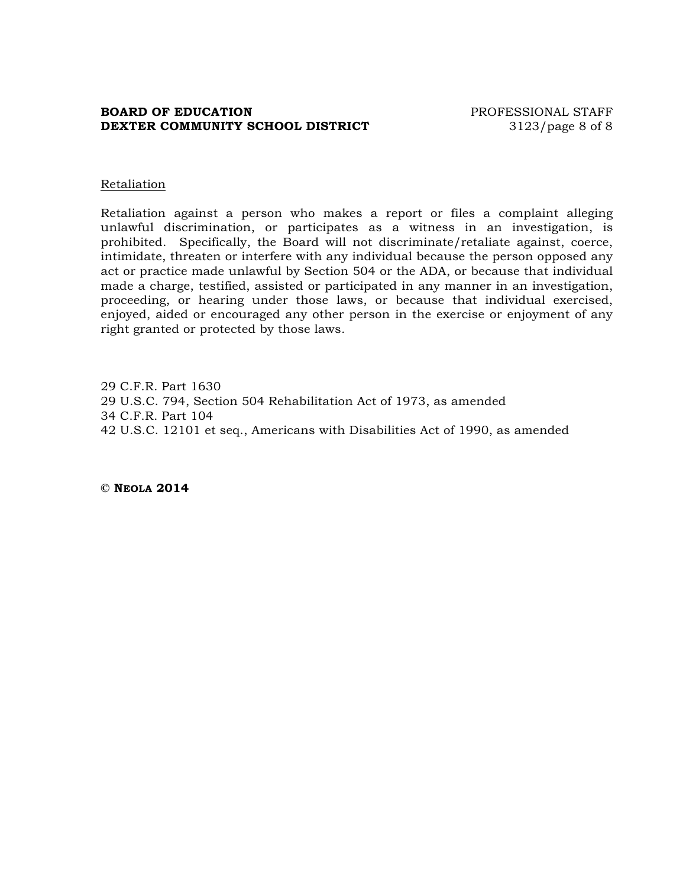Retaliation

Retaliation against a person who makes a report or files a complaint alleging unlawful discrimination, or participates as a witness in an investigation, is prohibited. Specifically, the Board will not discriminate/retaliate against, coerce, intimidate, threaten or interfere with any individual because the person opposed any act or practice made unlawful by Section 504 or the ADA, or because that individual made a charge, testified, assisted or participated in any manner in an investigation, proceeding, or hearing under those laws, or because that individual exercised, enjoyed, aided or encouraged any other person in the exercise or enjoyment of any right granted or protected by those laws.

29 C.F.R. Part 1630
29 U.S.C. 794, Section 504 Rehabilitation Act of 1973, as amended
34 C.F.R. Part 104
42 U.S.C. 12101 et seq., Americans with Disabilities Act of 1990, as amended

**© NEOLA 2014**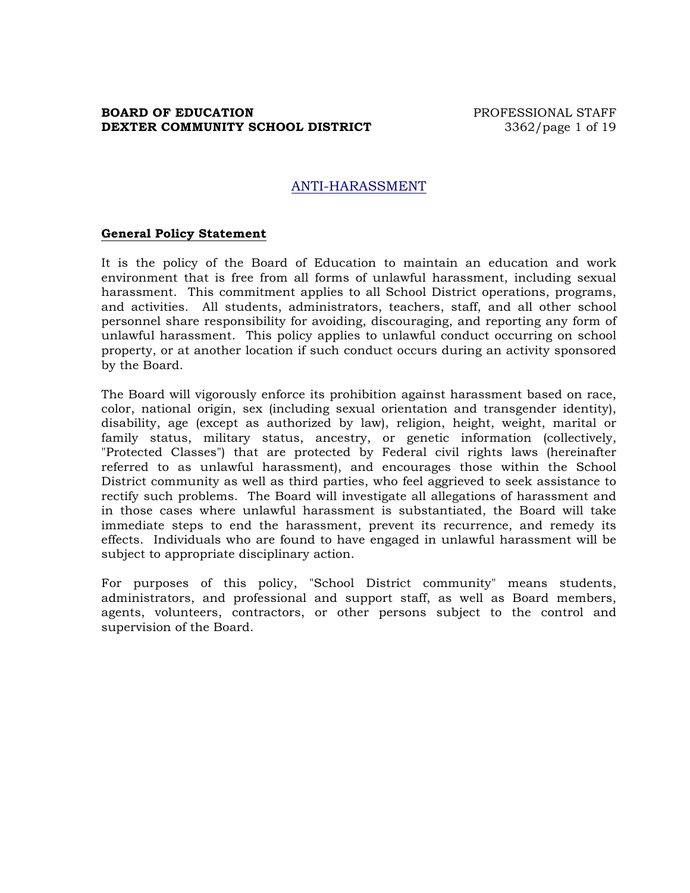# ANTI-HARASSMENT

**General Policy Statement**

It is the policy of the Board of Education to maintain an education and work environment that is free from all forms of unlawful harassment, including sexual harassment. This commitment applies to all School District operations, programs, and activities. All students, administrators, teachers, staff, and all other school personnel share responsibility for avoiding, discouraging, and reporting any form of unlawful harassment. This policy applies to unlawful conduct occurring on school property, or at another location if such conduct occurs during an activity sponsored by the Board.

The Board will vigorously enforce its prohibition against harassment based on race, color, national origin, sex (including sexual orientation and transgender identity), disability, age (except as authorized by law), religion, height, weight, marital or family status, military status, ancestry, or genetic information (collectively, "Protected Classes") that are protected by Federal civil rights laws (hereinafter referred to as unlawful harassment), and encourages those within the School District community as well as third parties, who feel aggrieved to seek assistance to rectify such problems. The Board will investigate all allegations of harassment and in those cases where unlawful harassment is substantiated, the Board will take immediate steps to end the harassment, prevent its recurrence, and remedy its effects. Individuals who are found to have engaged in unlawful harassment will be subject to appropriate disciplinary action.

For purposes of this policy, "School District community" means students, administrators, and professional and support staff, as well as Board members, agents, volunteers, contractors, or other persons subject to the control and supervision of the Board.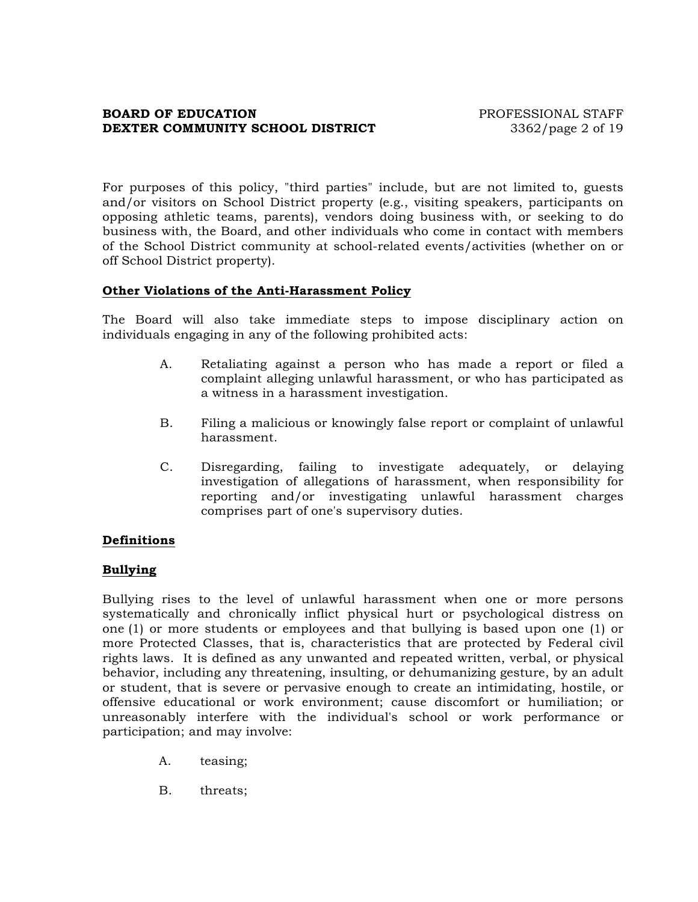For purposes of this policy, "third parties" include, but are not limited to, guests and/or visitors on School District property (e.g., visiting speakers, participants on opposing athletic teams, parents), vendors doing business with, or seeking to do business with, the Board, and other individuals who come in contact with members of the School District community at school-related events/activities (whether on or off School District property).

**Other Violations of the Anti-Harassment Policy**

The Board will also take immediate steps to impose disciplinary action on individuals engaging in any of the following prohibited acts:

A. Retaliating against a person who has made a report or filed a complaint alleging unlawful harassment, or who has participated as a witness in a harassment investigation.

B. Filing a malicious or knowingly false report or complaint of unlawful harassment.

C. Disregarding, failing to investigate adequately, or delaying investigation of allegations of harassment, when responsibility for reporting and/or investigating unlawful harassment charges comprises part of one's supervisory duties.

**Definitions**

**Bullying**

Bullying rises to the level of unlawful harassment when one or more persons systematically and chronically inflict physical hurt or psychological distress on one (1) or more students or employees and that bullying is based upon one (1) or more Protected Classes, that is, characteristics that are protected by Federal civil rights laws. It is defined as any unwanted and repeated written, verbal, or physical behavior, including any threatening, insulting, or dehumanizing gesture, by an adult or student, that is severe or pervasive enough to create an intimidating, hostile, or offensive educational or work environment; cause discomfort or humiliation; or unreasonably interfere with the individual's school or work performance or participation; and may involve:

A. teasing;

B. threats;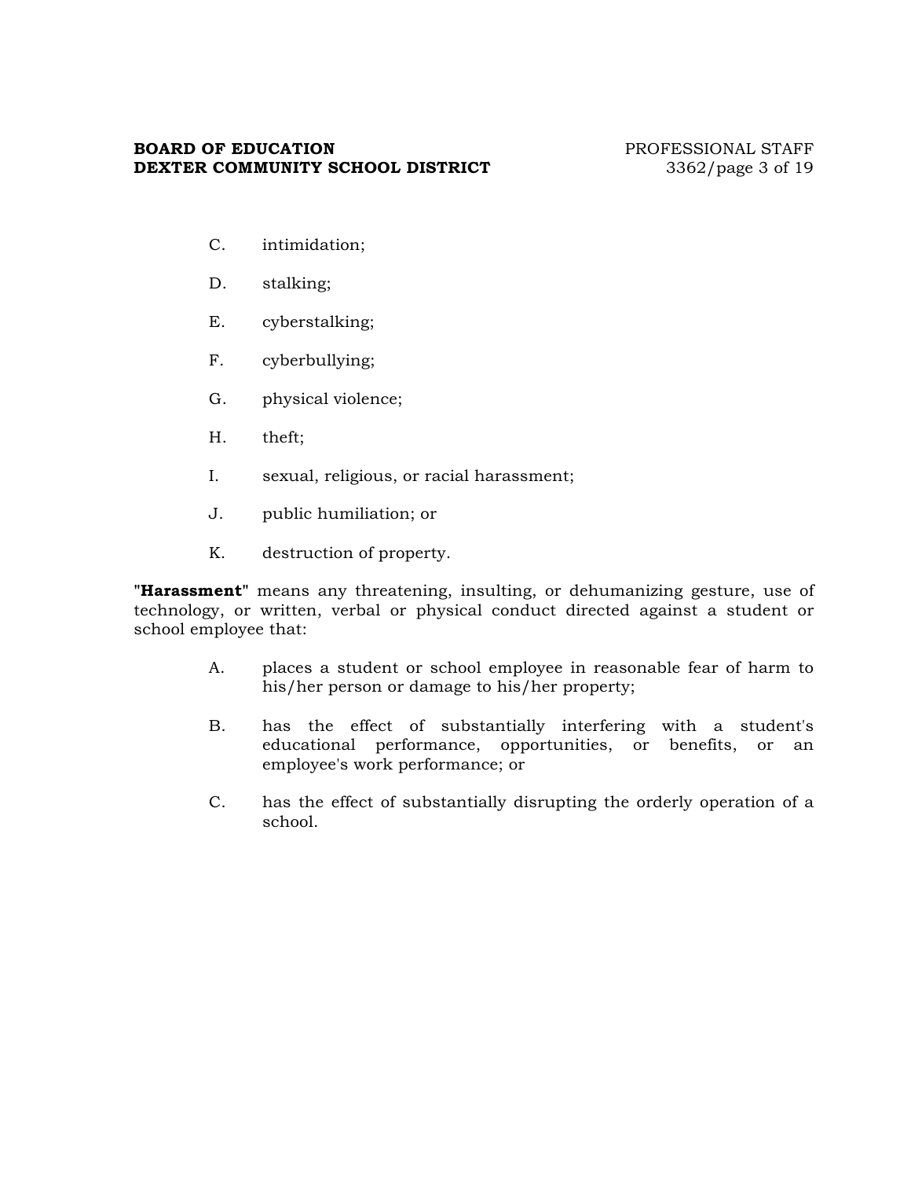C. intimidation;

D. stalking;

E. cyberstalking;

F. cyberbullying;

G. physical violence;

H. theft;

I. sexual, religious, or racial harassment;

J. public humiliation; or

K. destruction of property.

"**Harassment**" means any threatening, insulting, or dehumanizing gesture, use of technology, or written, verbal or physical conduct directed against a student or school employee that:

A. places a student or school employee in reasonable fear of harm to his/her person or damage to his/her property;

B. has the effect of substantially interfering with a student's educational performance, opportunities, or benefits, or an employee's work performance; or

C. has the effect of substantially disrupting the orderly operation of a school.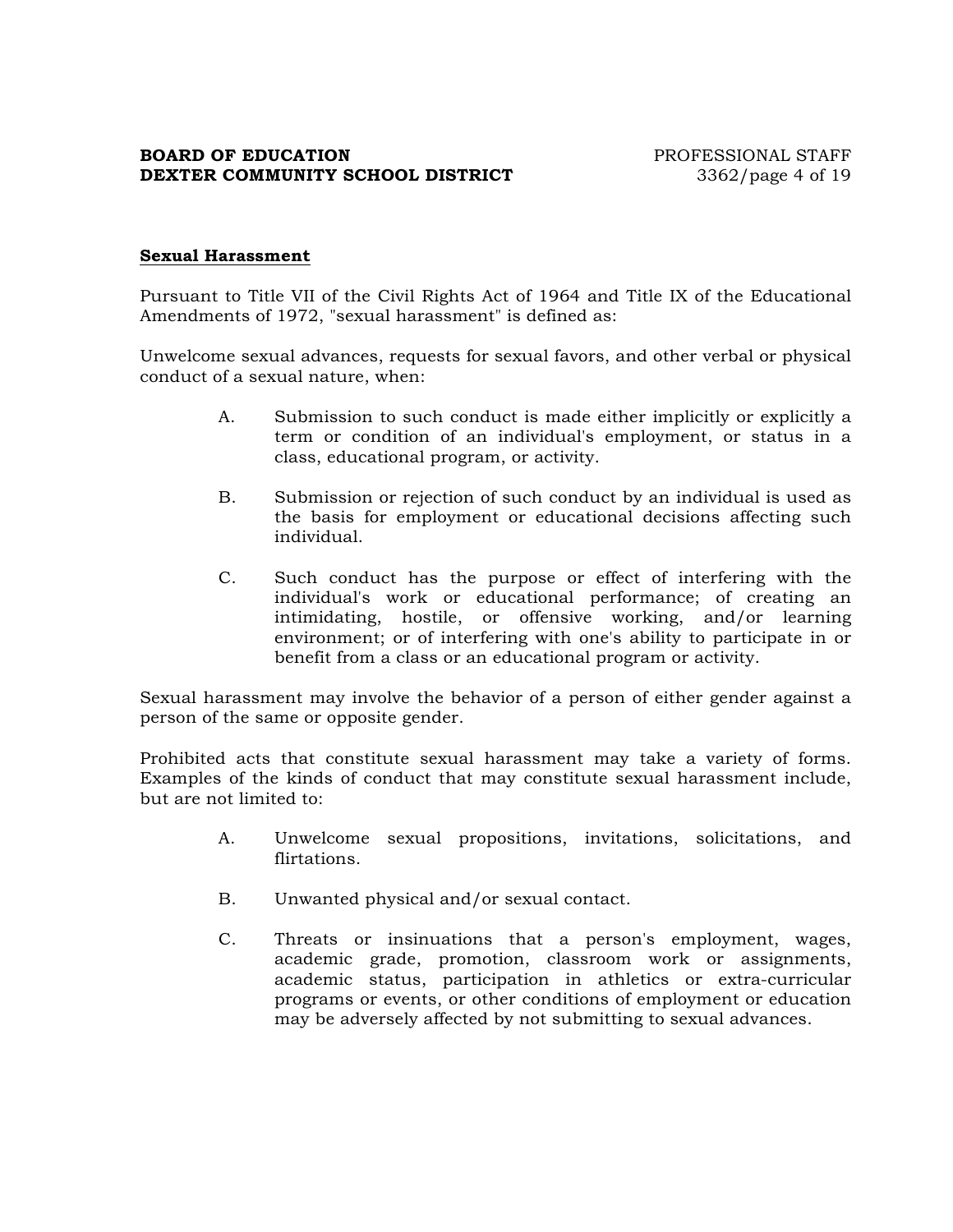## Sexual Harassment

Pursuant to Title VII of the Civil Rights Act of 1964 and Title IX of the Educational Amendments of 1972, "sexual harassment" is defined as:

Unwelcome sexual advances, requests for sexual favors, and other verbal or physical conduct of a sexual nature, when:

A. Submission to such conduct is made either implicitly or explicitly a term or condition of an individual's employment, or status in a class, educational program, or activity.

B. Submission or rejection of such conduct by an individual is used as the basis for employment or educational decisions affecting such individual.

C. Such conduct has the purpose or effect of interfering with the individual's work or educational performance; of creating an intimidating, hostile, or offensive working, and/or learning environment; or of interfering with one's ability to participate in or benefit from a class or an educational program or activity.

Sexual harassment may involve the behavior of a person of either gender against a person of the same or opposite gender.

Prohibited acts that constitute sexual harassment may take a variety of forms. Examples of the kinds of conduct that may constitute sexual harassment include, but are not limited to:

A. Unwelcome sexual propositions, invitations, solicitations, and flirtations.

B. Unwanted physical and/or sexual contact.

C. Threats or insinuations that a person's employment, wages, academic grade, promotion, classroom work or assignments, academic status, participation in athletics or extra-curricular programs or events, or other conditions of employment or education may be adversely affected by not submitting to sexual advances.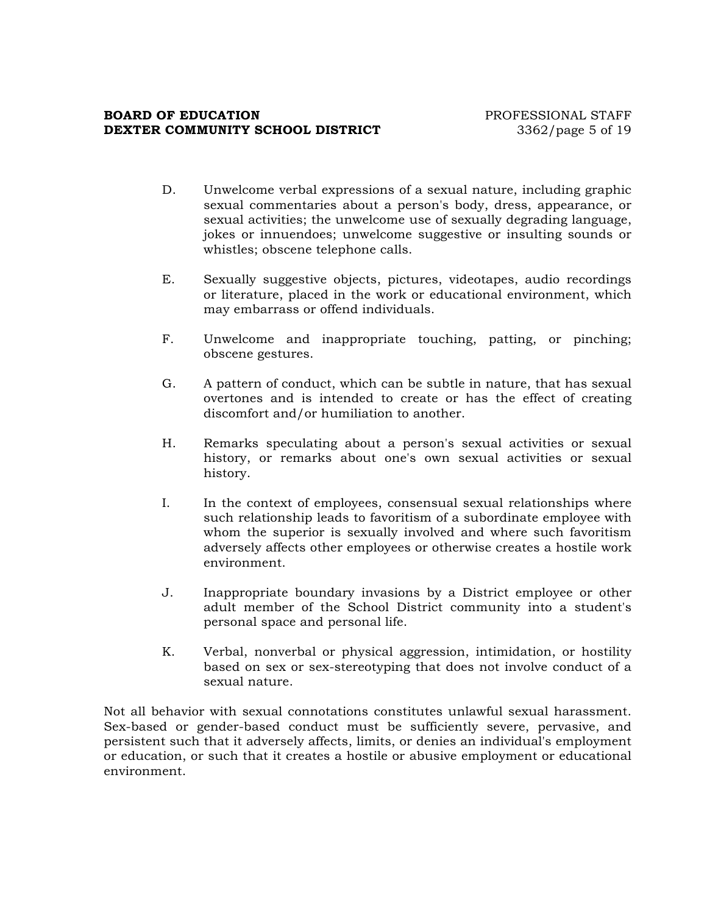D. Unwelcome verbal expressions of a sexual nature, including graphic sexual commentaries about a person's body, dress, appearance, or sexual activities; the unwelcome use of sexually degrading language, jokes or innuendoes; unwelcome suggestive or insulting sounds or whistles; obscene telephone calls.

E. Sexually suggestive objects, pictures, videotapes, audio recordings or literature, placed in the work or educational environment, which may embarrass or offend individuals.

F. Unwelcome and inappropriate touching, patting, or pinching; obscene gestures.

G. A pattern of conduct, which can be subtle in nature, that has sexual overtones and is intended to create or has the effect of creating discomfort and/or humiliation to another.

H. Remarks speculating about a person's sexual activities or sexual history, or remarks about one's own sexual activities or sexual history.

I. In the context of employees, consensual sexual relationships where such relationship leads to favoritism of a subordinate employee with whom the superior is sexually involved and where such favoritism adversely affects other employees or otherwise creates a hostile work environment.

J. Inappropriate boundary invasions by a District employee or other adult member of the School District community into a student's personal space and personal life.

K. Verbal, nonverbal or physical aggression, intimidation, or hostility based on sex or sex-stereotyping that does not involve conduct of a sexual nature.

Not all behavior with sexual connotations constitutes unlawful sexual harassment. Sex-based or gender-based conduct must be sufficiently severe, pervasive, and persistent such that it adversely affects, limits, or denies an individual's employment or education, or such that it creates a hostile or abusive employment or educational environment.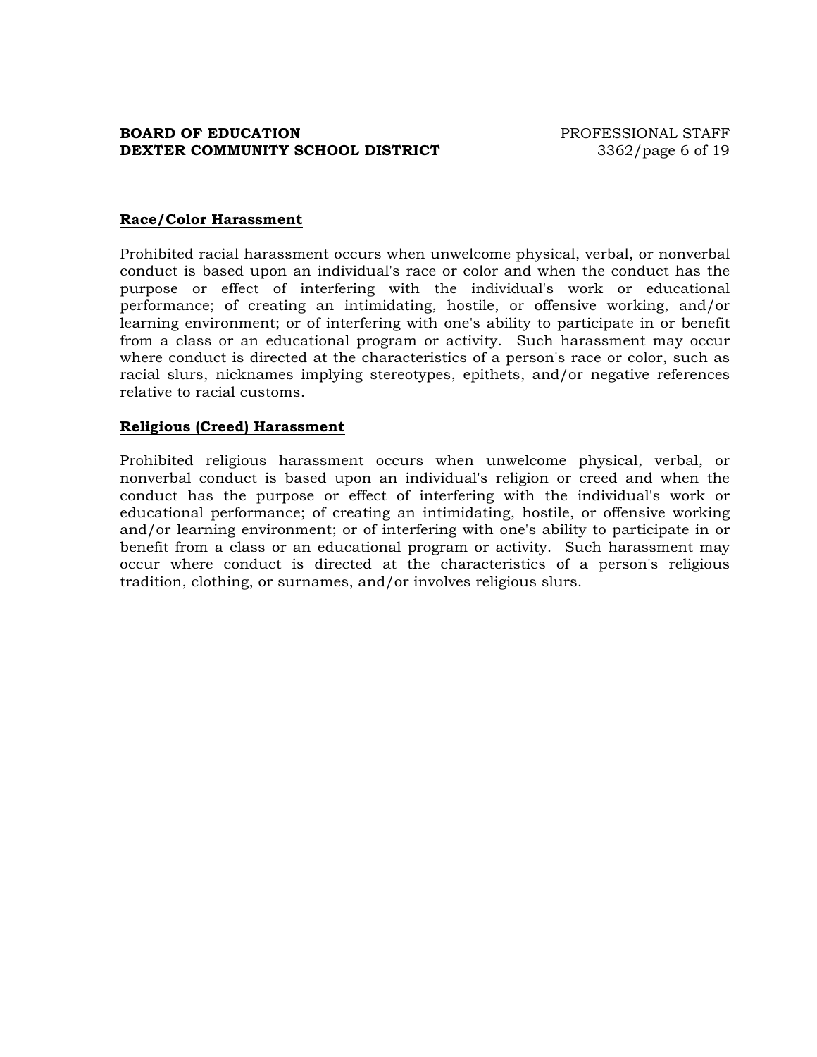**Race/Color Harassment**

Prohibited racial harassment occurs when unwelcome physical, verbal, or nonverbal conduct is based upon an individual's race or color and when the conduct has the purpose or effect of interfering with the individual's work or educational performance; of creating an intimidating, hostile, or offensive working, and/or learning environment; or of interfering with one's ability to participate in or benefit from a class or an educational program or activity. Such harassment may occur where conduct is directed at the characteristics of a person's race or color, such as racial slurs, nicknames implying stereotypes, epithets, and/or negative references relative to racial customs.

**Religious (Creed) Harassment**

Prohibited religious harassment occurs when unwelcome physical, verbal, or nonverbal conduct is based upon an individual's religion or creed and when the conduct has the purpose or effect of interfering with the individual's work or educational performance; of creating an intimidating, hostile, or offensive working and/or learning environment; or of interfering with one's ability to participate in or benefit from a class or an educational program or activity. Such harassment may occur where conduct is directed at the characteristics of a person's religious tradition, clothing, or surnames, and/or involves religious slurs.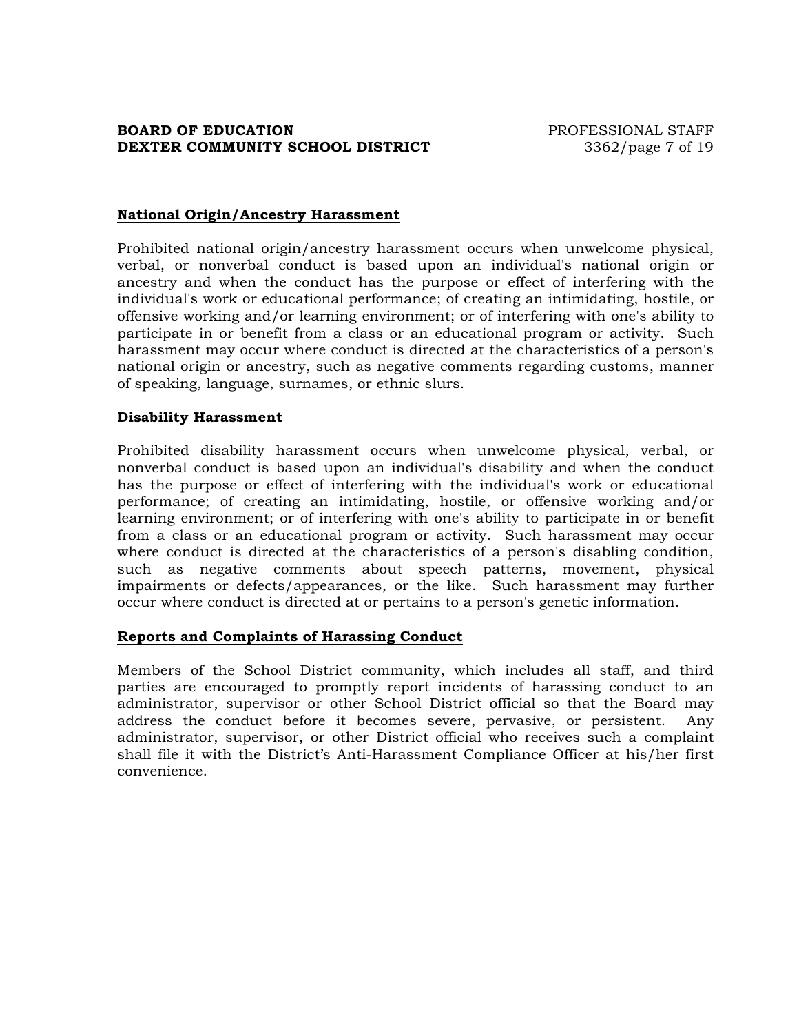**National Origin/Ancestry Harassment**

Prohibited national origin/ancestry harassment occurs when unwelcome physical, verbal, or nonverbal conduct is based upon an individual's national origin or ancestry and when the conduct has the purpose or effect of interfering with the individual's work or educational performance; of creating an intimidating, hostile, or offensive working and/or learning environment; or of interfering with one's ability to participate in or benefit from a class or an educational program or activity. Such harassment may occur where conduct is directed at the characteristics of a person's national origin or ancestry, such as negative comments regarding customs, manner of speaking, language, surnames, or ethnic slurs.

**Disability Harassment**

Prohibited disability harassment occurs when unwelcome physical, verbal, or nonverbal conduct is based upon an individual's disability and when the conduct has the purpose or effect of interfering with the individual's work or educational performance; of creating an intimidating, hostile, or offensive working and/or learning environment; or of interfering with one's ability to participate in or benefit from a class or an educational program or activity. Such harassment may occur where conduct is directed at the characteristics of a person's disabling condition, such as negative comments about speech patterns, movement, physical impairments or defects/appearances, or the like. Such harassment may further occur where conduct is directed at or pertains to a person's genetic information.

**Reports and Complaints of Harassing Conduct**

Members of the School District community, which includes all staff, and third parties are encouraged to promptly report incidents of harassing conduct to an administrator, supervisor or other School District official so that the Board may address the conduct before it becomes severe, pervasive, or persistent. Any administrator, supervisor, or other District official who receives such a complaint shall file it with the District's Anti-Harassment Compliance Officer at his/her first convenience.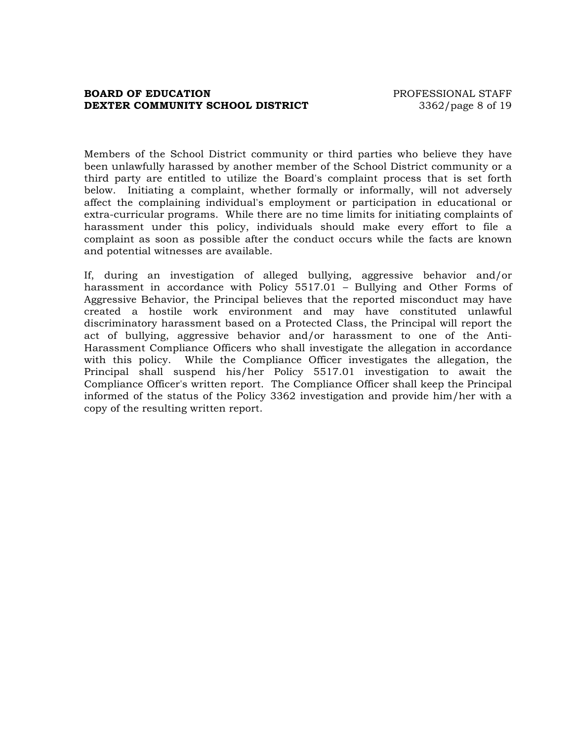Members of the School District community or third parties who believe they have been unlawfully harassed by another member of the School District community or a third party are entitled to utilize the Board's complaint process that is set forth below. Initiating a complaint, whether formally or informally, will not adversely affect the complaining individual's employment or participation in educational or extra-curricular programs. While there are no time limits for initiating complaints of harassment under this policy, individuals should make every effort to file a complaint as soon as possible after the conduct occurs while the facts are known and potential witnesses are available.

If, during an investigation of alleged bullying, aggressive behavior and/or harassment in accordance with Policy 5517.01 – Bullying and Other Forms of Aggressive Behavior, the Principal believes that the reported misconduct may have created a hostile work environment and may have constituted unlawful discriminatory harassment based on a Protected Class, the Principal will report the act of bullying, aggressive behavior and/or harassment to one of the Anti-Harassment Compliance Officers who shall investigate the allegation in accordance with this policy. While the Compliance Officer investigates the allegation, the Principal shall suspend his/her Policy 5517.01 investigation to await the Compliance Officer's written report. The Compliance Officer shall keep the Principal informed of the status of the Policy 3362 investigation and provide him/her with a copy of the resulting written report.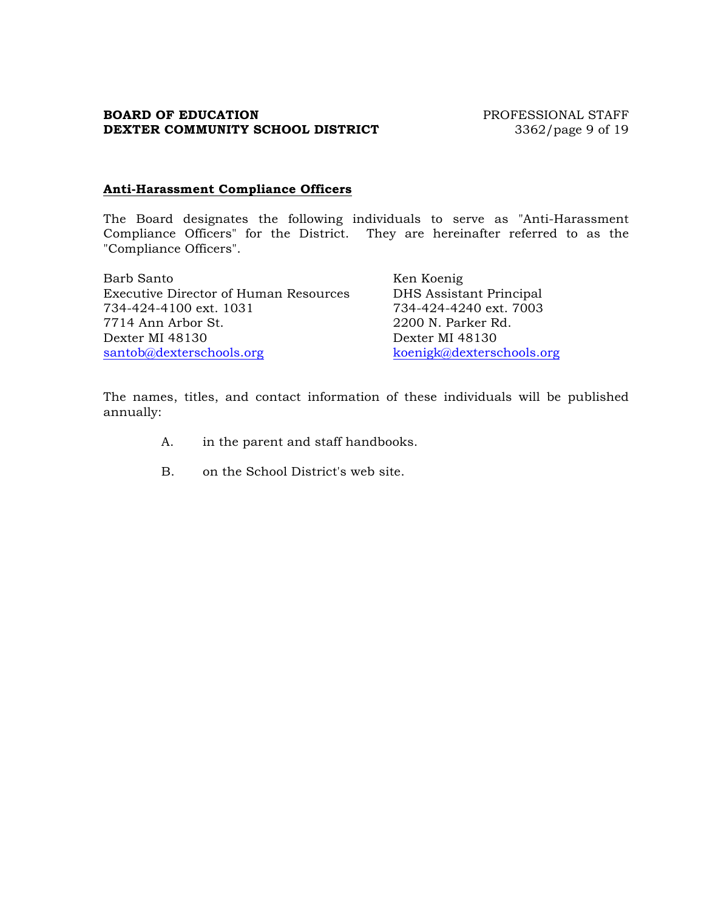## Anti-Harassment Compliance Officers

The Board designates the following individuals to serve as "Anti-Harassment Compliance Officers" for the District. They are hereinafter referred to as the "Compliance Officers".

Barb Santo
Executive Director of Human Resources
734-424-4100 ext. 1031
7714 Ann Arbor St.
Dexter MI 48130
santob@dexterschools.org

Ken Koenig
DHS Assistant Principal
734-424-4240 ext. 7003
2200 N. Parker Rd.
Dexter MI 48130
koenigk@dexterschools.org

The names, titles, and contact information of these individuals will be published annually:

A. in the parent and staff handbooks.

B. on the School District's web site.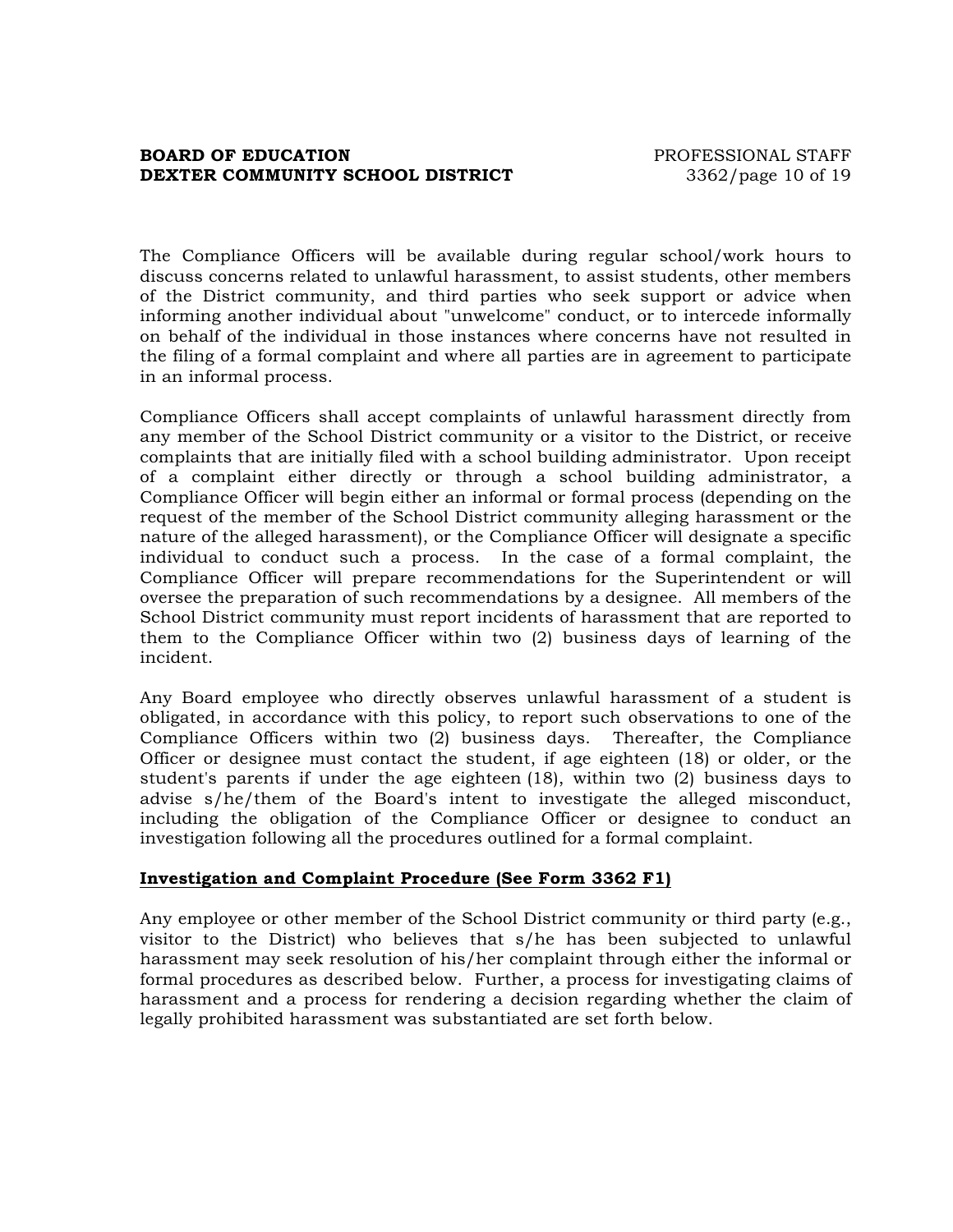The Compliance Officers will be available during regular school/work hours to discuss concerns related to unlawful harassment, to assist students, other members of the District community, and third parties who seek support or advice when informing another individual about "unwelcome" conduct, or to intercede informally on behalf of the individual in those instances where concerns have not resulted in the filing of a formal complaint and where all parties are in agreement to participate in an informal process.

Compliance Officers shall accept complaints of unlawful harassment directly from any member of the School District community or a visitor to the District, or receive complaints that are initially filed with a school building administrator. Upon receipt of a complaint either directly or through a school building administrator, a Compliance Officer will begin either an informal or formal process (depending on the request of the member of the School District community alleging harassment or the nature of the alleged harassment), or the Compliance Officer will designate a specific individual to conduct such a process. In the case of a formal complaint, the Compliance Officer will prepare recommendations for the Superintendent or will oversee the preparation of such recommendations by a designee. All members of the School District community must report incidents of harassment that are reported to them to the Compliance Officer within two (2) business days of learning of the incident.

Any Board employee who directly observes unlawful harassment of a student is obligated, in accordance with this policy, to report such observations to one of the Compliance Officers within two (2) business days. Thereafter, the Compliance Officer or designee must contact the student, if age eighteen (18) or older, or the student's parents if under the age eighteen (18), within two (2) business days to advise s/he/them of the Board's intent to investigate the alleged misconduct, including the obligation of the Compliance Officer or designee to conduct an investigation following all the procedures outlined for a formal complaint.

**Investigation and Complaint Procedure (See Form 3362 F1)**

Any employee or other member of the School District community or third party (e.g., visitor to the District) who believes that s/he has been subjected to unlawful harassment may seek resolution of his/her complaint through either the informal or formal procedures as described below. Further, a process for investigating claims of harassment and a process for rendering a decision regarding whether the claim of legally prohibited harassment was substantiated are set forth below.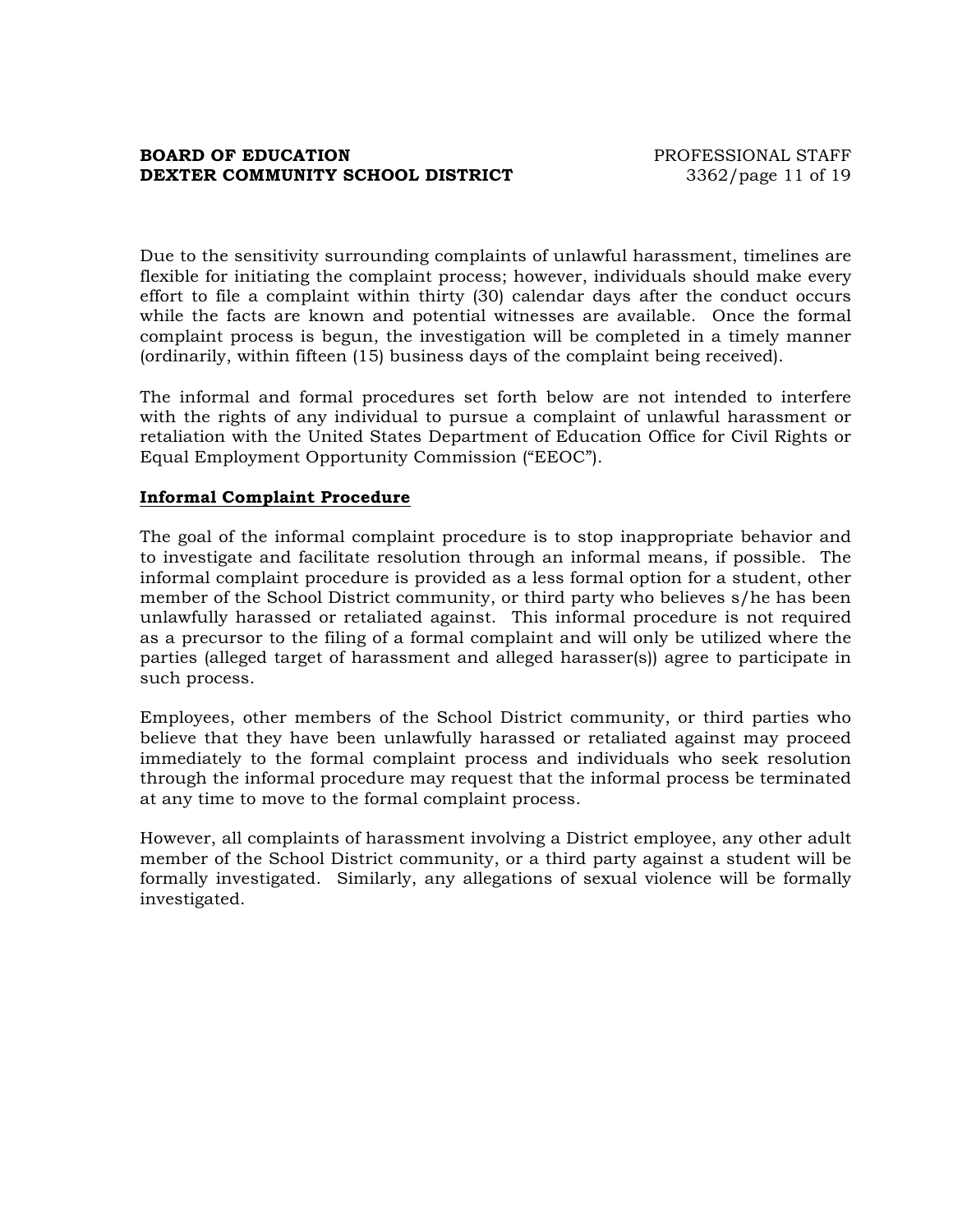Due to the sensitivity surrounding complaints of unlawful harassment, timelines are flexible for initiating the complaint process; however, individuals should make every effort to file a complaint within thirty (30) calendar days after the conduct occurs while the facts are known and potential witnesses are available. Once the formal complaint process is begun, the investigation will be completed in a timely manner (ordinarily, within fifteen (15) business days of the complaint being received).

The informal and formal procedures set forth below are not intended to interfere with the rights of any individual to pursue a complaint of unlawful harassment or retaliation with the United States Department of Education Office for Civil Rights or Equal Employment Opportunity Commission ("EEOC").

**Informal Complaint Procedure**

The goal of the informal complaint procedure is to stop inappropriate behavior and to investigate and facilitate resolution through an informal means, if possible. The informal complaint procedure is provided as a less formal option for a student, other member of the School District community, or third party who believes s/he has been unlawfully harassed or retaliated against. This informal procedure is not required as a precursor to the filing of a formal complaint and will only be utilized where the parties (alleged target of harassment and alleged harasser(s)) agree to participate in such process.

Employees, other members of the School District community, or third parties who believe that they have been unlawfully harassed or retaliated against may proceed immediately to the formal complaint process and individuals who seek resolution through the informal procedure may request that the informal process be terminated at any time to move to the formal complaint process.

However, all complaints of harassment involving a District employee, any other adult member of the School District community, or a third party against a student will be formally investigated. Similarly, any allegations of sexual violence will be formally investigated.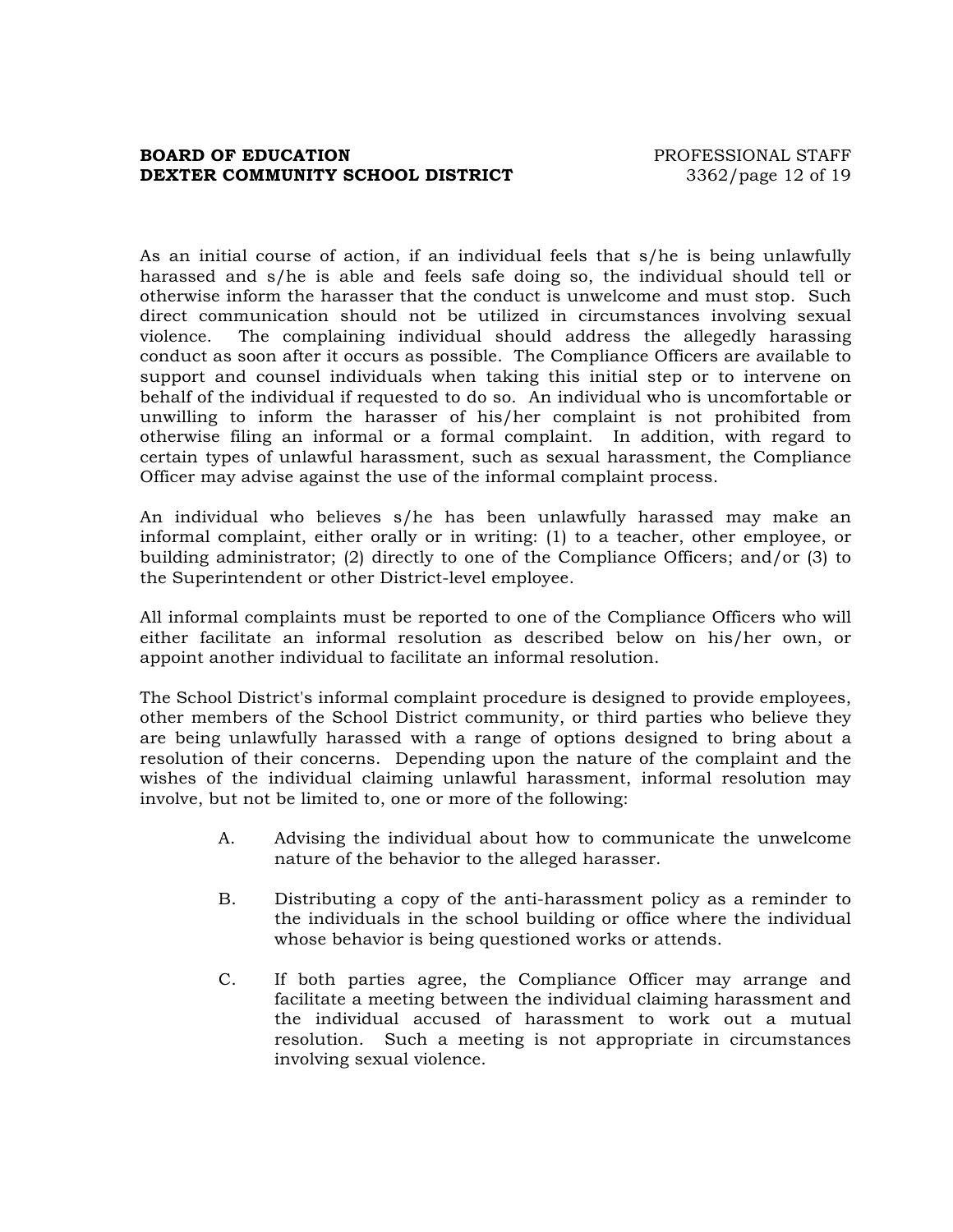As an initial course of action, if an individual feels that s/he is being unlawfully harassed and s/he is able and feels safe doing so, the individual should tell or otherwise inform the harasser that the conduct is unwelcome and must stop. Such direct communication should not be utilized in circumstances involving sexual violence. The complaining individual should address the allegedly harassing conduct as soon after it occurs as possible. The Compliance Officers are available to support and counsel individuals when taking this initial step or to intervene on behalf of the individual if requested to do so. An individual who is uncomfortable or unwilling to inform the harasser of his/her complaint is not prohibited from otherwise filing an informal or a formal complaint. In addition, with regard to certain types of unlawful harassment, such as sexual harassment, the Compliance Officer may advise against the use of the informal complaint process.

An individual who believes s/he has been unlawfully harassed may make an informal complaint, either orally or in writing: (1) to a teacher, other employee, or building administrator; (2) directly to one of the Compliance Officers; and/or (3) to the Superintendent or other District-level employee.

All informal complaints must be reported to one of the Compliance Officers who will either facilitate an informal resolution as described below on his/her own, or appoint another individual to facilitate an informal resolution.

The School District's informal complaint procedure is designed to provide employees, other members of the School District community, or third parties who believe they are being unlawfully harassed with a range of options designed to bring about a resolution of their concerns. Depending upon the nature of the complaint and the wishes of the individual claiming unlawful harassment, informal resolution may involve, but not be limited to, one or more of the following:

A. Advising the individual about how to communicate the unwelcome nature of the behavior to the alleged harasser.

B. Distributing a copy of the anti-harassment policy as a reminder to the individuals in the school building or office where the individual whose behavior is being questioned works or attends.

C. If both parties agree, the Compliance Officer may arrange and facilitate a meeting between the individual claiming harassment and the individual accused of harassment to work out a mutual resolution. Such a meeting is not appropriate in circumstances involving sexual violence.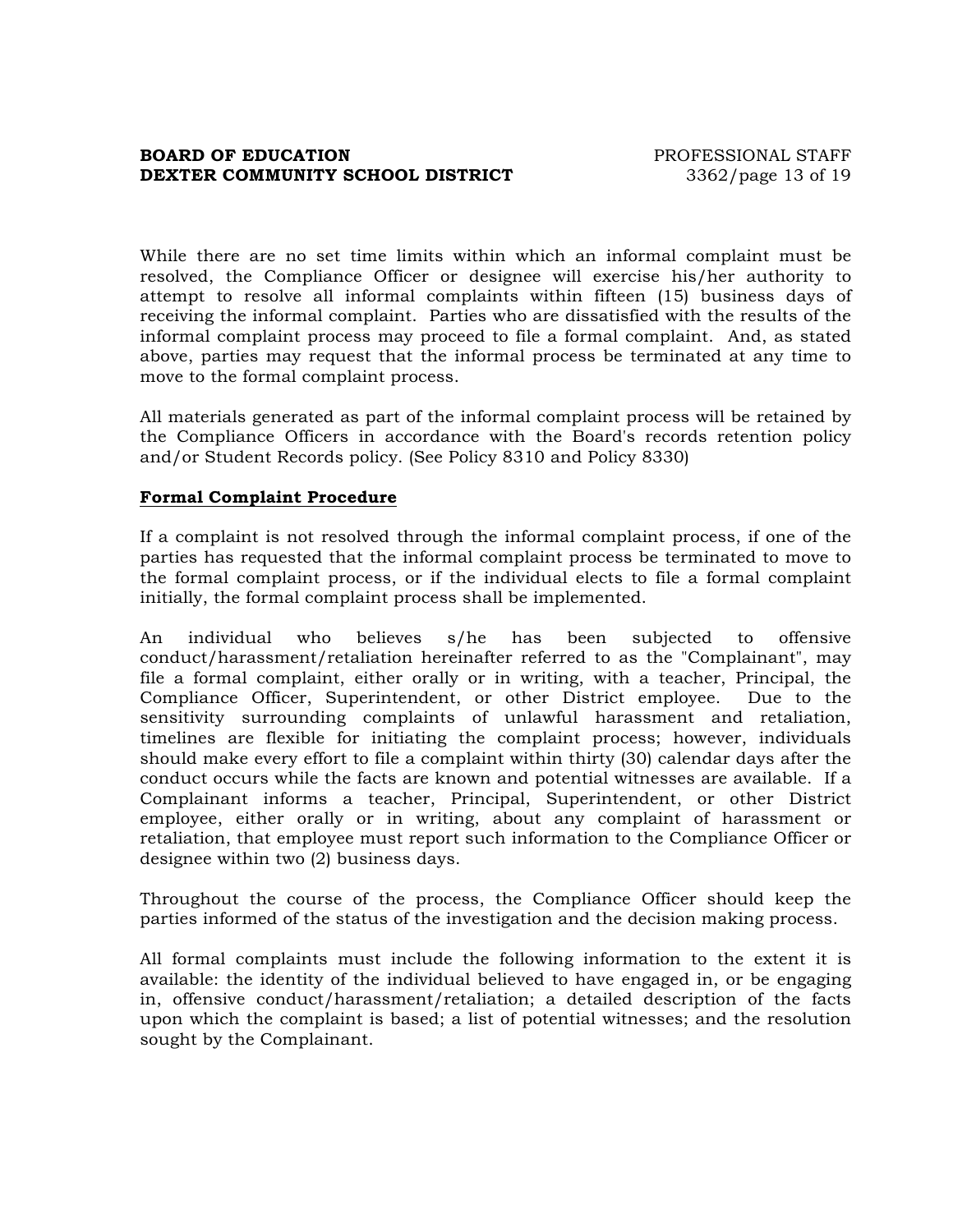While there are no set time limits within which an informal complaint must be resolved, the Compliance Officer or designee will exercise his/her authority to attempt to resolve all informal complaints within fifteen (15) business days of receiving the informal complaint. Parties who are dissatisfied with the results of the informal complaint process may proceed to file a formal complaint. And, as stated above, parties may request that the informal process be terminated at any time to move to the formal complaint process.

All materials generated as part of the informal complaint process will be retained by the Compliance Officers in accordance with the Board's records retention policy and/or Student Records policy. (See Policy 8310 and Policy 8330)

**Formal Complaint Procedure**

If a complaint is not resolved through the informal complaint process, if one of the parties has requested that the informal complaint process be terminated to move to the formal complaint process, or if the individual elects to file a formal complaint initially, the formal complaint process shall be implemented.

An individual who believes s/he has been subjected to offensive conduct/harassment/retaliation hereinafter referred to as the "Complainant", may file a formal complaint, either orally or in writing, with a teacher, Principal, the Compliance Officer, Superintendent, or other District employee. Due to the sensitivity surrounding complaints of unlawful harassment and retaliation, timelines are flexible for initiating the complaint process; however, individuals should make every effort to file a complaint within thirty (30) calendar days after the conduct occurs while the facts are known and potential witnesses are available. If a Complainant informs a teacher, Principal, Superintendent, or other District employee, either orally or in writing, about any complaint of harassment or retaliation, that employee must report such information to the Compliance Officer or designee within two (2) business days.

Throughout the course of the process, the Compliance Officer should keep the parties informed of the status of the investigation and the decision making process.

All formal complaints must include the following information to the extent it is available: the identity of the individual believed to have engaged in, or be engaging in, offensive conduct/harassment/retaliation; a detailed description of the facts upon which the complaint is based; a list of potential witnesses; and the resolution sought by the Complainant.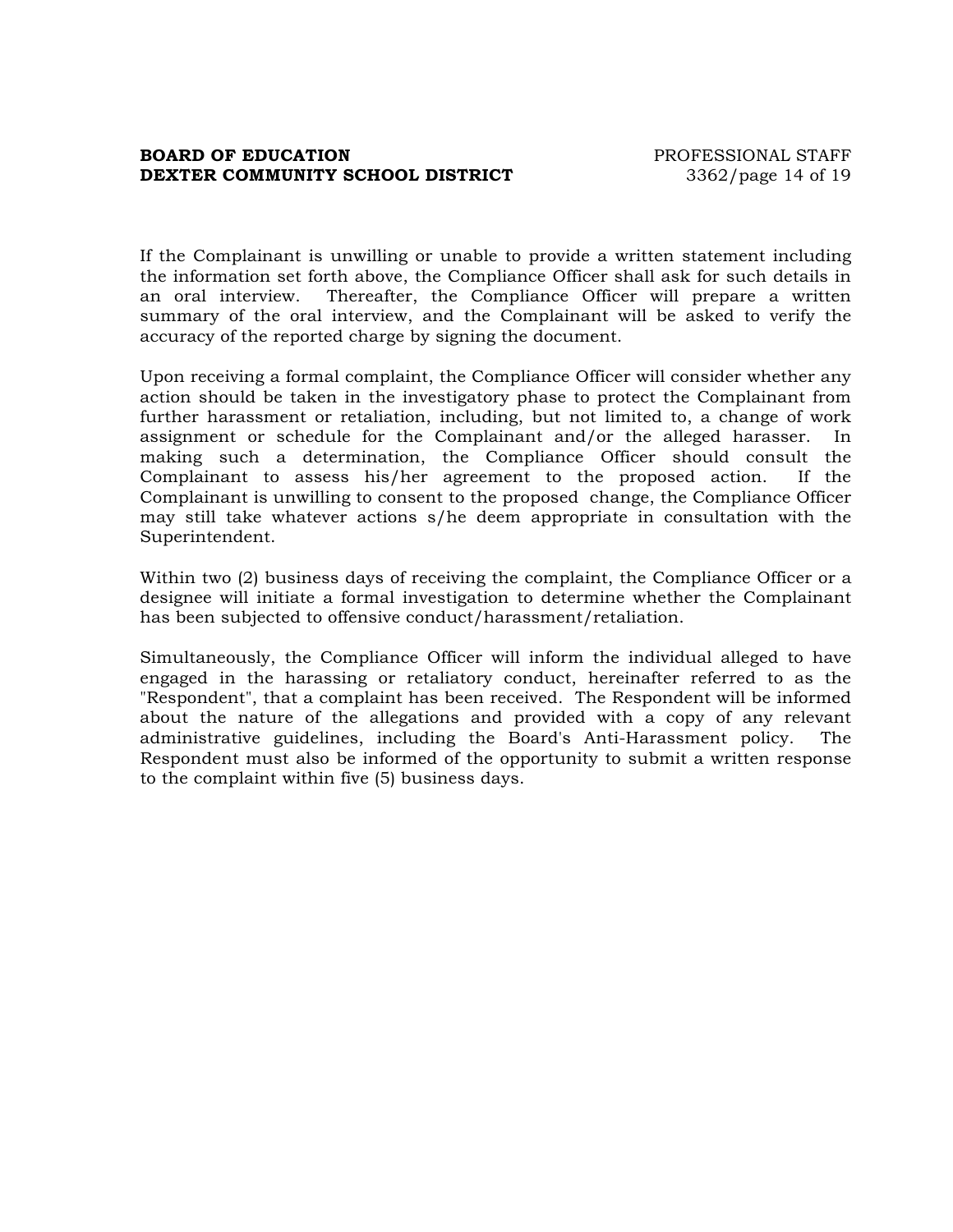If the Complainant is unwilling or unable to provide a written statement including the information set forth above, the Compliance Officer shall ask for such details in an oral interview. Thereafter, the Compliance Officer will prepare a written summary of the oral interview, and the Complainant will be asked to verify the accuracy of the reported charge by signing the document.

Upon receiving a formal complaint, the Compliance Officer will consider whether any action should be taken in the investigatory phase to protect the Complainant from further harassment or retaliation, including, but not limited to, a change of work assignment or schedule for the Complainant and/or the alleged harasser. In making such a determination, the Compliance Officer should consult the Complainant to assess his/her agreement to the proposed action. If the Complainant is unwilling to consent to the proposed change, the Compliance Officer may still take whatever actions s/he deem appropriate in consultation with the Superintendent.

Within two (2) business days of receiving the complaint, the Compliance Officer or a designee will initiate a formal investigation to determine whether the Complainant has been subjected to offensive conduct/harassment/retaliation.

Simultaneously, the Compliance Officer will inform the individual alleged to have engaged in the harassing or retaliatory conduct, hereinafter referred to as the "Respondent", that a complaint has been received. The Respondent will be informed about the nature of the allegations and provided with a copy of any relevant administrative guidelines, including the Board's Anti-Harassment policy. The Respondent must also be informed of the opportunity to submit a written response to the complaint within five (5) business days.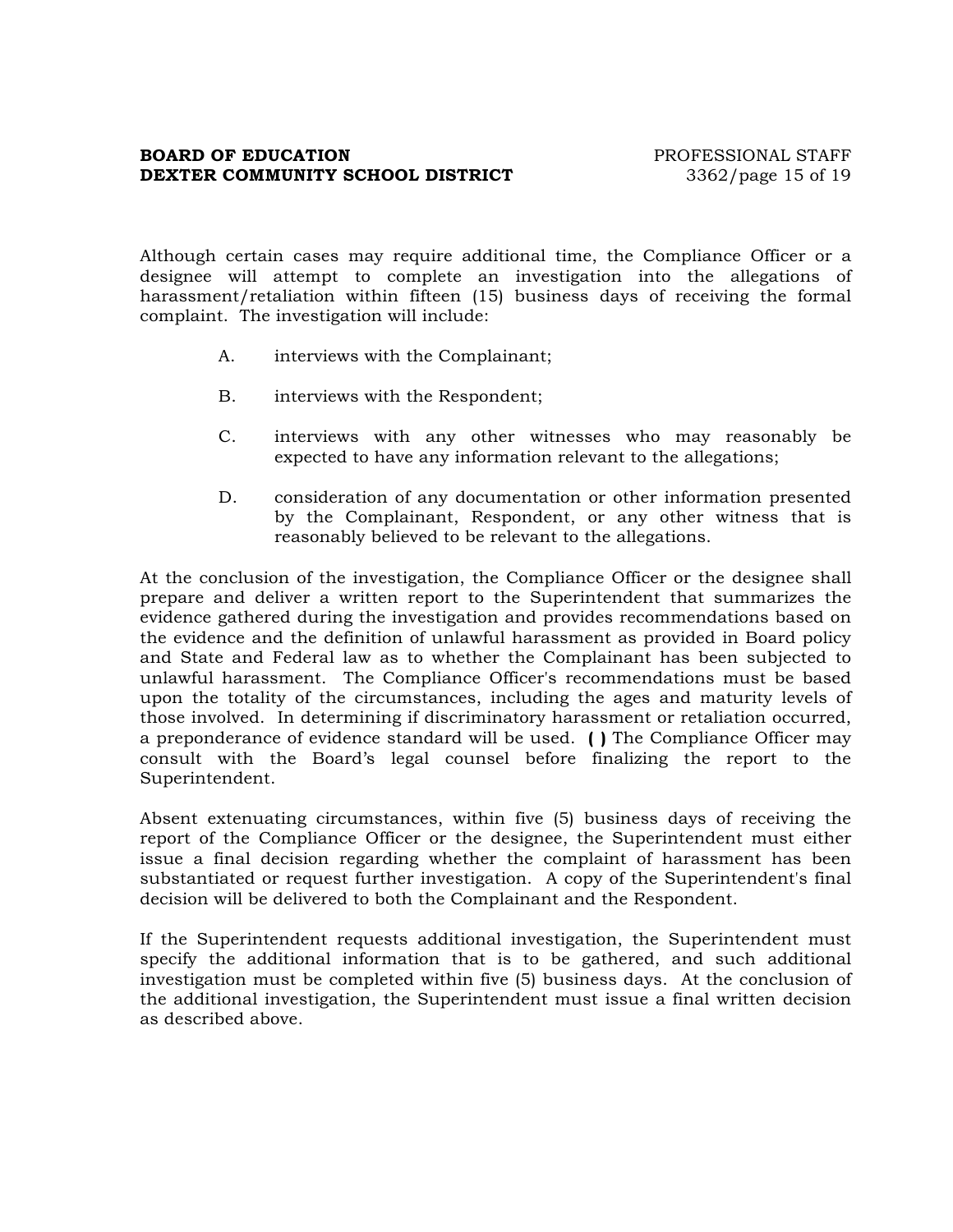Although certain cases may require additional time, the Compliance Officer or a designee will attempt to complete an investigation into the allegations of harassment/retaliation within fifteen (15) business days of receiving the formal complaint. The investigation will include:

A. interviews with the Complainant;

B. interviews with the Respondent;

C. interviews with any other witnesses who may reasonably be expected to have any information relevant to the allegations;

D. consideration of any documentation or other information presented by the Complainant, Respondent, or any other witness that is reasonably believed to be relevant to the allegations.

At the conclusion of the investigation, the Compliance Officer or the designee shall prepare and deliver a written report to the Superintendent that summarizes the evidence gathered during the investigation and provides recommendations based on the evidence and the definition of unlawful harassment as provided in Board policy and State and Federal law as to whether the Complainant has been subjected to unlawful harassment. The Compliance Officer's recommendations must be based upon the totality of the circumstances, including the ages and maturity levels of those involved. In determining if discriminatory harassment or retaliation occurred, a preponderance of evidence standard will be used. **( )** The Compliance Officer may consult with the Board's legal counsel before finalizing the report to the Superintendent.

Absent extenuating circumstances, within five (5) business days of receiving the report of the Compliance Officer or the designee, the Superintendent must either issue a final decision regarding whether the complaint of harassment has been substantiated or request further investigation. A copy of the Superintendent's final decision will be delivered to both the Complainant and the Respondent.

If the Superintendent requests additional investigation, the Superintendent must specify the additional information that is to be gathered, and such additional investigation must be completed within five (5) business days. At the conclusion of the additional investigation, the Superintendent must issue a final written decision as described above.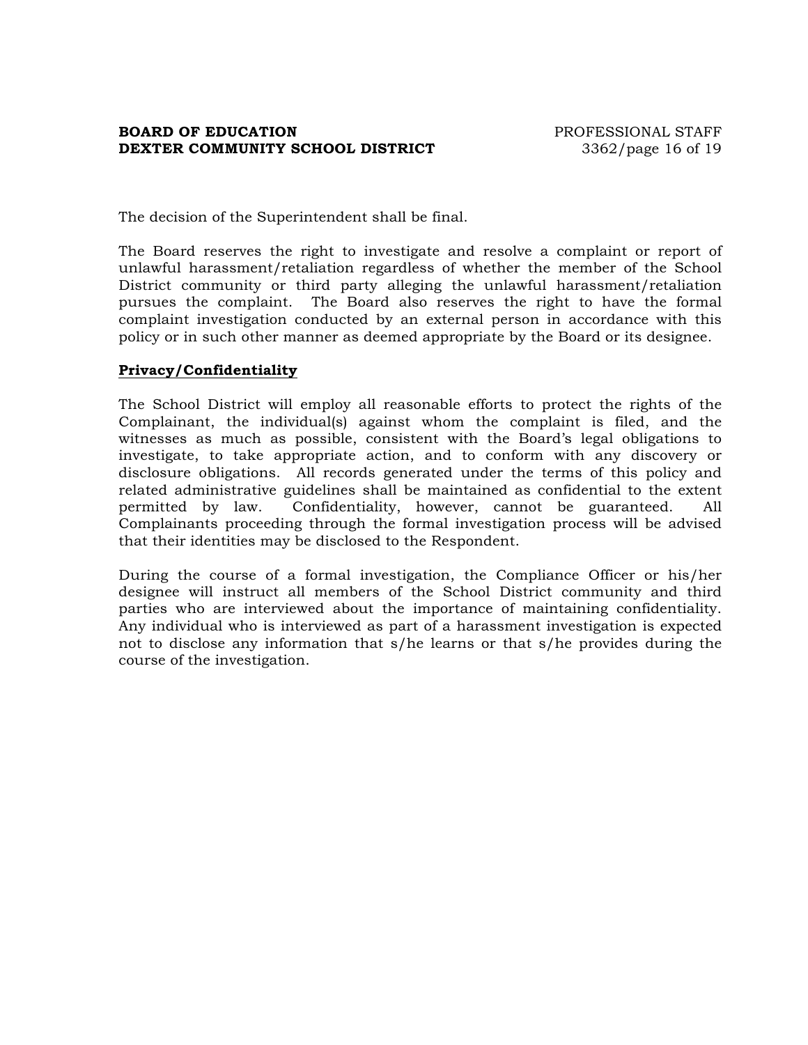The decision of the Superintendent shall be final.

The Board reserves the right to investigate and resolve a complaint or report of unlawful harassment/retaliation regardless of whether the member of the School District community or third party alleging the unlawful harassment/retaliation pursues the complaint. The Board also reserves the right to have the formal complaint investigation conducted by an external person in accordance with this policy or in such other manner as deemed appropriate by the Board or its designee.

**<u>Privacy/Confidentiality</u>**

The School District will employ all reasonable efforts to protect the rights of the Complainant, the individual(s) against whom the complaint is filed, and the witnesses as much as possible, consistent with the Board's legal obligations to investigate, to take appropriate action, and to conform with any discovery or disclosure obligations. All records generated under the terms of this policy and related administrative guidelines shall be maintained as confidential to the extent permitted by law. Confidentiality, however, cannot be guaranteed. All Complainants proceeding through the formal investigation process will be advised that their identities may be disclosed to the Respondent.

During the course of a formal investigation, the Compliance Officer or his/her designee will instruct all members of the School District community and third parties who are interviewed about the importance of maintaining confidentiality. Any individual who is interviewed as part of a harassment investigation is expected not to disclose any information that s/he learns or that s/he provides during the course of the investigation.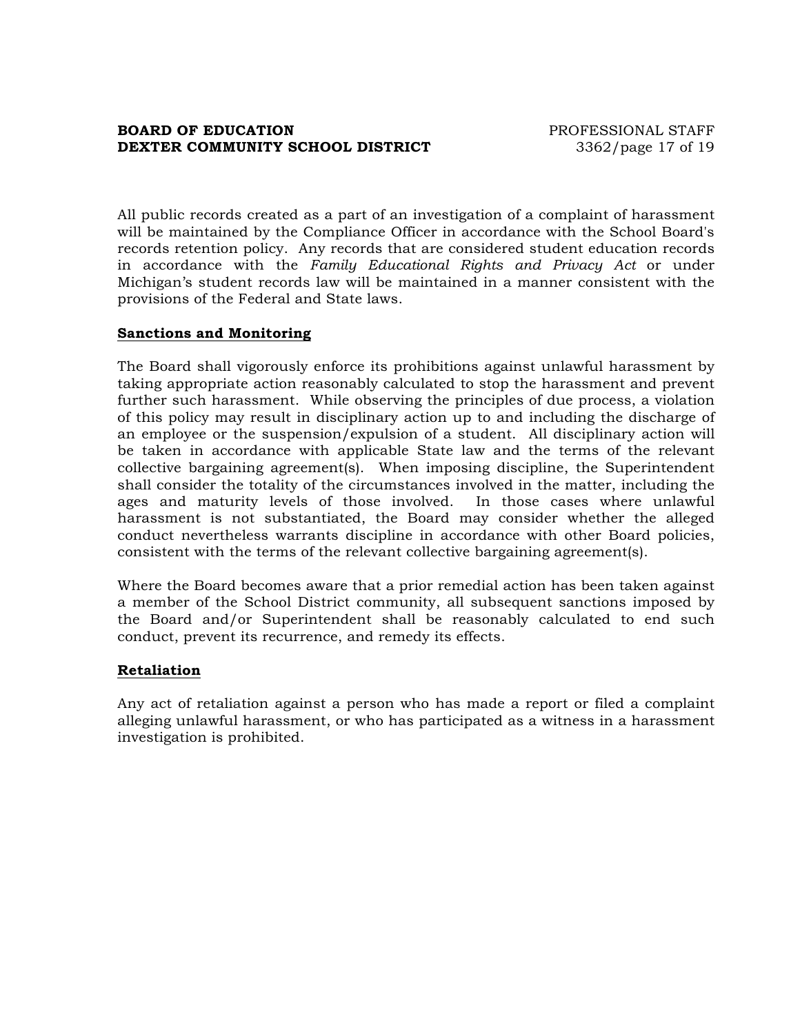All public records created as a part of an investigation of a complaint of harassment will be maintained by the Compliance Officer in accordance with the School Board's records retention policy. Any records that are considered student education records in accordance with the *Family Educational Rights and Privacy Act* or under Michigan's student records law will be maintained in a manner consistent with the provisions of the Federal and State laws.

**Sanctions and Monitoring**

The Board shall vigorously enforce its prohibitions against unlawful harassment by taking appropriate action reasonably calculated to stop the harassment and prevent further such harassment. While observing the principles of due process, a violation of this policy may result in disciplinary action up to and including the discharge of an employee or the suspension/expulsion of a student. All disciplinary action will be taken in accordance with applicable State law and the terms of the relevant collective bargaining agreement(s). When imposing discipline, the Superintendent shall consider the totality of the circumstances involved in the matter, including the ages and maturity levels of those involved. In those cases where unlawful harassment is not substantiated, the Board may consider whether the alleged conduct nevertheless warrants discipline in accordance with other Board policies, consistent with the terms of the relevant collective bargaining agreement(s).

Where the Board becomes aware that a prior remedial action has been taken against a member of the School District community, all subsequent sanctions imposed by the Board and/or Superintendent shall be reasonably calculated to end such conduct, prevent its recurrence, and remedy its effects.

**Retaliation**

Any act of retaliation against a person who has made a report or filed a complaint alleging unlawful harassment, or who has participated as a witness in a harassment investigation is prohibited.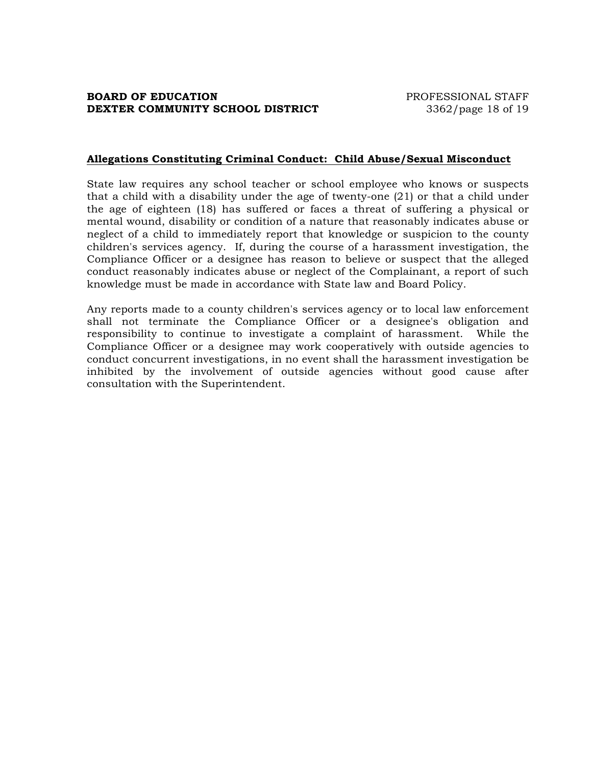**Allegations Constituting Criminal Conduct: Child Abuse/Sexual Misconduct**

State law requires any school teacher or school employee who knows or suspects that a child with a disability under the age of twenty-one (21) or that a child under the age of eighteen (18) has suffered or faces a threat of suffering a physical or mental wound, disability or condition of a nature that reasonably indicates abuse or neglect of a child to immediately report that knowledge or suspicion to the county children's services agency. If, during the course of a harassment investigation, the Compliance Officer or a designee has reason to believe or suspect that the alleged conduct reasonably indicates abuse or neglect of the Complainant, a report of such knowledge must be made in accordance with State law and Board Policy.

Any reports made to a county children's services agency or to local law enforcement shall not terminate the Compliance Officer or a designee's obligation and responsibility to continue to investigate a complaint of harassment. While the Compliance Officer or a designee may work cooperatively with outside agencies to conduct concurrent investigations, in no event shall the harassment investigation be inhibited by the involvement of outside agencies without good cause after consultation with the Superintendent.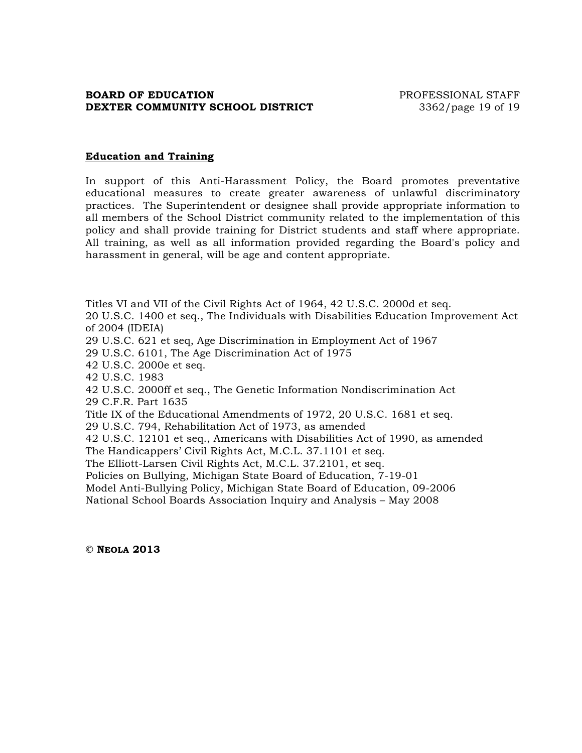## Education and Training

In support of this Anti-Harassment Policy, the Board promotes preventative educational measures to create greater awareness of unlawful discriminatory practices. The Superintendent or designee shall provide appropriate information to all members of the School District community related to the implementation of this policy and shall provide training for District students and staff where appropriate. All training, as well as all information provided regarding the Board's policy and harassment in general, will be age and content appropriate.

Titles VI and VII of the Civil Rights Act of 1964, 42 U.S.C. 2000d et seq.
20 U.S.C. 1400 et seq., The Individuals with Disabilities Education Improvement Act of 2004 (IDEIA)
29 U.S.C. 621 et seq, Age Discrimination in Employment Act of 1967
29 U.S.C. 6101, The Age Discrimination Act of 1975
42 U.S.C. 2000e et seq.
42 U.S.C. 1983
42 U.S.C. 2000ff et seq., The Genetic Information Nondiscrimination Act
29 C.F.R. Part 1635
Title IX of the Educational Amendments of 1972, 20 U.S.C. 1681 et seq.
29 U.S.C. 794, Rehabilitation Act of 1973, as amended
42 U.S.C. 12101 et seq., Americans with Disabilities Act of 1990, as amended
The Handicappers' Civil Rights Act, M.C.L. 37.1101 et seq.
The Elliott-Larsen Civil Rights Act, M.C.L. 37.2101, et seq.
Policies on Bullying, Michigan State Board of Education, 7-19-01
Model Anti-Bullying Policy, Michigan State Board of Education, 09-2006
National School Boards Association Inquiry and Analysis – May 2008

**© NEOLA 2013**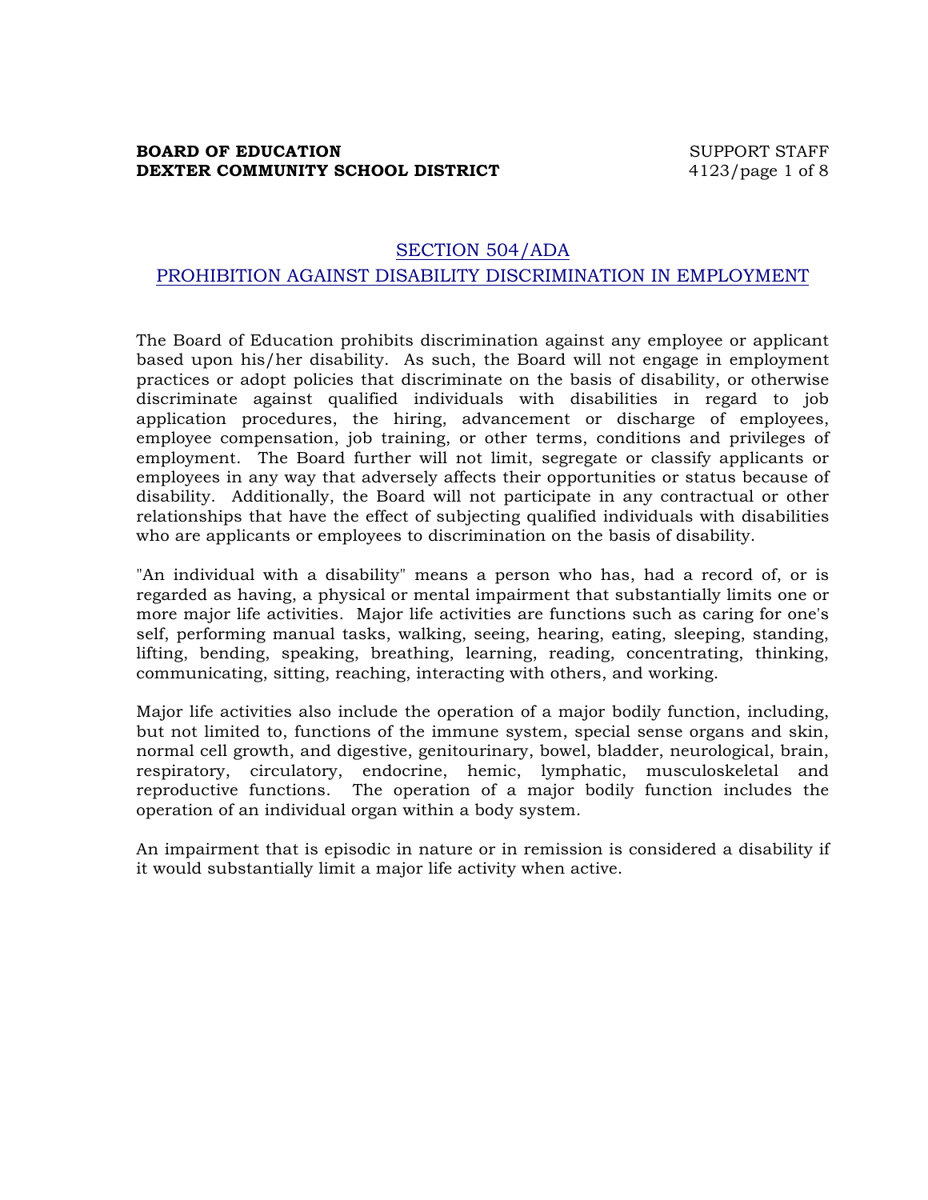## SECTION 504/ADA
## PROHIBITION AGAINST DISABILITY DISCRIMINATION IN EMPLOYMENT

The Board of Education prohibits discrimination against any employee or applicant based upon his/her disability. As such, the Board will not engage in employment practices or adopt policies that discriminate on the basis of disability, or otherwise discriminate against qualified individuals with disabilities in regard to job application procedures, the hiring, advancement or discharge of employees, employee compensation, job training, or other terms, conditions and privileges of employment. The Board further will not limit, segregate or classify applicants or employees in any way that adversely affects their opportunities or status because of disability. Additionally, the Board will not participate in any contractual or other relationships that have the effect of subjecting qualified individuals with disabilities who are applicants or employees to discrimination on the basis of disability.

"An individual with a disability" means a person who has, had a record of, or is regarded as having, a physical or mental impairment that substantially limits one or more major life activities. Major life activities are functions such as caring for one's self, performing manual tasks, walking, seeing, hearing, eating, sleeping, standing, lifting, bending, speaking, breathing, learning, reading, concentrating, thinking, communicating, sitting, reaching, interacting with others, and working.

Major life activities also include the operation of a major bodily function, including, but not limited to, functions of the immune system, special sense organs and skin, normal cell growth, and digestive, genitourinary, bowel, bladder, neurological, brain, respiratory, circulatory, endocrine, hemic, lymphatic, musculoskeletal and reproductive functions. The operation of a major bodily function includes the operation of an individual organ within a body system.

An impairment that is episodic in nature or in remission is considered a disability if it would substantially limit a major life activity when active.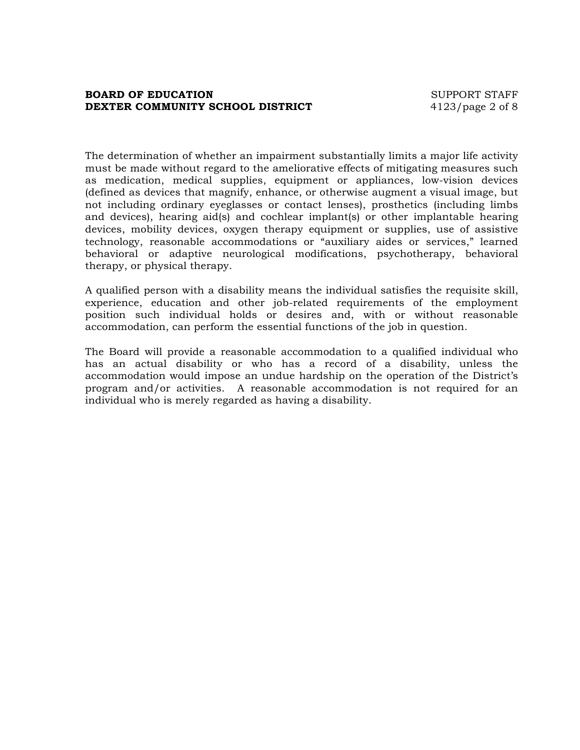The determination of whether an impairment substantially limits a major life activity must be made without regard to the ameliorative effects of mitigating measures such as medication, medical supplies, equipment or appliances, low-vision devices (defined as devices that magnify, enhance, or otherwise augment a visual image, but not including ordinary eyeglasses or contact lenses), prosthetics (including limbs and devices), hearing aid(s) and cochlear implant(s) or other implantable hearing devices, mobility devices, oxygen therapy equipment or supplies, use of assistive technology, reasonable accommodations or "auxiliary aides or services," learned behavioral or adaptive neurological modifications, psychotherapy, behavioral therapy, or physical therapy.

A qualified person with a disability means the individual satisfies the requisite skill, experience, education and other job-related requirements of the employment position such individual holds or desires and, with or without reasonable accommodation, can perform the essential functions of the job in question.

The Board will provide a reasonable accommodation to a qualified individual who has an actual disability or who has a record of a disability, unless the accommodation would impose an undue hardship on the operation of the District's program and/or activities. A reasonable accommodation is not required for an individual who is merely regarded as having a disability.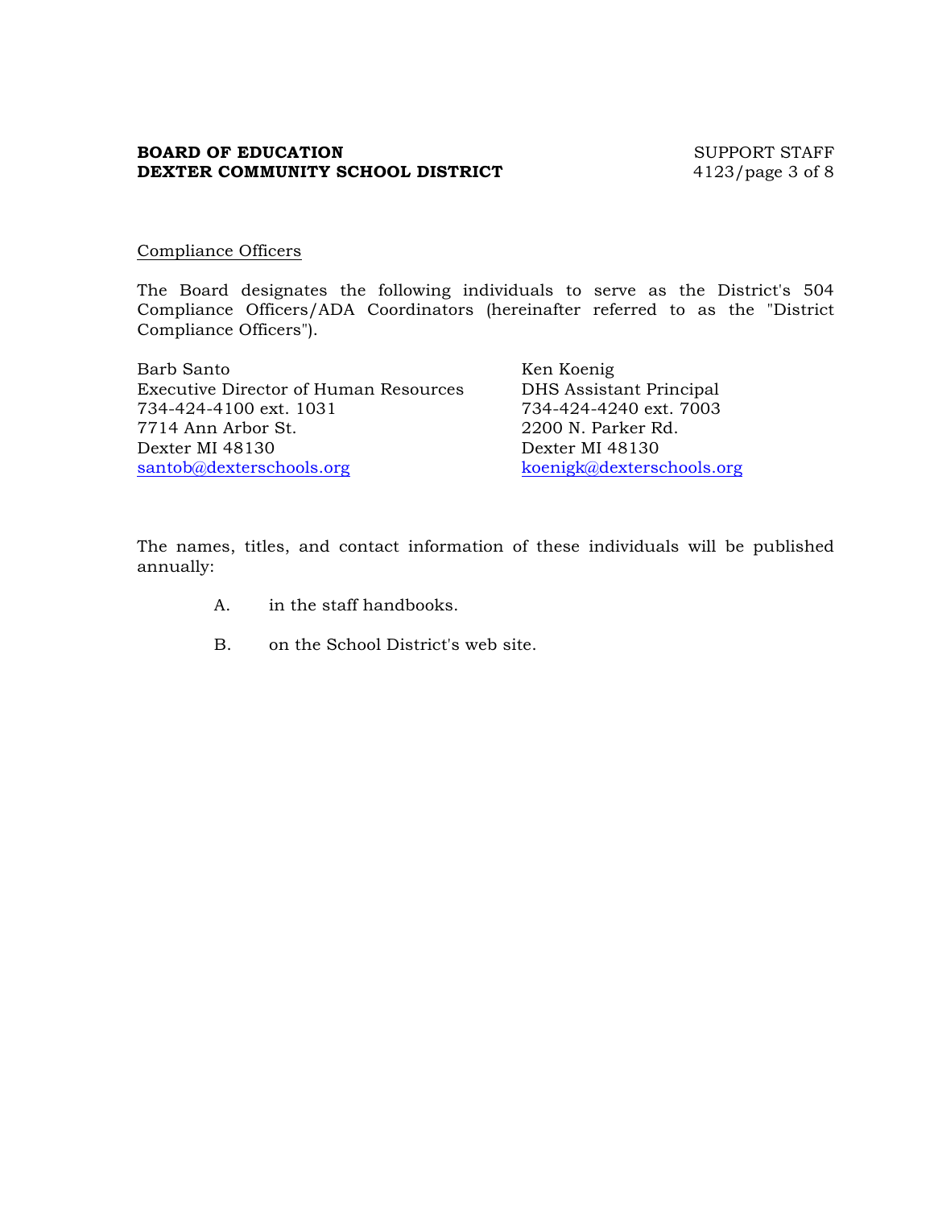Compliance Officers

The Board designates the following individuals to serve as the District's 504 Compliance Officers/ADA Coordinators (hereinafter referred to as the "District Compliance Officers").

Barb Santo
Executive Director of Human Resources
734-424-4100 ext. 1031
7714 Ann Arbor St.
Dexter MI 48130
santob@dexterschools.org

Ken Koenig
DHS Assistant Principal
734-424-4240 ext. 7003
2200 N. Parker Rd.
Dexter MI 48130
koenigk@dexterschools.org

The names, titles, and contact information of these individuals will be published annually:

A. in the staff handbooks.

B. on the School District's web site.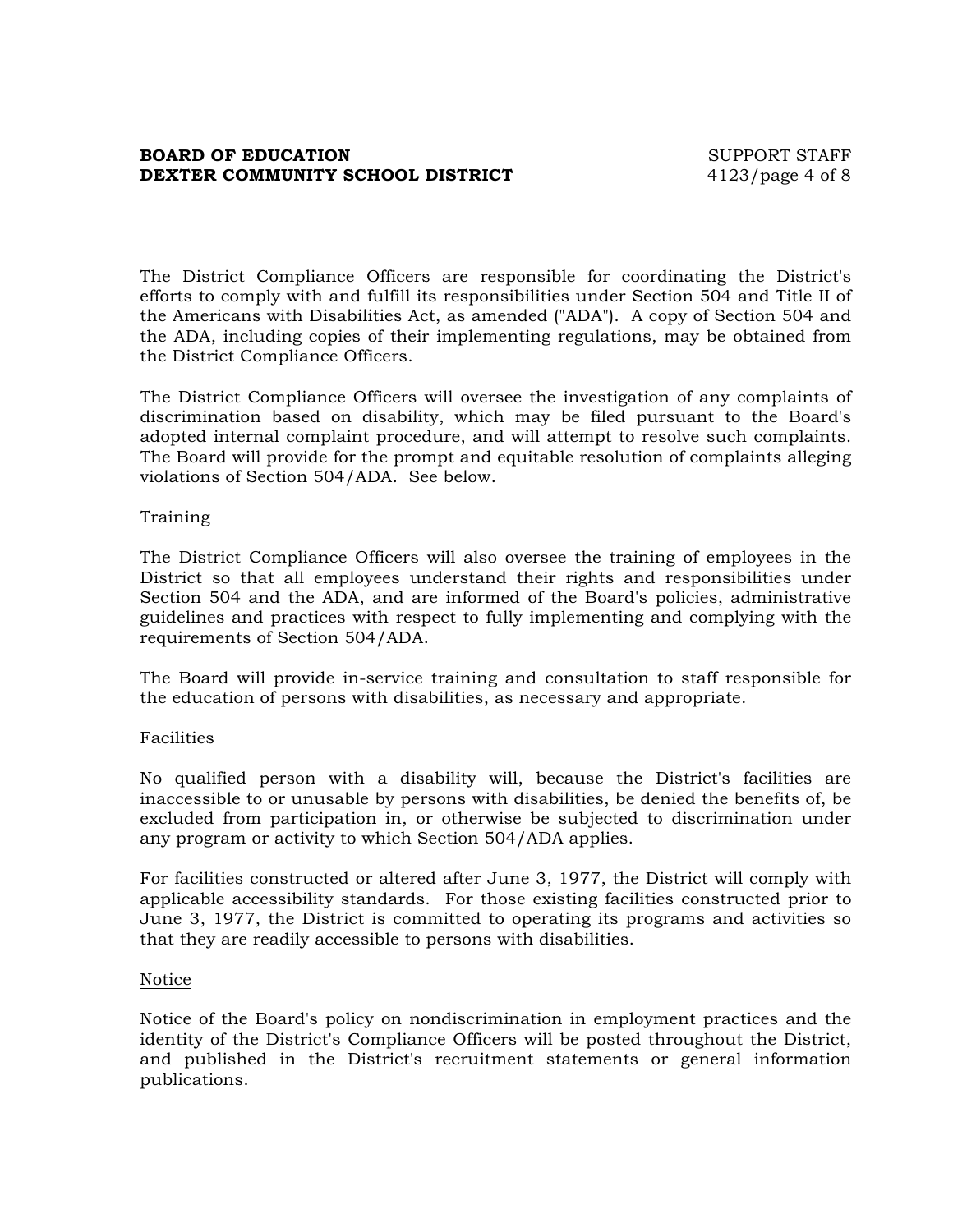The District Compliance Officers are responsible for coordinating the District's efforts to comply with and fulfill its responsibilities under Section 504 and Title II of the Americans with Disabilities Act, as amended ("ADA"). A copy of Section 504 and the ADA, including copies of their implementing regulations, may be obtained from the District Compliance Officers.

The District Compliance Officers will oversee the investigation of any complaints of discrimination based on disability, which may be filed pursuant to the Board's adopted internal complaint procedure, and will attempt to resolve such complaints. The Board will provide for the prompt and equitable resolution of complaints alleging violations of Section 504/ADA. See below.

Training

The District Compliance Officers will also oversee the training of employees in the District so that all employees understand their rights and responsibilities under Section 504 and the ADA, and are informed of the Board's policies, administrative guidelines and practices with respect to fully implementing and complying with the requirements of Section 504/ADA.

The Board will provide in-service training and consultation to staff responsible for the education of persons with disabilities, as necessary and appropriate.

Facilities

No qualified person with a disability will, because the District's facilities are inaccessible to or unusable by persons with disabilities, be denied the benefits of, be excluded from participation in, or otherwise be subjected to discrimination under any program or activity to which Section 504/ADA applies.

For facilities constructed or altered after June 3, 1977, the District will comply with applicable accessibility standards. For those existing facilities constructed prior to June 3, 1977, the District is committed to operating its programs and activities so that they are readily accessible to persons with disabilities.

Notice

Notice of the Board's policy on nondiscrimination in employment practices and the identity of the District's Compliance Officers will be posted throughout the District, and published in the District's recruitment statements or general information publications.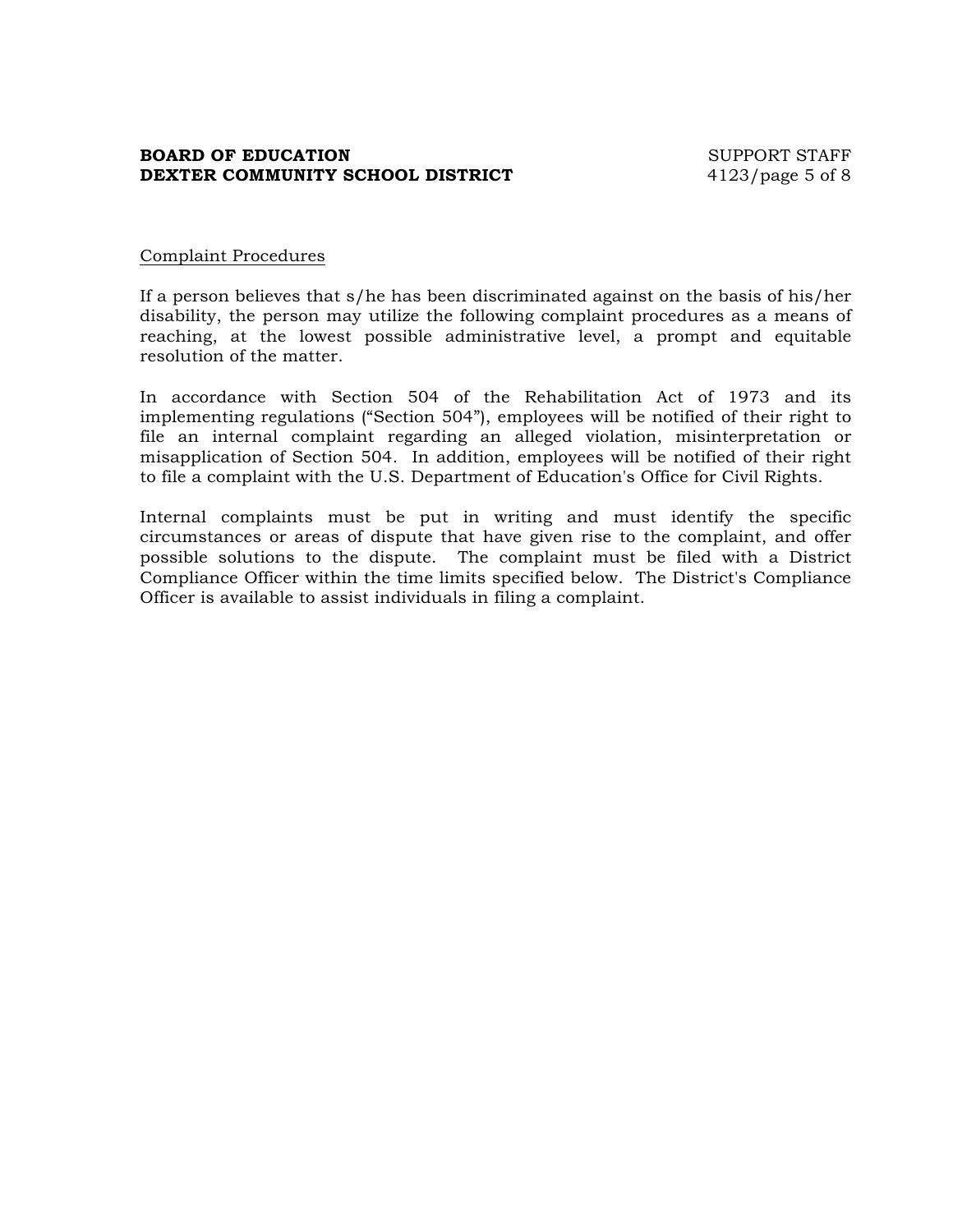Complaint Procedures

If a person believes that s/he has been discriminated against on the basis of his/her disability, the person may utilize the following complaint procedures as a means of reaching, at the lowest possible administrative level, a prompt and equitable resolution of the matter.

In accordance with Section 504 of the Rehabilitation Act of 1973 and its implementing regulations ("Section 504"), employees will be notified of their right to file an internal complaint regarding an alleged violation, misinterpretation or misapplication of Section 504. In addition, employees will be notified of their right to file a complaint with the U.S. Department of Education's Office for Civil Rights.

Internal complaints must be put in writing and must identify the specific circumstances or areas of dispute that have given rise to the complaint, and offer possible solutions to the dispute. The complaint must be filed with a District Compliance Officer within the time limits specified below. The District's Compliance Officer is available to assist individuals in filing a complaint.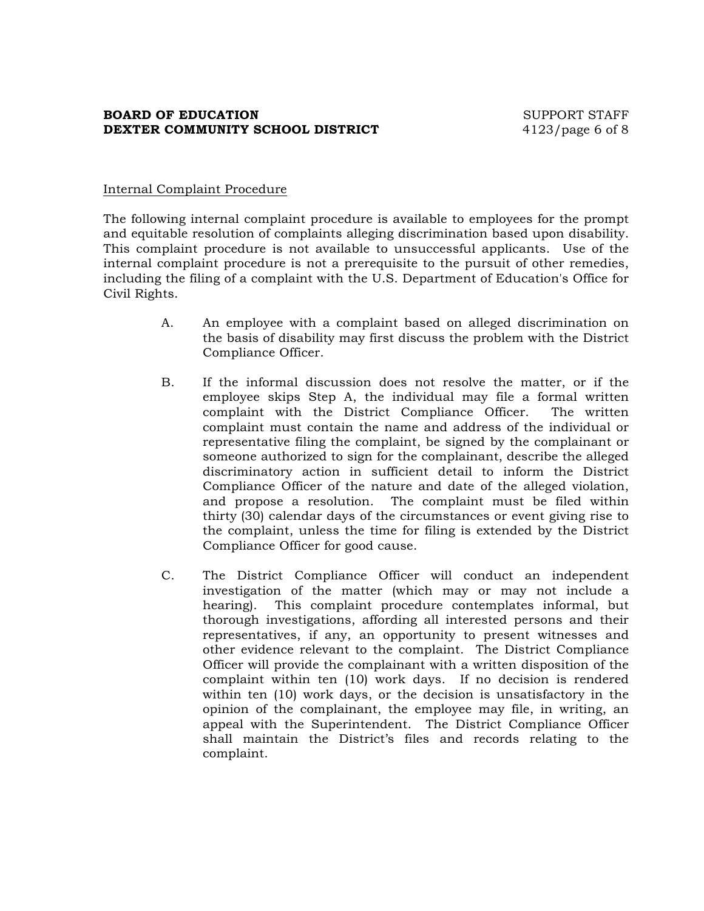Internal Complaint Procedure

The following internal complaint procedure is available to employees for the prompt and equitable resolution of complaints alleging discrimination based upon disability. This complaint procedure is not available to unsuccessful applicants. Use of the internal complaint procedure is not a prerequisite to the pursuit of other remedies, including the filing of a complaint with the U.S. Department of Education's Office for Civil Rights.

A. An employee with a complaint based on alleged discrimination on the basis of disability may first discuss the problem with the District Compliance Officer.

B. If the informal discussion does not resolve the matter, or if the employee skips Step A, the individual may file a formal written complaint with the District Compliance Officer. The written complaint must contain the name and address of the individual or representative filing the complaint, be signed by the complainant or someone authorized to sign for the complainant, describe the alleged discriminatory action in sufficient detail to inform the District Compliance Officer of the nature and date of the alleged violation, and propose a resolution. The complaint must be filed within thirty (30) calendar days of the circumstances or event giving rise to the complaint, unless the time for filing is extended by the District Compliance Officer for good cause.

C. The District Compliance Officer will conduct an independent investigation of the matter (which may or may not include a hearing). This complaint procedure contemplates informal, but thorough investigations, affording all interested persons and their representatives, if any, an opportunity to present witnesses and other evidence relevant to the complaint. The District Compliance Officer will provide the complainant with a written disposition of the complaint within ten (10) work days. If no decision is rendered within ten (10) work days, or the decision is unsatisfactory in the opinion of the complainant, the employee may file, in writing, an appeal with the Superintendent. The District Compliance Officer shall maintain the District's files and records relating to the complaint.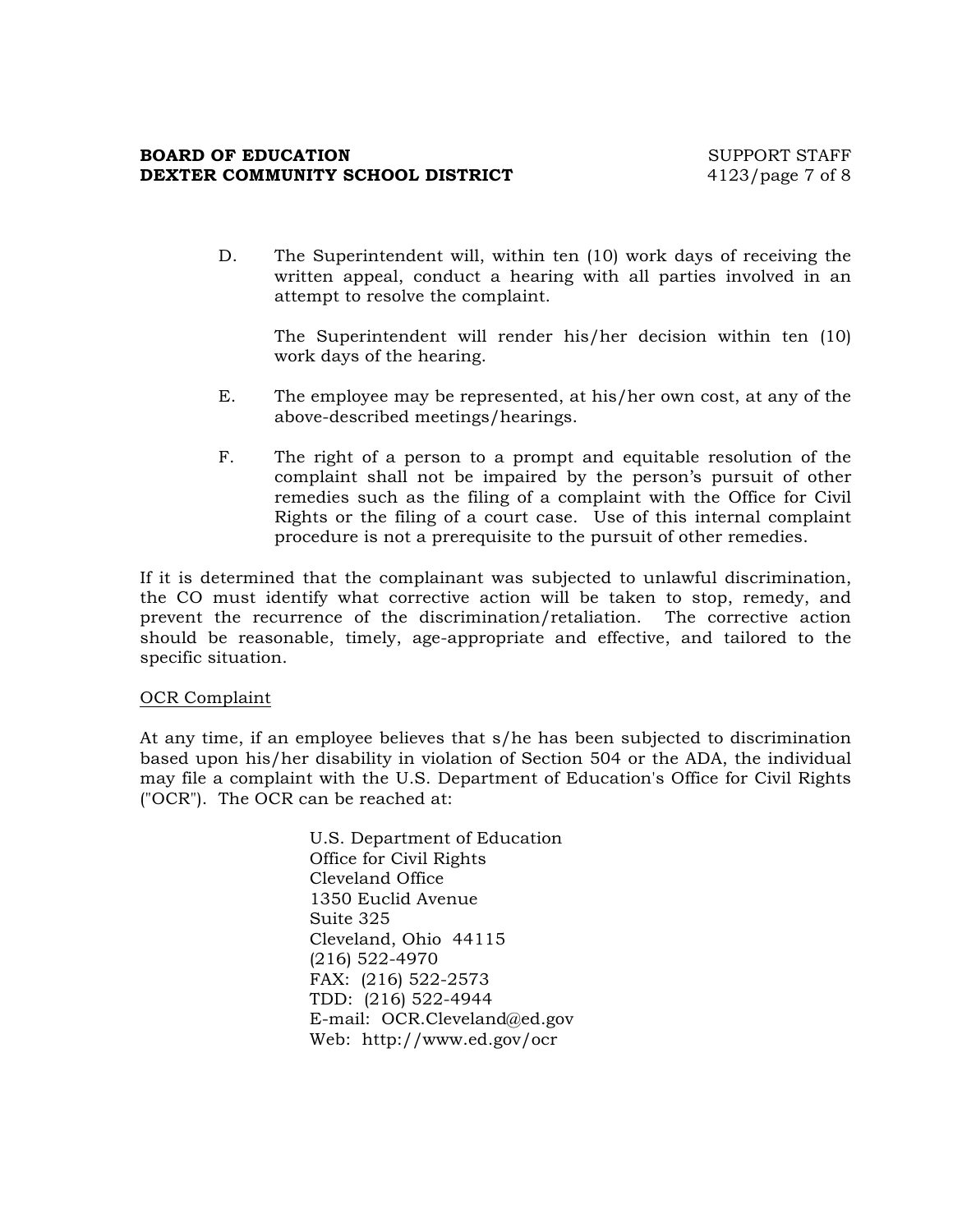D. The Superintendent will, within ten (10) work days of receiving the written appeal, conduct a hearing with all parties involved in an attempt to resolve the complaint.

   The Superintendent will render his/her decision within ten (10) work days of the hearing.

E. The employee may be represented, at his/her own cost, at any of the above-described meetings/hearings.

F. The right of a person to a prompt and equitable resolution of the complaint shall not be impaired by the person's pursuit of other remedies such as the filing of a complaint with the Office for Civil Rights or the filing of a court case. Use of this internal complaint procedure is not a prerequisite to the pursuit of other remedies.

If it is determined that the complainant was subjected to unlawful discrimination, the CO must identify what corrective action will be taken to stop, remedy, and prevent the recurrence of the discrimination/retaliation. The corrective action should be reasonable, timely, age-appropriate and effective, and tailored to the specific situation.

<u>OCR Complaint</u>

At any time, if an employee believes that s/he has been subjected to discrimination based upon his/her disability in violation of Section 504 or the ADA, the individual may file a complaint with the U.S. Department of Education's Office for Civil Rights ("OCR"). The OCR can be reached at:

U.S. Department of Education
Office for Civil Rights
Cleveland Office
1350 Euclid Avenue
Suite 325
Cleveland, Ohio 44115
(216) 522-4970
FAX: (216) 522-2573
TDD: (216) 522-4944
E-mail: OCR.Cleveland@ed.gov
Web: http://www.ed.gov/ocr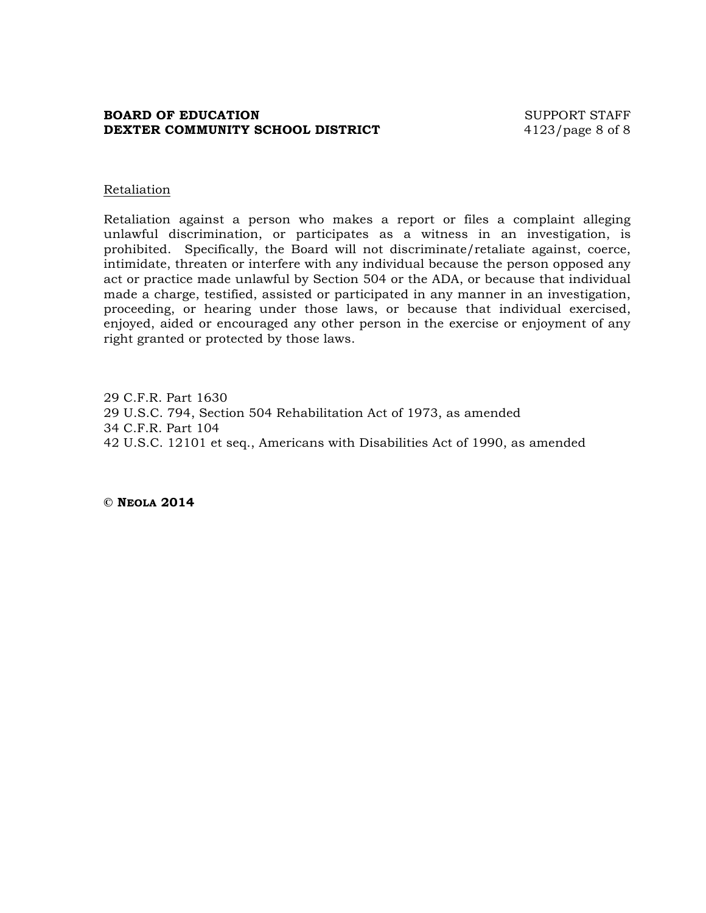Retaliation

Retaliation against a person who makes a report or files a complaint alleging unlawful discrimination, or participates as a witness in an investigation, is prohibited. Specifically, the Board will not discriminate/retaliate against, coerce, intimidate, threaten or interfere with any individual because the person opposed any act or practice made unlawful by Section 504 or the ADA, or because that individual made a charge, testified, assisted or participated in any manner in an investigation, proceeding, or hearing under those laws, or because that individual exercised, enjoyed, aided or encouraged any other person in the exercise or enjoyment of any right granted or protected by those laws.

29 C.F.R. Part 1630
29 U.S.C. 794, Section 504 Rehabilitation Act of 1973, as amended
34 C.F.R. Part 104
42 U.S.C. 12101 et seq., Americans with Disabilities Act of 1990, as amended

**© NEOLA 2014**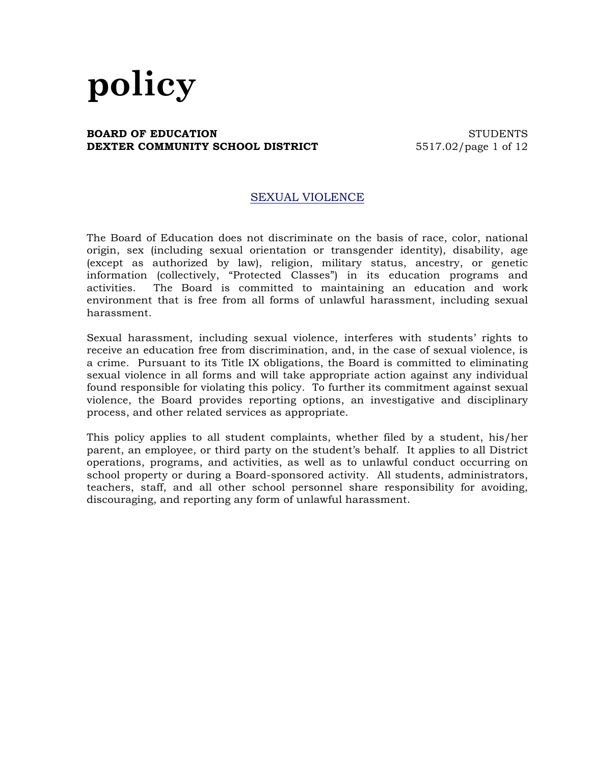# policy

**BOARD OF EDUCATION** STUDENTS
**DEXTER COMMUNITY SCHOOL DISTRICT** 5517.02

## SEXUAL VIOLENCE

The Board of Education does not discriminate on the basis of race, color, national origin, sex (including sexual orientation or transgender identity), disability, age (except as authorized by law), religion, military status, ancestry, or genetic information (collectively, "Protected Classes") in its education programs and activities. The Board is committed to maintaining an education and work environment that is free from all forms of unlawful harassment, including sexual harassment.

Sexual harassment, including sexual violence, interferes with students' rights to receive an education free from discrimination, and, in the case of sexual violence, is a crime. Pursuant to its Title IX obligations, the Board is committed to eliminating sexual violence in all forms and will take appropriate action against any individual found responsible for violating this policy. To further its commitment against sexual violence, the Board provides reporting options, an investigative and disciplinary process, and other related services as appropriate.

This policy applies to all student complaints, whether filed by a student, his/her parent, an employee, or third party on the student's behalf. It applies to all District operations, programs, and activities, as well as to unlawful conduct occurring on school property or during a Board-sponsored activity. All students, administrators, teachers, staff, and all other school personnel share responsibility for avoiding, discouraging, and reporting any form of unlawful harassment.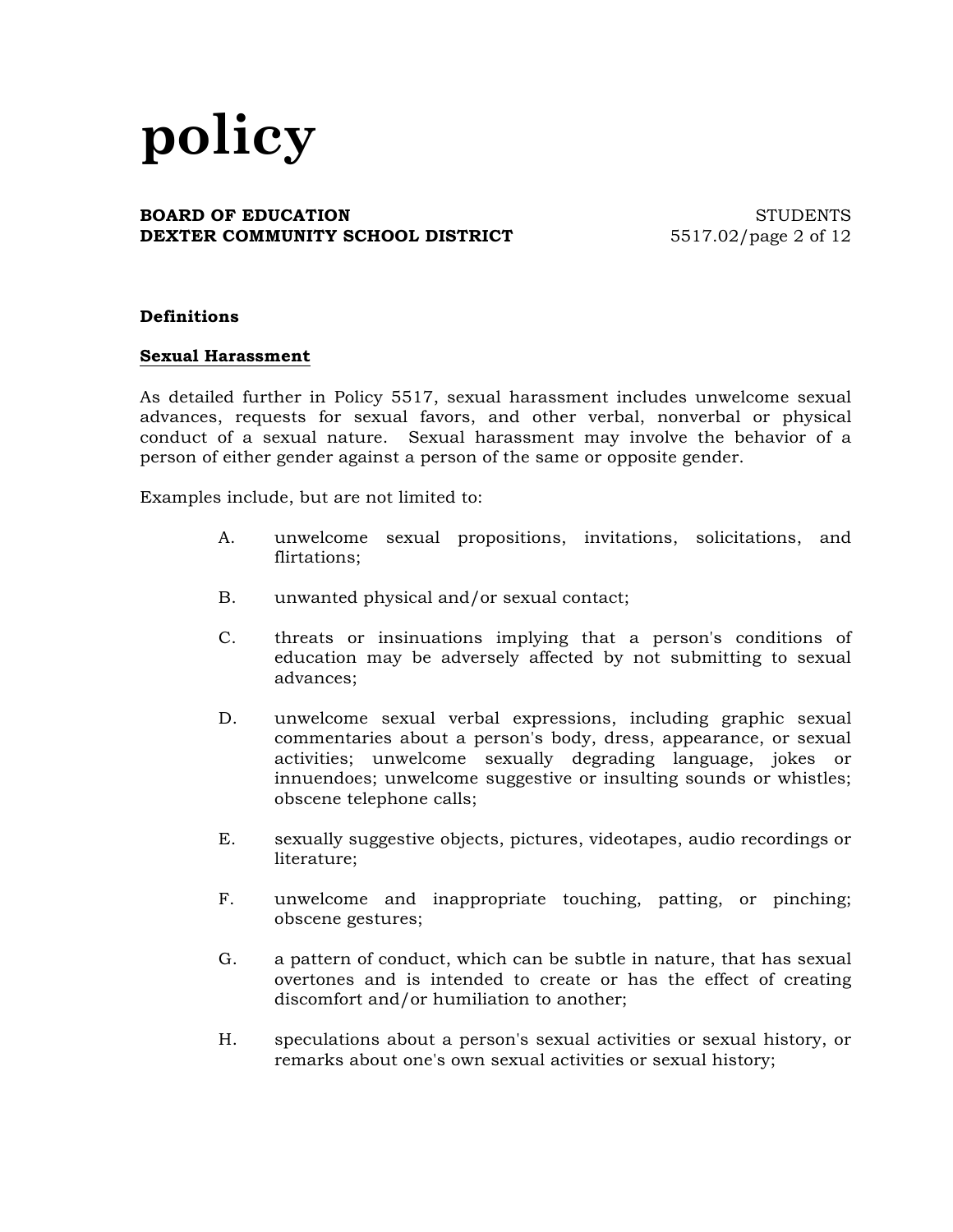### Definitions

#### Sexual Harassment

As detailed further in Policy 5517, sexual harassment includes unwelcome sexual advances, requests for sexual favors, and other verbal, nonverbal or physical conduct of a sexual nature. Sexual harassment may involve the behavior of a person of either gender against a person of the same or opposite gender.

Examples include, but are not limited to:

A. unwelcome sexual propositions, invitations, solicitations, and flirtations;

B. unwanted physical and/or sexual contact;

C. threats or insinuations implying that a person's conditions of education may be adversely affected by not submitting to sexual advances;

D. unwelcome sexual verbal expressions, including graphic sexual commentaries about a person's body, dress, appearance, or sexual activities; unwelcome sexually degrading language, jokes or innuendoes; unwelcome suggestive or insulting sounds or whistles; obscene telephone calls;

E. sexually suggestive objects, pictures, videotapes, audio recordings or literature;

F. unwelcome and inappropriate touching, patting, or pinching; obscene gestures;

G. a pattern of conduct, which can be subtle in nature, that has sexual overtones and is intended to create or has the effect of creating discomfort and/or humiliation to another;

H. speculations about a person's sexual activities or sexual history, or remarks about one's own sexual activities or sexual history;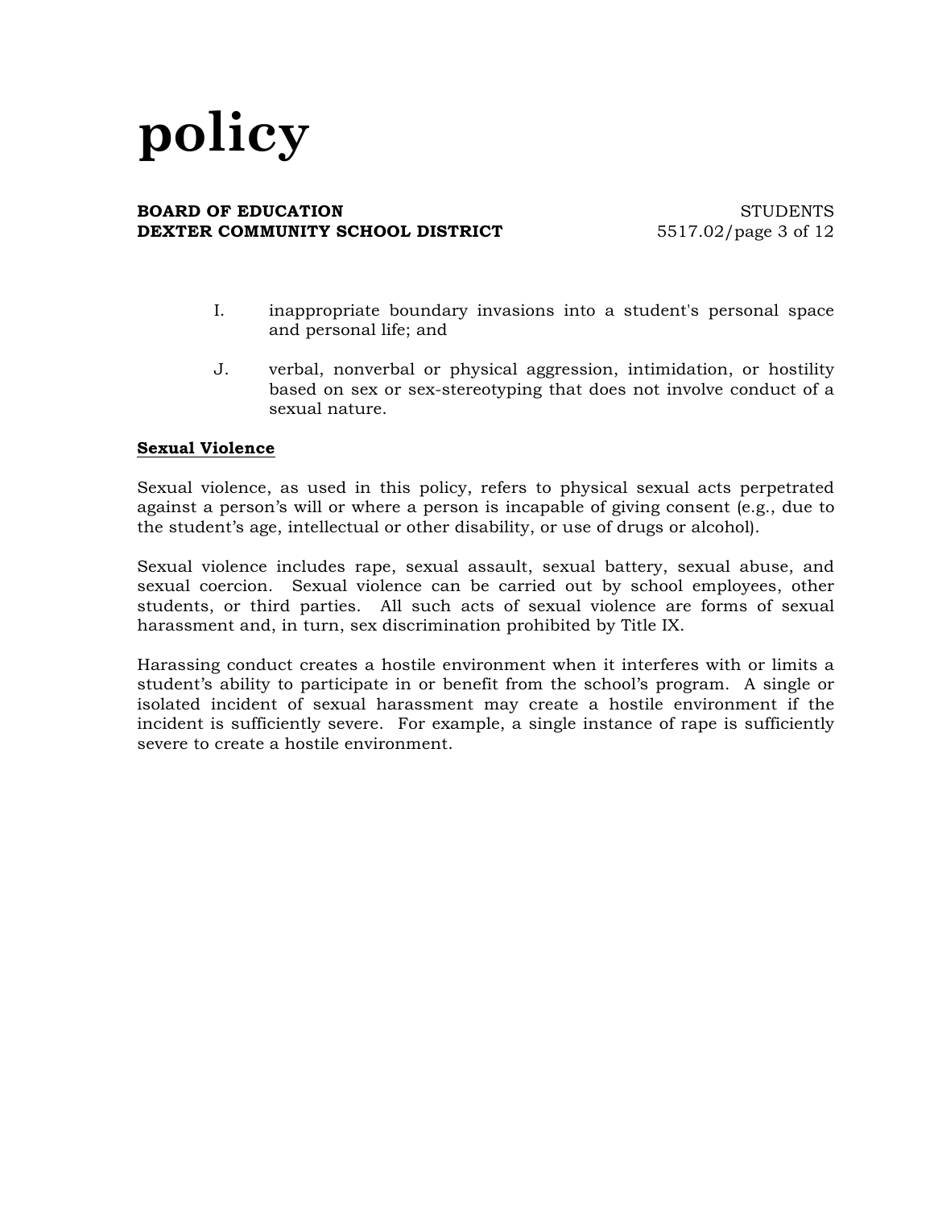I. inappropriate boundary invasions into a student's personal space and personal life; and

J. verbal, nonverbal or physical aggression, intimidation, or hostility based on sex or sex-stereotyping that does not involve conduct of a sexual nature.

**Sexual Violence**

Sexual violence, as used in this policy, refers to physical sexual acts perpetrated against a person's will or where a person is incapable of giving consent (e.g., due to the student's age, intellectual or other disability, or use of drugs or alcohol).

Sexual violence includes rape, sexual assault, sexual battery, sexual abuse, and sexual coercion. Sexual violence can be carried out by school employees, other students, or third parties. All such acts of sexual violence are forms of sexual harassment and, in turn, sex discrimination prohibited by Title IX.

Harassing conduct creates a hostile environment when it interferes with or limits a student's ability to participate in or benefit from the school's program. A single or isolated incident of sexual harassment may create a hostile environment if the incident is sufficiently severe. For example, a single instance of rape is sufficiently severe to create a hostile environment.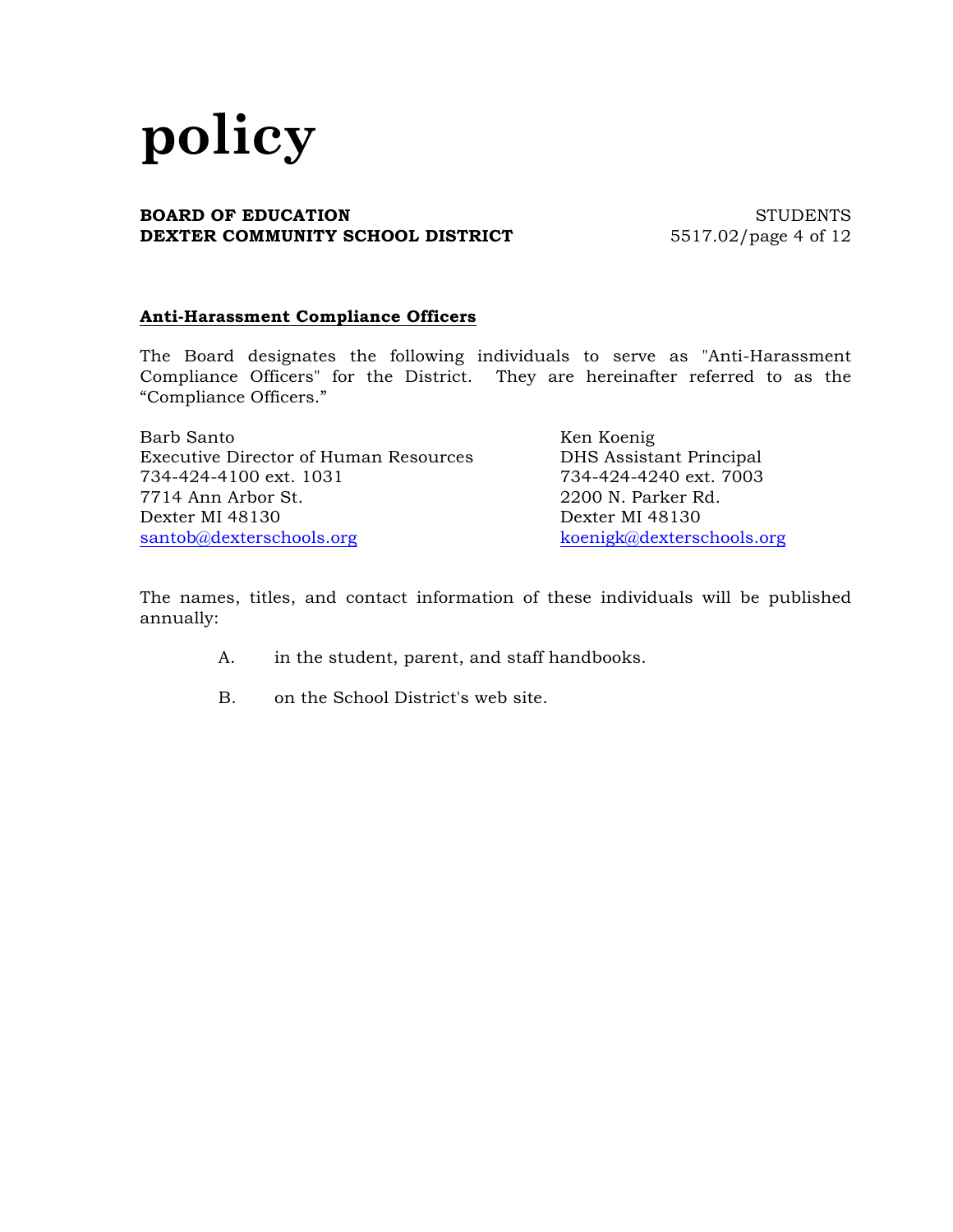## Anti-Harassment Compliance Officers

The Board designates the following individuals to serve as "Anti-Harassment Compliance Officers" for the District. They are hereinafter referred to as the "Compliance Officers."

Barb Santo
Executive Director of Human Resources
734-424-4100 ext. 1031
7714 Ann Arbor St.
Dexter MI 48130
santob@dexterschools.org

Ken Koenig
DHS Assistant Principal
734-424-4240 ext. 7003
2200 N. Parker Rd.
Dexter MI 48130
koenigk@dexterschools.org

The names, titles, and contact information of these individuals will be published annually:

A. in the student, parent, and staff handbooks.

B. on the School District's web site.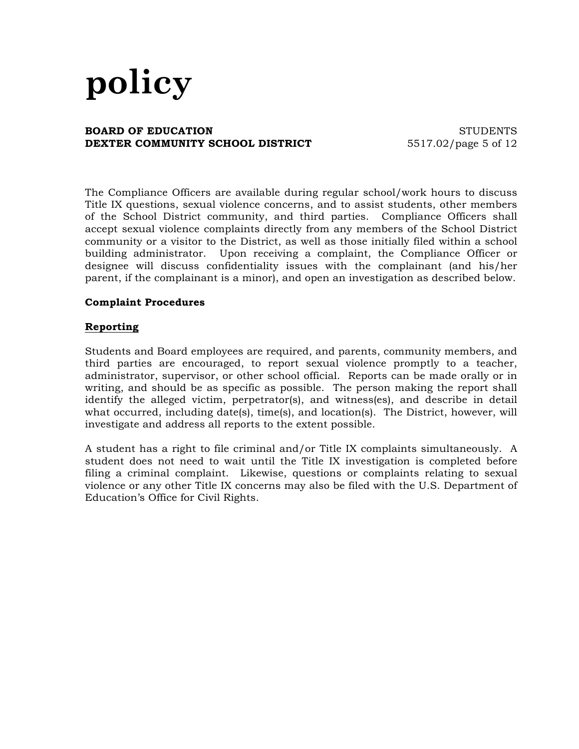The Compliance Officers are available during regular school/work hours to discuss Title IX questions, sexual violence concerns, and to assist students, other members of the School District community, and third parties. Compliance Officers shall accept sexual violence complaints directly from any members of the School District community or a visitor to the District, as well as those initially filed within a school building administrator. Upon receiving a complaint, the Compliance Officer or designee will discuss confidentiality issues with the complainant (and his/her parent, if the complainant is a minor), and open an investigation as described below.

**Complaint Procedures**

**Reporting**

Students and Board employees are required, and parents, community members, and third parties are encouraged, to report sexual violence promptly to a teacher, administrator, supervisor, or other school official. Reports can be made orally or in writing, and should be as specific as possible. The person making the report shall identify the alleged victim, perpetrator(s), and witness(es), and describe in detail what occurred, including date(s), time(s), and location(s). The District, however, will investigate and address all reports to the extent possible.

A student has a right to file criminal and/or Title IX complaints simultaneously. A student does not need to wait until the Title IX investigation is completed before filing a criminal complaint. Likewise, questions or complaints relating to sexual violence or any other Title IX concerns may also be filed with the U.S. Department of Education's Office for Civil Rights.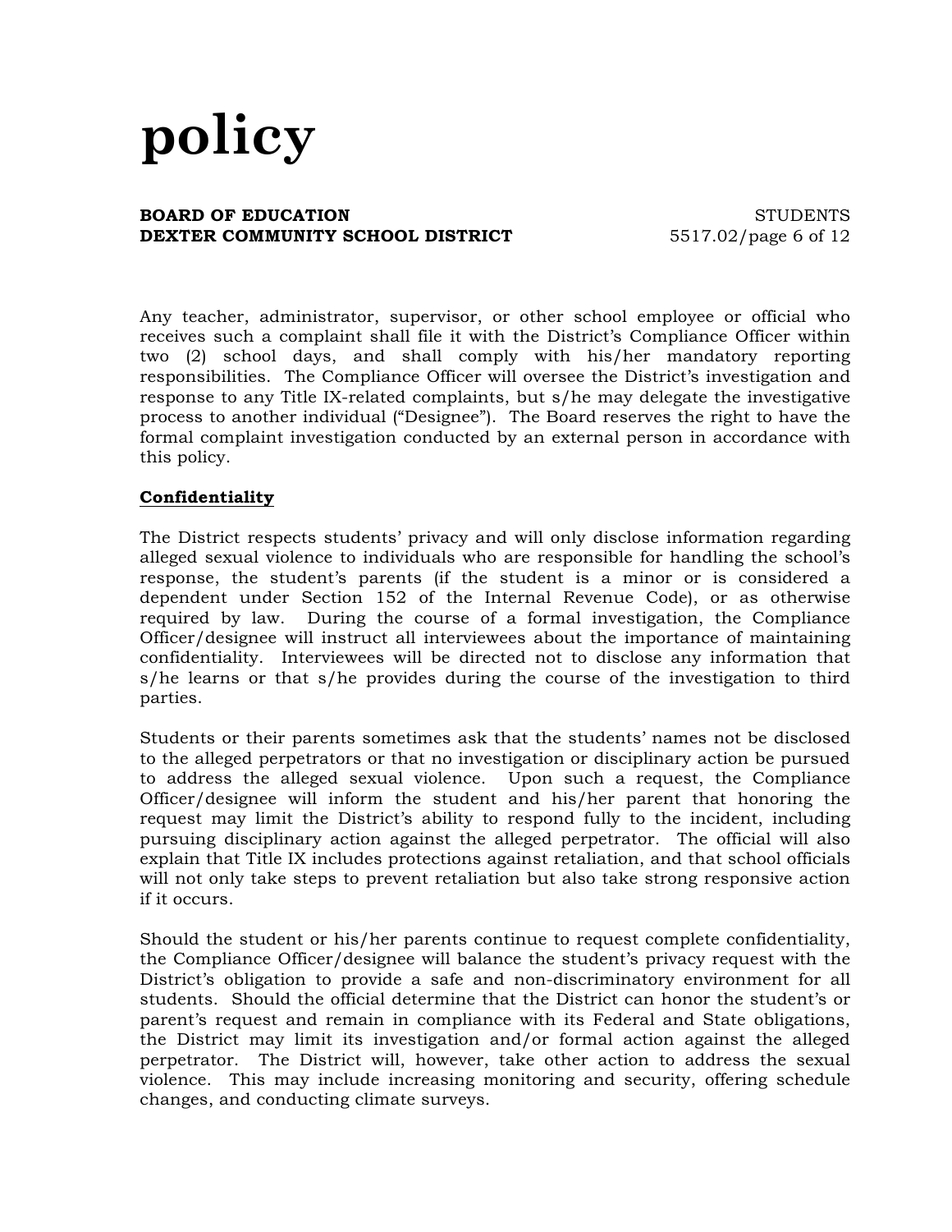Any teacher, administrator, supervisor, or other school employee or official who receives such a complaint shall file it with the District's Compliance Officer within two (2) school days, and shall comply with his/her mandatory reporting responsibilities. The Compliance Officer will oversee the District's investigation and response to any Title IX-related complaints, but s/he may delegate the investigative process to another individual ("Designee"). The Board reserves the right to have the formal complaint investigation conducted by an external person in accordance with this policy.

**Confidentiality**

The District respects students' privacy and will only disclose information regarding alleged sexual violence to individuals who are responsible for handling the school's response, the student's parents (if the student is a minor or is considered a dependent under Section 152 of the Internal Revenue Code), or as otherwise required by law. During the course of a formal investigation, the Compliance Officer/designee will instruct all interviewees about the importance of maintaining confidentiality. Interviewees will be directed not to disclose any information that s/he learns or that s/he provides during the course of the investigation to third parties.

Students or their parents sometimes ask that the students' names not be disclosed to the alleged perpetrators or that no investigation or disciplinary action be pursued to address the alleged sexual violence. Upon such a request, the Compliance Officer/designee will inform the student and his/her parent that honoring the request may limit the District's ability to respond fully to the incident, including pursuing disciplinary action against the alleged perpetrator. The official will also explain that Title IX includes protections against retaliation, and that school officials will not only take steps to prevent retaliation but also take strong responsive action if it occurs.

Should the student or his/her parents continue to request complete confidentiality, the Compliance Officer/designee will balance the student's privacy request with the District's obligation to provide a safe and non-discriminatory environment for all students. Should the official determine that the District can honor the student's or parent's request and remain in compliance with its Federal and State obligations, the District may limit its investigation and/or formal action against the alleged perpetrator. The District will, however, take other action to address the sexual violence. This may include increasing monitoring and security, offering schedule changes, and conducting climate surveys.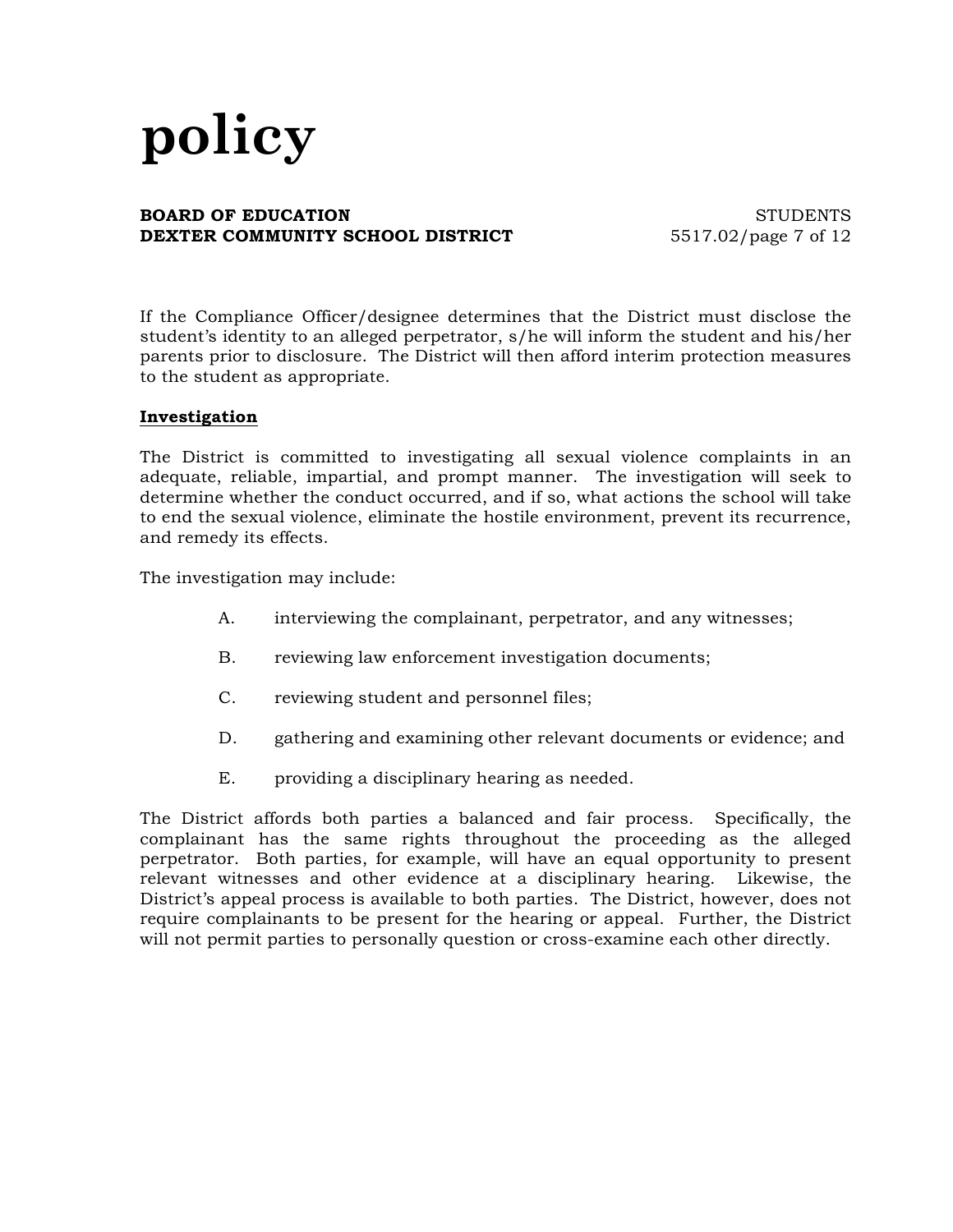If the Compliance Officer/designee determines that the District must disclose the student's identity to an alleged perpetrator, s/he will inform the student and his/her parents prior to disclosure. The District will then afford interim protection measures to the student as appropriate.

## Investigation

The District is committed to investigating all sexual violence complaints in an adequate, reliable, impartial, and prompt manner. The investigation will seek to determine whether the conduct occurred, and if so, what actions the school will take to end the sexual violence, eliminate the hostile environment, prevent its recurrence, and remedy its effects.

The investigation may include:

A. interviewing the complainant, perpetrator, and any witnesses;

B. reviewing law enforcement investigation documents;

C. reviewing student and personnel files;

D. gathering and examining other relevant documents or evidence; and

E. providing a disciplinary hearing as needed.

The District affords both parties a balanced and fair process. Specifically, the complainant has the same rights throughout the proceeding as the alleged perpetrator. Both parties, for example, will have an equal opportunity to present relevant witnesses and other evidence at a disciplinary hearing. Likewise, the District's appeal process is available to both parties. The District, however, does not require complainants to be present for the hearing or appeal. Further, the District will not permit parties to personally question or cross-examine each other directly.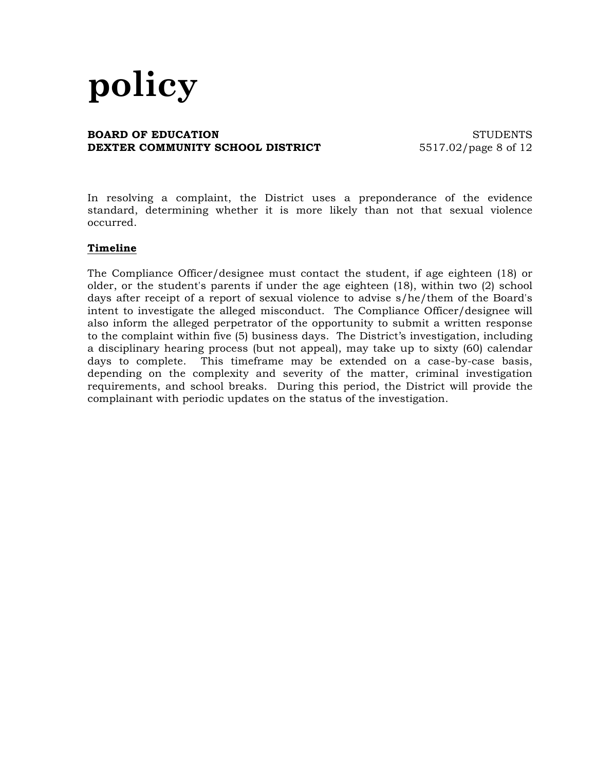In resolving a complaint, the District uses a preponderance of the evidence standard, determining whether it is more likely than not that sexual violence occurred.

**Timeline**

The Compliance Officer/designee must contact the student, if age eighteen (18) or older, or the student's parents if under the age eighteen (18), within two (2) school days after receipt of a report of sexual violence to advise s/he/them of the Board's intent to investigate the alleged misconduct. The Compliance Officer/designee will also inform the alleged perpetrator of the opportunity to submit a written response to the complaint within five (5) business days. The District's investigation, including a disciplinary hearing process (but not appeal), may take up to sixty (60) calendar days to complete. This timeframe may be extended on a case-by-case basis, depending on the complexity and severity of the matter, criminal investigation requirements, and school breaks. During this period, the District will provide the complainant with periodic updates on the status of the investigation.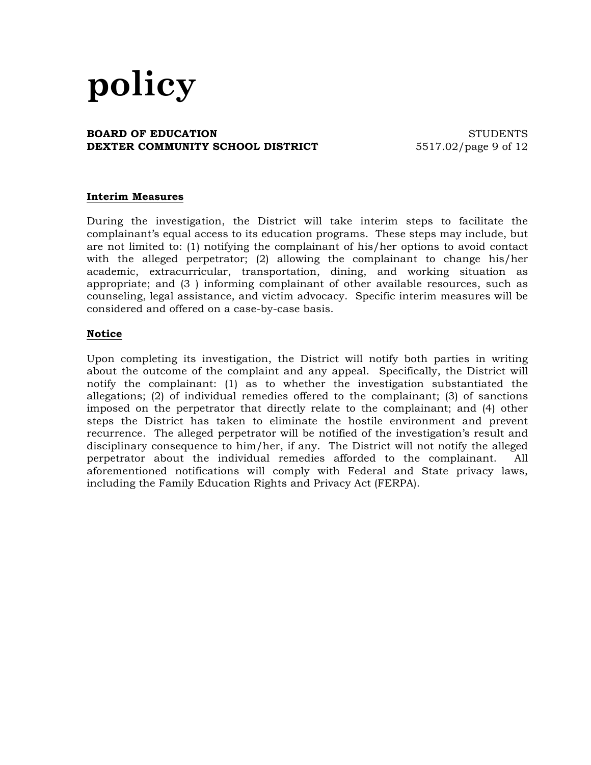### Interim Measures

During the investigation, the District will take interim steps to facilitate the complainant's equal access to its education programs. These steps may include, but are not limited to: (1) notifying the complainant of his/her options to avoid contact with the alleged perpetrator; (2) allowing the complainant to change his/her academic, extracurricular, transportation, dining, and working situation as appropriate; and (3 ) informing complainant of other available resources, such as counseling, legal assistance, and victim advocacy. Specific interim measures will be considered and offered on a case-by-case basis.

### Notice

Upon completing its investigation, the District will notify both parties in writing about the outcome of the complaint and any appeal. Specifically, the District will notify the complainant: (1) as to whether the investigation substantiated the allegations; (2) of individual remedies offered to the complainant; (3) of sanctions imposed on the perpetrator that directly relate to the complainant; and (4) other steps the District has taken to eliminate the hostile environment and prevent recurrence. The alleged perpetrator will be notified of the investigation's result and disciplinary consequence to him/her, if any. The District will not notify the alleged perpetrator about the individual remedies afforded to the complainant. All aforementioned notifications will comply with Federal and State privacy laws, including the Family Education Rights and Privacy Act (FERPA).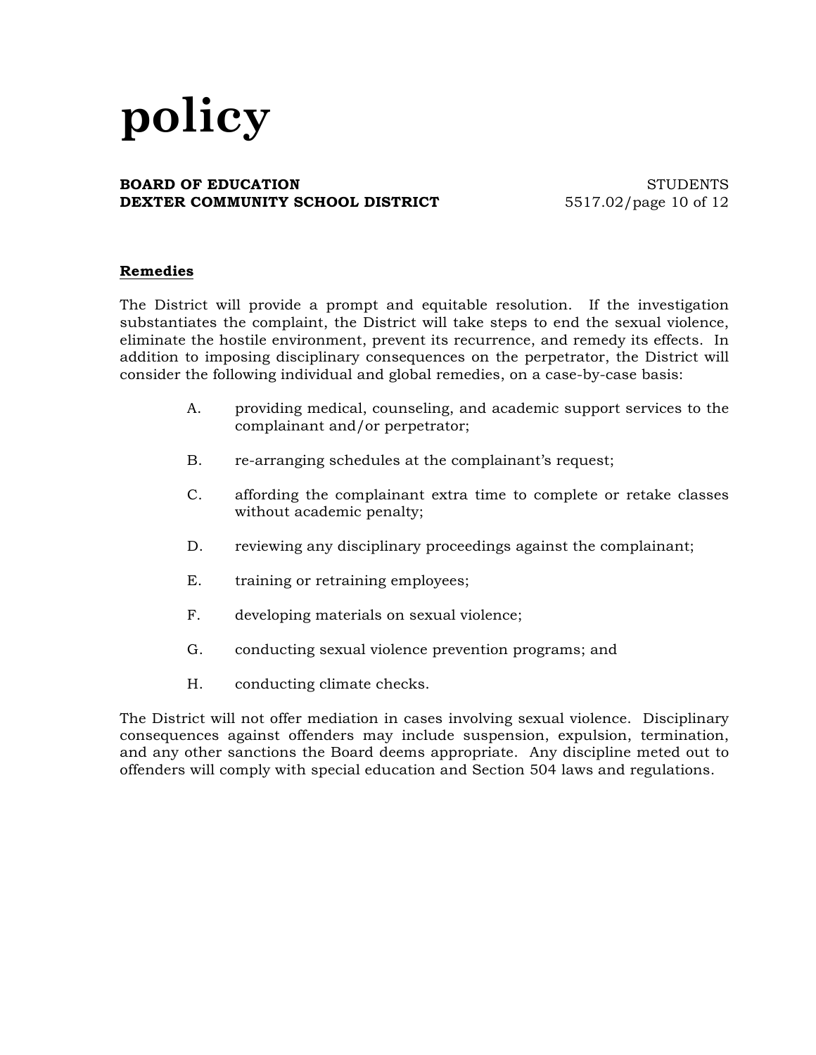## Remedies

The District will provide a prompt and equitable resolution. If the investigation substantiates the complaint, the District will take steps to end the sexual violence, eliminate the hostile environment, prevent its recurrence, and remedy its effects. In addition to imposing disciplinary consequences on the perpetrator, the District will consider the following individual and global remedies, on a case-by-case basis:

A. providing medical, counseling, and academic support services to the complainant and/or perpetrator;

B. re-arranging schedules at the complainant's request;

C. affording the complainant extra time to complete or retake classes without academic penalty;

D. reviewing any disciplinary proceedings against the complainant;

E. training or retraining employees;

F. developing materials on sexual violence;

G. conducting sexual violence prevention programs; and

H. conducting climate checks.

The District will not offer mediation in cases involving sexual violence. Disciplinary consequences against offenders may include suspension, expulsion, termination, and any other sanctions the Board deems appropriate. Any discipline meted out to offenders will comply with special education and Section 504 laws and regulations.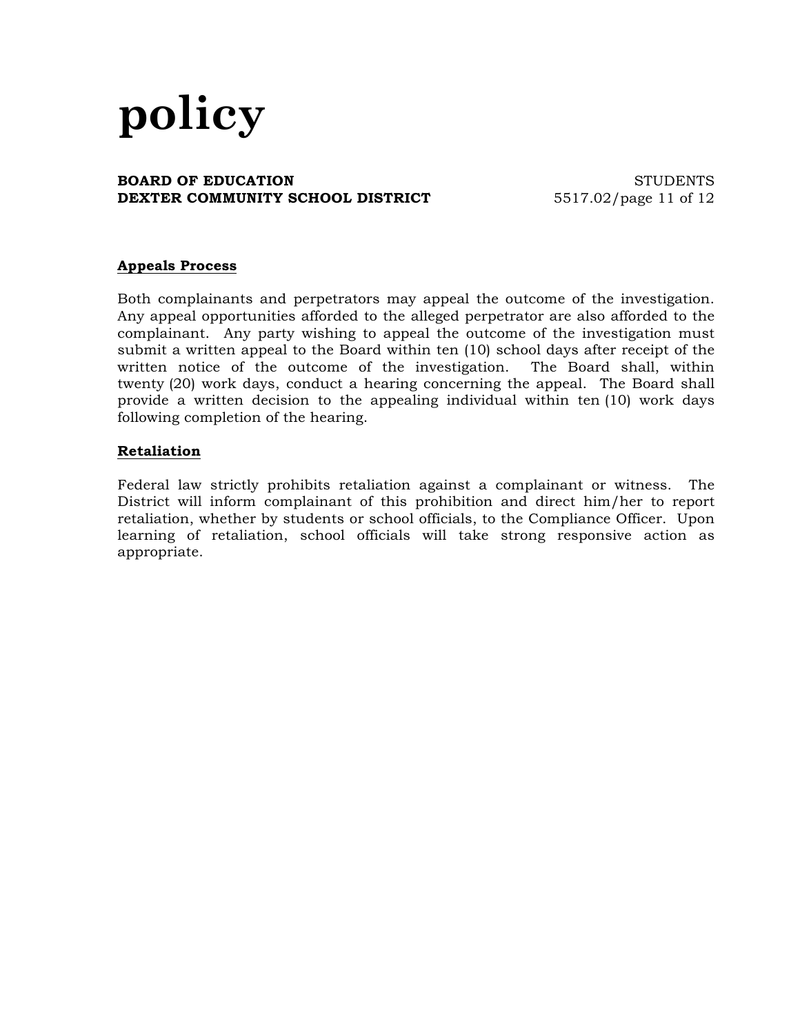## Appeals Process

Both complainants and perpetrators may appeal the outcome of the investigation. Any appeal opportunities afforded to the alleged perpetrator are also afforded to the complainant. Any party wishing to appeal the outcome of the investigation must submit a written appeal to the Board within ten (10) school days after receipt of the written notice of the outcome of the investigation. The Board shall, within twenty (20) work days, conduct a hearing concerning the appeal. The Board shall provide a written decision to the appealing individual within ten (10) work days following completion of the hearing.

## Retaliation

Federal law strictly prohibits retaliation against a complainant or witness. The District will inform complainant of this prohibition and direct him/her to report retaliation, whether by students or school officials, to the Compliance Officer. Upon learning of retaliation, school officials will take strong responsive action as appropriate.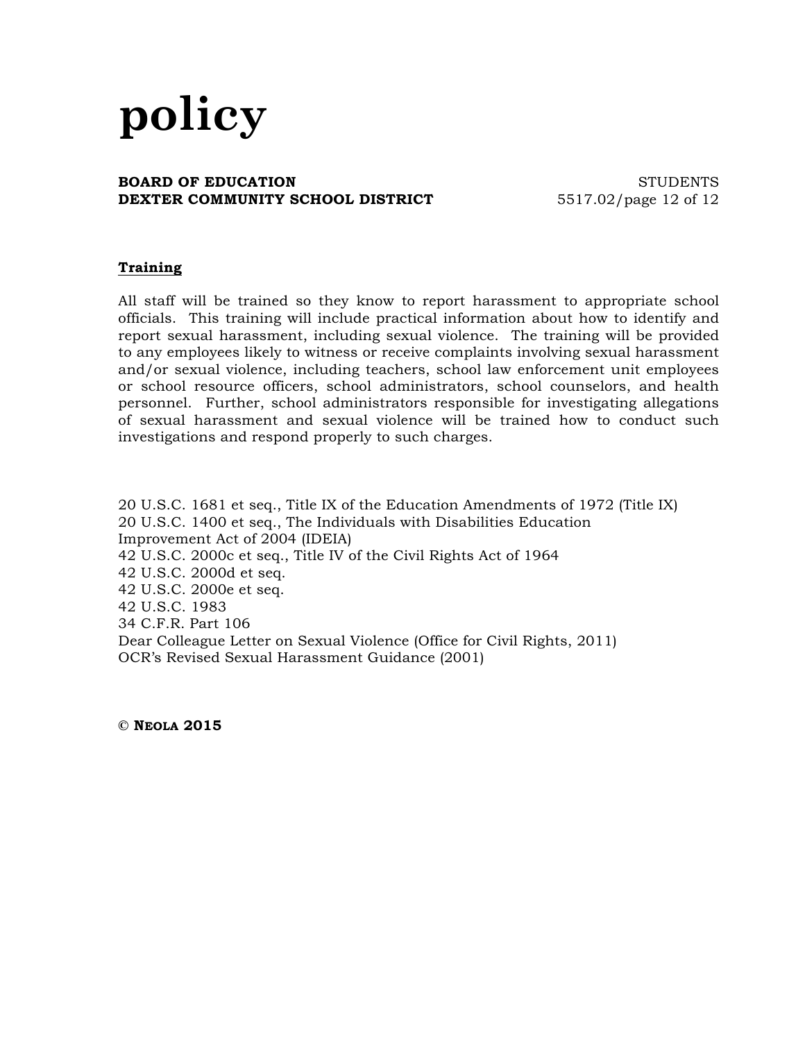## Training

All staff will be trained so they know to report harassment to appropriate school officials. This training will include practical information about how to identify and report sexual harassment, including sexual violence. The training will be provided to any employees likely to witness or receive complaints involving sexual harassment and/or sexual violence, including teachers, school law enforcement unit employees or school resource officers, school administrators, school counselors, and health personnel. Further, school administrators responsible for investigating allegations of sexual harassment and sexual violence will be trained how to conduct such investigations and respond properly to such charges.

20 U.S.C. 1681 et seq., Title IX of the Education Amendments of 1972 (Title IX)
20 U.S.C. 1400 et seq., The Individuals with Disabilities Education Improvement Act of 2004 (IDEIA)
42 U.S.C. 2000c et seq., Title IV of the Civil Rights Act of 1964
42 U.S.C. 2000d et seq.
42 U.S.C. 2000e et seq.
42 U.S.C. 1983
34 C.F.R. Part 106
Dear Colleague Letter on Sexual Violence (Office for Civil Rights, 2011)
OCR's Revised Sexual Harassment Guidance (2001)

**© NEOLA 2015**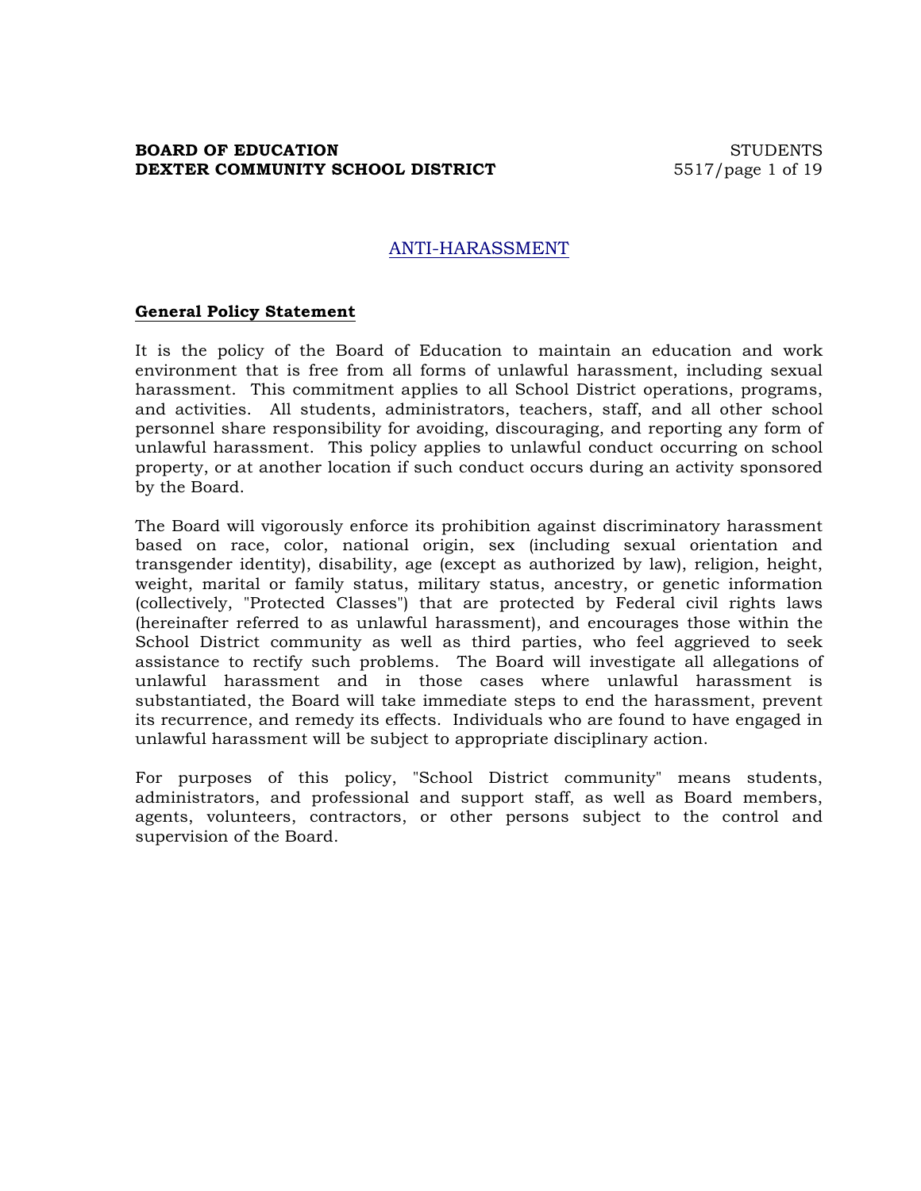# ANTI-HARASSMENT

## General Policy Statement

It is the policy of the Board of Education to maintain an education and work environment that is free from all forms of unlawful harassment, including sexual harassment. This commitment applies to all School District operations, programs, and activities. All students, administrators, teachers, staff, and all other school personnel share responsibility for avoiding, discouraging, and reporting any form of unlawful harassment. This policy applies to unlawful conduct occurring on school property, or at another location if such conduct occurs during an activity sponsored by the Board.

The Board will vigorously enforce its prohibition against discriminatory harassment based on race, color, national origin, sex (including sexual orientation and transgender identity), disability, age (except as authorized by law), religion, height, weight, marital or family status, military status, ancestry, or genetic information (collectively, "Protected Classes") that are protected by Federal civil rights laws (hereinafter referred to as unlawful harassment), and encourages those within the School District community as well as third parties, who feel aggrieved to seek assistance to rectify such problems. The Board will investigate all allegations of unlawful harassment and in those cases where unlawful harassment is substantiated, the Board will take immediate steps to end the harassment, prevent its recurrence, and remedy its effects. Individuals who are found to have engaged in unlawful harassment will be subject to appropriate disciplinary action.

For purposes of this policy, "School District community" means students, administrators, and professional and support staff, as well as Board members, agents, volunteers, contractors, or other persons subject to the control and supervision of the Board.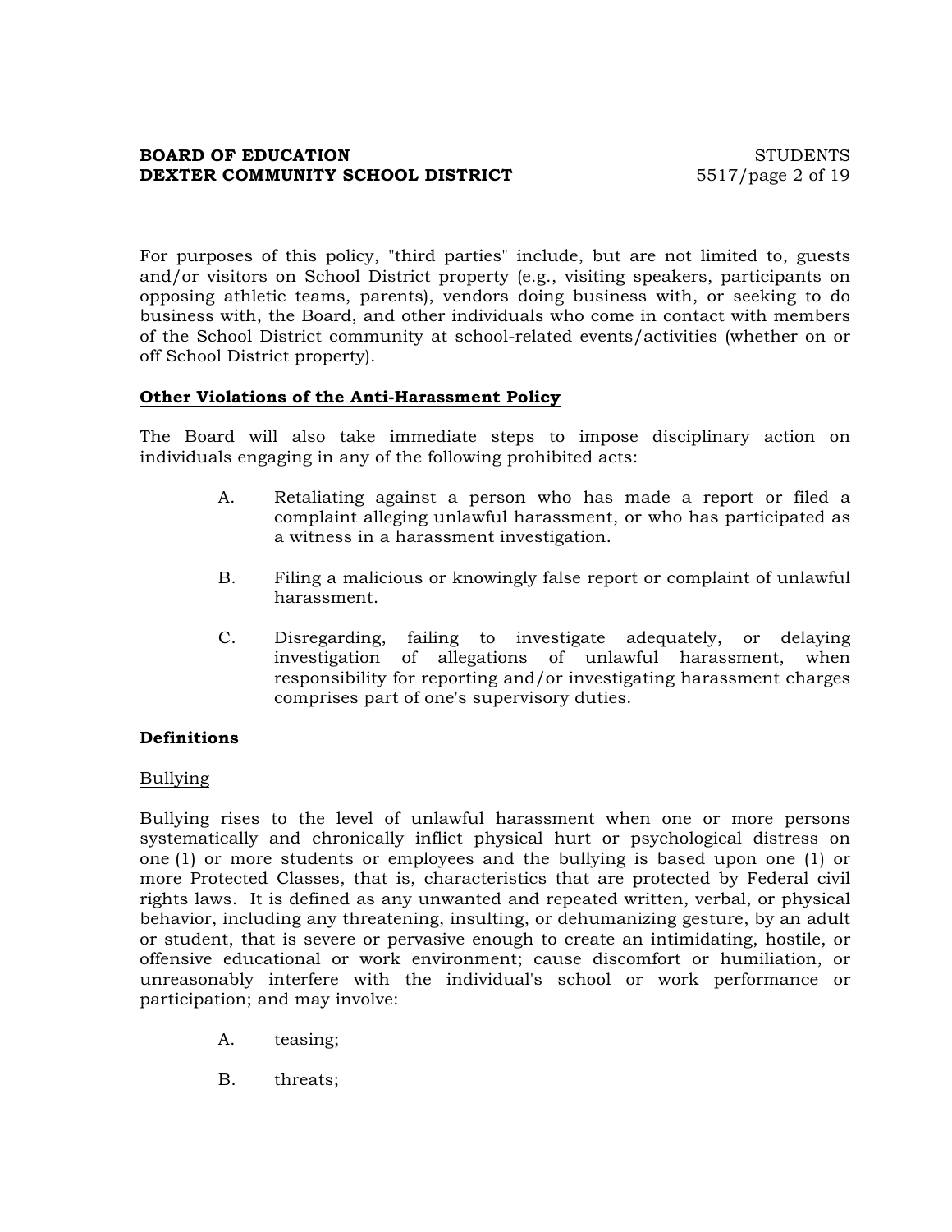For purposes of this policy, "third parties" include, but are not limited to, guests and/or visitors on School District property (e.g., visiting speakers, participants on opposing athletic teams, parents), vendors doing business with, or seeking to do business with, the Board, and other individuals who come in contact with members of the School District community at school-related events/activities (whether on or off School District property).

**Other Violations of the Anti-Harassment Policy**

The Board will also take immediate steps to impose disciplinary action on individuals engaging in any of the following prohibited acts:

A. Retaliating against a person who has made a report or filed a complaint alleging unlawful harassment, or who has participated as a witness in a harassment investigation.

B. Filing a malicious or knowingly false report or complaint of unlawful harassment.

C. Disregarding, failing to investigate adequately, or delaying investigation of allegations of unlawful harassment, when responsibility for reporting and/or investigating harassment charges comprises part of one's supervisory duties.

**Definitions**

Bullying

Bullying rises to the level of unlawful harassment when one or more persons systematically and chronically inflict physical hurt or psychological distress on one (1) or more students or employees and the bullying is based upon one (1) or more Protected Classes, that is, characteristics that are protected by Federal civil rights laws. It is defined as any unwanted and repeated written, verbal, or physical behavior, including any threatening, insulting, or dehumanizing gesture, by an adult or student, that is severe or pervasive enough to create an intimidating, hostile, or offensive educational or work environment; cause discomfort or humiliation, or unreasonably interfere with the individual's school or work performance or participation; and may involve:

A. teasing;

B. threats;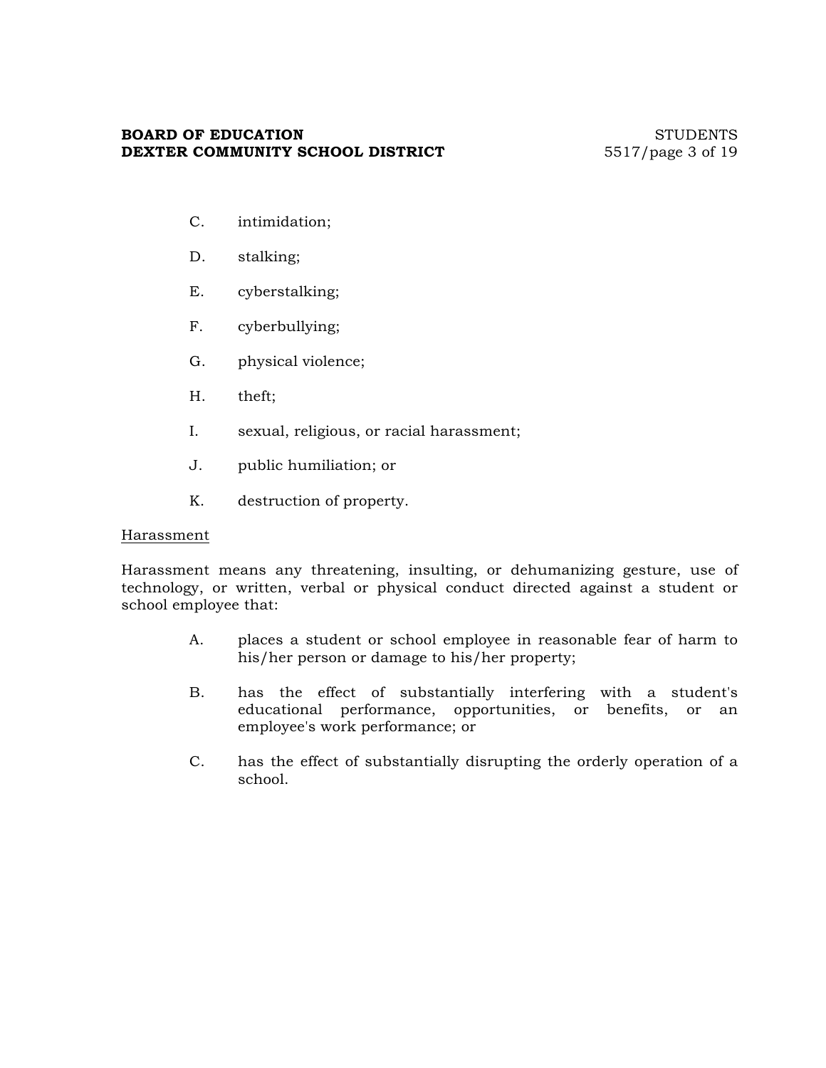C. intimidation;

D. stalking;

E. cyberstalking;

F. cyberbullying;

G. physical violence;

H. theft;

I. sexual, religious, or racial harassment;

J. public humiliation; or

K. destruction of property.

<u>Harassment</u>

Harassment means any threatening, insulting, or dehumanizing gesture, use of technology, or written, verbal or physical conduct directed against a student or school employee that:

A. places a student or school employee in reasonable fear of harm to his/her person or damage to his/her property;

B. has the effect of substantially interfering with a student's educational performance, opportunities, or benefits, or an employee's work performance; or

C. has the effect of substantially disrupting the orderly operation of a school.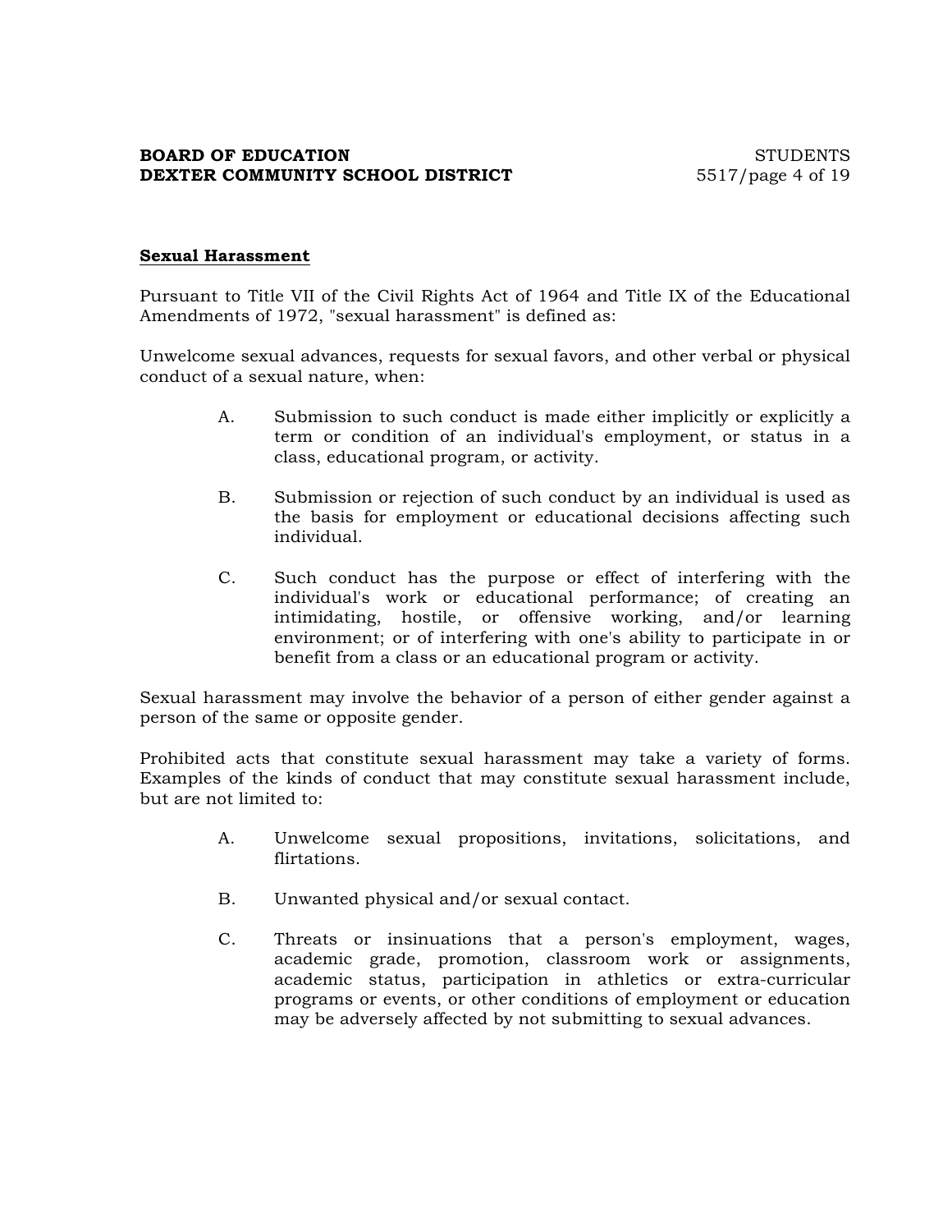**Sexual Harassment**

Pursuant to Title VII of the Civil Rights Act of 1964 and Title IX of the Educational Amendments of 1972, "sexual harassment" is defined as:

Unwelcome sexual advances, requests for sexual favors, and other verbal or physical conduct of a sexual nature, when:

A. Submission to such conduct is made either implicitly or explicitly a term or condition of an individual's employment, or status in a class, educational program, or activity.

B. Submission or rejection of such conduct by an individual is used as the basis for employment or educational decisions affecting such individual.

C. Such conduct has the purpose or effect of interfering with the individual's work or educational performance; of creating an intimidating, hostile, or offensive working, and/or learning environment; or of interfering with one's ability to participate in or benefit from a class or an educational program or activity.

Sexual harassment may involve the behavior of a person of either gender against a person of the same or opposite gender.

Prohibited acts that constitute sexual harassment may take a variety of forms. Examples of the kinds of conduct that may constitute sexual harassment include, but are not limited to:

A. Unwelcome sexual propositions, invitations, solicitations, and flirtations.

B. Unwanted physical and/or sexual contact.

C. Threats or insinuations that a person's employment, wages, academic grade, promotion, classroom work or assignments, academic status, participation in athletics or extra-curricular programs or events, or other conditions of employment or education may be adversely affected by not submitting to sexual advances.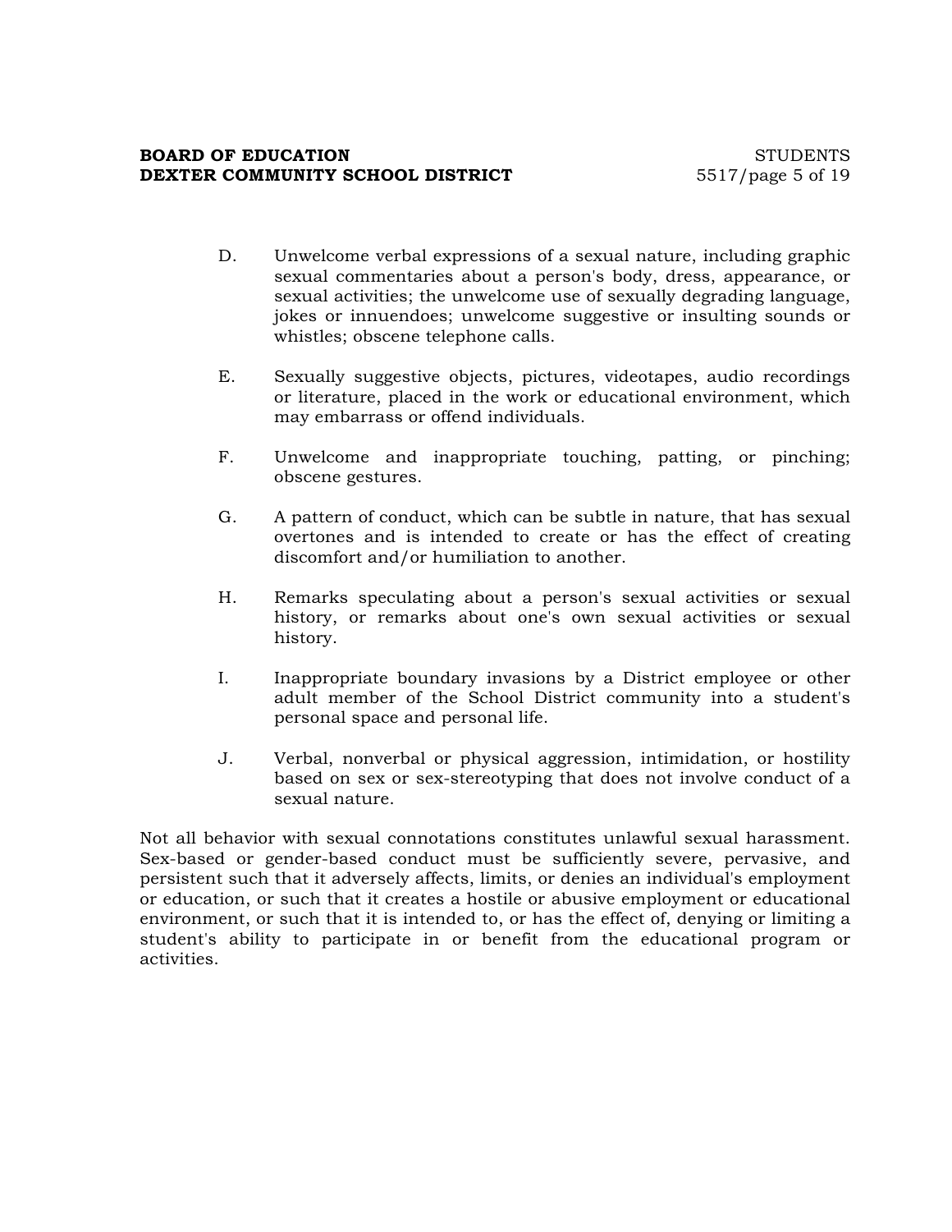D. Unwelcome verbal expressions of a sexual nature, including graphic sexual commentaries about a person's body, dress, appearance, or sexual activities; the unwelcome use of sexually degrading language, jokes or innuendoes; unwelcome suggestive or insulting sounds or whistles; obscene telephone calls.

E. Sexually suggestive objects, pictures, videotapes, audio recordings or literature, placed in the work or educational environment, which may embarrass or offend individuals.

F. Unwelcome and inappropriate touching, patting, or pinching; obscene gestures.

G. A pattern of conduct, which can be subtle in nature, that has sexual overtones and is intended to create or has the effect of creating discomfort and/or humiliation to another.

H. Remarks speculating about a person's sexual activities or sexual history, or remarks about one's own sexual activities or sexual history.

I. Inappropriate boundary invasions by a District employee or other adult member of the School District community into a student's personal space and personal life.

J. Verbal, nonverbal or physical aggression, intimidation, or hostility based on sex or sex-stereotyping that does not involve conduct of a sexual nature.

Not all behavior with sexual connotations constitutes unlawful sexual harassment. Sex-based or gender-based conduct must be sufficiently severe, pervasive, and persistent such that it adversely affects, limits, or denies an individual's employment or education, or such that it creates a hostile or abusive employment or educational environment, or such that it is intended to, or has the effect of, denying or limiting a student's ability to participate in or benefit from the educational program or activities.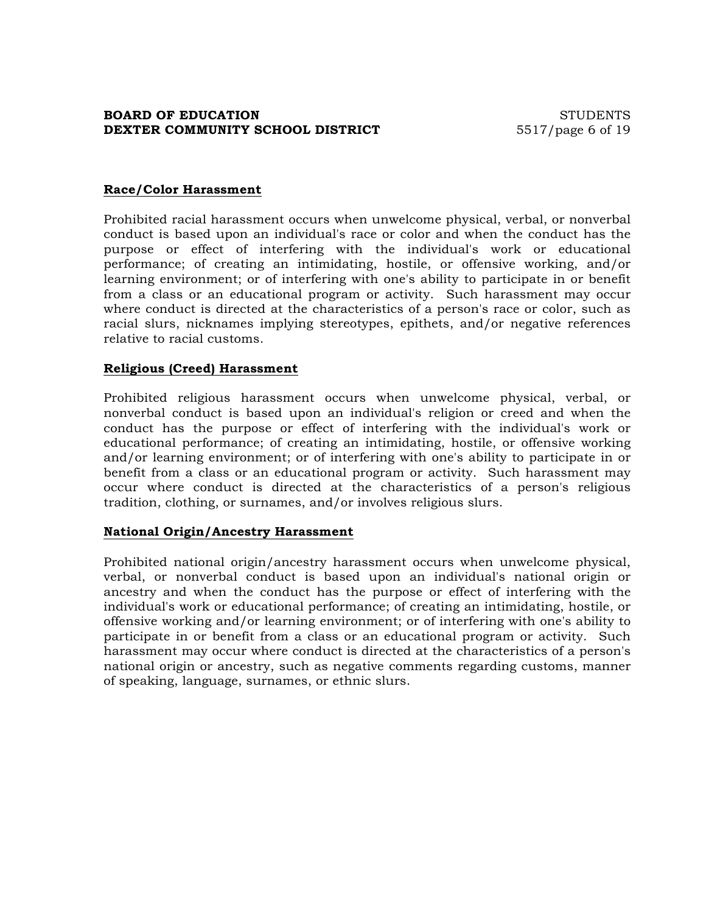**Race/Color Harassment**

Prohibited racial harassment occurs when unwelcome physical, verbal, or nonverbal conduct is based upon an individual's race or color and when the conduct has the purpose or effect of interfering with the individual's work or educational performance; of creating an intimidating, hostile, or offensive working, and/or learning environment; or of interfering with one's ability to participate in or benefit from a class or an educational program or activity. Such harassment may occur where conduct is directed at the characteristics of a person's race or color, such as racial slurs, nicknames implying stereotypes, epithets, and/or negative references relative to racial customs.

**Religious (Creed) Harassment**

Prohibited religious harassment occurs when unwelcome physical, verbal, or nonverbal conduct is based upon an individual's religion or creed and when the conduct has the purpose or effect of interfering with the individual's work or educational performance; of creating an intimidating, hostile, or offensive working and/or learning environment; or of interfering with one's ability to participate in or benefit from a class or an educational program or activity. Such harassment may occur where conduct is directed at the characteristics of a person's religious tradition, clothing, or surnames, and/or involves religious slurs.

**National Origin/Ancestry Harassment**

Prohibited national origin/ancestry harassment occurs when unwelcome physical, verbal, or nonverbal conduct is based upon an individual's national origin or ancestry and when the conduct has the purpose or effect of interfering with the individual's work or educational performance; of creating an intimidating, hostile, or offensive working and/or learning environment; or of interfering with one's ability to participate in or benefit from a class or an educational program or activity. Such harassment may occur where conduct is directed at the characteristics of a person's national origin or ancestry, such as negative comments regarding customs, manner of speaking, language, surnames, or ethnic slurs.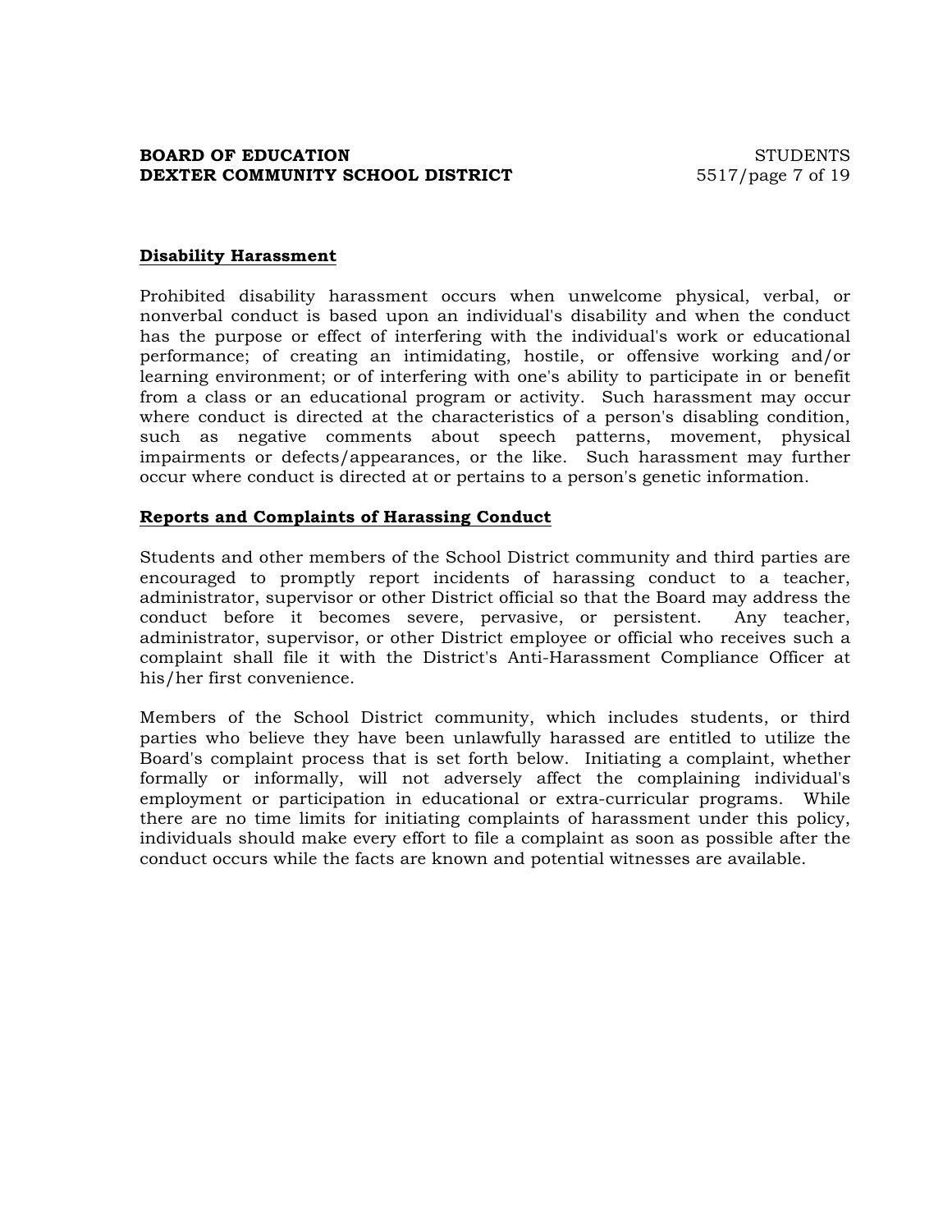## Disability Harassment

Prohibited disability harassment occurs when unwelcome physical, verbal, or nonverbal conduct is based upon an individual's disability and when the conduct has the purpose or effect of interfering with the individual's work or educational performance; of creating an intimidating, hostile, or offensive working and/or learning environment; or of interfering with one's ability to participate in or benefit from a class or an educational program or activity. Such harassment may occur where conduct is directed at the characteristics of a person's disabling condition, such as negative comments about speech patterns, movement, physical impairments or defects/appearances, or the like. Such harassment may further occur where conduct is directed at or pertains to a person's genetic information.

## Reports and Complaints of Harassing Conduct

Students and other members of the School District community and third parties are encouraged to promptly report incidents of harassing conduct to a teacher, administrator, supervisor or other District official so that the Board may address the conduct before it becomes severe, pervasive, or persistent. Any teacher, administrator, supervisor, or other District employee or official who receives such a complaint shall file it with the District's Anti-Harassment Compliance Officer at his/her first convenience.

Members of the School District community, which includes students, or third parties who believe they have been unlawfully harassed are entitled to utilize the Board's complaint process that is set forth below. Initiating a complaint, whether formally or informally, will not adversely affect the complaining individual's employment or participation in educational or extra-curricular programs. While there are no time limits for initiating complaints of harassment under this policy, individuals should make every effort to file a complaint as soon as possible after the conduct occurs while the facts are known and potential witnesses are available.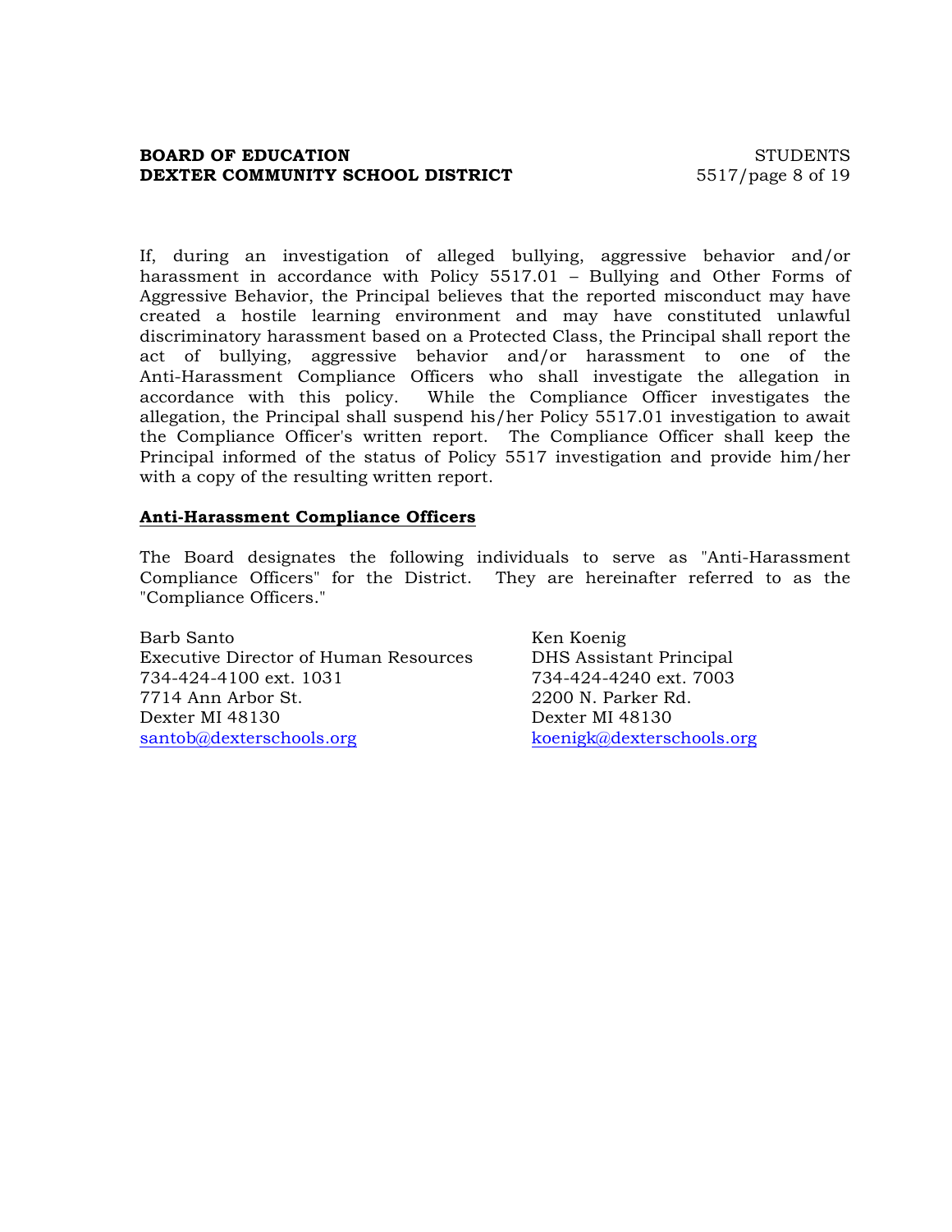If, during an investigation of alleged bullying, aggressive behavior and/or harassment in accordance with Policy 5517.01 – Bullying and Other Forms of Aggressive Behavior, the Principal believes that the reported misconduct may have created a hostile learning environment and may have constituted unlawful discriminatory harassment based on a Protected Class, the Principal shall report the act of bullying, aggressive behavior and/or harassment to one of the Anti-Harassment Compliance Officers who shall investigate the allegation in accordance with this policy. While the Compliance Officer investigates the allegation, the Principal shall suspend his/her Policy 5517.01 investigation to await the Compliance Officer's written report. The Compliance Officer shall keep the Principal informed of the status of Policy 5517 investigation and provide him/her with a copy of the resulting written report.

**Anti-Harassment Compliance Officers**

The Board designates the following individuals to serve as "Anti-Harassment Compliance Officers" for the District. They are hereinafter referred to as the "Compliance Officers."

Barb Santo
Executive Director of Human Resources
734-424-4100 ext. 1031
7714 Ann Arbor St.
Dexter MI 48130
santob@dexterschools.org

Ken Koenig
DHS Assistant Principal
734-424-4240 ext. 7003
2200 N. Parker Rd.
Dexter MI 48130
koenigk@dexterschools.org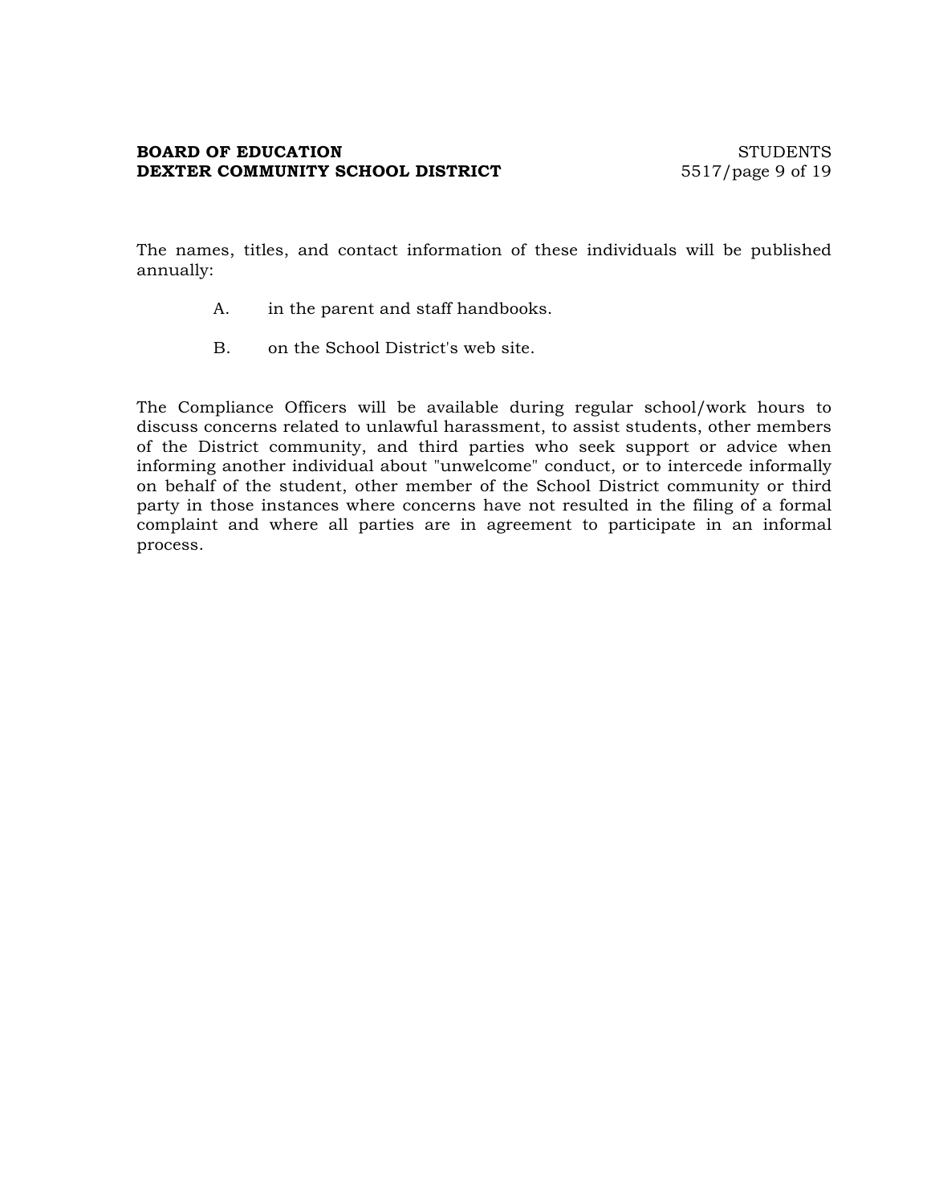The names, titles, and contact information of these individuals will be published annually:

A. in the parent and staff handbooks.

B. on the School District's web site.

The Compliance Officers will be available during regular school/work hours to discuss concerns related to unlawful harassment, to assist students, other members of the District community, and third parties who seek support or advice when informing another individual about "unwelcome" conduct, or to intercede informally on behalf of the student, other member of the School District community or third party in those instances where concerns have not resulted in the filing of a formal complaint and where all parties are in agreement to participate in an informal process.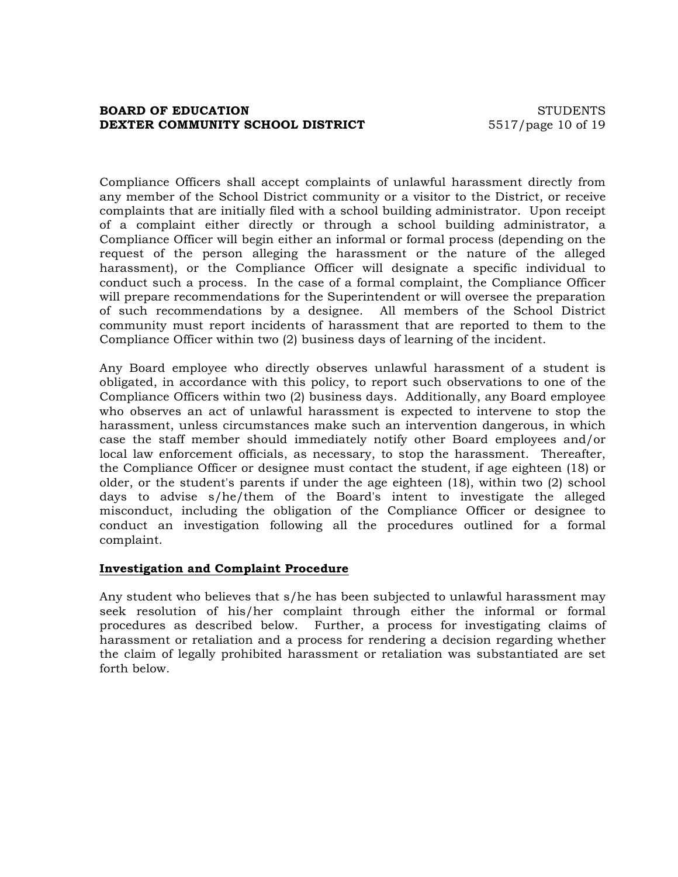Compliance Officers shall accept complaints of unlawful harassment directly from any member of the School District community or a visitor to the District, or receive complaints that are initially filed with a school building administrator. Upon receipt of a complaint either directly or through a school building administrator, a Compliance Officer will begin either an informal or formal process (depending on the request of the person alleging the harassment or the nature of the alleged harassment), or the Compliance Officer will designate a specific individual to conduct such a process. In the case of a formal complaint, the Compliance Officer will prepare recommendations for the Superintendent or will oversee the preparation of such recommendations by a designee. All members of the School District community must report incidents of harassment that are reported to them to the Compliance Officer within two (2) business days of learning of the incident.

Any Board employee who directly observes unlawful harassment of a student is obligated, in accordance with this policy, to report such observations to one of the Compliance Officers within two (2) business days. Additionally, any Board employee who observes an act of unlawful harassment is expected to intervene to stop the harassment, unless circumstances make such an intervention dangerous, in which case the staff member should immediately notify other Board employees and/or local law enforcement officials, as necessary, to stop the harassment. Thereafter, the Compliance Officer or designee must contact the student, if age eighteen (18) or older, or the student's parents if under the age eighteen (18), within two (2) school days to advise s/he/them of the Board's intent to investigate the alleged misconduct, including the obligation of the Compliance Officer or designee to conduct an investigation following all the procedures outlined for a formal complaint.

**Investigation and Complaint Procedure**

Any student who believes that s/he has been subjected to unlawful harassment may seek resolution of his/her complaint through either the informal or formal procedures as described below. Further, a process for investigating claims of harassment or retaliation and a process for rendering a decision regarding whether the claim of legally prohibited harassment or retaliation was substantiated are set forth below.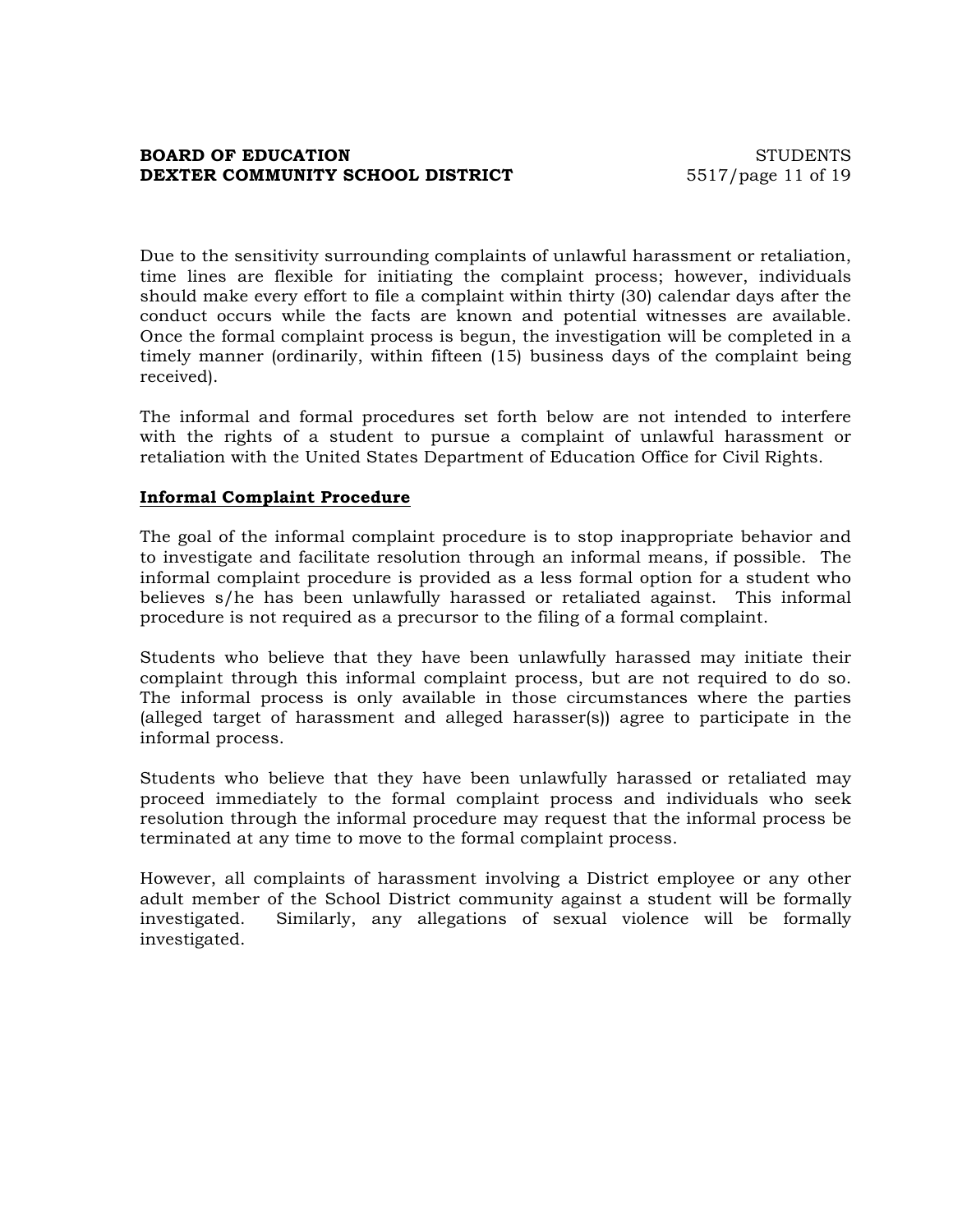Due to the sensitivity surrounding complaints of unlawful harassment or retaliation, time lines are flexible for initiating the complaint process; however, individuals should make every effort to file a complaint within thirty (30) calendar days after the conduct occurs while the facts are known and potential witnesses are available. Once the formal complaint process is begun, the investigation will be completed in a timely manner (ordinarily, within fifteen (15) business days of the complaint being received).

The informal and formal procedures set forth below are not intended to interfere with the rights of a student to pursue a complaint of unlawful harassment or retaliation with the United States Department of Education Office for Civil Rights.

**Informal Complaint Procedure**

The goal of the informal complaint procedure is to stop inappropriate behavior and to investigate and facilitate resolution through an informal means, if possible. The informal complaint procedure is provided as a less formal option for a student who believes s/he has been unlawfully harassed or retaliated against. This informal procedure is not required as a precursor to the filing of a formal complaint.

Students who believe that they have been unlawfully harassed may initiate their complaint through this informal complaint process, but are not required to do so. The informal process is only available in those circumstances where the parties (alleged target of harassment and alleged harasser(s)) agree to participate in the informal process.

Students who believe that they have been unlawfully harassed or retaliated may proceed immediately to the formal complaint process and individuals who seek resolution through the informal procedure may request that the informal process be terminated at any time to move to the formal complaint process.

However, all complaints of harassment involving a District employee or any other adult member of the School District community against a student will be formally investigated. Similarly, any allegations of sexual violence will be formally investigated.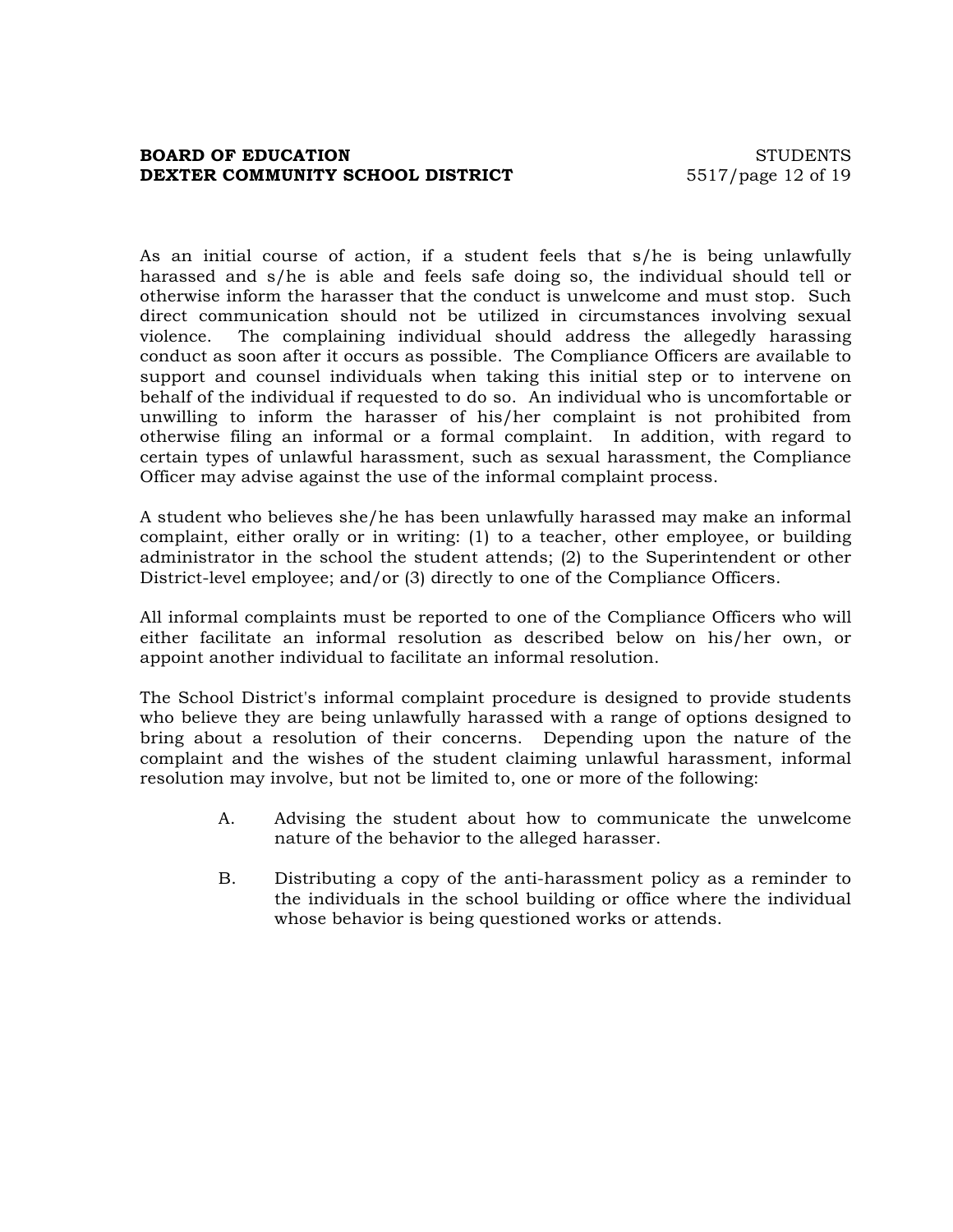As an initial course of action, if a student feels that s/he is being unlawfully harassed and s/he is able and feels safe doing so, the individual should tell or otherwise inform the harasser that the conduct is unwelcome and must stop. Such direct communication should not be utilized in circumstances involving sexual violence. The complaining individual should address the allegedly harassing conduct as soon after it occurs as possible. The Compliance Officers are available to support and counsel individuals when taking this initial step or to intervene on behalf of the individual if requested to do so. An individual who is uncomfortable or unwilling to inform the harasser of his/her complaint is not prohibited from otherwise filing an informal or a formal complaint. In addition, with regard to certain types of unlawful harassment, such as sexual harassment, the Compliance Officer may advise against the use of the informal complaint process.

A student who believes she/he has been unlawfully harassed may make an informal complaint, either orally or in writing: (1) to a teacher, other employee, or building administrator in the school the student attends; (2) to the Superintendent or other District-level employee; and/or (3) directly to one of the Compliance Officers.

All informal complaints must be reported to one of the Compliance Officers who will either facilitate an informal resolution as described below on his/her own, or appoint another individual to facilitate an informal resolution.

The School District's informal complaint procedure is designed to provide students who believe they are being unlawfully harassed with a range of options designed to bring about a resolution of their concerns. Depending upon the nature of the complaint and the wishes of the student claiming unlawful harassment, informal resolution may involve, but not be limited to, one or more of the following:

A. Advising the student about how to communicate the unwelcome nature of the behavior to the alleged harasser.

B. Distributing a copy of the anti-harassment policy as a reminder to the individuals in the school building or office where the individual whose behavior is being questioned works or attends.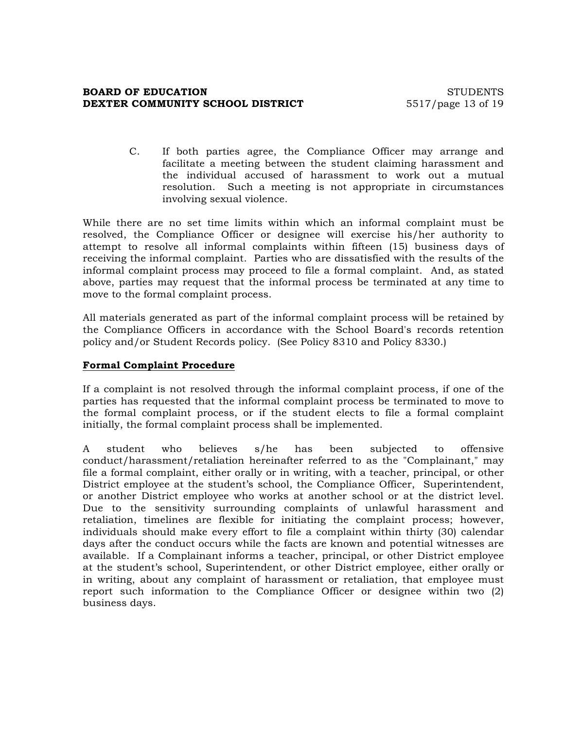C. If both parties agree, the Compliance Officer may arrange and facilitate a meeting between the student claiming harassment and the individual accused of harassment to work out a mutual resolution. Such a meeting is not appropriate in circumstances involving sexual violence.

While there are no set time limits within which an informal complaint must be resolved, the Compliance Officer or designee will exercise his/her authority to attempt to resolve all informal complaints within fifteen (15) business days of receiving the informal complaint. Parties who are dissatisfied with the results of the informal complaint process may proceed to file a formal complaint. And, as stated above, parties may request that the informal process be terminated at any time to move to the formal complaint process.

All materials generated as part of the informal complaint process will be retained by the Compliance Officers in accordance with the School Board's records retention policy and/or Student Records policy. (See Policy 8310 and Policy 8330.)

**Formal Complaint Procedure**

If a complaint is not resolved through the informal complaint process, if one of the parties has requested that the informal complaint process be terminated to move to the formal complaint process, or if the student elects to file a formal complaint initially, the formal complaint process shall be implemented.

A student who believes s/he has been subjected to offensive conduct/harassment/retaliation hereinafter referred to as the "Complainant," may file a formal complaint, either orally or in writing, with a teacher, principal, or other District employee at the student's school, the Compliance Officer, Superintendent, or another District employee who works at another school or at the district level. Due to the sensitivity surrounding complaints of unlawful harassment and retaliation, timelines are flexible for initiating the complaint process; however, individuals should make every effort to file a complaint within thirty (30) calendar days after the conduct occurs while the facts are known and potential witnesses are available. If a Complainant informs a teacher, principal, or other District employee at the student's school, Superintendent, or other District employee, either orally or in writing, about any complaint of harassment or retaliation, that employee must report such information to the Compliance Officer or designee within two (2) business days.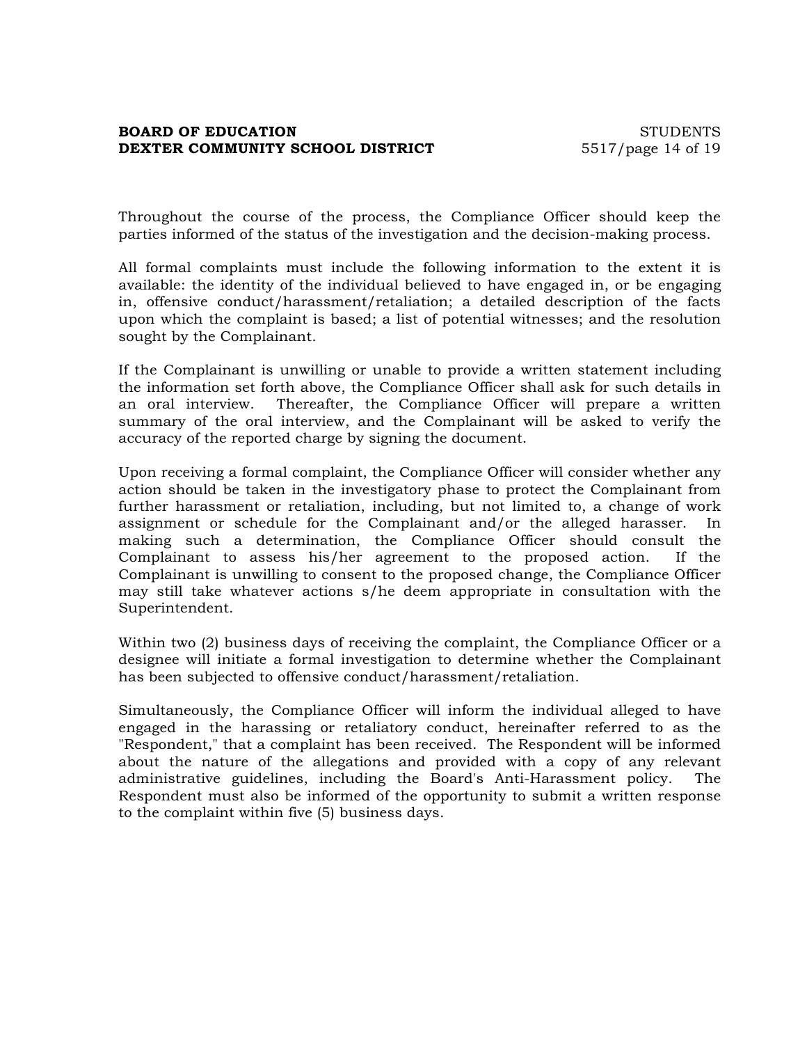Throughout the course of the process, the Compliance Officer should keep the parties informed of the status of the investigation and the decision-making process.

All formal complaints must include the following information to the extent it is available: the identity of the individual believed to have engaged in, or be engaging in, offensive conduct/harassment/retaliation; a detailed description of the facts upon which the complaint is based; a list of potential witnesses; and the resolution sought by the Complainant.

If the Complainant is unwilling or unable to provide a written statement including the information set forth above, the Compliance Officer shall ask for such details in an oral interview. Thereafter, the Compliance Officer will prepare a written summary of the oral interview, and the Complainant will be asked to verify the accuracy of the reported charge by signing the document.

Upon receiving a formal complaint, the Compliance Officer will consider whether any action should be taken in the investigatory phase to protect the Complainant from further harassment or retaliation, including, but not limited to, a change of work assignment or schedule for the Complainant and/or the alleged harasser. In making such a determination, the Compliance Officer should consult the Complainant to assess his/her agreement to the proposed action. If the Complainant is unwilling to consent to the proposed change, the Compliance Officer may still take whatever actions s/he deem appropriate in consultation with the Superintendent.

Within two (2) business days of receiving the complaint, the Compliance Officer or a designee will initiate a formal investigation to determine whether the Complainant has been subjected to offensive conduct/harassment/retaliation.

Simultaneously, the Compliance Officer will inform the individual alleged to have engaged in the harassing or retaliatory conduct, hereinafter referred to as the "Respondent," that a complaint has been received. The Respondent will be informed about the nature of the allegations and provided with a copy of any relevant administrative guidelines, including the Board's Anti-Harassment policy. The Respondent must also be informed of the opportunity to submit a written response to the complaint within five (5) business days.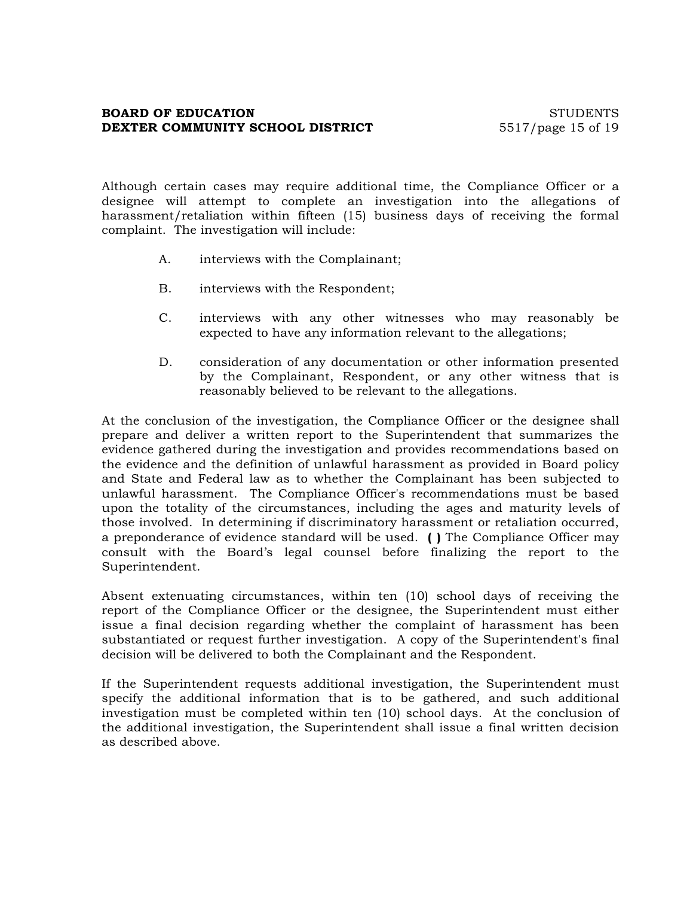Although certain cases may require additional time, the Compliance Officer or a designee will attempt to complete an investigation into the allegations of harassment/retaliation within fifteen (15) business days of receiving the formal complaint. The investigation will include:

A. interviews with the Complainant;

B. interviews with the Respondent;

C. interviews with any other witnesses who may reasonably be expected to have any information relevant to the allegations;

D. consideration of any documentation or other information presented by the Complainant, Respondent, or any other witness that is reasonably believed to be relevant to the allegations.

At the conclusion of the investigation, the Compliance Officer or the designee shall prepare and deliver a written report to the Superintendent that summarizes the evidence gathered during the investigation and provides recommendations based on the evidence and the definition of unlawful harassment as provided in Board policy and State and Federal law as to whether the Complainant has been subjected to unlawful harassment. The Compliance Officer's recommendations must be based upon the totality of the circumstances, including the ages and maturity levels of those involved. In determining if discriminatory harassment or retaliation occurred, a preponderance of evidence standard will be used. **( )** The Compliance Officer may consult with the Board's legal counsel before finalizing the report to the Superintendent.

Absent extenuating circumstances, within ten (10) school days of receiving the report of the Compliance Officer or the designee, the Superintendent must either issue a final decision regarding whether the complaint of harassment has been substantiated or request further investigation. A copy of the Superintendent's final decision will be delivered to both the Complainant and the Respondent.

If the Superintendent requests additional investigation, the Superintendent must specify the additional information that is to be gathered, and such additional investigation must be completed within ten (10) school days. At the conclusion of the additional investigation, the Superintendent shall issue a final written decision as described above.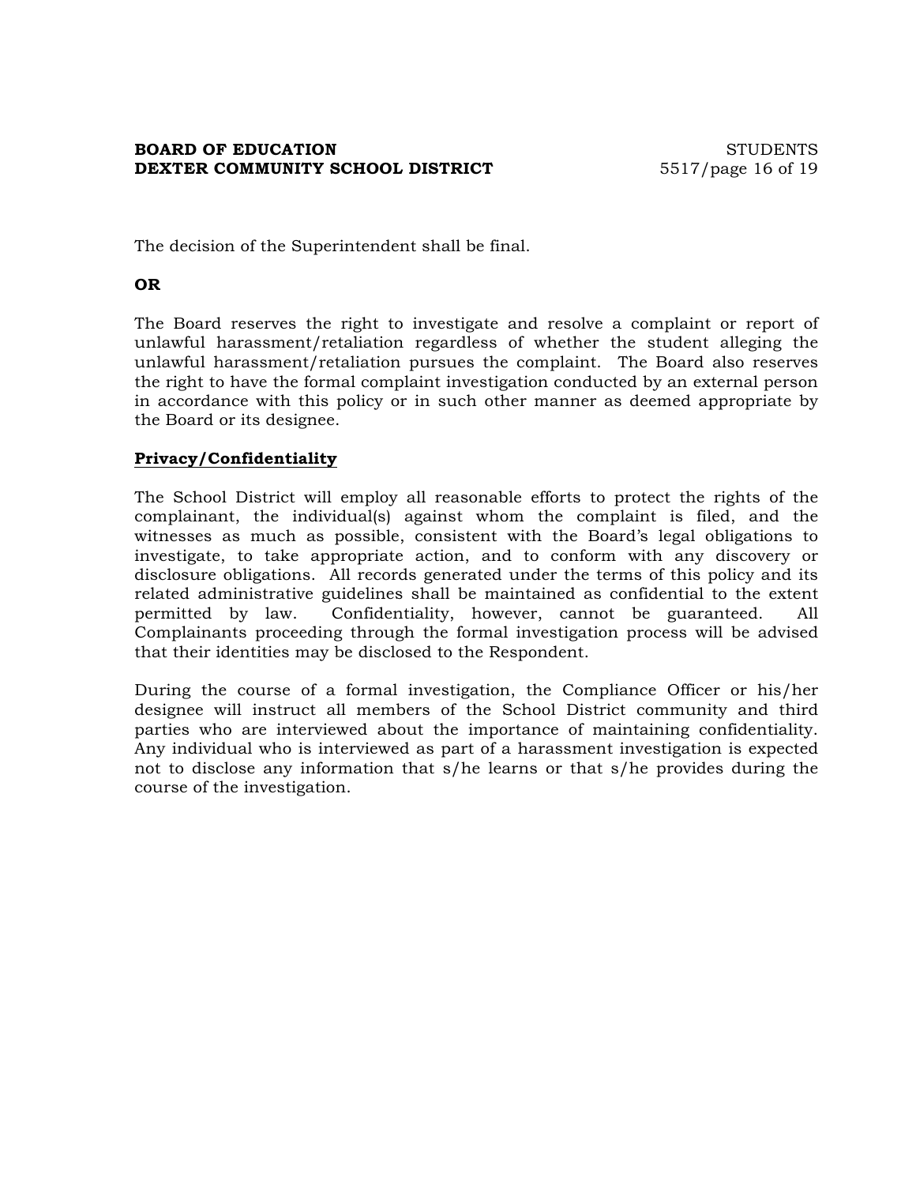The decision of the Superintendent shall be final.

**OR**

The Board reserves the right to investigate and resolve a complaint or report of unlawful harassment/retaliation regardless of whether the student alleging the unlawful harassment/retaliation pursues the complaint. The Board also reserves the right to have the formal complaint investigation conducted by an external person in accordance with this policy or in such other manner as deemed appropriate by the Board or its designee.

**<u>Privacy/Confidentiality</u>**

The School District will employ all reasonable efforts to protect the rights of the complainant, the individual(s) against whom the complaint is filed, and the witnesses as much as possible, consistent with the Board's legal obligations to investigate, to take appropriate action, and to conform with any discovery or disclosure obligations. All records generated under the terms of this policy and its related administrative guidelines shall be maintained as confidential to the extent permitted by law. Confidentiality, however, cannot be guaranteed. All Complainants proceeding through the formal investigation process will be advised that their identities may be disclosed to the Respondent.

During the course of a formal investigation, the Compliance Officer or his/her designee will instruct all members of the School District community and third parties who are interviewed about the importance of maintaining confidentiality. Any individual who is interviewed as part of a harassment investigation is expected not to disclose any information that s/he learns or that s/he provides during the course of the investigation.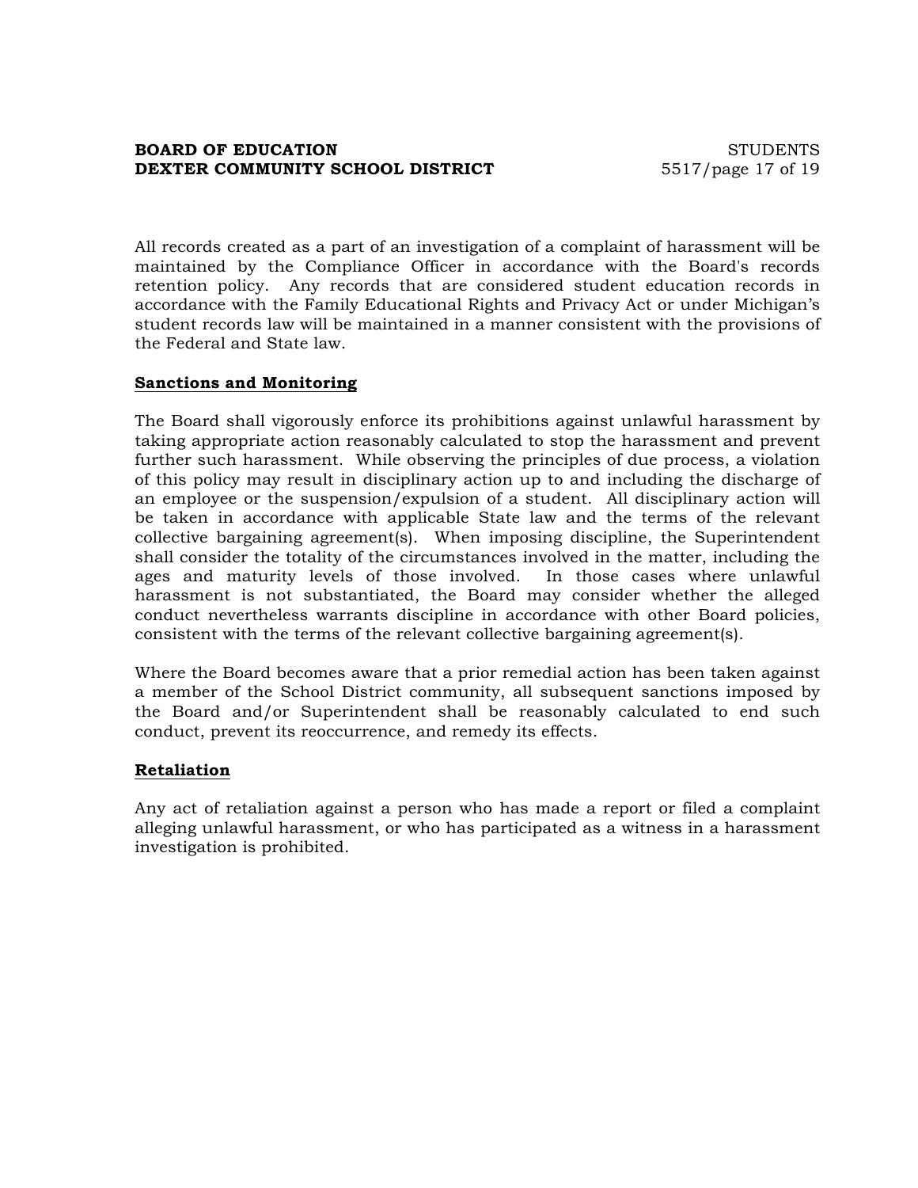All records created as a part of an investigation of a complaint of harassment will be maintained by the Compliance Officer in accordance with the Board's records retention policy. Any records that are considered student education records in accordance with the Family Educational Rights and Privacy Act or under Michigan's student records law will be maintained in a manner consistent with the provisions of the Federal and State law.

**Sanctions and Monitoring**

The Board shall vigorously enforce its prohibitions against unlawful harassment by taking appropriate action reasonably calculated to stop the harassment and prevent further such harassment. While observing the principles of due process, a violation of this policy may result in disciplinary action up to and including the discharge of an employee or the suspension/expulsion of a student. All disciplinary action will be taken in accordance with applicable State law and the terms of the relevant collective bargaining agreement(s). When imposing discipline, the Superintendent shall consider the totality of the circumstances involved in the matter, including the ages and maturity levels of those involved. In those cases where unlawful harassment is not substantiated, the Board may consider whether the alleged conduct nevertheless warrants discipline in accordance with other Board policies, consistent with the terms of the relevant collective bargaining agreement(s).

Where the Board becomes aware that a prior remedial action has been taken against a member of the School District community, all subsequent sanctions imposed by the Board and/or Superintendent shall be reasonably calculated to end such conduct, prevent its reoccurrence, and remedy its effects.

**Retaliation**

Any act of retaliation against a person who has made a report or filed a complaint alleging unlawful harassment, or who has participated as a witness in a harassment investigation is prohibited.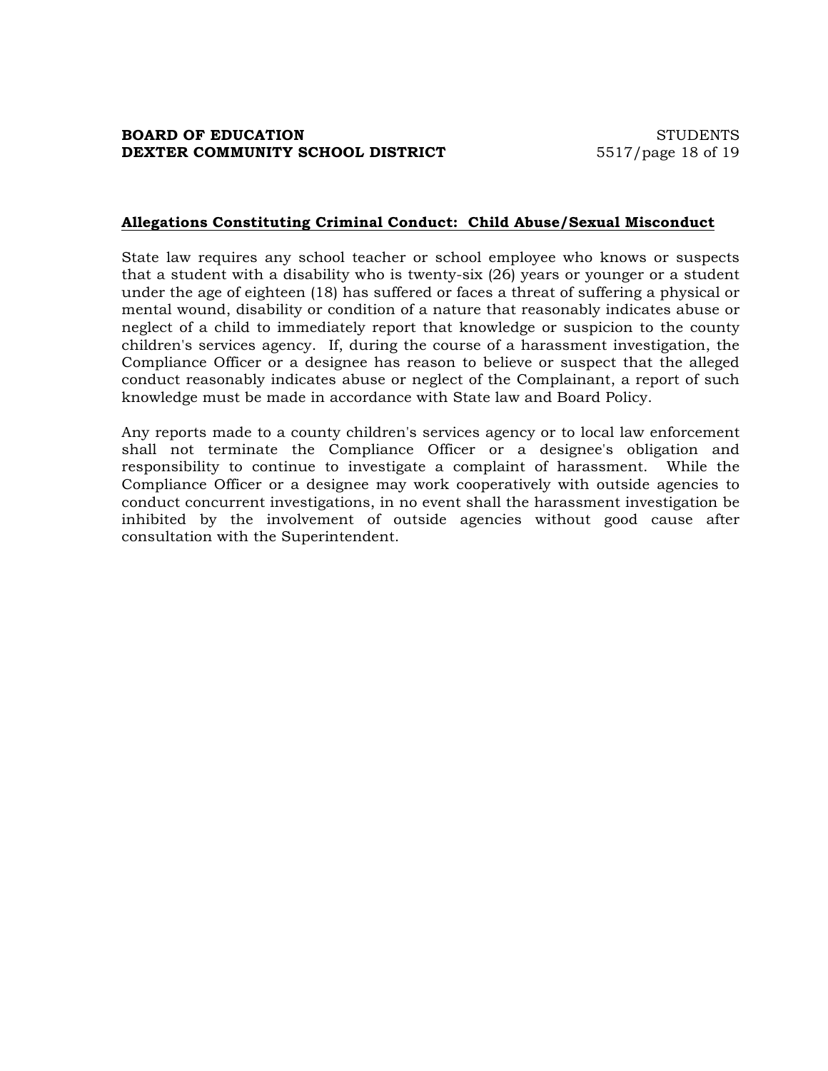**Allegations Constituting Criminal Conduct: Child Abuse/Sexual Misconduct**

State law requires any school teacher or school employee who knows or suspects that a student with a disability who is twenty-six (26) years or younger or a student under the age of eighteen (18) has suffered or faces a threat of suffering a physical or mental wound, disability or condition of a nature that reasonably indicates abuse or neglect of a child to immediately report that knowledge or suspicion to the county children's services agency. If, during the course of a harassment investigation, the Compliance Officer or a designee has reason to believe or suspect that the alleged conduct reasonably indicates abuse or neglect of the Complainant, a report of such knowledge must be made in accordance with State law and Board Policy.

Any reports made to a county children's services agency or to local law enforcement shall not terminate the Compliance Officer or a designee's obligation and responsibility to continue to investigate a complaint of harassment. While the Compliance Officer or a designee may work cooperatively with outside agencies to conduct concurrent investigations, in no event shall the harassment investigation be inhibited by the involvement of outside agencies without good cause after consultation with the Superintendent.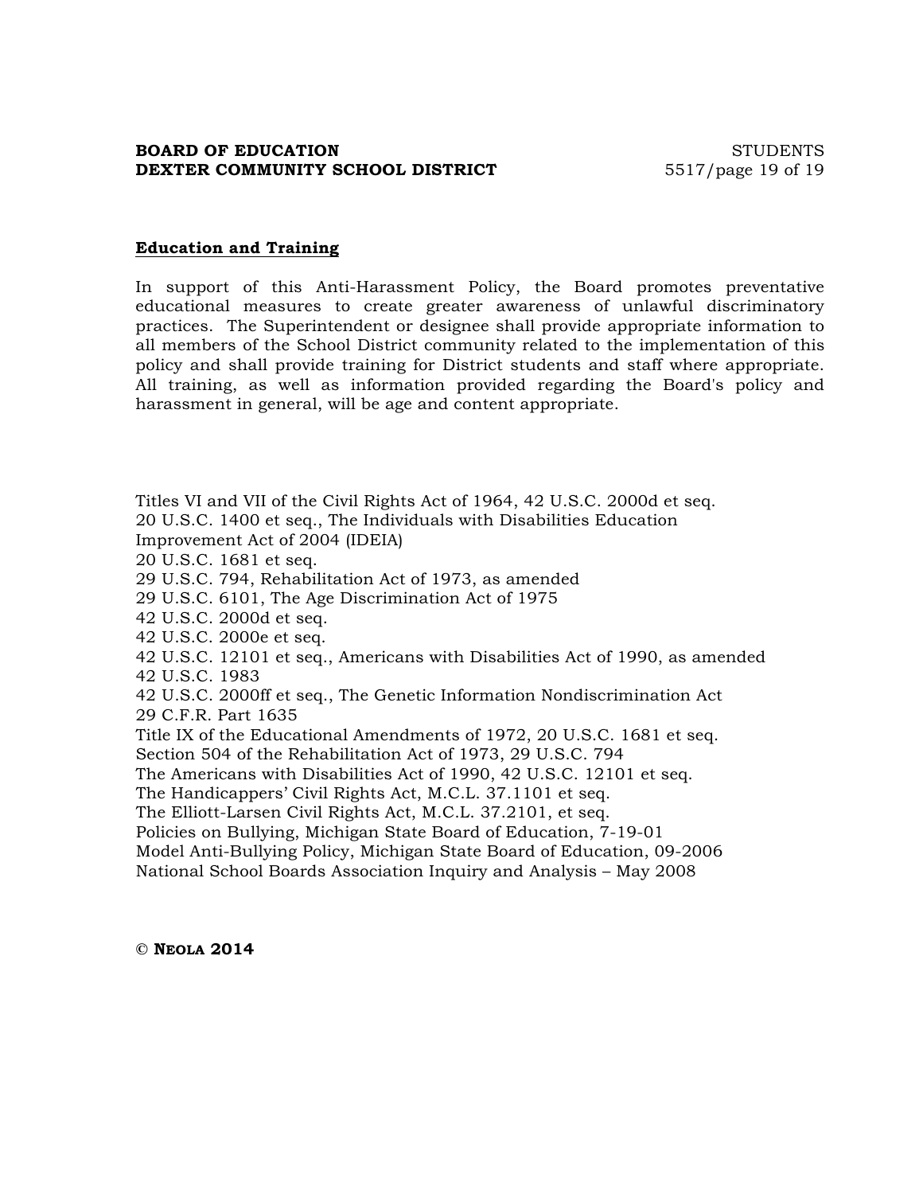**Education and Training**

In support of this Anti-Harassment Policy, the Board promotes preventative educational measures to create greater awareness of unlawful discriminatory practices. The Superintendent or designee shall provide appropriate information to all members of the School District community related to the implementation of this policy and shall provide training for District students and staff where appropriate. All training, as well as information provided regarding the Board's policy and harassment in general, will be age and content appropriate.

Titles VI and VII of the Civil Rights Act of 1964, 42 U.S.C. 2000d et seq.
20 U.S.C. 1400 et seq., The Individuals with Disabilities Education Improvement Act of 2004 (IDEIA)
20 U.S.C. 1681 et seq.
29 U.S.C. 794, Rehabilitation Act of 1973, as amended
29 U.S.C. 6101, The Age Discrimination Act of 1975
42 U.S.C. 2000d et seq.
42 U.S.C. 2000e et seq.
42 U.S.C. 12101 et seq., Americans with Disabilities Act of 1990, as amended
42 U.S.C. 1983
42 U.S.C. 2000ff et seq., The Genetic Information Nondiscrimination Act
29 C.F.R. Part 1635
Title IX of the Educational Amendments of 1972, 20 U.S.C. 1681 et seq.
Section 504 of the Rehabilitation Act of 1973, 29 U.S.C. 794
The Americans with Disabilities Act of 1990, 42 U.S.C. 12101 et seq.
The Handicappers' Civil Rights Act, M.C.L. 37.1101 et seq.
The Elliott-Larsen Civil Rights Act, M.C.L. 37.2101, et seq.
Policies on Bullying, Michigan State Board of Education, 7-19-01
Model Anti-Bullying Policy, Michigan State Board of Education, 09-2006
National School Boards Association Inquiry and Analysis – May 2008

**© NEOLA 2014**